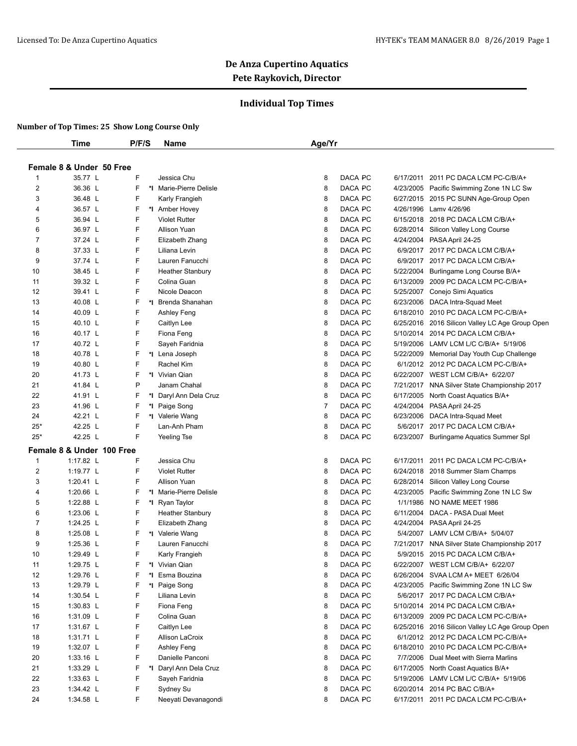# De Anza Cupertino Aquatics

## Pete Raykovich, Director

### Individual Top Times

**Number of Top Times: 25 Show Long Course Only**

| | Time | P/F/S | | Name | Age/Yr | | | |
|---|---|---|---|---|---|---|---|---|
| **Female 8 & Under 50 Free** | | | | | | | | |
| 1 | 35.77 L | F | | Jessica Chu | 8 | DACA PC | 6/17/2011 | 2011 PC DACA LCM PC-C/B/A+ |
| 2 | 36.36 L | F | *I | Marie-Pierre Delisle | 8 | DACA PC | 4/23/2005 | Pacific Swimming Zone 1N LC Sw |
| 3 | 36.48 L | F | | Karly Frangieh | 8 | DACA PC | 6/27/2015 | 2015 PC SUNN Age-Group Open |
| 4 | 36.57 L | F | *I | Amber Hovey | 8 | DACA PC | 4/26/1996 | Lamv 4/26/96 |
| 5 | 36.94 L | F | | Violet Rutter | 8 | DACA PC | 6/15/2018 | 2018 PC DACA LCM C/B/A+ |
| 6 | 36.97 L | F | | Allison Yuan | 8 | DACA PC | 6/28/2014 | Silicon Valley Long Course |
| 7 | 37.24 L | F | | Elizabeth Zhang | 8 | DACA PC | 4/24/2004 | PASA April 24-25 |
| 8 | 37.33 L | F | | Liliana Levin | 8 | DACA PC | 6/9/2017 | 2017 PC DACA LCM C/B/A+ |
| 9 | 37.74 L | F | | Lauren Fanucchi | 8 | DACA PC | 6/9/2017 | 2017 PC DACA LCM C/B/A+ |
| 10 | 38.45 L | F | | Heather Stanbury | 8 | DACA PC | 5/22/2004 | Burlingame Long Course B/A+ |
| 11 | 39.32 L | F | | Colina Guan | 8 | DACA PC | 6/13/2009 | 2009 PC DACA LCM PC-C/B/A+ |
| 12 | 39.41 L | F | | Nicole Deacon | 8 | DACA PC | 5/25/2007 | Conejo Simi Aquatics |
| 13 | 40.08 L | F | *I | Brenda Shanahan | 8 | DACA PC | 6/23/2006 | DACA Intra-Squad Meet |
| 14 | 40.09 L | F | | Ashley Feng | 8 | DACA PC | 6/18/2010 | 2010 PC DACA LCM PC-C/B/A+ |
| 15 | 40.10 L | F | | Caitlyn Lee | 8 | DACA PC | 6/25/2016 | 2016 Silicon Valley LC Age Group Open |
| 16 | 40.17 L | F | | Fiona Feng | 8 | DACA PC | 5/10/2014 | 2014 PC DACA LCM C/B/A+ |
| 17 | 40.72 L | F | | Sayeh Faridnia | 8 | DACA PC | 5/19/2006 | LAMV LCM L/C C/B/A+ 5/19/06 |
| 18 | 40.78 L | F | *I | Lena Joseph | 8 | DACA PC | 5/22/2009 | Memorial Day Youth Cup Challenge |
| 19 | 40.80 L | F | | Rachel Kim | 8 | DACA PC | 6/1/2012 | 2012 PC DACA LCM PC-C/B/A+ |
| 20 | 41.73 L | F | *I | Vivian Qian | 8 | DACA PC | 6/22/2007 | WEST LCM C/B/A+ 6/22/07 |
| 21 | 41.84 L | P | | Janam Chahal | 8 | DACA PC | 7/21/2017 | NNA Silver State Championship 2017 |
| 22 | 41.91 L | F | *I | Daryl Ann Dela Cruz | 8 | DACA PC | 6/17/2005 | North Coast Aquatics B/A+ |
| 23 | 41.96 L | F | *I | Paige Song | 7 | DACA PC | 4/24/2004 | PASA April 24-25 |
| 24 | 42.21 L | F | *I | Valerie Wang | 8 | DACA PC | 6/23/2006 | DACA Intra-Squad Meet |
| 25* | 42.25 L | F | | Lan-Anh Pham | 8 | DACA PC | 5/6/2017 | 2017 PC DACA LCM C/B/A+ |
| 25* | 42.25 L | F | | Yeeling Tse | 8 | DACA PC | 6/23/2007 | Burlingame Aquatics Summer Spl |
| **Female 8 & Under 100 Free** | | | | | | | | |
| 1 | 1:17.82 L | F | | Jessica Chu | 8 | DACA PC | 6/17/2011 | 2011 PC DACA LCM PC-C/B/A+ |
| 2 | 1:19.77 L | F | | Violet Rutter | 8 | DACA PC | 6/24/2018 | 2018 Summer Slam Champs |
| 3 | 1:20.41 L | F | | Allison Yuan | 8 | DACA PC | 6/28/2014 | Silicon Valley Long Course |
| 4 | 1:20.66 L | F | *I | Marie-Pierre Delisle | 8 | DACA PC | 4/23/2005 | Pacific Swimming Zone 1N LC Sw |
| 5 | 1:22.88 L | F | *I | Ryan Taylor | 8 | DACA PC | 1/1/1986 | NO NAME MEET 1986 |
| 6 | 1:23.06 L | F | | Heather Stanbury | 8 | DACA PC | 6/11/2004 | DACA - PASA Dual Meet |
| 7 | 1:24.25 L | F | | Elizabeth Zhang | 8 | DACA PC | 4/24/2004 | PASA April 24-25 |
| 8 | 1:25.08 L | F | *I | Valerie Wang | 8 | DACA PC | 5/4/2007 | LAMV LCM C/B/A+ 5/04/07 |
| 9 | 1:25.36 L | F | | Lauren Fanucchi | 8 | DACA PC | 7/21/2017 | NNA Silver State Championship 2017 |
| 10 | 1:29.49 L | F | | Karly Frangieh | 8 | DACA PC | 5/9/2015 | 2015 PC DACA LCM C/B/A+ |
| 11 | 1:29.75 L | F | *I | Vivian Qian | 8 | DACA PC | 6/22/2007 | WEST LCM C/B/A+ 6/22/07 |
| 12 | 1:29.76 L | F | *I | Esma Bouzina | 8 | DACA PC | 6/26/2004 | SVAA LCM A+ MEET 6/26/04 |
| 13 | 1:29.79 L | F | *I | Paige Song | 8 | DACA PC | 4/23/2005 | Pacific Swimming Zone 1N LC Sw |
| 14 | 1:30.54 L | F | | Liliana Levin | 8 | DACA PC | 5/6/2017 | 2017 PC DACA LCM C/B/A+ |
| 15 | 1:30.83 L | F | | Fiona Feng | 8 | DACA PC | 5/10/2014 | 2014 PC DACA LCM C/B/A+ |
| 16 | 1:31.09 L | F | | Colina Guan | 8 | DACA PC | 6/13/2009 | 2009 PC DACA LCM PC-C/B/A+ |
| 17 | 1:31.67 L | F | | Caitlyn Lee | 8 | DACA PC | 6/25/2016 | 2016 Silicon Valley LC Age Group Open |
| 18 | 1:31.71 L | F | | Allison LaCroix | 8 | DACA PC | 6/1/2012 | 2012 PC DACA LCM PC-C/B/A+ |
| 19 | 1:32.07 L | F | | Ashley Feng | 8 | DACA PC | 6/18/2010 | 2010 PC DACA LCM PC-C/B/A+ |
| 20 | 1:33.16 L | F | | Danielle Panconi | 8 | DACA PC | 7/7/2006 | Dual Meet with Sierra Marlins |
| 21 | 1:33.29 L | F | *I | Daryl Ann Dela Cruz | 8 | DACA PC | 6/17/2005 | North Coast Aquatics B/A+ |
| 22 | 1:33.63 L | F | | Sayeh Faridnia | 8 | DACA PC | 5/19/2006 | LAMV LCM L/C C/B/A+ 5/19/06 |
| 23 | 1:34.42 L | F | | Sydney Su | 8 | DACA PC | 6/20/2014 | 2014 PC BAC C/B/A+ |
| 24 | 1:34.58 L | F | | Neeyati Devanagondi | 8 | DACA PC | 6/17/2011 | 2011 PC DACA LCM PC-C/B/A+ |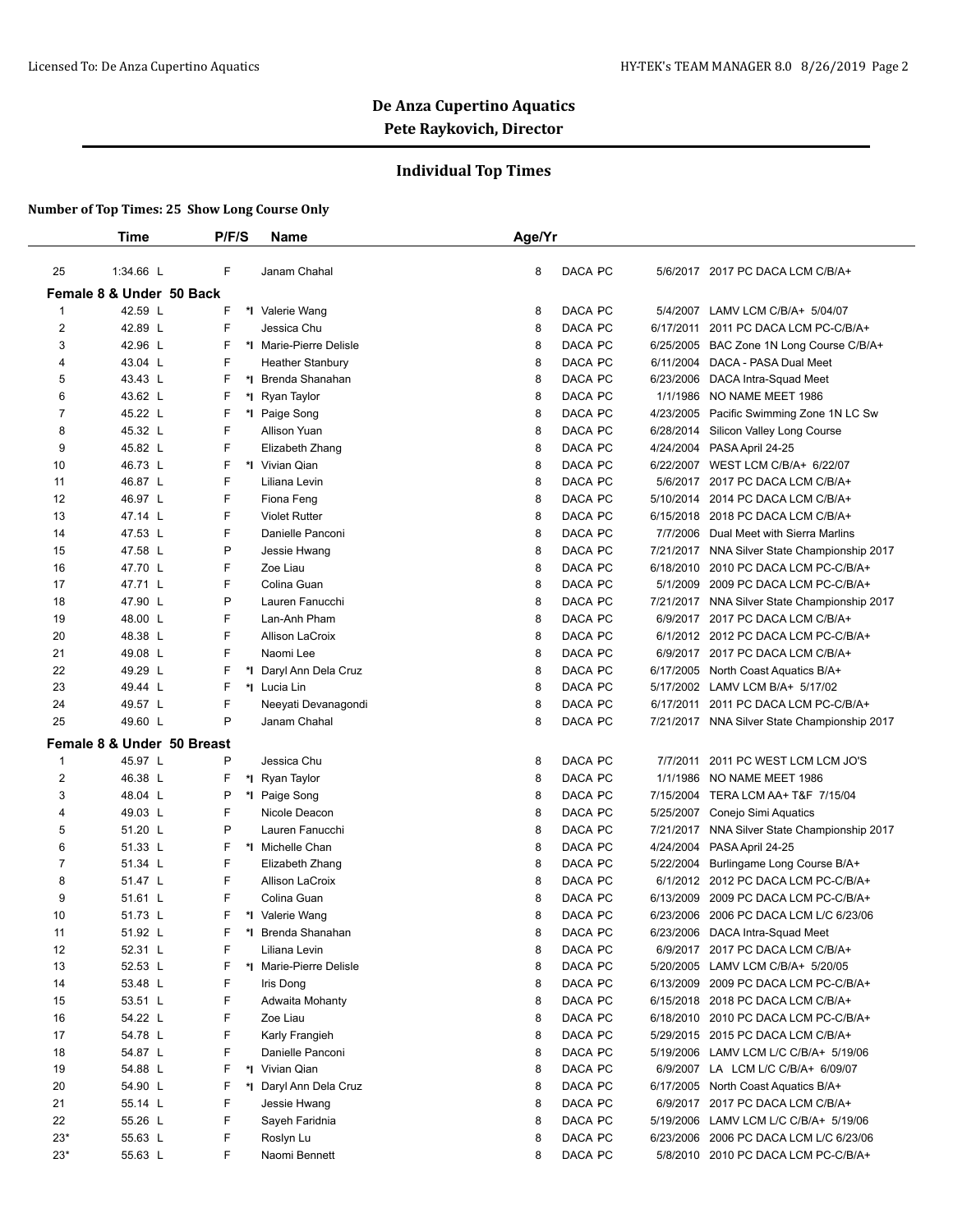# De Anza Cupertino Aquatics

## Pete Raykovich, Director

### Individual Top Times

**Number of Top Times: 25 Show Long Course Only**

| | Time | P/F/S | | Name | Age/Yr | | | | |
|---|---|---|---|---|---|---|---|---|---|
| 25 | 1:34.66 L | F | | Janam Chahal | 8 | DACA PC | | 5/6/2017 | 2017 PC DACA LCM C/B/A+ |
| **Female 8 & Under 50 Back** | | | | | | | | | |
| 1 | 42.59 L | F | *I | Valerie Wang | 8 | DACA PC | | 5/4/2007 | LAMV LCM C/B/A+ 5/04/07 |
| 2 | 42.89 L | F | | Jessica Chu | 8 | DACA PC | | 6/17/2011 | 2011 PC DACA LCM PC-C/B/A+ |
| 3 | 42.96 L | F | *I | Marie-Pierre Delisle | 8 | DACA PC | | 6/25/2005 | BAC Zone 1N Long Course C/B/A+ |
| 4 | 43.04 L | F | | Heather Stanbury | 8 | DACA PC | | 6/11/2004 | DACA - PASA Dual Meet |
| 5 | 43.43 L | F | *I | Brenda Shanahan | 8 | DACA PC | | 6/23/2006 | DACA Intra-Squad Meet |
| 6 | 43.62 L | F | *I | Ryan Taylor | 8 | DACA PC | | 1/1/1986 | NO NAME MEET 1986 |
| 7 | 45.22 L | F | *I | Paige Song | 8 | DACA PC | | 4/23/2005 | Pacific Swimming Zone 1N LC Sw |
| 8 | 45.32 L | F | | Allison Yuan | 8 | DACA PC | | 6/28/2014 | Silicon Valley Long Course |
| 9 | 45.82 L | F | | Elizabeth Zhang | 8 | DACA PC | | 4/24/2004 | PASA April 24-25 |
| 10 | 46.73 L | F | *I | Vivian Qian | 8 | DACA PC | | 6/22/2007 | WEST LCM C/B/A+ 6/22/07 |
| 11 | 46.87 L | F | | Liliana Levin | 8 | DACA PC | | 5/6/2017 | 2017 PC DACA LCM C/B/A+ |
| 12 | 46.97 L | F | | Fiona Feng | 8 | DACA PC | | 5/10/2014 | 2014 PC DACA LCM C/B/A+ |
| 13 | 47.14 L | F | | Violet Rutter | 8 | DACA PC | | 6/15/2018 | 2018 PC DACA LCM C/B/A+ |
| 14 | 47.53 L | F | | Danielle Panconi | 8 | DACA PC | | 7/7/2006 | Dual Meet with Sierra Marlins |
| 15 | 47.58 L | P | | Jessie Hwang | 8 | DACA PC | | 7/21/2017 | NNA Silver State Championship 2017 |
| 16 | 47.70 L | F | | Zoe Liau | 8 | DACA PC | | 6/18/2010 | 2010 PC DACA LCM PC-C/B/A+ |
| 17 | 47.71 L | F | | Colina Guan | 8 | DACA PC | | 5/1/2009 | 2009 PC DACA LCM PC-C/B/A+ |
| 18 | 47.90 L | P | | Lauren Fanucchi | 8 | DACA PC | | 7/21/2017 | NNA Silver State Championship 2017 |
| 19 | 48.00 L | F | | Lan-Anh Pham | 8 | DACA PC | | 6/9/2017 | 2017 PC DACA LCM C/B/A+ |
| 20 | 48.38 L | F | | Allison LaCroix | 8 | DACA PC | | 6/1/2012 | 2012 PC DACA LCM PC-C/B/A+ |
| 21 | 49.08 L | F | | Naomi Lee | 8 | DACA PC | | 6/9/2017 | 2017 PC DACA LCM C/B/A+ |
| 22 | 49.29 L | F | *I | Daryl Ann Dela Cruz | 8 | DACA PC | | 6/17/2005 | North Coast Aquatics B/A+ |
| 23 | 49.44 L | F | *I | Lucia Lin | 8 | DACA PC | | 5/17/2002 | LAMV LCM B/A+ 5/17/02 |
| 24 | 49.57 L | F | | Neeyati Devanagondi | 8 | DACA PC | | 6/17/2011 | 2011 PC DACA LCM PC-C/B/A+ |
| 25 | 49.60 L | P | | Janam Chahal | 8 | DACA PC | | 7/21/2017 | NNA Silver State Championship 2017 |
| **Female 8 & Under 50 Breast** | | | | | | | | | |
| 1 | 45.97 L | P | | Jessica Chu | 8 | DACA PC | | 7/7/2011 | 2011 PC WEST LCM LCM JO'S |
| 2 | 46.38 L | F | *I | Ryan Taylor | 8 | DACA PC | | 1/1/1986 | NO NAME MEET 1986 |
| 3 | 48.04 L | P | *I | Paige Song | 8 | DACA PC | | 7/15/2004 | TERA LCM AA+ T&F 7/15/04 |
| 4 | 49.03 L | F | | Nicole Deacon | 8 | DACA PC | | 5/25/2007 | Conejo Simi Aquatics |
| 5 | 51.20 L | P | | Lauren Fanucchi | 8 | DACA PC | | 7/21/2017 | NNA Silver State Championship 2017 |
| 6 | 51.33 L | F | *I | Michelle Chan | 8 | DACA PC | | 4/24/2004 | PASA April 24-25 |
| 7 | 51.34 L | F | | Elizabeth Zhang | 8 | DACA PC | | 5/22/2004 | Burlingame Long Course B/A+ |
| 8 | 51.47 L | F | | Allison LaCroix | 8 | DACA PC | | 6/1/2012 | 2012 PC DACA LCM PC-C/B/A+ |
| 9 | 51.61 L | F | | Colina Guan | 8 | DACA PC | | 6/13/2009 | 2009 PC DACA LCM PC-C/B/A+ |
| 10 | 51.73 L | F | *I | Valerie Wang | 8 | DACA PC | | 6/23/2006 | 2006 PC DACA LCM L/C 6/23/06 |
| 11 | 51.92 L | F | *I | Brenda Shanahan | 8 | DACA PC | | 6/23/2006 | DACA Intra-Squad Meet |
| 12 | 52.31 L | F | | Liliana Levin | 8 | DACA PC | | 6/9/2017 | 2017 PC DACA LCM C/B/A+ |
| 13 | 52.53 L | F | *I | Marie-Pierre Delisle | 8 | DACA PC | | 5/20/2005 | LAMV LCM C/B/A+ 5/20/05 |
| 14 | 53.48 L | F | | Iris Dong | 8 | DACA PC | | 6/13/2009 | 2009 PC DACA LCM PC-C/B/A+ |
| 15 | 53.51 L | F | | Adwaita Mohanty | 8 | DACA PC | | 6/15/2018 | 2018 PC DACA LCM C/B/A+ |
| 16 | 54.22 L | F | | Zoe Liau | 8 | DACA PC | | 6/18/2010 | 2010 PC DACA LCM PC-C/B/A+ |
| 17 | 54.78 L | F | | Karly Frangieh | 8 | DACA PC | | 5/29/2015 | 2015 PC DACA LCM C/B/A+ |
| 18 | 54.87 L | F | | Danielle Panconi | 8 | DACA PC | | 5/19/2006 | LAMV LCM L/C C/B/A+ 5/19/06 |
| 19 | 54.88 L | F | *I | Vivian Qian | 8 | DACA PC | | 6/9/2007 | LA LCM L/C C/B/A+ 6/09/07 |
| 20 | 54.90 L | F | *I | Daryl Ann Dela Cruz | 8 | DACA PC | | 6/17/2005 | North Coast Aquatics B/A+ |
| 21 | 55.14 L | F | | Jessie Hwang | 8 | DACA PC | | 6/9/2017 | 2017 PC DACA LCM C/B/A+ |
| 22 | 55.26 L | F | | Sayeh Faridnia | 8 | DACA PC | | 5/19/2006 | LAMV LCM L/C C/B/A+ 5/19/06 |
| 23* | 55.63 L | F | | Roslyn Lu | 8 | DACA PC | | 6/23/2006 | 2006 PC DACA LCM L/C 6/23/06 |
| 23* | 55.63 L | F | | Naomi Bennett | 8 | DACA PC | | 5/8/2010 | 2010 PC DACA LCM PC-C/B/A+ |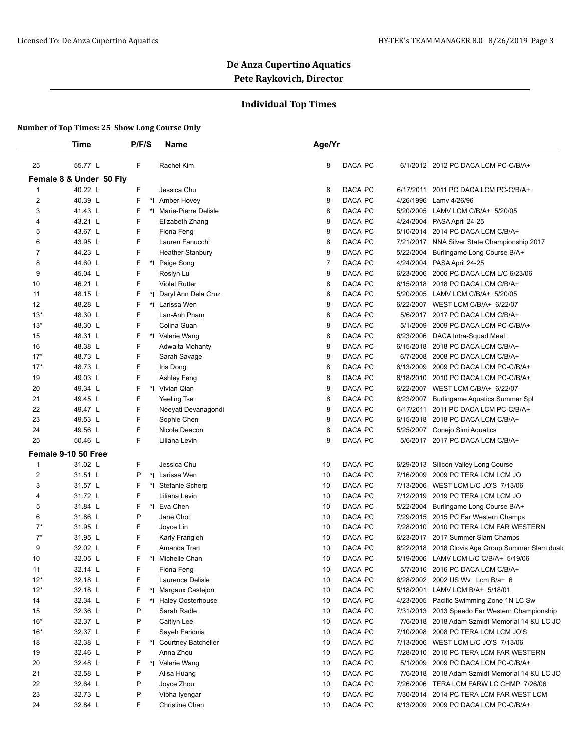# De Anza Cupertino Aquatics

## Pete Raykovich, Director

### Individual Top Times

**Number of Top Times: 25 Show Long Course Only**

| | Time | P/F/S | | Name | Age/Yr | | | |
|---|---|---|---|---|---|---|---|---|
| 25 | 55.77 L | F | | Rachel Kim | 8 | DACA PC | 6/1/2012 | 2012 PC DACA LCM PC-C/B/A+ |
| **Female 8 & Under 50 Fly** | | | | | | | | |
| 1 | 40.22 L | F | | Jessica Chu | 8 | DACA PC | 6/17/2011 | 2011 PC DACA LCM PC-C/B/A+ |
| 2 | 40.39 L | F | *I | Amber Hovey | 8 | DACA PC | 4/26/1996 | Lamv 4/26/96 |
| 3 | 41.43 L | F | *I | Marie-Pierre Delisle | 8 | DACA PC | 5/20/2005 | LAMV LCM C/B/A+ 5/20/05 |
| 4 | 43.21 L | F | | Elizabeth Zhang | 8 | DACA PC | 4/24/2004 | PASA April 24-25 |
| 5 | 43.67 L | F | | Fiona Feng | 8 | DACA PC | 5/10/2014 | 2014 PC DACA LCM C/B/A+ |
| 6 | 43.95 L | F | | Lauren Fanucchi | 8 | DACA PC | 7/21/2017 | NNA Silver State Championship 2017 |
| 7 | 44.23 L | F | | Heather Stanbury | 8 | DACA PC | 5/22/2004 | Burlingame Long Course B/A+ |
| 8 | 44.60 L | F | *I | Paige Song | 7 | DACA PC | 4/24/2004 | PASA April 24-25 |
| 9 | 45.04 L | F | | Roslyn Lu | 8 | DACA PC | 6/23/2006 | 2006 PC DACA LCM L/C 6/23/06 |
| 10 | 46.21 L | F | | Violet Rutter | 8 | DACA PC | 6/15/2018 | 2018 PC DACA LCM C/B/A+ |
| 11 | 48.15 L | F | *I | Daryl Ann Dela Cruz | 8 | DACA PC | 5/20/2005 | LAMV LCM C/B/A+ 5/20/05 |
| 12 | 48.28 L | F | *I | Larissa Wen | 8 | DACA PC | 6/22/2007 | WEST LCM C/B/A+ 6/22/07 |
| 13* | 48.30 L | F | | Lan-Anh Pham | 8 | DACA PC | 5/6/2017 | 2017 PC DACA LCM C/B/A+ |
| 13* | 48.30 L | F | | Colina Guan | 8 | DACA PC | 5/1/2009 | 2009 PC DACA LCM PC-C/B/A+ |
| 15 | 48.31 L | F | *I | Valerie Wang | 8 | DACA PC | 6/23/2006 | DACA Intra-Squad Meet |
| 16 | 48.38 L | F | | Adwaita Mohanty | 8 | DACA PC | 6/15/2018 | 2018 PC DACA LCM C/B/A+ |
| 17* | 48.73 L | F | | Sarah Savage | 8 | DACA PC | 6/7/2008 | 2008 PC DACA LCM C/B/A+ |
| 17* | 48.73 L | F | | Iris Dong | 8 | DACA PC | 6/13/2009 | 2009 PC DACA LCM PC-C/B/A+ |
| 19 | 49.03 L | F | | Ashley Feng | 8 | DACA PC | 6/18/2010 | 2010 PC DACA LCM PC-C/B/A+ |
| 20 | 49.34 L | F | *I | Vivian Qian | 8 | DACA PC | 6/22/2007 | WEST LCM C/B/A+ 6/22/07 |
| 21 | 49.45 L | F | | Yeeling Tse | 8 | DACA PC | 6/23/2007 | Burlingame Aquatics Summer Spl |
| 22 | 49.47 L | F | | Neeyati Devanagondi | 8 | DACA PC | 6/17/2011 | 2011 PC DACA LCM PC-C/B/A+ |
| 23 | 49.53 L | F | | Sophie Chen | 8 | DACA PC | 6/15/2018 | 2018 PC DACA LCM C/B/A+ |
| 24 | 49.56 L | F | | Nicole Deacon | 8 | DACA PC | 5/25/2007 | Conejo Simi Aquatics |
| 25 | 50.46 L | F | | Liliana Levin | 8 | DACA PC | 5/6/2017 | 2017 PC DACA LCM C/B/A+ |
| **Female 9-10 50 Free** | | | | | | | | |
| 1 | 31.02 L | F | | Jessica Chu | 10 | DACA PC | 6/29/2013 | Silicon Valley Long Course |
| 2 | 31.51 L | P | *I | Larissa Wen | 10 | DACA PC | 7/16/2009 | 2009 PC TERA LCM LCM JO |
| 3 | 31.57 L | F | *I | Stefanie Scherp | 10 | DACA PC | 7/13/2006 | WEST LCM L/C JO'S 7/13/06 |
| 4 | 31.72 L | F | | Liliana Levin | 10 | DACA PC | 7/12/2019 | 2019 PC TERA LCM LCM JO |
| 5 | 31.84 L | F | *I | Eva Chen | 10 | DACA PC | 5/22/2004 | Burlingame Long Course B/A+ |
| 6 | 31.86 L | P | | Jane Choi | 10 | DACA PC | 7/29/2015 | 2015 PC Far Western Champs |
| 7* | 31.95 L | F | | Joyce Lin | 10 | DACA PC | 7/28/2010 | 2010 PC TERA LCM FAR WESTERN |
| 7* | 31.95 L | F | | Karly Frangieh | 10 | DACA PC | 6/23/2017 | 2017 Summer Slam Champs |
| 9 | 32.02 L | F | | Amanda Tran | 10 | DACA PC | 6/22/2018 | 2018 Clovis Age Group Summer Slam duals |
| 10 | 32.05 L | F | *I | Michelle Chan | 10 | DACA PC | 5/19/2006 | LAMV LCM L/C C/B/A+ 5/19/06 |
| 11 | 32.14 L | F | | Fiona Feng | 10 | DACA PC | 5/7/2016 | 2016 PC DACA LCM C/B/A+ |
| 12* | 32.18 L | F | | Laurence Delisle | 10 | DACA PC | 6/28/2002 | 2002 US Wv Lcm B/a+ 6 |
| 12* | 32.18 L | F | *I | Margaux Castejon | 10 | DACA PC | 5/18/2001 | LAMV LCM B/A+ 5/18/01 |
| 14 | 32.34 L | F | *I | Haley Oosterhouse | 10 | DACA PC | 4/23/2005 | Pacific Swimming Zone 1N LC Sw |
| 15 | 32.36 L | P | | Sarah Radle | 10 | DACA PC | 7/31/2013 | 2013 Speedo Far Western Championship |
| 16* | 32.37 L | P | | Caitlyn Lee | 10 | DACA PC | 7/6/2018 | 2018 Adam Szmidt Memorial 14 &U LC JO |
| 16* | 32.37 L | F | | Sayeh Faridnia | 10 | DACA PC | 7/10/2008 | 2008 PC TERA LCM LCM JO'S |
| 18 | 32.38 L | F | *I | Courtney Batcheller | 10 | DACA PC | 7/13/2006 | WEST LCM L/C JO'S 7/13/06 |
| 19 | 32.46 L | P | | Anna Zhou | 10 | DACA PC | 7/28/2010 | 2010 PC TERA LCM FAR WESTERN |
| 20 | 32.48 L | F | *I | Valerie Wang | 10 | DACA PC | 5/1/2009 | 2009 PC DACA LCM PC-C/B/A+ |
| 21 | 32.58 L | P | | Alisa Huang | 10 | DACA PC | 7/6/2018 | 2018 Adam Szmidt Memorial 14 &U LC JO |
| 22 | 32.64 L | P | | Joyce Zhou | 10 | DACA PC | 7/26/2006 | TERA LCM FARW LC CHMP 7/26/06 |
| 23 | 32.73 L | P | | Vibha Iyengar | 10 | DACA PC | 7/30/2014 | 2014 PC TERA LCM FAR WEST LCM |
| 24 | 32.84 L | F | | Christine Chan | 10 | DACA PC | 6/13/2009 | 2009 PC DACA LCM PC-C/B/A+ |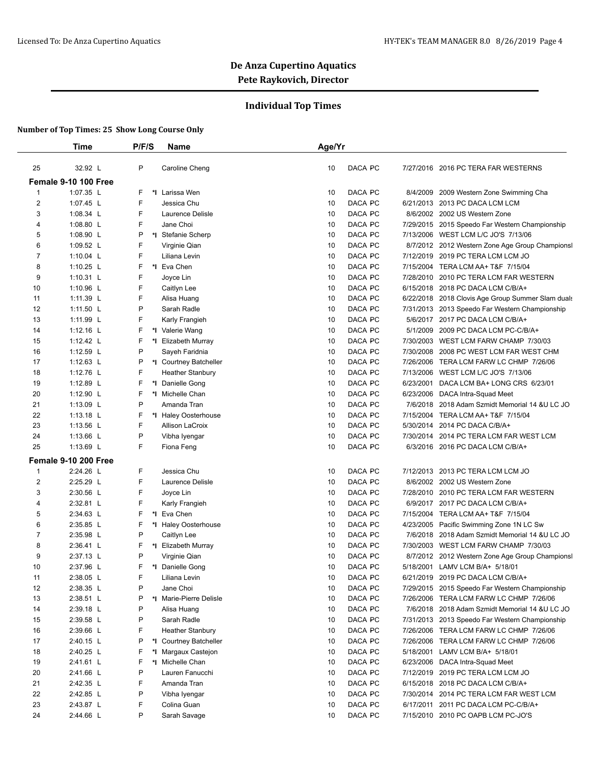## De Anza Cupertino Aquatics

**Pete Raykovich, Director**

### Individual Top Times

**Number of Top Times: 25 Show Long Course Only**

| | Time | P/F/S | | Name | Age/Yr | | | |
|---|---|---|---|---|---|---|---|---|
| 25 | 32.92 L | P | | Caroline Cheng | 10 | DACA PC | 7/27/2016 | 2016 PC TERA FAR WESTERNS |
| **Female 9-10 100 Free** | | | | | | | | |
| 1 | 1:07.35 L | F | *I | Larissa Wen | 10 | DACA PC | 8/4/2009 | 2009 Western Zone Swimming Cha |
| 2 | 1:07.45 L | F | | Jessica Chu | 10 | DACA PC | 6/21/2013 | 2013 PC DACA LCM LCM |
| 3 | 1:08.34 L | F | | Laurence Delisle | 10 | DACA PC | 8/6/2002 | 2002 US Western Zone |
| 4 | 1:08.80 L | F | | Jane Choi | 10 | DACA PC | 7/29/2015 | 2015 Speedo Far Western Championship |
| 5 | 1:08.90 L | P | *I | Stefanie Scherp | 10 | DACA PC | 7/13/2006 | WEST LCM L/C JO'S 7/13/06 |
| 6 | 1:09.52 L | F | | Virginie Qian | 10 | DACA PC | 8/7/2012 | 2012 Western Zone Age Group Championsl |
| 7 | 1:10.04 L | F | | Liliana Levin | 10 | DACA PC | 7/12/2019 | 2019 PC TERA LCM LCM JO |
| 8 | 1:10.25 L | F | *I | Eva Chen | 10 | DACA PC | 7/15/2004 | TERA LCM AA+ T&F 7/15/04 |
| 9 | 1:10.31 L | F | | Joyce Lin | 10 | DACA PC | 7/28/2010 | 2010 PC TERA LCM FAR WESTERN |
| 10 | 1:10.96 L | F | | Caitlyn Lee | 10 | DACA PC | 6/15/2018 | 2018 PC DACA LCM C/B/A+ |
| 11 | 1:11.39 L | F | | Alisa Huang | 10 | DACA PC | 6/22/2018 | 2018 Clovis Age Group Summer Slam duals |
| 12 | 1:11.50 L | P | | Sarah Radle | 10 | DACA PC | 7/31/2013 | 2013 Speedo Far Western Championship |
| 13 | 1:11.99 L | F | | Karly Frangieh | 10 | DACA PC | 5/6/2017 | 2017 PC DACA LCM C/B/A+ |
| 14 | 1:12.16 L | F | *I | Valerie Wang | 10 | DACA PC | 5/1/2009 | 2009 PC DACA LCM PC-C/B/A+ |
| 15 | 1:12.42 L | F | *I | Elizabeth Murray | 10 | DACA PC | 7/30/2003 | WEST LCM FARW CHAMP 7/30/03 |
| 16 | 1:12.59 L | P | | Sayeh Faridnia | 10 | DACA PC | 7/30/2008 | 2008 PC WEST LCM FAR WEST CHM |
| 17 | 1:12.63 L | P | *I | Courtney Batcheller | 10 | DACA PC | 7/26/2006 | TERA LCM FARW LC CHMP 7/26/06 |
| 18 | 1:12.76 L | F | | Heather Stanbury | 10 | DACA PC | 7/13/2006 | WEST LCM L/C JO'S 7/13/06 |
| 19 | 1:12.89 L | F | *I | Danielle Gong | 10 | DACA PC | 6/23/2001 | DACA LCM BA+ LONG CRS 6/23/01 |
| 20 | 1:12.90 L | F | *I | Michelle Chan | 10 | DACA PC | 6/23/2006 | DACA Intra-Squad Meet |
| 21 | 1:13.09 L | P | | Amanda Tran | 10 | DACA PC | 7/6/2018 | 2018 Adam Szmidt Memorial 14 &U LC JO |
| 22 | 1:13.18 L | F | *I | Haley Oosterhouse | 10 | DACA PC | 7/15/2004 | TERA LCM AA+ T&F 7/15/04 |
| 23 | 1:13.56 L | F | | Allison LaCroix | 10 | DACA PC | 5/30/2014 | 2014 PC DACA C/B/A+ |
| 24 | 1:13.66 L | P | | Vibha Iyengar | 10 | DACA PC | 7/30/2014 | 2014 PC TERA LCM FAR WEST LCM |
| 25 | 1:13.69 L | F | | Fiona Feng | 10 | DACA PC | 6/3/2016 | 2016 PC DACA LCM C/B/A+ |
| **Female 9-10 200 Free** | | | | | | | | |
| 1 | 2:24.26 L | F | | Jessica Chu | 10 | DACA PC | 7/12/2013 | 2013 PC TERA LCM LCM JO |
| 2 | 2:25.29 L | F | | Laurence Delisle | 10 | DACA PC | 8/6/2002 | 2002 US Western Zone |
| 3 | 2:30.56 L | F | | Joyce Lin | 10 | DACA PC | 7/28/2010 | 2010 PC TERA LCM FAR WESTERN |
| 4 | 2:32.81 L | F | | Karly Frangieh | 10 | DACA PC | 6/9/2017 | 2017 PC DACA LCM C/B/A+ |
| 5 | 2:34.63 L | F | *I | Eva Chen | 10 | DACA PC | 7/15/2004 | TERA LCM AA+ T&F 7/15/04 |
| 6 | 2:35.85 L | F | *I | Haley Oosterhouse | 10 | DACA PC | 4/23/2005 | Pacific Swimming Zone 1N LC Sw |
| 7 | 2:35.98 L | P | | Caitlyn Lee | 10 | DACA PC | 7/6/2018 | 2018 Adam Szmidt Memorial 14 &U LC JO |
| 8 | 2:36.41 L | F | *I | Elizabeth Murray | 10 | DACA PC | 7/30/2003 | WEST LCM FARW CHAMP 7/30/03 |
| 9 | 2:37.13 L | P | | Virginie Qian | 10 | DACA PC | 8/7/2012 | 2012 Western Zone Age Group Championsl |
| 10 | 2:37.96 L | F | *I | Danielle Gong | 10 | DACA PC | 5/18/2001 | LAMV LCM B/A+ 5/18/01 |
| 11 | 2:38.05 L | F | | Liliana Levin | 10 | DACA PC | 6/21/2019 | 2019 PC DACA LCM C/B/A+ |
| 12 | 2:38.35 L | P | | Jane Choi | 10 | DACA PC | 7/29/2015 | 2015 Speedo Far Western Championship |
| 13 | 2:38.51 L | P | *I | Marie-Pierre Delisle | 10 | DACA PC | 7/26/2006 | TERA LCM FARW LC CHMP 7/26/06 |
| 14 | 2:39.18 L | P | | Alisa Huang | 10 | DACA PC | 7/6/2018 | 2018 Adam Szmidt Memorial 14 &U LC JO |
| 15 | 2:39.58 L | P | | Sarah Radle | 10 | DACA PC | 7/31/2013 | 2013 Speedo Far Western Championship |
| 16 | 2:39.66 L | F | | Heather Stanbury | 10 | DACA PC | 7/26/2006 | TERA LCM FARW LC CHMP 7/26/06 |
| 17 | 2:40.15 L | P | *I | Courtney Batcheller | 10 | DACA PC | 7/26/2006 | TERA LCM FARW LC CHMP 7/26/06 |
| 18 | 2:40.25 L | F | *I | Margaux Castejon | 10 | DACA PC | 5/18/2001 | LAMV LCM B/A+ 5/18/01 |
| 19 | 2:41.61 L | F | *I | Michelle Chan | 10 | DACA PC | 6/23/2006 | DACA Intra-Squad Meet |
| 20 | 2:41.66 L | P | | Lauren Fanucchi | 10 | DACA PC | 7/12/2019 | 2019 PC TERA LCM LCM JO |
| 21 | 2:42.35 L | F | | Amanda Tran | 10 | DACA PC | 6/15/2018 | 2018 PC DACA LCM C/B/A+ |
| 22 | 2:42.85 L | P | | Vibha Iyengar | 10 | DACA PC | 7/30/2014 | 2014 PC TERA LCM FAR WEST LCM |
| 23 | 2:43.87 L | F | | Colina Guan | 10 | DACA PC | 6/17/2011 | 2011 PC DACA LCM PC-C/B/A+ |
| 24 | 2:44.66 L | P | | Sarah Savage | 10 | DACA PC | 7/15/2010 | 2010 PC OAPB LCM PC-JO'S |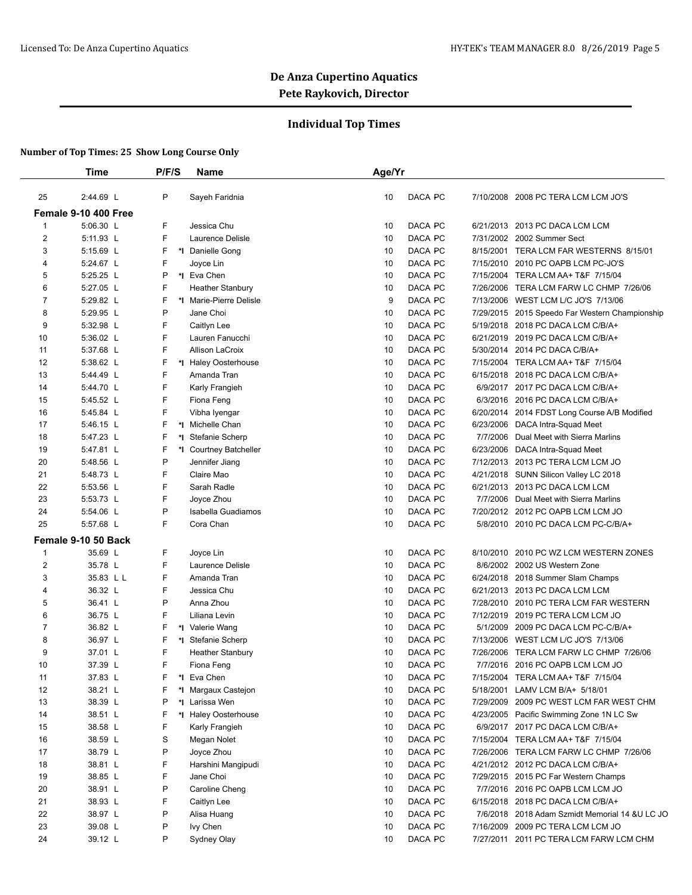## De Anza Cupertino Aquatics
### Pete Raykovich, Director

### Individual Top Times

**Number of Top Times: 25 Show Long Course Only**

| | Time | P/F/S | | Name | Age/Yr | | | |
|---|---|---|---|---|---|---|---|---|
| 25 | 2:44.69 L | P | | Sayeh Faridnia | 10 | DACA PC | 7/10/2008 | 2008 PC TERA LCM LCM JO'S |
| **Female 9-10 400 Free** | | | | | | | | |
| 1 | 5:06.30 L | F | | Jessica Chu | 10 | DACA PC | 6/21/2013 | 2013 PC DACA LCM LCM |
| 2 | 5:11.93 L | F | | Laurence Delisle | 10 | DACA PC | 7/31/2002 | 2002 Summer Sect |
| 3 | 5:15.69 L | F | *I | Danielle Gong | 10 | DACA PC | 8/15/2001 | TERA LCM FAR WESTERNS 8/15/01 |
| 4 | 5:24.67 L | F | | Joyce Lin | 10 | DACA PC | 7/15/2010 | 2010 PC OAPB LCM PC-JO'S |
| 5 | 5:25.25 L | P | *I | Eva Chen | 10 | DACA PC | 7/15/2004 | TERA LCM AA+ T&F 7/15/04 |
| 6 | 5:27.05 L | F | | Heather Stanbury | 10 | DACA PC | 7/26/2006 | TERA LCM FARW LC CHMP 7/26/06 |
| 7 | 5:29.82 L | F | *I | Marie-Pierre Delisle | 9 | DACA PC | 7/13/2006 | WEST LCM L/C JO'S 7/13/06 |
| 8 | 5:29.95 L | P | | Jane Choi | 10 | DACA PC | 7/29/2015 | 2015 Speedo Far Western Championship |
| 9 | 5:32.98 L | F | | Caitlyn Lee | 10 | DACA PC | 5/19/2018 | 2018 PC DACA LCM C/B/A+ |
| 10 | 5:36.02 L | F | | Lauren Fanucchi | 10 | DACA PC | 6/21/2019 | 2019 PC DACA LCM C/B/A+ |
| 11 | 5:37.68 L | F | | Allison LaCroix | 10 | DACA PC | 5/30/2014 | 2014 PC DACA C/B/A+ |
| 12 | 5:38.62 L | F | *I | Haley Oosterhouse | 10 | DACA PC | 7/15/2004 | TERA LCM AA+ T&F 7/15/04 |
| 13 | 5:44.49 L | F | | Amanda Tran | 10 | DACA PC | 6/15/2018 | 2018 PC DACA LCM C/B/A+ |
| 14 | 5:44.70 L | F | | Karly Frangieh | 10 | DACA PC | 6/9/2017 | 2017 PC DACA LCM C/B/A+ |
| 15 | 5:45.52 L | F | | Fiona Feng | 10 | DACA PC | 6/3/2016 | 2016 PC DACA LCM C/B/A+ |
| 16 | 5:45.84 L | F | | Vibha Iyengar | 10 | DACA PC | 6/20/2014 | 2014 FDST Long Course A/B Modified |
| 17 | 5:46.15 L | F | *I | Michelle Chan | 10 | DACA PC | 6/23/2006 | DACA Intra-Squad Meet |
| 18 | 5:47.23 L | F | *I | Stefanie Scherp | 10 | DACA PC | 7/7/2006 | Dual Meet with Sierra Marlins |
| 19 | 5:47.81 L | F | *I | Courtney Batcheller | 10 | DACA PC | 6/23/2006 | DACA Intra-Squad Meet |
| 20 | 5:48.56 L | P | | Jennifer Jiang | 10 | DACA PC | 7/12/2013 | 2013 PC TERA LCM LCM JO |
| 21 | 5:48.73 L | F | | Claire Mao | 10 | DACA PC | 4/21/2018 | SUNN Silicon Valley LC 2018 |
| 22 | 5:53.56 L | F | | Sarah Radle | 10 | DACA PC | 6/21/2013 | 2013 PC DACA LCM LCM |
| 23 | 5:53.73 L | F | | Joyce Zhou | 10 | DACA PC | 7/7/2006 | Dual Meet with Sierra Marlins |
| 24 | 5:54.06 L | P | | Isabella Guadiamos | 10 | DACA PC | 7/20/2012 | 2012 PC OAPB LCM LCM JO |
| 25 | 5:57.68 L | F | | Cora Chan | 10 | DACA PC | 5/8/2010 | 2010 PC DACA LCM PC-C/B/A+ |
| **Female 9-10 50 Back** | | | | | | | | |
| 1 | 35.69 L | F | | Joyce Lin | 10 | DACA PC | 8/10/2010 | 2010 PC WZ LCM WESTERN ZONES |
| 2 | 35.78 L | F | | Laurence Delisle | 10 | DACA PC | 8/6/2002 | 2002 US Western Zone |
| 3 | 35.83 L L | F | | Amanda Tran | 10 | DACA PC | 6/24/2018 | 2018 Summer Slam Champs |
| 4 | 36.32 L | F | | Jessica Chu | 10 | DACA PC | 6/21/2013 | 2013 PC DACA LCM LCM |
| 5 | 36.41 L | P | | Anna Zhou | 10 | DACA PC | 7/28/2010 | 2010 PC TERA LCM FAR WESTERN |
| 6 | 36.75 L | F | | Liliana Levin | 10 | DACA PC | 7/12/2019 | 2019 PC TERA LCM LCM JO |
| 7 | 36.82 L | F | *I | Valerie Wang | 10 | DACA PC | 5/1/2009 | 2009 PC DACA LCM PC-C/B/A+ |
| 8 | 36.97 L | F | *I | Stefanie Scherp | 10 | DACA PC | 7/13/2006 | WEST LCM L/C JO'S 7/13/06 |
| 9 | 37.01 L | F | | Heather Stanbury | 10 | DACA PC | 7/26/2006 | TERA LCM FARW LC CHMP 7/26/06 |
| 10 | 37.39 L | F | | Fiona Feng | 10 | DACA PC | 7/7/2016 | 2016 PC OAPB LCM LCM JO |
| 11 | 37.83 L | F | *I | Eva Chen | 10 | DACA PC | 7/15/2004 | TERA LCM AA+ T&F 7/15/04 |
| 12 | 38.21 L | F | *I | Margaux Castejon | 10 | DACA PC | 5/18/2001 | LAMV LCM B/A+ 5/18/01 |
| 13 | 38.39 L | P | *I | Larissa Wen | 10 | DACA PC | 7/29/2009 | 2009 PC WEST LCM FAR WEST CHM |
| 14 | 38.51 L | F | *I | Haley Oosterhouse | 10 | DACA PC | 4/23/2005 | Pacific Swimming Zone 1N LC Sw |
| 15 | 38.58 L | F | | Karly Frangieh | 10 | DACA PC | 6/9/2017 | 2017 PC DACA LCM C/B/A+ |
| 16 | 38.59 L | S | | Megan Nolet | 10 | DACA PC | 7/15/2004 | TERA LCM AA+ T&F 7/15/04 |
| 17 | 38.79 L | P | | Joyce Zhou | 10 | DACA PC | 7/26/2006 | TERA LCM FARW LC CHMP 7/26/06 |
| 18 | 38.81 L | F | | Harshini Mangipudi | 10 | DACA PC | 4/21/2012 | 2012 PC DACA LCM C/B/A+ |
| 19 | 38.85 L | F | | Jane Choi | 10 | DACA PC | 7/29/2015 | 2015 PC Far Western Champs |
| 20 | 38.91 L | P | | Caroline Cheng | 10 | DACA PC | 7/7/2016 | 2016 PC OAPB LCM LCM JO |
| 21 | 38.93 L | F | | Caitlyn Lee | 10 | DACA PC | 6/15/2018 | 2018 PC DACA LCM C/B/A+ |
| 22 | 38.97 L | P | | Alisa Huang | 10 | DACA PC | 7/6/2018 | 2018 Adam Szmidt Memorial 14 &U LC JO |
| 23 | 39.08 L | P | | Ivy Chen | 10 | DACA PC | 7/16/2009 | 2009 PC TERA LCM LCM JO |
| 24 | 39.12 L | P | | Sydney Olay | 10 | DACA PC | 7/27/2011 | 2011 PC TERA LCM FARW LCM CHM |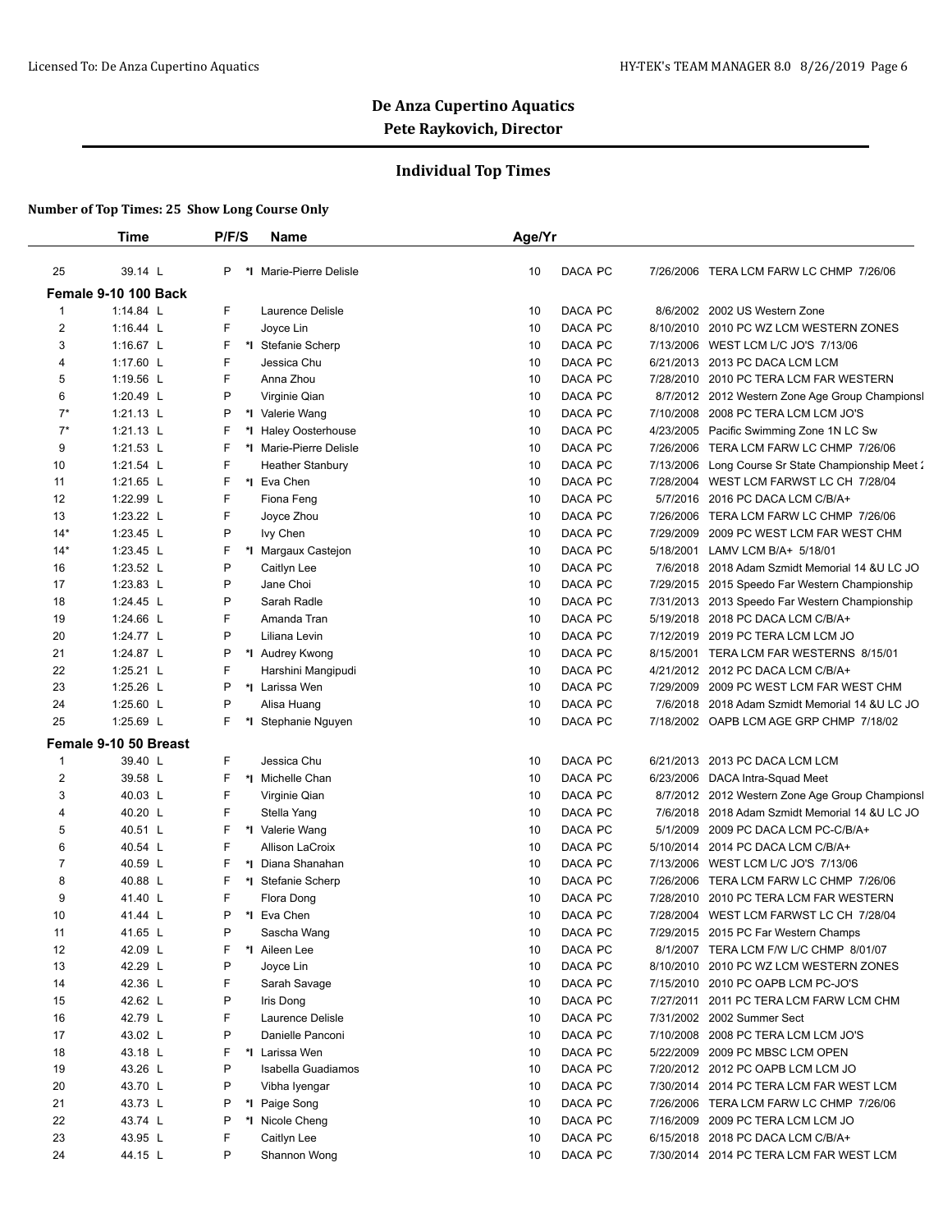# De Anza Cupertino Aquatics
## Pete Raykovich, Director

### Individual Top Times

**Number of Top Times: 25 Show Long Course Only**

| | Time | P/F/S | | Name | Age/Yr | | | |
|---|---|---|---|---|---|---|---|---|
| 25 | 39.14 L | P | *I | Marie-Pierre Delisle | 10 | DACA PC | 7/26/2006 | TERA LCM FARW LC CHMP 7/26/06 |
| **Female 9-10 100 Back** | | | | | | | | |
| 1 | 1:14.84 L | F | | Laurence Delisle | 10 | DACA PC | 8/6/2002 | 2002 US Western Zone |
| 2 | 1:16.44 L | F | | Joyce Lin | 10 | DACA PC | 8/10/2010 | 2010 PC WZ LCM WESTERN ZONES |
| 3 | 1:16.67 L | F | *I | Stefanie Scherp | 10 | DACA PC | 7/13/2006 | WEST LCM L/C JO'S 7/13/06 |
| 4 | 1:17.60 L | F | | Jessica Chu | 10 | DACA PC | 6/21/2013 | 2013 PC DACA LCM LCM |
| 5 | 1:19.56 L | F | | Anna Zhou | 10 | DACA PC | 7/28/2010 | 2010 PC TERA LCM FAR WESTERN |
| 6 | 1:20.49 L | P | | Virginie Qian | 10 | DACA PC | 8/7/2012 | 2012 Western Zone Age Group Championsl |
| 7* | 1:21.13 L | P | *I | Valerie Wang | 10 | DACA PC | 7/10/2008 | 2008 PC TERA LCM LCM JO'S |
| 7* | 1:21.13 L | F | *I | Haley Oosterhouse | 10 | DACA PC | 4/23/2005 | Pacific Swimming Zone 1N LC Sw |
| 9 | 1:21.53 L | F | *I | Marie-Pierre Delisle | 10 | DACA PC | 7/26/2006 | TERA LCM FARW LC CHMP 7/26/06 |
| 10 | 1:21.54 L | F | | Heather Stanbury | 10 | DACA PC | 7/13/2006 | Long Course Sr State Championship Meet 2 |
| 11 | 1:21.65 L | F | *I | Eva Chen | 10 | DACA PC | 7/28/2004 | WEST LCM FARWST LC CH 7/28/04 |
| 12 | 1:22.99 L | F | | Fiona Feng | 10 | DACA PC | 5/7/2016 | 2016 PC DACA LCM C/B/A+ |
| 13 | 1:23.22 L | F | | Joyce Zhou | 10 | DACA PC | 7/26/2006 | TERA LCM FARW LC CHMP 7/26/06 |
| 14* | 1:23.45 L | P | | Ivy Chen | 10 | DACA PC | 7/29/2009 | 2009 PC WEST LCM FAR WEST CHM |
| 14* | 1:23.45 L | F | *I | Margaux Castejon | 10 | DACA PC | 5/18/2001 | LAMV LCM B/A+ 5/18/01 |
| 16 | 1:23.52 L | P | | Caitlyn Lee | 10 | DACA PC | 7/6/2018 | 2018 Adam Szmidt Memorial 14 &U LC JO |
| 17 | 1:23.83 L | P | | Jane Choi | 10 | DACA PC | 7/29/2015 | 2015 Speedo Far Western Championship |
| 18 | 1:24.45 L | P | | Sarah Radle | 10 | DACA PC | 7/31/2013 | 2013 Speedo Far Western Championship |
| 19 | 1:24.66 L | F | | Amanda Tran | 10 | DACA PC | 5/19/2018 | 2018 PC DACA LCM C/B/A+ |
| 20 | 1:24.77 L | P | | Liliana Levin | 10 | DACA PC | 7/12/2019 | 2019 PC TERA LCM LCM JO |
| 21 | 1:24.87 L | P | *I | Audrey Kwong | 10 | DACA PC | 8/15/2001 | TERA LCM FAR WESTERNS 8/15/01 |
| 22 | 1:25.21 L | F | | Harshini Mangipudi | 10 | DACA PC | 4/21/2012 | 2012 PC DACA LCM C/B/A+ |
| 23 | 1:25.26 L | P | *I | Larissa Wen | 10 | DACA PC | 7/29/2009 | 2009 PC WEST LCM FAR WEST CHM |
| 24 | 1:25.60 L | P | | Alisa Huang | 10 | DACA PC | 7/6/2018 | 2018 Adam Szmidt Memorial 14 &U LC JO |
| 25 | 1:25.69 L | F | *I | Stephanie Nguyen | 10 | DACA PC | 7/18/2002 | OAPB LCM AGE GRP CHMP 7/18/02 |
| **Female 9-10 50 Breast** | | | | | | | | |
| 1 | 39.40 L | F | | Jessica Chu | 10 | DACA PC | 6/21/2013 | 2013 PC DACA LCM LCM |
| 2 | 39.58 L | F | *I | Michelle Chan | 10 | DACA PC | 6/23/2006 | DACA Intra-Squad Meet |
| 3 | 40.03 L | F | | Virginie Qian | 10 | DACA PC | 8/7/2012 | 2012 Western Zone Age Group Championsl |
| 4 | 40.20 L | F | | Stella Yang | 10 | DACA PC | 7/6/2018 | 2018 Adam Szmidt Memorial 14 &U LC JO |
| 5 | 40.51 L | F | *I | Valerie Wang | 10 | DACA PC | 5/1/2009 | 2009 PC DACA LCM PC-C/B/A+ |
| 6 | 40.54 L | F | | Allison LaCroix | 10 | DACA PC | 5/10/2014 | 2014 PC DACA LCM C/B/A+ |
| 7 | 40.59 L | F | *I | Diana Shanahan | 10 | DACA PC | 7/13/2006 | WEST LCM L/C JO'S 7/13/06 |
| 8 | 40.88 L | F | *I | Stefanie Scherp | 10 | DACA PC | 7/26/2006 | TERA LCM FARW LC CHMP 7/26/06 |
| 9 | 41.40 L | F | | Flora Dong | 10 | DACA PC | 7/28/2010 | 2010 PC TERA LCM FAR WESTERN |
| 10 | 41.44 L | P | *I | Eva Chen | 10 | DACA PC | 7/28/2004 | WEST LCM FARWST LC CH 7/28/04 |
| 11 | 41.65 L | P | | Sascha Wang | 10 | DACA PC | 7/29/2015 | 2015 PC Far Western Champs |
| 12 | 42.09 L | F | *I | Aileen Lee | 10 | DACA PC | 8/1/2007 | TERA LCM F/W L/C CHMP 8/01/07 |
| 13 | 42.29 L | P | | Joyce Lin | 10 | DACA PC | 8/10/2010 | 2010 PC WZ LCM WESTERN ZONES |
| 14 | 42.36 L | F | | Sarah Savage | 10 | DACA PC | 7/15/2010 | 2010 PC OAPB LCM PC-JO'S |
| 15 | 42.62 L | P | | Iris Dong | 10 | DACA PC | 7/27/2011 | 2011 PC TERA LCM FARW LCM CHM |
| 16 | 42.79 L | F | | Laurence Delisle | 10 | DACA PC | 7/31/2002 | 2002 Summer Sect |
| 17 | 43.02 L | P | | Danielle Panconi | 10 | DACA PC | 7/10/2008 | 2008 PC TERA LCM LCM JO'S |
| 18 | 43.18 L | F | *I | Larissa Wen | 10 | DACA PC | 5/22/2009 | 2009 PC MBSC LCM OPEN |
| 19 | 43.26 L | P | | Isabella Guadiamos | 10 | DACA PC | 7/20/2012 | 2012 PC OAPB LCM LCM JO |
| 20 | 43.70 L | P | | Vibha Iyengar | 10 | DACA PC | 7/30/2014 | 2014 PC TERA LCM FAR WEST LCM |
| 21 | 43.73 L | P | *I | Paige Song | 10 | DACA PC | 7/26/2006 | TERA LCM FARW LC CHMP 7/26/06 |
| 22 | 43.74 L | P | *I | Nicole Cheng | 10 | DACA PC | 7/16/2009 | 2009 PC TERA LCM LCM JO |
| 23 | 43.95 L | F | | Caitlyn Lee | 10 | DACA PC | 6/15/2018 | 2018 PC DACA LCM C/B/A+ |
| 24 | 44.15 L | P | | Shannon Wong | 10 | DACA PC | 7/30/2014 | 2014 PC TERA LCM FAR WEST LCM |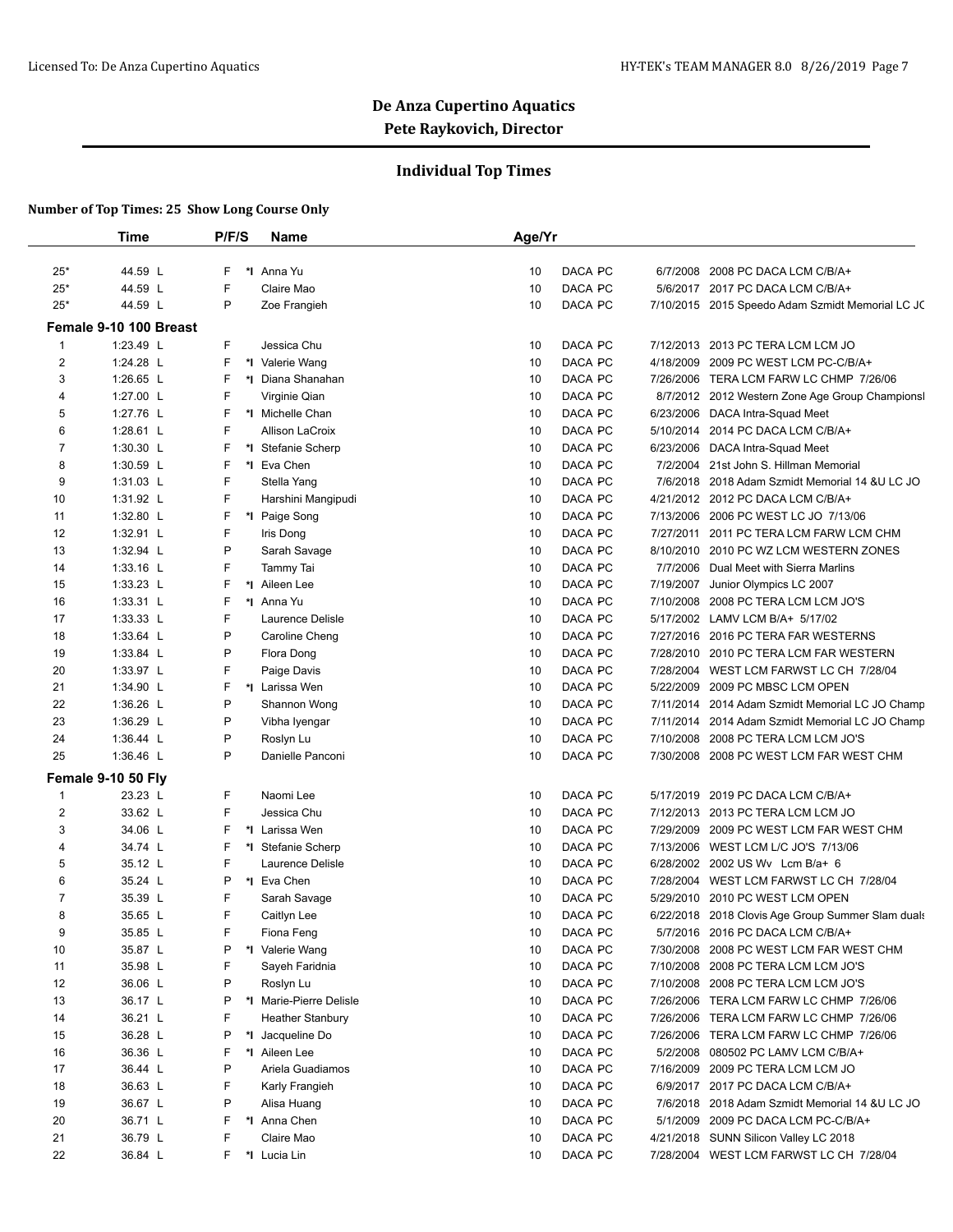# De Anza Cupertino Aquatics

**Pete Raykovich, Director**

## Individual Top Times

**Number of Top Times: 25 Show Long Course Only**

| | Time | P/F/S | | Name | Age/Yr | | | | |
|---|---|---|---|---|---|---|---|---|---|
| 25* | 44.59 L | F | *I | Anna Yu | 10 | DACA PC | | 6/7/2008 | 2008 PC DACA LCM C/B/A+ |
| 25* | 44.59 L | F | | Claire Mao | 10 | DACA PC | | 5/6/2017 | 2017 PC DACA LCM C/B/A+ |
| 25* | 44.59 L | P | | Zoe Frangieh | 10 | DACA PC | | 7/10/2015 | 2015 Speedo Adam Szmidt Memorial LC JC |
| **Female 9-10 100 Breast** | | | | | | | | | |
| 1 | 1:23.49 L | F | | Jessica Chu | 10 | DACA PC | | 7/12/2013 | 2013 PC TERA LCM LCM JO |
| 2 | 1:24.28 L | F | *I | Valerie Wang | 10 | DACA PC | | 4/18/2009 | 2009 PC WEST LCM PC-C/B/A+ |
| 3 | 1:26.65 L | F | *I | Diana Shanahan | 10 | DACA PC | | 7/26/2006 | TERA LCM FARW LC CHMP 7/26/06 |
| 4 | 1:27.00 L | F | | Virginie Qian | 10 | DACA PC | | 8/7/2012 | 2012 Western Zone Age Group Championsl |
| 5 | 1:27.76 L | F | *I | Michelle Chan | 10 | DACA PC | | 6/23/2006 | DACA Intra-Squad Meet |
| 6 | 1:28.61 L | F | | Allison LaCroix | 10 | DACA PC | | 5/10/2014 | 2014 PC DACA LCM C/B/A+ |
| 7 | 1:30.30 L | F | *I | Stefanie Scherp | 10 | DACA PC | | 6/23/2006 | DACA Intra-Squad Meet |
| 8 | 1:30.59 L | F | *I | Eva Chen | 10 | DACA PC | | 7/2/2004 | 21st John S. Hillman Memorial |
| 9 | 1:31.03 L | F | | Stella Yang | 10 | DACA PC | | 7/6/2018 | 2018 Adam Szmidt Memorial 14 &U LC JO |
| 10 | 1:31.92 L | F | | Harshini Mangipudi | 10 | DACA PC | | 4/21/2012 | 2012 PC DACA LCM C/B/A+ |
| 11 | 1:32.80 L | F | *I | Paige Song | 10 | DACA PC | | 7/13/2006 | 2006 PC WEST LC JO 7/13/06 |
| 12 | 1:32.91 L | F | | Iris Dong | 10 | DACA PC | | 7/27/2011 | 2011 PC TERA LCM FARW LCM CHM |
| 13 | 1:32.94 L | P | | Sarah Savage | 10 | DACA PC | | 8/10/2010 | 2010 PC WZ LCM WESTERN ZONES |
| 14 | 1:33.16 L | F | | Tammy Tai | 10 | DACA PC | | 7/7/2006 | Dual Meet with Sierra Marlins |
| 15 | 1:33.23 L | F | *I | Aileen Lee | 10 | DACA PC | | 7/19/2007 | Junior Olympics LC 2007 |
| 16 | 1:33.31 L | F | *I | Anna Yu | 10 | DACA PC | | 7/10/2008 | 2008 PC TERA LCM LCM JO'S |
| 17 | 1:33.33 L | F | | Laurence Delisle | 10 | DACA PC | | 5/17/2002 | LAMV LCM B/A+ 5/17/02 |
| 18 | 1:33.64 L | P | | Caroline Cheng | 10 | DACA PC | | 7/27/2016 | 2016 PC TERA FAR WESTERNS |
| 19 | 1:33.84 L | P | | Flora Dong | 10 | DACA PC | | 7/28/2010 | 2010 PC TERA LCM FAR WESTERN |
| 20 | 1:33.97 L | F | | Paige Davis | 10 | DACA PC | | 7/28/2004 | WEST LCM FARWST LC CH 7/28/04 |
| 21 | 1:34.90 L | F | *I | Larissa Wen | 10 | DACA PC | | 5/22/2009 | 2009 PC MBSC LCM OPEN |
| 22 | 1:36.26 L | P | | Shannon Wong | 10 | DACA PC | | 7/11/2014 | 2014 Adam Szmidt Memorial LC JO Champ |
| 23 | 1:36.29 L | P | | Vibha Iyengar | 10 | DACA PC | | 7/11/2014 | 2014 Adam Szmidt Memorial LC JO Champ |
| 24 | 1:36.44 L | P | | Roslyn Lu | 10 | DACA PC | | 7/10/2008 | 2008 PC TERA LCM LCM JO'S |
| 25 | 1:36.46 L | P | | Danielle Panconi | 10 | DACA PC | | 7/30/2008 | 2008 PC WEST LCM FAR WEST CHM |
| **Female 9-10 50 Fly** | | | | | | | | | |
| 1 | 23.23 L | F | | Naomi Lee | 10 | DACA PC | | 5/17/2019 | 2019 PC DACA LCM C/B/A+ |
| 2 | 33.62 L | F | | Jessica Chu | 10 | DACA PC | | 7/12/2013 | 2013 PC TERA LCM LCM JO |
| 3 | 34.06 L | F | *I | Larissa Wen | 10 | DACA PC | | 7/29/2009 | 2009 PC WEST LCM FAR WEST CHM |
| 4 | 34.74 L | F | *I | Stefanie Scherp | 10 | DACA PC | | 7/13/2006 | WEST LCM L/C JO'S 7/13/06 |
| 5 | 35.12 L | F | | Laurence Delisle | 10 | DACA PC | | 6/28/2002 | 2002 US Wv Lcm B/a+ 6 |
| 6 | 35.24 L | P | *I | Eva Chen | 10 | DACA PC | | 7/28/2004 | WEST LCM FARWST LC CH 7/28/04 |
| 7 | 35.39 L | F | | Sarah Savage | 10 | DACA PC | | 5/29/2010 | 2010 PC WEST LCM OPEN |
| 8 | 35.65 L | F | | Caitlyn Lee | 10 | DACA PC | | 6/22/2018 | 2018 Clovis Age Group Summer Slam duals |
| 9 | 35.85 L | F | | Fiona Feng | 10 | DACA PC | | 5/7/2016 | 2016 PC DACA LCM C/B/A+ |
| 10 | 35.87 L | P | *I | Valerie Wang | 10 | DACA PC | | 7/30/2008 | 2008 PC WEST LCM FAR WEST CHM |
| 11 | 35.98 L | F | | Sayeh Faridnia | 10 | DACA PC | | 7/10/2008 | 2008 PC TERA LCM LCM JO'S |
| 12 | 36.06 L | P | | Roslyn Lu | 10 | DACA PC | | 7/10/2008 | 2008 PC TERA LCM LCM JO'S |
| 13 | 36.17 L | P | *I | Marie-Pierre Delisle | 10 | DACA PC | | 7/26/2006 | TERA LCM FARW LC CHMP 7/26/06 |
| 14 | 36.21 L | F | | Heather Stanbury | 10 | DACA PC | | 7/26/2006 | TERA LCM FARW LC CHMP 7/26/06 |
| 15 | 36.28 L | P | *I | Jacqueline Do | 10 | DACA PC | | 7/26/2006 | TERA LCM FARW LC CHMP 7/26/06 |
| 16 | 36.36 L | F | *I | Aileen Lee | 10 | DACA PC | | 5/2/2008 | 080502 PC LAMV LCM C/B/A+ |
| 17 | 36.44 L | P | | Ariela Guadiamos | 10 | DACA PC | | 7/16/2009 | 2009 PC TERA LCM LCM JO |
| 18 | 36.63 L | F | | Karly Frangieh | 10 | DACA PC | | 6/9/2017 | 2017 PC DACA LCM C/B/A+ |
| 19 | 36.67 L | P | | Alisa Huang | 10 | DACA PC | | 7/6/2018 | 2018 Adam Szmidt Memorial 14 &U LC JO |
| 20 | 36.71 L | F | *I | Anna Chen | 10 | DACA PC | | 5/1/2009 | 2009 PC DACA LCM PC-C/B/A+ |
| 21 | 36.79 L | F | | Claire Mao | 10 | DACA PC | | 4/21/2018 | SUNN Silicon Valley LC 2018 |
| 22 | 36.84 L | F | *I | Lucia Lin | 10 | DACA PC | | 7/28/2004 | WEST LCM FARWST LC CH 7/28/04 |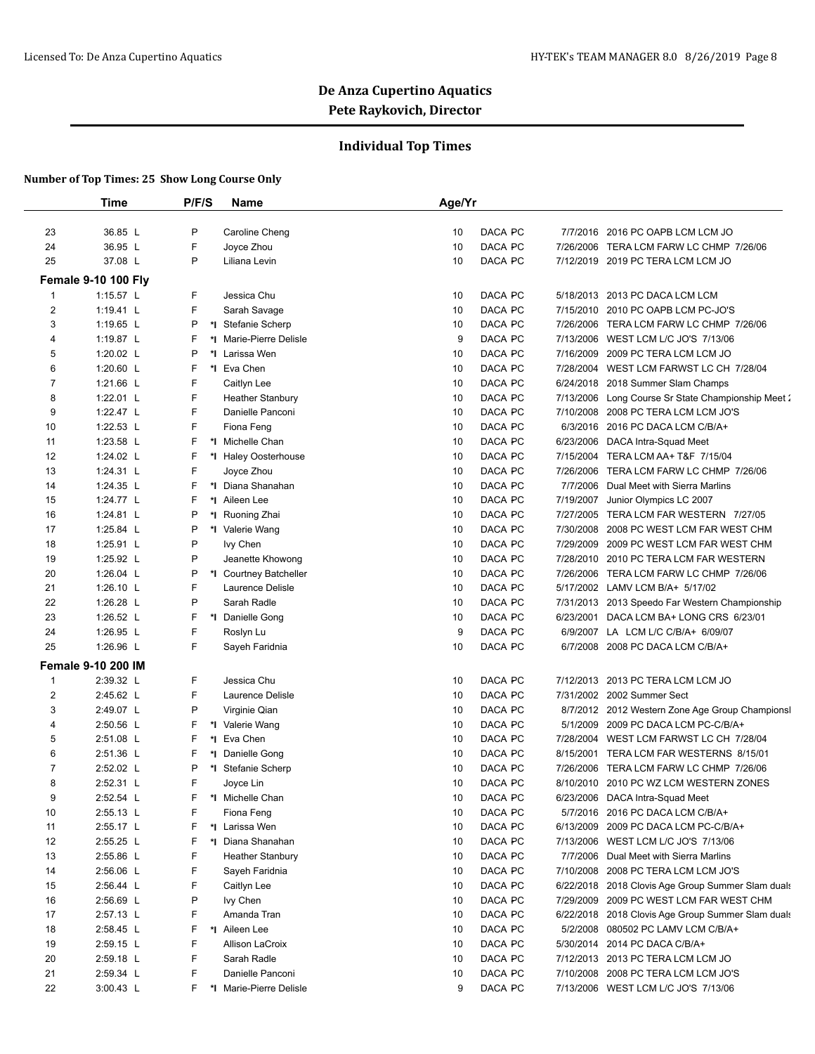# De Anza Cupertino Aquatics

## Pete Raykovich, Director

### Individual Top Times

**Number of Top Times: 25 Show Long Course Only**

| | Time | P/F/S | | Name | Age/Yr | | | |
|---|---|---|---|---|---|---|---|---|
| 23 | 36.85 L | P | | Caroline Cheng | 10 | DACA PC | 7/7/2016 | 2016 PC OAPB LCM LCM JO |
| 24 | 36.95 L | F | | Joyce Zhou | 10 | DACA PC | 7/26/2006 | TERA LCM FARW LC CHMP 7/26/06 |
| 25 | 37.08 L | P | | Liliana Levin | 10 | DACA PC | 7/12/2019 | 2019 PC TERA LCM LCM JO |
| **Female 9-10 100 Fly** | | | | | | | | |
| 1 | 1:15.57 L | F | | Jessica Chu | 10 | DACA PC | 5/18/2013 | 2013 PC DACA LCM LCM |
| 2 | 1:19.41 L | F | | Sarah Savage | 10 | DACA PC | 7/15/2010 | 2010 PC OAPB LCM PC-JO'S |
| 3 | 1:19.65 L | P | *I | Stefanie Scherp | 10 | DACA PC | 7/26/2006 | TERA LCM FARW LC CHMP 7/26/06 |
| 4 | 1:19.87 L | F | *I | Marie-Pierre Delisle | 9 | DACA PC | 7/13/2006 | WEST LCM L/C JO'S 7/13/06 |
| 5 | 1:20.02 L | P | *I | Larissa Wen | 10 | DACA PC | 7/16/2009 | 2009 PC TERA LCM LCM JO |
| 6 | 1:20.60 L | F | *I | Eva Chen | 10 | DACA PC | 7/28/2004 | WEST LCM FARWST LC CH 7/28/04 |
| 7 | 1:21.66 L | F | | Caitlyn Lee | 10 | DACA PC | 6/24/2018 | 2018 Summer Slam Champs |
| 8 | 1:22.01 L | F | | Heather Stanbury | 10 | DACA PC | 7/13/2006 | Long Course Sr State Championship Meet 2 |
| 9 | 1:22.47 L | F | | Danielle Panconi | 10 | DACA PC | 7/10/2008 | 2008 PC TERA LCM LCM JO'S |
| 10 | 1:22.53 L | F | | Fiona Feng | 10 | DACA PC | 6/3/2016 | 2016 PC DACA LCM C/B/A+ |
| 11 | 1:23.58 L | F | *I | Michelle Chan | 10 | DACA PC | 6/23/2006 | DACA Intra-Squad Meet |
| 12 | 1:24.02 L | F | *I | Haley Oosterhouse | 10 | DACA PC | 7/15/2004 | TERA LCM AA+ T&F 7/15/04 |
| 13 | 1:24.31 L | F | | Joyce Zhou | 10 | DACA PC | 7/26/2006 | TERA LCM FARW LC CHMP 7/26/06 |
| 14 | 1:24.35 L | F | *I | Diana Shanahan | 10 | DACA PC | 7/7/2006 | Dual Meet with Sierra Marlins |
| 15 | 1:24.77 L | F | *I | Aileen Lee | 10 | DACA PC | 7/19/2007 | Junior Olympics LC 2007 |
| 16 | 1:24.81 L | P | *I | Ruoning Zhai | 10 | DACA PC | 7/27/2005 | TERA LCM FAR WESTERN 7/27/05 |
| 17 | 1:25.84 L | P | *I | Valerie Wang | 10 | DACA PC | 7/30/2008 | 2008 PC WEST LCM FAR WEST CHM |
| 18 | 1:25.91 L | P | | Ivy Chen | 10 | DACA PC | 7/29/2009 | 2009 PC WEST LCM FAR WEST CHM |
| 19 | 1:25.92 L | P | | Jeanette Khowong | 10 | DACA PC | 7/28/2010 | 2010 PC TERA LCM FAR WESTERN |
| 20 | 1:26.04 L | P | *I | Courtney Batcheller | 10 | DACA PC | 7/26/2006 | TERA LCM FARW LC CHMP 7/26/06 |
| 21 | 1:26.10 L | F | | Laurence Delisle | 10 | DACA PC | 5/17/2002 | LAMV LCM B/A+ 5/17/02 |
| 22 | 1:26.28 L | P | | Sarah Radle | 10 | DACA PC | 7/31/2013 | 2013 Speedo Far Western Championship |
| 23 | 1:26.52 L | F | *I | Danielle Gong | 10 | DACA PC | 6/23/2001 | DACA LCM BA+ LONG CRS 6/23/01 |
| 24 | 1:26.95 L | F | | Roslyn Lu | 9 | DACA PC | 6/9/2007 | LA LCM L/C C/B/A+ 6/09/07 |
| 25 | 1:26.96 L | F | | Sayeh Faridnia | 10 | DACA PC | 6/7/2008 | 2008 PC DACA LCM C/B/A+ |
| **Female 9-10 200 IM** | | | | | | | | |
| 1 | 2:39.32 L | F | | Jessica Chu | 10 | DACA PC | 7/12/2013 | 2013 PC TERA LCM LCM JO |
| 2 | 2:45.62 L | F | | Laurence Delisle | 10 | DACA PC | 7/31/2002 | 2002 Summer Sect |
| 3 | 2:49.07 L | P | | Virginie Qian | 10 | DACA PC | 8/7/2012 | 2012 Western Zone Age Group Championsl |
| 4 | 2:50.56 L | F | *I | Valerie Wang | 10 | DACA PC | 5/1/2009 | 2009 PC DACA LCM PC-C/B/A+ |
| 5 | 2:51.08 L | F | *I | Eva Chen | 10 | DACA PC | 7/28/2004 | WEST LCM FARWST LC CH 7/28/04 |
| 6 | 2:51.36 L | F | *I | Danielle Gong | 10 | DACA PC | 8/15/2001 | TERA LCM FAR WESTERNS 8/15/01 |
| 7 | 2:52.02 L | P | *I | Stefanie Scherp | 10 | DACA PC | 7/26/2006 | TERA LCM FARW LC CHMP 7/26/06 |
| 8 | 2:52.31 L | F | | Joyce Lin | 10 | DACA PC | 8/10/2010 | 2010 PC WZ LCM WESTERN ZONES |
| 9 | 2:52.54 L | F | *I | Michelle Chan | 10 | DACA PC | 6/23/2006 | DACA Intra-Squad Meet |
| 10 | 2:55.13 L | F | | Fiona Feng | 10 | DACA PC | 5/7/2016 | 2016 PC DACA LCM C/B/A+ |
| 11 | 2:55.17 L | F | *I | Larissa Wen | 10 | DACA PC | 6/13/2009 | 2009 PC DACA LCM PC-C/B/A+ |
| 12 | 2:55.25 L | F | *I | Diana Shanahan | 10 | DACA PC | 7/13/2006 | WEST LCM L/C JO'S 7/13/06 |
| 13 | 2:55.86 L | F | | Heather Stanbury | 10 | DACA PC | 7/7/2006 | Dual Meet with Sierra Marlins |
| 14 | 2:56.06 L | F | | Sayeh Faridnia | 10 | DACA PC | 7/10/2008 | 2008 PC TERA LCM LCM JO'S |
| 15 | 2:56.44 L | F | | Caitlyn Lee | 10 | DACA PC | 6/22/2018 | 2018 Clovis Age Group Summer Slam duals |
| 16 | 2:56.69 L | P | | Ivy Chen | 10 | DACA PC | 7/29/2009 | 2009 PC WEST LCM FAR WEST CHM |
| 17 | 2:57.13 L | F | | Amanda Tran | 10 | DACA PC | 6/22/2018 | 2018 Clovis Age Group Summer Slam duals |
| 18 | 2:58.45 L | F | *I | Aileen Lee | 10 | DACA PC | 5/2/2008 | 080502 PC LAMV LCM C/B/A+ |
| 19 | 2:59.15 L | F | | Allison LaCroix | 10 | DACA PC | 5/30/2014 | 2014 PC DACA C/B/A+ |
| 20 | 2:59.18 L | F | | Sarah Radle | 10 | DACA PC | 7/12/2013 | 2013 PC TERA LCM LCM JO |
| 21 | 2:59.34 L | F | | Danielle Panconi | 10 | DACA PC | 7/10/2008 | 2008 PC TERA LCM LCM JO'S |
| 22 | 3:00.43 L | F | *I | Marie-Pierre Delisle | 9 | DACA PC | 7/13/2006 | WEST LCM L/C JO'S 7/13/06 |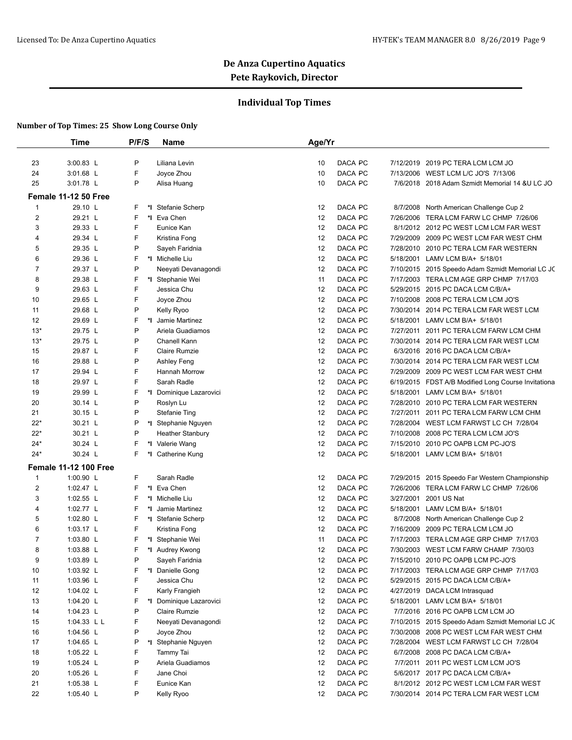# De Anza Cupertino Aquatics
## Pete Raykovich, Director

### Individual Top Times

**Number of Top Times: 25 Show Long Course Only**

| | Time | P/F/S | | Name | Age/Yr | | | |
|---|---|---|---|---|---|---|---|---|
| 23 | 3:00.83 L | P | | Liliana Levin | 10 | DACA PC | 7/12/2019 | 2019 PC TERA LCM LCM JO |
| 24 | 3:01.68 L | F | | Joyce Zhou | 10 | DACA PC | 7/13/2006 | WEST LCM L/C JO'S 7/13/06 |
| 25 | 3:01.78 L | P | | Alisa Huang | 10 | DACA PC | 7/6/2018 | 2018 Adam Szmidt Memorial 14 &U LC JO |
| **Female 11-12 50 Free** | | | | | | | | |
| 1 | 29.10 L | F | *I | Stefanie Scherp | 12 | DACA PC | 8/7/2008 | North American Challenge Cup 2 |
| 2 | 29.21 L | F | *I | Eva Chen | 12 | DACA PC | 7/26/2006 | TERA LCM FARW LC CHMP 7/26/06 |
| 3 | 29.33 L | F | | Eunice Kan | 12 | DACA PC | 8/1/2012 | 2012 PC WEST LCM LCM FAR WEST |
| 4 | 29.34 L | F | | Kristina Fong | 12 | DACA PC | 7/29/2009 | 2009 PC WEST LCM FAR WEST CHM |
| 5 | 29.35 L | P | | Sayeh Faridnia | 12 | DACA PC | 7/28/2010 | 2010 PC TERA LCM FAR WESTERN |
| 6 | 29.36 L | F | *I | Michelle Liu | 12 | DACA PC | 5/18/2001 | LAMV LCM B/A+ 5/18/01 |
| 7 | 29.37 L | P | | Neeyati Devanagondi | 12 | DACA PC | 7/10/2015 | 2015 Speedo Adam Szmidt Memorial LC JC |
| 8 | 29.38 L | F | *I | Stephanie Wei | 11 | DACA PC | 7/17/2003 | TERA LCM AGE GRP CHMP 7/17/03 |
| 9 | 29.63 L | F | | Jessica Chu | 12 | DACA PC | 5/29/2015 | 2015 PC DACA LCM C/B/A+ |
| 10 | 29.65 L | F | | Joyce Zhou | 12 | DACA PC | 7/10/2008 | 2008 PC TERA LCM LCM JO'S |
| 11 | 29.68 L | P | | Kelly Ryoo | 12 | DACA PC | 7/30/2014 | 2014 PC TERA LCM FAR WEST LCM |
| 12 | 29.69 L | F | *I | Jamie Martinez | 12 | DACA PC | 5/18/2001 | LAMV LCM B/A+ 5/18/01 |
| 13* | 29.75 L | P | | Ariela Guadiamos | 12 | DACA PC | 7/27/2011 | 2011 PC TERA LCM FARW LCM CHM |
| 13* | 29.75 L | P | | Chanell Kann | 12 | DACA PC | 7/30/2014 | 2014 PC TERA LCM FAR WEST LCM |
| 15 | 29.87 L | F | | Claire Rumzie | 12 | DACA PC | 6/3/2016 | 2016 PC DACA LCM C/B/A+ |
| 16 | 29.88 L | P | | Ashley Feng | 12 | DACA PC | 7/30/2014 | 2014 PC TERA LCM FAR WEST LCM |
| 17 | 29.94 L | F | | Hannah Morrow | 12 | DACA PC | 7/29/2009 | 2009 PC WEST LCM FAR WEST CHM |
| 18 | 29.97 L | F | | Sarah Radle | 12 | DACA PC | 6/19/2015 | FDST A/B Modified Long Course Invitationa |
| 19 | 29.99 L | F | *I | Dominique Lazarovici | 12 | DACA PC | 5/18/2001 | LAMV LCM B/A+ 5/18/01 |
| 20 | 30.14 L | P | | Roslyn Lu | 12 | DACA PC | 7/28/2010 | 2010 PC TERA LCM FAR WESTERN |
| 21 | 30.15 L | P | | Stefanie Ting | 12 | DACA PC | 7/27/2011 | 2011 PC TERA LCM FARW LCM CHM |
| 22* | 30.21 L | P | *I | Stephanie Nguyen | 12 | DACA PC | 7/28/2004 | WEST LCM FARWST LC CH 7/28/04 |
| 22* | 30.21 L | P | | Heather Stanbury | 12 | DACA PC | 7/10/2008 | 2008 PC TERA LCM LCM JO'S |
| 24* | 30.24 L | F | *I | Valerie Wang | 12 | DACA PC | 7/15/2010 | 2010 PC OAPB LCM PC-JO'S |
| 24* | 30.24 L | F | *I | Catherine Kung | 12 | DACA PC | 5/18/2001 | LAMV LCM B/A+ 5/18/01 |
| **Female 11-12 100 Free** | | | | | | | | |
| 1 | 1:00.90 L | F | | Sarah Radle | 12 | DACA PC | 7/29/2015 | 2015 Speedo Far Western Championship |
| 2 | 1:02.47 L | F | *I | Eva Chen | 12 | DACA PC | 7/26/2006 | TERA LCM FARW LC CHMP 7/26/06 |
| 3 | 1:02.55 L | F | *I | Michelle Liu | 12 | DACA PC | 3/27/2001 | 2001 US Nat |
| 4 | 1:02.77 L | F | *I | Jamie Martinez | 12 | DACA PC | 5/18/2001 | LAMV LCM B/A+ 5/18/01 |
| 5 | 1:02.80 L | F | *I | Stefanie Scherp | 12 | DACA PC | 8/7/2008 | North American Challenge Cup 2 |
| 6 | 1:03.17 L | F | | Kristina Fong | 12 | DACA PC | 7/16/2009 | 2009 PC TERA LCM LCM JO |
| 7 | 1:03.80 L | F | *I | Stephanie Wei | 11 | DACA PC | 7/17/2003 | TERA LCM AGE GRP CHMP 7/17/03 |
| 8 | 1:03.88 L | F | *I | Audrey Kwong | 12 | DACA PC | 7/30/2003 | WEST LCM FARW CHAMP 7/30/03 |
| 9 | 1:03.89 L | P | | Sayeh Faridnia | 12 | DACA PC | 7/15/2010 | 2010 PC OAPB LCM PC-JO'S |
| 10 | 1:03.92 L | F | *I | Danielle Gong | 12 | DACA PC | 7/17/2003 | TERA LCM AGE GRP CHMP 7/17/03 |
| 11 | 1:03.96 L | F | | Jessica Chu | 12 | DACA PC | 5/29/2015 | 2015 PC DACA LCM C/B/A+ |
| 12 | 1:04.02 L | F | | Karly Frangieh | 12 | DACA PC | 4/27/2019 | DACA LCM Intrasquad |
| 13 | 1:04.20 L | F | *I | Dominique Lazarovici | 12 | DACA PC | 5/18/2001 | LAMV LCM B/A+ 5/18/01 |
| 14 | 1:04.23 L | P | | Claire Rumzie | 12 | DACA PC | 7/7/2016 | 2016 PC OAPB LCM LCM JO |
| 15 | 1:04.33 L L | F | | Neeyati Devanagondi | 12 | DACA PC | 7/10/2015 | 2015 Speedo Adam Szmidt Memorial LC JC |
| 16 | 1:04.56 L | P | | Joyce Zhou | 12 | DACA PC | 7/30/2008 | 2008 PC WEST LCM FAR WEST CHM |
| 17 | 1:04.65 L | P | *I | Stephanie Nguyen | 12 | DACA PC | 7/28/2004 | WEST LCM FARWST LC CH 7/28/04 |
| 18 | 1:05.22 L | F | | Tammy Tai | 12 | DACA PC | 6/7/2008 | 2008 PC DACA LCM C/B/A+ |
| 19 | 1:05.24 L | P | | Ariela Guadiamos | 12 | DACA PC | 7/7/2011 | 2011 PC WEST LCM LCM JO'S |
| 20 | 1:05.26 L | F | | Jane Choi | 12 | DACA PC | 5/6/2017 | 2017 PC DACA LCM C/B/A+ |
| 21 | 1:05.38 L | F | | Eunice Kan | 12 | DACA PC | 8/1/2012 | 2012 PC WEST LCM LCM FAR WEST |
| 22 | 1:05.40 L | P | | Kelly Ryoo | 12 | DACA PC | 7/30/2014 | 2014 PC TERA LCM FAR WEST LCM |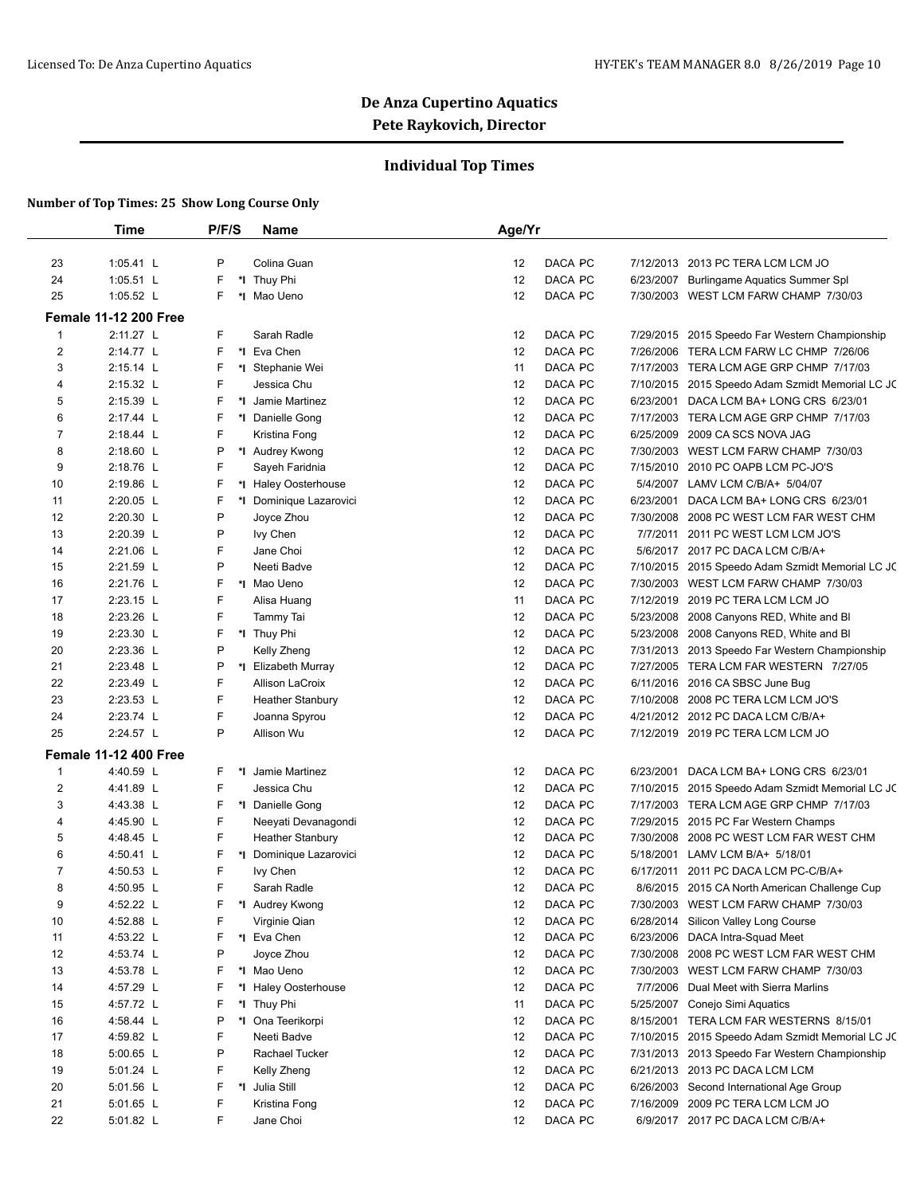# De Anza Cupertino Aquatics

## Pete Raykovich, Director

### Individual Top Times

**Number of Top Times: 25 Show Long Course Only**

| | Time | P/F/S | | Name | Age/Yr | | | | |
|---|---|---|---|---|---|---|---|---|---|
| 23 | 1:05.41 L | P | | Colina Guan | 12 | DACA | PC | 7/12/2013 | 2013 PC TERA LCM LCM JO |
| 24 | 1:05.51 L | F | *I | Thuy Phi | 12 | DACA | PC | 6/23/2007 | Burlingame Aquatics Summer Spl |
| 25 | 1:05.52 L | F | *I | Mao Ueno | 12 | DACA | PC | 7/30/2003 | WEST LCM FARW CHAMP 7/30/03 |
| **Female 11-12 200 Free** | | | | | | | | | |
| 1 | 2:11.27 L | F | | Sarah Radle | 12 | DACA | PC | 7/29/2015 | 2015 Speedo Far Western Championship |
| 2 | 2:14.77 L | F | *I | Eva Chen | 12 | DACA | PC | 7/26/2006 | TERA LCM FARW LC CHMP 7/26/06 |
| 3 | 2:15.14 L | F | *I | Stephanie Wei | 11 | DACA | PC | 7/17/2003 | TERA LCM AGE GRP CHMP 7/17/03 |
| 4 | 2:15.32 L | F | | Jessica Chu | 12 | DACA | PC | 7/10/2015 | 2015 Speedo Adam Szmidt Memorial LC JC |
| 5 | 2:15.39 L | F | *I | Jamie Martinez | 12 | DACA | PC | 6/23/2001 | DACA LCM BA+ LONG CRS 6/23/01 |
| 6 | 2:17.44 L | F | *I | Danielle Gong | 12 | DACA | PC | 7/17/2003 | TERA LCM AGE GRP CHMP 7/17/03 |
| 7 | 2:18.44 L | F | | Kristina Fong | 12 | DACA | PC | 6/25/2009 | 2009 CA SCS NOVA JAG |
| 8 | 2:18.60 L | P | *I | Audrey Kwong | 12 | DACA | PC | 7/30/2003 | WEST LCM FARW CHAMP 7/30/03 |
| 9 | 2:18.76 L | F | | Sayeh Faridnia | 12 | DACA | PC | 7/15/2010 | 2010 PC OAPB LCM PC-JO'S |
| 10 | 2:19.86 L | F | *I | Haley Oosterhouse | 12 | DACA | PC | 5/4/2007 | LAMV LCM C/B/A+ 5/04/07 |
| 11 | 2:20.05 L | F | *I | Dominique Lazarovici | 12 | DACA | PC | 6/23/2001 | DACA LCM BA+ LONG CRS 6/23/01 |
| 12 | 2:20.30 L | P | | Joyce Zhou | 12 | DACA | PC | 7/30/2008 | 2008 PC WEST LCM FAR WEST CHM |
| 13 | 2:20.39 L | P | | Ivy Chen | 12 | DACA | PC | 7/7/2011 | 2011 PC WEST LCM LCM JO'S |
| 14 | 2:21.06 L | F | | Jane Choi | 12 | DACA | PC | 5/6/2017 | 2017 PC DACA LCM C/B/A+ |
| 15 | 2:21.59 L | P | | Neeti Badve | 12 | DACA | PC | 7/10/2015 | 2015 Speedo Adam Szmidt Memorial LC JC |
| 16 | 2:21.76 L | F | *I | Mao Ueno | 12 | DACA | PC | 7/30/2003 | WEST LCM FARW CHAMP 7/30/03 |
| 17 | 2:23.15 L | F | | Alisa Huang | 11 | DACA | PC | 7/12/2019 | 2019 PC TERA LCM LCM JO |
| 18 | 2:23.26 L | F | | Tammy Tai | 12 | DACA | PC | 5/23/2008 | 2008 Canyons RED, White and Bl |
| 19 | 2:23.30 L | F | *I | Thuy Phi | 12 | DACA | PC | 5/23/2008 | 2008 Canyons RED, White and Bl |
| 20 | 2:23.36 L | P | | Kelly Zheng | 12 | DACA | PC | 7/31/2013 | 2013 Speedo Far Western Championship |
| 21 | 2:23.48 L | P | *I | Elizabeth Murray | 12 | DACA | PC | 7/27/2005 | TERA LCM FAR WESTERN 7/27/05 |
| 22 | 2:23.49 L | F | | Allison LaCroix | 12 | DACA | PC | 6/11/2016 | 2016 CA SBSC June Bug |
| 23 | 2:23.53 L | F | | Heather Stanbury | 12 | DACA | PC | 7/10/2008 | 2008 PC TERA LCM LCM JO'S |
| 24 | 2:23.74 L | F | | Joanna Spyrou | 12 | DACA | PC | 4/21/2012 | 2012 PC DACA LCM C/B/A+ |
| 25 | 2:24.57 L | P | | Allison Wu | 12 | DACA | PC | 7/12/2019 | 2019 PC TERA LCM LCM JO |
| **Female 11-12 400 Free** | | | | | | | | | |
| 1 | 4:40.59 L | F | *I | Jamie Martinez | 12 | DACA | PC | 6/23/2001 | DACA LCM BA+ LONG CRS 6/23/01 |
| 2 | 4:41.89 L | F | | Jessica Chu | 12 | DACA | PC | 7/10/2015 | 2015 Speedo Adam Szmidt Memorial LC JC |
| 3 | 4:43.38 L | F | *I | Danielle Gong | 12 | DACA | PC | 7/17/2003 | TERA LCM AGE GRP CHMP 7/17/03 |
| 4 | 4:45.90 L | F | | Neeyati Devanagondi | 12 | DACA | PC | 7/29/2015 | 2015 PC Far Western Champs |
| 5 | 4:48.45 L | F | | Heather Stanbury | 12 | DACA | PC | 7/30/2008 | 2008 PC WEST LCM FAR WEST CHM |
| 6 | 4:50.41 L | F | *I | Dominique Lazarovici | 12 | DACA | PC | 5/18/2001 | LAMV LCM B/A+ 5/18/01 |
| 7 | 4:50.53 L | F | | Ivy Chen | 12 | DACA | PC | 6/17/2011 | 2011 PC DACA LCM PC-C/B/A+ |
| 8 | 4:50.95 L | F | | Sarah Radle | 12 | DACA | PC | 8/6/2015 | 2015 CA North American Challenge Cup |
| 9 | 4:52.22 L | F | *I | Audrey Kwong | 12 | DACA | PC | 7/30/2003 | WEST LCM FARW CHAMP 7/30/03 |
| 10 | 4:52.88 L | F | | Virginie Qian | 12 | DACA | PC | 6/28/2014 | Silicon Valley Long Course |
| 11 | 4:53.22 L | F | *I | Eva Chen | 12 | DACA | PC | 6/23/2006 | DACA Intra-Squad Meet |
| 12 | 4:53.74 L | P | | Joyce Zhou | 12 | DACA | PC | 7/30/2008 | 2008 PC WEST LCM FAR WEST CHM |
| 13 | 4:53.78 L | F | *I | Mao Ueno | 12 | DACA | PC | 7/30/2003 | WEST LCM FARW CHAMP 7/30/03 |
| 14 | 4:57.29 L | F | *I | Haley Oosterhouse | 12 | DACA | PC | 7/7/2006 | Dual Meet with Sierra Marlins |
| 15 | 4:57.72 L | F | *I | Thuy Phi | 11 | DACA | PC | 5/25/2007 | Conejo Simi Aquatics |
| 16 | 4:58.44 L | P | *I | Ona Teerikorpi | 12 | DACA | PC | 8/15/2001 | TERA LCM FAR WESTERNS 8/15/01 |
| 17 | 4:59.82 L | F | | Neeti Badve | 12 | DACA | PC | 7/10/2015 | 2015 Speedo Adam Szmidt Memorial LC JC |
| 18 | 5:00.65 L | P | | Rachael Tucker | 12 | DACA | PC | 7/31/2013 | 2013 Speedo Far Western Championship |
| 19 | 5:01.24 L | F | | Kelly Zheng | 12 | DACA | PC | 6/21/2013 | 2013 PC DACA LCM LCM |
| 20 | 5:01.56 L | F | *I | Julia Still | 12 | DACA | PC | 6/26/2003 | Second International Age Group |
| 21 | 5:01.65 L | F | | Kristina Fong | 12 | DACA | PC | 7/16/2009 | 2009 PC TERA LCM LCM JO |
| 22 | 5:01.82 L | F | | Jane Choi | 12 | DACA | PC | 6/9/2017 | 2017 PC DACA LCM C/B/A+ |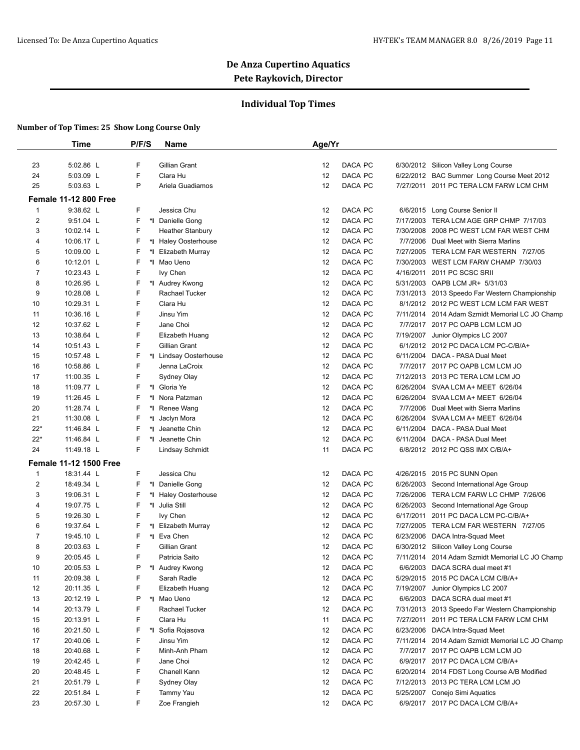## De Anza Cupertino Aquatics

### Pete Raykovich, Director

### Individual Top Times

**Number of Top Times: 25 Show Long Course Only**

| | Time | P/F/S | | Name | Age/Yr | | | | |
|---|---|---|---|---|---|---|---|---|---|
| 23 | 5:02.86 L | F | | Gillian Grant | 12 | DACA | PC | 6/30/2012 | Silicon Valley Long Course |
| 24 | 5:03.09 L | F | | Clara Hu | 12 | DACA | PC | 6/22/2012 | BAC Summer Long Course Meet 2012 |
| 25 | 5:03.63 L | P | | Ariela Guadiamos | 12 | DACA | PC | 7/27/2011 | 2011 PC TERA LCM FARW LCM CHM |

**Female 11-12 800 Free**

| | Time | P/F/S | | Name | Age/Yr | | | | |
|---|---|---|---|---|---|---|---|---|---|
| 1 | 9:38.62 L | F | | Jessica Chu | 12 | DACA | PC | 6/6/2015 | Long Course Senior II |
| 2 | 9:51.04 L | F | *I | Danielle Gong | 12 | DACA | PC | 7/17/2003 | TERA LCM AGE GRP CHMP 7/17/03 |
| 3 | 10:02.14 L | F | | Heather Stanbury | 12 | DACA | PC | 7/30/2008 | 2008 PC WEST LCM FAR WEST CHM |
| 4 | 10:06.17 L | F | *I | Haley Oosterhouse | 12 | DACA | PC | 7/7/2006 | Dual Meet with Sierra Marlins |
| 5 | 10:09.00 L | F | *I | Elizabeth Murray | 12 | DACA | PC | 7/27/2005 | TERA LCM FAR WESTERN 7/27/05 |
| 6 | 10:12.01 L | F | *I | Mao Ueno | 12 | DACA | PC | 7/30/2003 | WEST LCM FARW CHAMP 7/30/03 |
| 7 | 10:23.43 L | F | | Ivy Chen | 12 | DACA | PC | 4/16/2011 | 2011 PC SCSC SRII |
| 8 | 10:26.95 L | F | *I | Audrey Kwong | 12 | DACA | PC | 5/31/2003 | OAPB LCM JR+ 5/31/03 |
| 9 | 10:28.08 L | F | | Rachael Tucker | 12 | DACA | PC | 7/31/2013 | 2013 Speedo Far Western Championship |
| 10 | 10:29.31 L | F | | Clara Hu | 12 | DACA | PC | 8/1/2012 | 2012 PC WEST LCM LCM FAR WEST |
| 11 | 10:36.16 L | F | | Jinsu Yim | 12 | DACA | PC | 7/11/2014 | 2014 Adam Szmidt Memorial LC JO Champ |
| 12 | 10:37.62 L | F | | Jane Choi | 12 | DACA | PC | 7/7/2017 | 2017 PC OAPB LCM LCM JO |
| 13 | 10:38.64 L | F | | Elizabeth Huang | 12 | DACA | PC | 7/19/2007 | Junior Olympics LC 2007 |
| 14 | 10:51.43 L | F | | Gillian Grant | 12 | DACA | PC | 6/1/2012 | 2012 PC DACA LCM PC-C/B/A+ |
| 15 | 10:57.48 L | F | *I | Lindsay Oosterhouse | 12 | DACA | PC | 6/11/2004 | DACA - PASA Dual Meet |
| 16 | 10:58.86 L | F | | Jenna LaCroix | 12 | DACA | PC | 7/7/2017 | 2017 PC OAPB LCM LCM JO |
| 17 | 11:00.35 L | F | | Sydney Olay | 12 | DACA | PC | 7/12/2013 | 2013 PC TERA LCM LCM JO |
| 18 | 11:09.77 L | F | *I | Gloria Ye | 12 | DACA | PC | 6/26/2004 | SVAA LCM A+ MEET 6/26/04 |
| 19 | 11:26.45 L | F | *I | Nora Patzman | 12 | DACA | PC | 6/26/2004 | SVAA LCM A+ MEET 6/26/04 |
| 20 | 11:28.74 L | F | *I | Renee Wang | 12 | DACA | PC | 7/7/2006 | Dual Meet with Sierra Marlins |
| 21 | 11:30.08 L | F | *I | Jaclyn Mora | 12 | DACA | PC | 6/26/2004 | SVAA LCM A+ MEET 6/26/04 |
| 22* | 11:46.84 L | F | *I | Jeanette Chin | 12 | DACA | PC | 6/11/2004 | DACA - PASA Dual Meet |
| 22* | 11:46.84 L | F | *I | Jeanette Chin | 12 | DACA | PC | 6/11/2004 | DACA - PASA Dual Meet |
| 24 | 11:49.18 L | F | | Lindsay Schmidt | 11 | DACA | PC | 6/8/2012 | 2012 PC QSS IMX C/B/A+ |

**Female 11-12 1500 Free**

| | Time | P/F/S | | Name | Age/Yr | | | | |
|---|---|---|---|---|---|---|---|---|---|
| 1 | 18:31.44 L | F | | Jessica Chu | 12 | DACA | PC | 4/26/2015 | 2015 PC SUNN Open |
| 2 | 18:49.34 L | F | *I | Danielle Gong | 12 | DACA | PC | 6/26/2003 | Second International Age Group |
| 3 | 19:06.31 L | F | *I | Haley Oosterhouse | 12 | DACA | PC | 7/26/2006 | TERA LCM FARW LC CHMP 7/26/06 |
| 4 | 19:07.75 L | F | *I | Julia Still | 12 | DACA | PC | 6/26/2003 | Second International Age Group |
| 5 | 19:26.30 L | F | | Ivy Chen | 12 | DACA | PC | 6/17/2011 | 2011 PC DACA LCM PC-C/B/A+ |
| 6 | 19:37.64 L | F | *I | Elizabeth Murray | 12 | DACA | PC | 7/27/2005 | TERA LCM FAR WESTERN 7/27/05 |
| 7 | 19:45.10 L | F | *I | Eva Chen | 12 | DACA | PC | 6/23/2006 | DACA Intra-Squad Meet |
| 8 | 20:03.63 L | F | | Gillian Grant | 12 | DACA | PC | 6/30/2012 | Silicon Valley Long Course |
| 9 | 20:05.45 L | F | | Patricia Saito | 12 | DACA | PC | 7/11/2014 | 2014 Adam Szmidt Memorial LC JO Champ |
| 10 | 20:05.53 L | P | *I | Audrey Kwong | 12 | DACA | PC | 6/6/2003 | DACA SCRA dual meet #1 |
| 11 | 20:09.38 L | F | | Sarah Radle | 12 | DACA | PC | 5/29/2015 | 2015 PC DACA LCM C/B/A+ |
| 12 | 20:11.35 L | F | | Elizabeth Huang | 12 | DACA | PC | 7/19/2007 | Junior Olympics LC 2007 |
| 13 | 20:12.19 L | P | *I | Mao Ueno | 12 | DACA | PC | 6/6/2003 | DACA SCRA dual meet #1 |
| 14 | 20:13.79 L | F | | Rachael Tucker | 12 | DACA | PC | 7/31/2013 | 2013 Speedo Far Western Championship |
| 15 | 20:13.91 L | F | | Clara Hu | 11 | DACA | PC | 7/27/2011 | 2011 PC TERA LCM FARW LCM CHM |
| 16 | 20:21.50 L | F | *I | Sofia Rojasova | 12 | DACA | PC | 6/23/2006 | DACA Intra-Squad Meet |
| 17 | 20:40.06 L | F | | Jinsu Yim | 12 | DACA | PC | 7/11/2014 | 2014 Adam Szmidt Memorial LC JO Champ |
| 18 | 20:40.68 L | F | | Minh-Anh Pham | 12 | DACA | PC | 7/7/2017 | 2017 PC OAPB LCM LCM JO |
| 19 | 20:42.45 L | F | | Jane Choi | 12 | DACA | PC | 6/9/2017 | 2017 PC DACA LCM C/B/A+ |
| 20 | 20:48.45 L | F | | Chanell Kann | 12 | DACA | PC | 6/20/2014 | 2014 FDST Long Course A/B Modified |
| 21 | 20:51.79 L | F | | Sydney Olay | 12 | DACA | PC | 7/12/2013 | 2013 PC TERA LCM LCM JO |
| 22 | 20:51.84 L | F | | Tammy Yau | 12 | DACA | PC | 5/25/2007 | Conejo Simi Aquatics |
| 23 | 20:57.30 L | F | | Zoe Frangieh | 12 | DACA | PC | 6/9/2017 | 2017 PC DACA LCM C/B/A+ |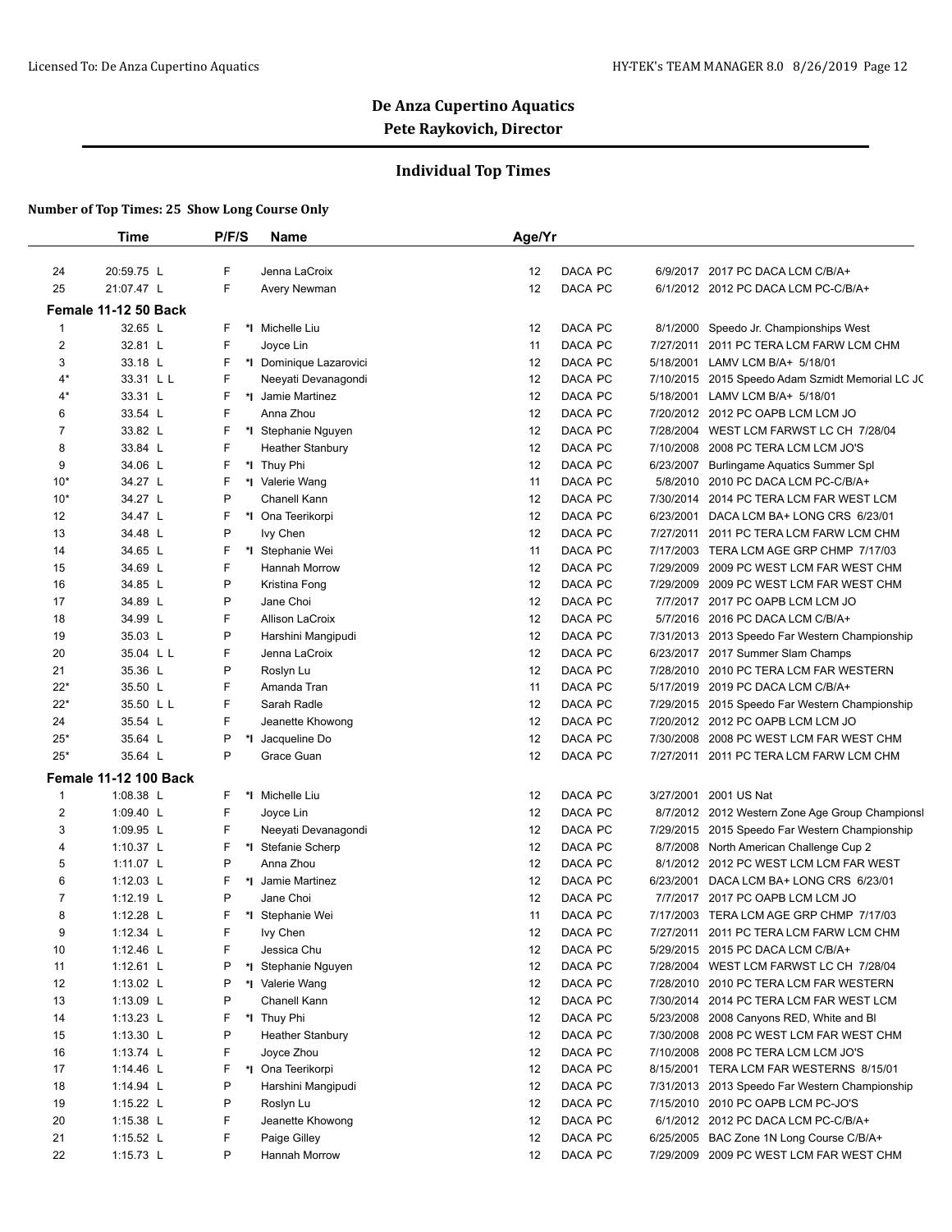# De Anza Cupertino Aquatics

## Pete Raykovich, Director

### Individual Top Times

**Number of Top Times: 25 Show Long Course Only**

| | Time | P/F/S | | Name | Age/Yr | | | |
|---|---|---|---|---|---|---|---|---|
| 24 | 20:59.75 L | F | | Jenna LaCroix | 12 | DACA PC | 6/9/2017 | 2017 PC DACA LCM C/B/A+ |
| 25 | 21:07.47 L | F | | Avery Newman | 12 | DACA PC | 6/1/2012 | 2012 PC DACA LCM PC-C/B/A+ |
| **Female 11-12 50 Back** | | | | | | | | |
| 1 | 32.65 L | F | *I | Michelle Liu | 12 | DACA PC | 8/1/2000 | Speedo Jr. Championships West |
| 2 | 32.81 L | F | | Joyce Lin | 11 | DACA PC | 7/27/2011 | 2011 PC TERA LCM FARW LCM CHM |
| 3 | 33.18 L | F | *I | Dominique Lazarovici | 12 | DACA PC | 5/18/2001 | LAMV LCM B/A+ 5/18/01 |
| 4* | 33.31 L L | F | | Neeyati Devanagondi | 12 | DACA PC | 7/10/2015 | 2015 Speedo Adam Szmidt Memorial LC JC |
| 4* | 33.31 L | F | *I | Jamie Martinez | 12 | DACA PC | 5/18/2001 | LAMV LCM B/A+ 5/18/01 |
| 6 | 33.54 L | F | | Anna Zhou | 12 | DACA PC | 7/20/2012 | 2012 PC OAPB LCM LCM JO |
| 7 | 33.82 L | F | *I | Stephanie Nguyen | 12 | DACA PC | 7/28/2004 | WEST LCM FARWST LC CH 7/28/04 |
| 8 | 33.84 L | F | | Heather Stanbury | 12 | DACA PC | 7/10/2008 | 2008 PC TERA LCM LCM JO'S |
| 9 | 34.06 L | F | *I | Thuy Phi | 12 | DACA PC | 6/23/2007 | Burlingame Aquatics Summer Spl |
| 10* | 34.27 L | F | *I | Valerie Wang | 11 | DACA PC | 5/8/2010 | 2010 PC DACA LCM PC-C/B/A+ |
| 10* | 34.27 L | P | | Chanell Kann | 12 | DACA PC | 7/30/2014 | 2014 PC TERA LCM FAR WEST LCM |
| 12 | 34.47 L | F | *I | Ona Teerikorpi | 12 | DACA PC | 6/23/2001 | DACA LCM BA+ LONG CRS 6/23/01 |
| 13 | 34.48 L | P | | Ivy Chen | 12 | DACA PC | 7/27/2011 | 2011 PC TERA LCM FARW LCM CHM |
| 14 | 34.65 L | F | *I | Stephanie Wei | 11 | DACA PC | 7/17/2003 | TERA LCM AGE GRP CHMP 7/17/03 |
| 15 | 34.69 L | F | | Hannah Morrow | 12 | DACA PC | 7/29/2009 | 2009 PC WEST LCM FAR WEST CHM |
| 16 | 34.85 L | P | | Kristina Fong | 12 | DACA PC | 7/29/2009 | 2009 PC WEST LCM FAR WEST CHM |
| 17 | 34.89 L | P | | Jane Choi | 12 | DACA PC | 7/7/2017 | 2017 PC OAPB LCM LCM JO |
| 18 | 34.99 L | F | | Allison LaCroix | 12 | DACA PC | 5/7/2016 | 2016 PC DACA LCM C/B/A+ |
| 19 | 35.03 L | P | | Harshini Mangipudi | 12 | DACA PC | 7/31/2013 | 2013 Speedo Far Western Championship |
| 20 | 35.04 L L | F | | Jenna LaCroix | 12 | DACA PC | 6/23/2017 | 2017 Summer Slam Champs |
| 21 | 35.36 L | P | | Roslyn Lu | 12 | DACA PC | 7/28/2010 | 2010 PC TERA LCM FAR WESTERN |
| 22* | 35.50 L | F | | Amanda Tran | 11 | DACA PC | 5/17/2019 | 2019 PC DACA LCM C/B/A+ |
| 22* | 35.50 L L | F | | Sarah Radle | 12 | DACA PC | 7/29/2015 | 2015 Speedo Far Western Championship |
| 24 | 35.54 L | F | | Jeanette Khowong | 12 | DACA PC | 7/20/2012 | 2012 PC OAPB LCM LCM JO |
| 25* | 35.64 L | P | *I | Jacqueline Do | 12 | DACA PC | 7/30/2008 | 2008 PC WEST LCM FAR WEST CHM |
| 25* | 35.64 L | P | | Grace Guan | 12 | DACA PC | 7/27/2011 | 2011 PC TERA LCM FARW LCM CHM |
| **Female 11-12 100 Back** | | | | | | | | |
| 1 | 1:08.38 L | F | *I | Michelle Liu | 12 | DACA PC | 3/27/2001 | 2001 US Nat |
| 2 | 1:09.40 L | F | | Joyce Lin | 12 | DACA PC | 8/7/2012 | 2012 Western Zone Age Group Championsl |
| 3 | 1:09.95 L | F | | Neeyati Devanagondi | 12 | DACA PC | 7/29/2015 | 2015 Speedo Far Western Championship |
| 4 | 1:10.37 L | F | *I | Stefanie Scherp | 12 | DACA PC | 8/7/2008 | North American Challenge Cup 2 |
| 5 | 1:11.07 L | P | | Anna Zhou | 12 | DACA PC | 8/1/2012 | 2012 PC WEST LCM LCM FAR WEST |
| 6 | 1:12.03 L | F | *I | Jamie Martinez | 12 | DACA PC | 6/23/2001 | DACA LCM BA+ LONG CRS 6/23/01 |
| 7 | 1:12.19 L | P | | Jane Choi | 12 | DACA PC | 7/7/2017 | 2017 PC OAPB LCM LCM JO |
| 8 | 1:12.28 L | F | *I | Stephanie Wei | 11 | DACA PC | 7/17/2003 | TERA LCM AGE GRP CHMP 7/17/03 |
| 9 | 1:12.34 L | F | | Ivy Chen | 12 | DACA PC | 7/27/2011 | 2011 PC TERA LCM FARW LCM CHM |
| 10 | 1:12.46 L | F | | Jessica Chu | 12 | DACA PC | 5/29/2015 | 2015 PC DACA LCM C/B/A+ |
| 11 | 1:12.61 L | P | *I | Stephanie Nguyen | 12 | DACA PC | 7/28/2004 | WEST LCM FARWST LC CH 7/28/04 |
| 12 | 1:13.02 L | P | *I | Valerie Wang | 12 | DACA PC | 7/28/2010 | 2010 PC TERA LCM FAR WESTERN |
| 13 | 1:13.09 L | P | | Chanell Kann | 12 | DACA PC | 7/30/2014 | 2014 PC TERA LCM FAR WEST LCM |
| 14 | 1:13.23 L | F | *I | Thuy Phi | 12 | DACA PC | 5/23/2008 | 2008 Canyons RED, White and Bl |
| 15 | 1:13.30 L | P | | Heather Stanbury | 12 | DACA PC | 7/30/2008 | 2008 PC WEST LCM FAR WEST CHM |
| 16 | 1:13.74 L | F | | Joyce Zhou | 12 | DACA PC | 7/10/2008 | 2008 PC TERA LCM LCM JO'S |
| 17 | 1:14.46 L | F | *I | Ona Teerikorpi | 12 | DACA PC | 8/15/2001 | TERA LCM FAR WESTERNS 8/15/01 |
| 18 | 1:14.94 L | P | | Harshini Mangipudi | 12 | DACA PC | 7/31/2013 | 2013 Speedo Far Western Championship |
| 19 | 1:15.22 L | P | | Roslyn Lu | 12 | DACA PC | 7/15/2010 | 2010 PC OAPB LCM PC-JO'S |
| 20 | 1:15.38 L | F | | Jeanette Khowong | 12 | DACA PC | 6/1/2012 | 2012 PC DACA LCM PC-C/B/A+ |
| 21 | 1:15.52 L | F | | Paige Gilley | 12 | DACA PC | 6/25/2005 | BAC Zone 1N Long Course C/B/A+ |
| 22 | 1:15.73 L | P | | Hannah Morrow | 12 | DACA PC | 7/29/2009 | 2009 PC WEST LCM FAR WEST CHM |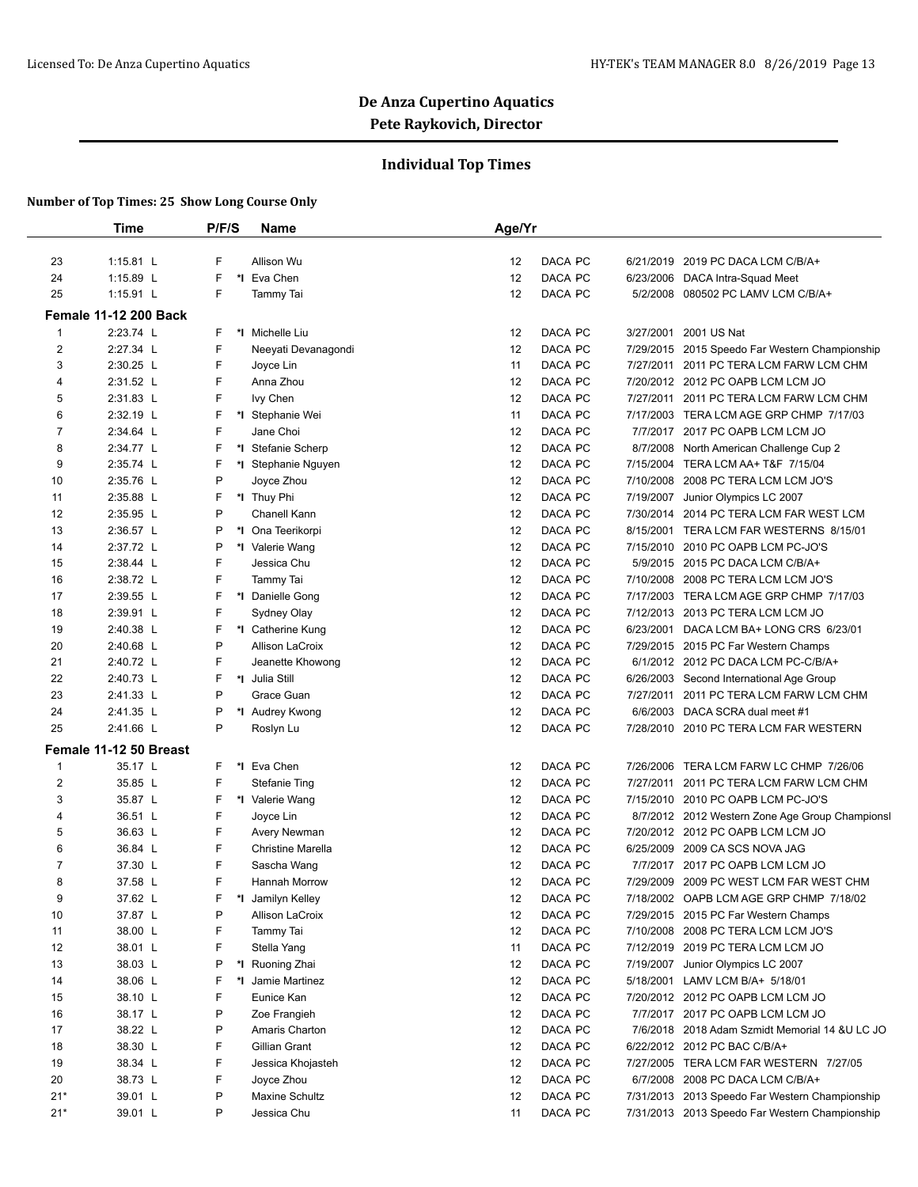# De Anza Cupertino Aquatics

**Pete Raykovich, Director**

## Individual Top Times

**Number of Top Times: 25 Show Long Course Only**

| | Time | P/F/S | | Name | Age/Yr | | | |
|---|---|---|---|---|---|---|---|---|
| 23 | 1:15.81 L | F | | Allison Wu | 12 | DACA PC | 6/21/2019 | 2019 PC DACA LCM C/B/A+ |
| 24 | 1:15.89 L | F | *I | Eva Chen | 12 | DACA PC | 6/23/2006 | DACA Intra-Squad Meet |
| 25 | 1:15.91 L | F | | Tammy Tai | 12 | DACA PC | 5/2/2008 | 080502 PC LAMV LCM C/B/A+ |
| **Female 11-12 200 Back** | | | | | | | | |
| 1 | 2:23.74 L | F | *I | Michelle Liu | 12 | DACA PC | 3/27/2001 | 2001 US Nat |
| 2 | 2:27.34 L | F | | Neeyati Devanagondi | 12 | DACA PC | 7/29/2015 | 2015 Speedo Far Western Championship |
| 3 | 2:30.25 L | F | | Joyce Lin | 11 | DACA PC | 7/27/2011 | 2011 PC TERA LCM FARW LCM CHM |
| 4 | 2:31.52 L | F | | Anna Zhou | 12 | DACA PC | 7/20/2012 | 2012 PC OAPB LCM LCM JO |
| 5 | 2:31.83 L | F | | Ivy Chen | 12 | DACA PC | 7/27/2011 | 2011 PC TERA LCM FARW LCM CHM |
| 6 | 2:32.19 L | F | *I | Stephanie Wei | 11 | DACA PC | 7/17/2003 | TERA LCM AGE GRP CHMP 7/17/03 |
| 7 | 2:34.64 L | F | | Jane Choi | 12 | DACA PC | 7/7/2017 | 2017 PC OAPB LCM LCM JO |
| 8 | 2:34.77 L | F | *I | Stefanie Scherp | 12 | DACA PC | 8/7/2008 | North American Challenge Cup 2 |
| 9 | 2:35.74 L | F | *I | Stephanie Nguyen | 12 | DACA PC | 7/15/2004 | TERA LCM AA+ T&F 7/15/04 |
| 10 | 2:35.76 L | P | | Joyce Zhou | 12 | DACA PC | 7/10/2008 | 2008 PC TERA LCM LCM JO'S |
| 11 | 2:35.88 L | F | *I | Thuy Phi | 12 | DACA PC | 7/19/2007 | Junior Olympics LC 2007 |
| 12 | 2:35.95 L | P | | Chanell Kann | 12 | DACA PC | 7/30/2014 | 2014 PC TERA LCM FAR WEST LCM |
| 13 | 2:36.57 L | P | *I | Ona Teerikorpi | 12 | DACA PC | 8/15/2001 | TERA LCM FAR WESTERNS 8/15/01 |
| 14 | 2:37.72 L | P | *I | Valerie Wang | 12 | DACA PC | 7/15/2010 | 2010 PC OAPB LCM PC-JO'S |
| 15 | 2:38.44 L | F | | Jessica Chu | 12 | DACA PC | 5/9/2015 | 2015 PC DACA LCM C/B/A+ |
| 16 | 2:38.72 L | F | | Tammy Tai | 12 | DACA PC | 7/10/2008 | 2008 PC TERA LCM LCM JO'S |
| 17 | 2:39.55 L | F | *I | Danielle Gong | 12 | DACA PC | 7/17/2003 | TERA LCM AGE GRP CHMP 7/17/03 |
| 18 | 2:39.91 L | F | | Sydney Olay | 12 | DACA PC | 7/12/2013 | 2013 PC TERA LCM LCM JO |
| 19 | 2:40.38 L | F | *I | Catherine Kung | 12 | DACA PC | 6/23/2001 | DACA LCM BA+ LONG CRS 6/23/01 |
| 20 | 2:40.68 L | P | | Allison LaCroix | 12 | DACA PC | 7/29/2015 | 2015 PC Far Western Champs |
| 21 | 2:40.72 L | F | | Jeanette Khowong | 12 | DACA PC | 6/1/2012 | 2012 PC DACA LCM PC-C/B/A+ |
| 22 | 2:40.73 L | F | *I | Julia Still | 12 | DACA PC | 6/26/2003 | Second International Age Group |
| 23 | 2:41.33 L | P | | Grace Guan | 12 | DACA PC | 7/27/2011 | 2011 PC TERA LCM FARW LCM CHM |
| 24 | 2:41.35 L | P | *I | Audrey Kwong | 12 | DACA PC | 6/6/2003 | DACA SCRA dual meet #1 |
| 25 | 2:41.66 L | P | | Roslyn Lu | 12 | DACA PC | 7/28/2010 | 2010 PC TERA LCM FAR WESTERN |
| **Female 11-12 50 Breast** | | | | | | | | |
| 1 | 35.17 L | F | *I | Eva Chen | 12 | DACA PC | 7/26/2006 | TERA LCM FARW LC CHMP 7/26/06 |
| 2 | 35.85 L | F | | Stefanie Ting | 12 | DACA PC | 7/27/2011 | 2011 PC TERA LCM FARW LCM CHM |
| 3 | 35.87 L | F | *I | Valerie Wang | 12 | DACA PC | 7/15/2010 | 2010 PC OAPB LCM PC-JO'S |
| 4 | 36.51 L | F | | Joyce Lin | 12 | DACA PC | 8/7/2012 | 2012 Western Zone Age Group Championsl |
| 5 | 36.63 L | F | | Avery Newman | 12 | DACA PC | 7/20/2012 | 2012 PC OAPB LCM LCM JO |
| 6 | 36.84 L | F | | Christine Marella | 12 | DACA PC | 6/25/2009 | 2009 CA SCS NOVA JAG |
| 7 | 37.30 L | F | | Sascha Wang | 12 | DACA PC | 7/7/2017 | 2017 PC OAPB LCM LCM JO |
| 8 | 37.58 L | F | | Hannah Morrow | 12 | DACA PC | 7/29/2009 | 2009 PC WEST LCM FAR WEST CHM |
| 9 | 37.62 L | F | *I | Jamilyn Kelley | 12 | DACA PC | 7/18/2002 | OAPB LCM AGE GRP CHMP 7/18/02 |
| 10 | 37.87 L | P | | Allison LaCroix | 12 | DACA PC | 7/29/2015 | 2015 PC Far Western Champs |
| 11 | 38.00 L | F | | Tammy Tai | 12 | DACA PC | 7/10/2008 | 2008 PC TERA LCM LCM JO'S |
| 12 | 38.01 L | F | | Stella Yang | 11 | DACA PC | 7/12/2019 | 2019 PC TERA LCM LCM JO |
| 13 | 38.03 L | P | *I | Ruoning Zhai | 12 | DACA PC | 7/19/2007 | Junior Olympics LC 2007 |
| 14 | 38.06 L | F | *I | Jamie Martinez | 12 | DACA PC | 5/18/2001 | LAMV LCM B/A+ 5/18/01 |
| 15 | 38.10 L | F | | Eunice Kan | 12 | DACA PC | 7/20/2012 | 2012 PC OAPB LCM LCM JO |
| 16 | 38.17 L | P | | Zoe Frangieh | 12 | DACA PC | 7/7/2017 | 2017 PC OAPB LCM LCM JO |
| 17 | 38.22 L | P | | Amaris Charton | 12 | DACA PC | 7/6/2018 | 2018 Adam Szmidt Memorial 14 &U LC JO |
| 18 | 38.30 L | F | | Gillian Grant | 12 | DACA PC | 6/22/2012 | 2012 PC BAC C/B/A+ |
| 19 | 38.34 L | F | | Jessica Khojasteh | 12 | DACA PC | 7/27/2005 | TERA LCM FAR WESTERN 7/27/05 |
| 20 | 38.73 L | F | | Joyce Zhou | 12 | DACA PC | 6/7/2008 | 2008 PC DACA LCM C/B/A+ |
| 21* | 39.01 L | P | | Maxine Schultz | 12 | DACA PC | 7/31/2013 | 2013 Speedo Far Western Championship |
| 21* | 39.01 L | P | | Jessica Chu | 11 | DACA PC | 7/31/2013 | 2013 Speedo Far Western Championship |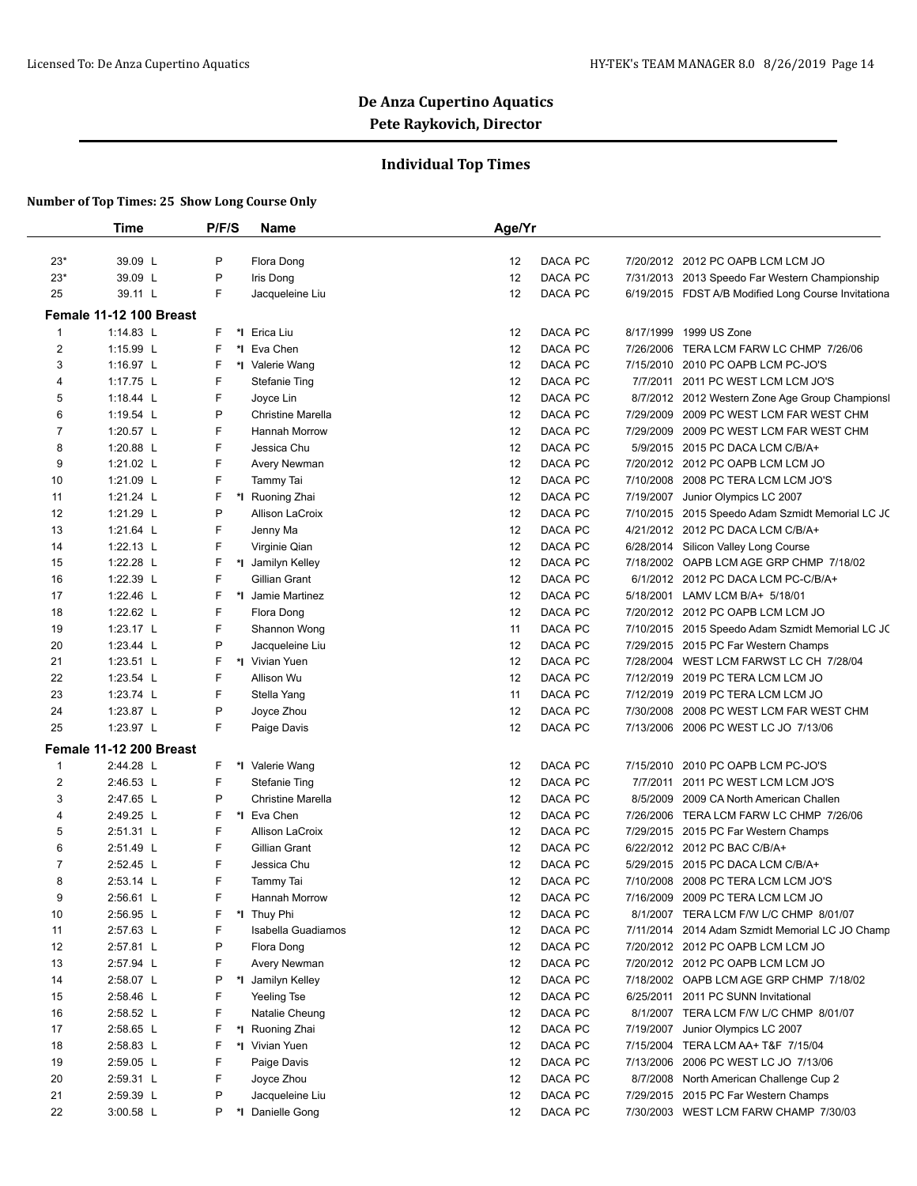## De Anza Cupertino Aquatics
## Pete Raykovich, Director

### Individual Top Times

**Number of Top Times: 25 Show Long Course Only**

| | Time | P/F/S | | Name | Age/Yr | | | |
|---|---|---|---|---|---|---|---|---|
| 23* | 39.09 L | P | | Flora Dong | 12 | DACA PC | 7/20/2012 | 2012 PC OAPB LCM LCM JO |
| 23* | 39.09 L | P | | Iris Dong | 12 | DACA PC | 7/31/2013 | 2013 Speedo Far Western Championship |
| 25 | 39.11 L | F | | Jacqueleine Liu | 12 | DACA PC | 6/19/2015 | FDST A/B Modified Long Course Invitationa |
| **Female 11-12 100 Breast** | | | | | | | | |
| 1 | 1:14.83 L | F | *I | Erica Liu | 12 | DACA PC | 8/17/1999 | 1999 US Zone |
| 2 | 1:15.99 L | F | *I | Eva Chen | 12 | DACA PC | 7/26/2006 | TERA LCM FARW LC CHMP 7/26/06 |
| 3 | 1:16.97 L | F | *I | Valerie Wang | 12 | DACA PC | 7/15/2010 | 2010 PC OAPB LCM PC-JO'S |
| 4 | 1:17.75 L | F | | Stefanie Ting | 12 | DACA PC | 7/7/2011 | 2011 PC WEST LCM LCM JO'S |
| 5 | 1:18.44 L | F | | Joyce Lin | 12 | DACA PC | 8/7/2012 | 2012 Western Zone Age Group Championsl |
| 6 | 1:19.54 L | P | | Christine Marella | 12 | DACA PC | 7/29/2009 | 2009 PC WEST LCM FAR WEST CHM |
| 7 | 1:20.57 L | F | | Hannah Morrow | 12 | DACA PC | 7/29/2009 | 2009 PC WEST LCM FAR WEST CHM |
| 8 | 1:20.88 L | F | | Jessica Chu | 12 | DACA PC | 5/9/2015 | 2015 PC DACA LCM C/B/A+ |
| 9 | 1:21.02 L | F | | Avery Newman | 12 | DACA PC | 7/20/2012 | 2012 PC OAPB LCM LCM JO |
| 10 | 1:21.09 L | F | | Tammy Tai | 12 | DACA PC | 7/10/2008 | 2008 PC TERA LCM LCM JO'S |
| 11 | 1:21.24 L | F | *I | Ruoning Zhai | 12 | DACA PC | 7/19/2007 | Junior Olympics LC 2007 |
| 12 | 1:21.29 L | P | | Allison LaCroix | 12 | DACA PC | 7/10/2015 | 2015 Speedo Adam Szmidt Memorial LC JC |
| 13 | 1:21.64 L | F | | Jenny Ma | 12 | DACA PC | 4/21/2012 | 2012 PC DACA LCM C/B/A+ |
| 14 | 1:22.13 L | F | | Virginie Qian | 12 | DACA PC | 6/28/2014 | Silicon Valley Long Course |
| 15 | 1:22.28 L | F | *I | Jamilyn Kelley | 12 | DACA PC | 7/18/2002 | OAPB LCM AGE GRP CHMP 7/18/02 |
| 16 | 1:22.39 L | F | | Gillian Grant | 12 | DACA PC | 6/1/2012 | 2012 PC DACA LCM PC-C/B/A+ |
| 17 | 1:22.46 L | F | *I | Jamie Martinez | 12 | DACA PC | 5/18/2001 | LAMV LCM B/A+ 5/18/01 |
| 18 | 1:22.62 L | F | | Flora Dong | 12 | DACA PC | 7/20/2012 | 2012 PC OAPB LCM LCM JO |
| 19 | 1:23.17 L | F | | Shannon Wong | 11 | DACA PC | 7/10/2015 | 2015 Speedo Adam Szmidt Memorial LC JC |
| 20 | 1:23.44 L | P | | Jacqueleine Liu | 12 | DACA PC | 7/29/2015 | 2015 PC Far Western Champs |
| 21 | 1:23.51 L | F | *I | Vivian Yuen | 12 | DACA PC | 7/28/2004 | WEST LCM FARWST LC CH 7/28/04 |
| 22 | 1:23.54 L | F | | Allison Wu | 12 | DACA PC | 7/12/2019 | 2019 PC TERA LCM LCM JO |
| 23 | 1:23.74 L | F | | Stella Yang | 11 | DACA PC | 7/12/2019 | 2019 PC TERA LCM LCM JO |
| 24 | 1:23.87 L | P | | Joyce Zhou | 12 | DACA PC | 7/30/2008 | 2008 PC WEST LCM FAR WEST CHM |
| 25 | 1:23.97 L | F | | Paige Davis | 12 | DACA PC | 7/13/2006 | 2006 PC WEST LC JO 7/13/06 |
| **Female 11-12 200 Breast** | | | | | | | | |
| 1 | 2:44.28 L | F | *I | Valerie Wang | 12 | DACA PC | 7/15/2010 | 2010 PC OAPB LCM PC-JO'S |
| 2 | 2:46.53 L | F | | Stefanie Ting | 12 | DACA PC | 7/7/2011 | 2011 PC WEST LCM LCM JO'S |
| 3 | 2:47.65 L | P | | Christine Marella | 12 | DACA PC | 8/5/2009 | 2009 CA North American Challen |
| 4 | 2:49.25 L | F | *I | Eva Chen | 12 | DACA PC | 7/26/2006 | TERA LCM FARW LC CHMP 7/26/06 |
| 5 | 2:51.31 L | F | | Allison LaCroix | 12 | DACA PC | 7/29/2015 | 2015 PC Far Western Champs |
| 6 | 2:51.49 L | F | | Gillian Grant | 12 | DACA PC | 6/22/2012 | 2012 PC BAC C/B/A+ |
| 7 | 2:52.45 L | F | | Jessica Chu | 12 | DACA PC | 5/29/2015 | 2015 PC DACA LCM C/B/A+ |
| 8 | 2:53.14 L | F | | Tammy Tai | 12 | DACA PC | 7/10/2008 | 2008 PC TERA LCM LCM JO'S |
| 9 | 2:56.61 L | F | | Hannah Morrow | 12 | DACA PC | 7/16/2009 | 2009 PC TERA LCM LCM JO |
| 10 | 2:56.95 L | F | *I | Thuy Phi | 12 | DACA PC | 8/1/2007 | TERA LCM F/W L/C CHMP 8/01/07 |
| 11 | 2:57.63 L | F | | Isabella Guadiamos | 12 | DACA PC | 7/11/2014 | 2014 Adam Szmidt Memorial LC JO Champ |
| 12 | 2:57.81 L | P | | Flora Dong | 12 | DACA PC | 7/20/2012 | 2012 PC OAPB LCM LCM JO |
| 13 | 2:57.94 L | F | | Avery Newman | 12 | DACA PC | 7/20/2012 | 2012 PC OAPB LCM LCM JO |
| 14 | 2:58.07 L | P | *I | Jamilyn Kelley | 12 | DACA PC | 7/18/2002 | OAPB LCM AGE GRP CHMP 7/18/02 |
| 15 | 2:58.46 L | F | | Yeeling Tse | 12 | DACA PC | 6/25/2011 | 2011 PC SUNN Invitational |
| 16 | 2:58.52 L | F | | Natalie Cheung | 12 | DACA PC | 8/1/2007 | TERA LCM F/W L/C CHMP 8/01/07 |
| 17 | 2:58.65 L | F | *I | Ruoning Zhai | 12 | DACA PC | 7/19/2007 | Junior Olympics LC 2007 |
| 18 | 2:58.83 L | F | *I | Vivian Yuen | 12 | DACA PC | 7/15/2004 | TERA LCM AA+ T&F 7/15/04 |
| 19 | 2:59.05 L | F | | Paige Davis | 12 | DACA PC | 7/13/2006 | 2006 PC WEST LC JO 7/13/06 |
| 20 | 2:59.31 L | F | | Joyce Zhou | 12 | DACA PC | 8/7/2008 | North American Challenge Cup 2 |
| 21 | 2:59.39 L | P | | Jacqueleine Liu | 12 | DACA PC | 7/29/2015 | 2015 PC Far Western Champs |
| 22 | 3:00.58 L | P | *I | Danielle Gong | 12 | DACA PC | 7/30/2003 | WEST LCM FARW CHAMP 7/30/03 |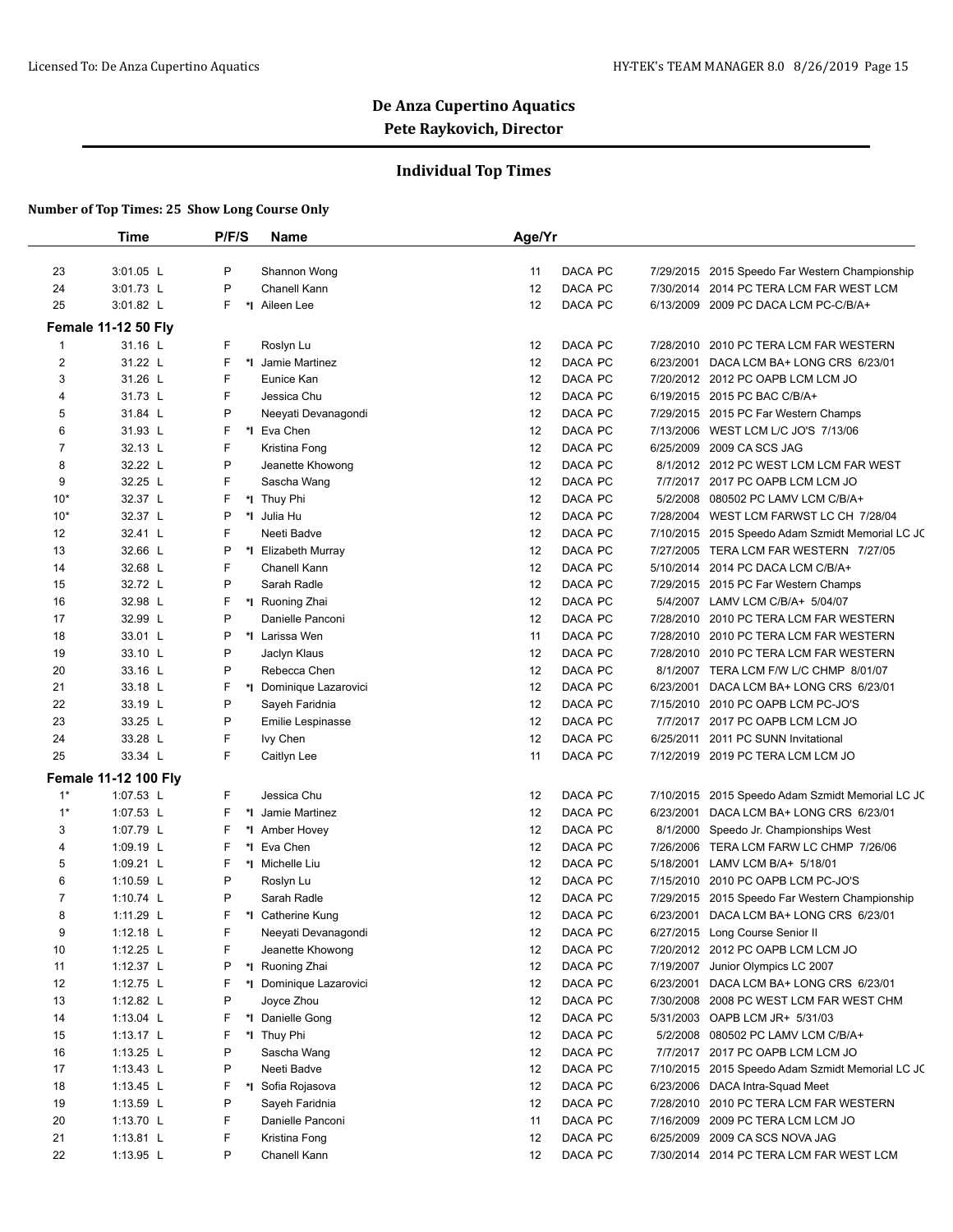# De Anza Cupertino Aquatics

## Pete Raykovich, Director

### Individual Top Times

**Number of Top Times: 25 Show Long Course Only**

| | Time | P/F/S | | Name | Age/Yr | | | |
|---|---|---|---|---|---|---|---|---|
| 23 | 3:01.05 L | P | | Shannon Wong | 11 | DACA PC | 7/29/2015 | 2015 Speedo Far Western Championship |
| 24 | 3:01.73 L | P | | Chanell Kann | 12 | DACA PC | 7/30/2014 | 2014 PC TERA LCM FAR WEST LCM |
| 25 | 3:01.82 L | F | *I | Aileen Lee | 12 | DACA PC | 6/13/2009 | 2009 PC DACA LCM PC-C/B/A+ |
| **Female 11-12 50 Fly** | | | | | | | | |
| 1 | 31.16 L | F | | Roslyn Lu | 12 | DACA PC | 7/28/2010 | 2010 PC TERA LCM FAR WESTERN |
| 2 | 31.22 L | F | *I | Jamie Martinez | 12 | DACA PC | 6/23/2001 | DACA LCM BA+ LONG CRS 6/23/01 |
| 3 | 31.26 L | F | | Eunice Kan | 12 | DACA PC | 7/20/2012 | 2012 PC OAPB LCM LCM JO |
| 4 | 31.73 L | F | | Jessica Chu | 12 | DACA PC | 6/19/2015 | 2015 PC BAC C/B/A+ |
| 5 | 31.84 L | P | | Neeyati Devanagondi | 12 | DACA PC | 7/29/2015 | 2015 PC Far Western Champs |
| 6 | 31.93 L | F | *I | Eva Chen | 12 | DACA PC | 7/13/2006 | WEST LCM L/C JO'S 7/13/06 |
| 7 | 32.13 L | F | | Kristina Fong | 12 | DACA PC | 6/25/2009 | 2009 CA SCS JAG |
| 8 | 32.22 L | P | | Jeanette Khowong | 12 | DACA PC | 8/1/2012 | 2012 PC WEST LCM LCM FAR WEST |
| 9 | 32.25 L | F | | Sascha Wang | 12 | DACA PC | 7/7/2017 | 2017 PC OAPB LCM LCM JO |
| 10* | 32.37 L | F | *I | Thuy Phi | 12 | DACA PC | 5/2/2008 | 080502 PC LAMV LCM C/B/A+ |
| 10* | 32.37 L | P | *I | Julia Hu | 12 | DACA PC | 7/28/2004 | WEST LCM FARWST LC CH 7/28/04 |
| 12 | 32.41 L | F | | Neeti Badve | 12 | DACA PC | 7/10/2015 | 2015 Speedo Adam Szmidt Memorial LC JC |
| 13 | 32.66 L | P | *I | Elizabeth Murray | 12 | DACA PC | 7/27/2005 | TERA LCM FAR WESTERN 7/27/05 |
| 14 | 32.68 L | F | | Chanell Kann | 12 | DACA PC | 5/10/2014 | 2014 PC DACA LCM C/B/A+ |
| 15 | 32.72 L | P | | Sarah Radle | 12 | DACA PC | 7/29/2015 | 2015 PC Far Western Champs |
| 16 | 32.98 L | F | *I | Ruoning Zhai | 12 | DACA PC | 5/4/2007 | LAMV LCM C/B/A+ 5/04/07 |
| 17 | 32.99 L | P | | Danielle Panconi | 12 | DACA PC | 7/28/2010 | 2010 PC TERA LCM FAR WESTERN |
| 18 | 33.01 L | P | *I | Larissa Wen | 11 | DACA PC | 7/28/2010 | 2010 PC TERA LCM FAR WESTERN |
| 19 | 33.10 L | P | | Jaclyn Klaus | 12 | DACA PC | 7/28/2010 | 2010 PC TERA LCM FAR WESTERN |
| 20 | 33.16 L | P | | Rebecca Chen | 12 | DACA PC | 8/1/2007 | TERA LCM F/W L/C CHMP 8/01/07 |
| 21 | 33.18 L | F | *I | Dominique Lazarovici | 12 | DACA PC | 6/23/2001 | DACA LCM BA+ LONG CRS 6/23/01 |
| 22 | 33.19 L | P | | Sayeh Faridnia | 12 | DACA PC | 7/15/2010 | 2010 PC OAPB LCM PC-JO'S |
| 23 | 33.25 L | P | | Emilie Lespinasse | 12 | DACA PC | 7/7/2017 | 2017 PC OAPB LCM LCM JO |
| 24 | 33.28 L | F | | Ivy Chen | 12 | DACA PC | 6/25/2011 | 2011 PC SUNN Invitational |
| 25 | 33.34 L | F | | Caitlyn Lee | 11 | DACA PC | 7/12/2019 | 2019 PC TERA LCM LCM JO |
| **Female 11-12 100 Fly** | | | | | | | | |
| 1* | 1:07.53 L | F | | Jessica Chu | 12 | DACA PC | 7/10/2015 | 2015 Speedo Adam Szmidt Memorial LC JC |
| 1* | 1:07.53 L | F | *I | Jamie Martinez | 12 | DACA PC | 6/23/2001 | DACA LCM BA+ LONG CRS 6/23/01 |
| 3 | 1:07.79 L | F | *I | Amber Hovey | 12 | DACA PC | 8/1/2000 | Speedo Jr. Championships West |
| 4 | 1:09.19 L | F | *I | Eva Chen | 12 | DACA PC | 7/26/2006 | TERA LCM FARW LC CHMP 7/26/06 |
| 5 | 1:09.21 L | F | *I | Michelle Liu | 12 | DACA PC | 5/18/2001 | LAMV LCM B/A+ 5/18/01 |
| 6 | 1:10.59 L | P | | Roslyn Lu | 12 | DACA PC | 7/15/2010 | 2010 PC OAPB LCM PC-JO'S |
| 7 | 1:10.74 L | P | | Sarah Radle | 12 | DACA PC | 7/29/2015 | 2015 Speedo Far Western Championship |
| 8 | 1:11.29 L | F | *I | Catherine Kung | 12 | DACA PC | 6/23/2001 | DACA LCM BA+ LONG CRS 6/23/01 |
| 9 | 1:12.18 L | F | | Neeyati Devanagondi | 12 | DACA PC | 6/27/2015 | Long Course Senior II |
| 10 | 1:12.25 L | F | | Jeanette Khowong | 12 | DACA PC | 7/20/2012 | 2012 PC OAPB LCM LCM JO |
| 11 | 1:12.37 L | P | *I | Ruoning Zhai | 12 | DACA PC | 7/19/2007 | Junior Olympics LC 2007 |
| 12 | 1:12.75 L | F | *I | Dominique Lazarovici | 12 | DACA PC | 6/23/2001 | DACA LCM BA+ LONG CRS 6/23/01 |
| 13 | 1:12.82 L | P | | Joyce Zhou | 12 | DACA PC | 7/30/2008 | 2008 PC WEST LCM FAR WEST CHM |
| 14 | 1:13.04 L | F | *I | Danielle Gong | 12 | DACA PC | 5/31/2003 | OAPB LCM JR+ 5/31/03 |
| 15 | 1:13.17 L | F | *I | Thuy Phi | 12 | DACA PC | 5/2/2008 | 080502 PC LAMV LCM C/B/A+ |
| 16 | 1:13.25 L | P | | Sascha Wang | 12 | DACA PC | 7/7/2017 | 2017 PC OAPB LCM LCM JO |
| 17 | 1:13.43 L | P | | Neeti Badve | 12 | DACA PC | 7/10/2015 | 2015 Speedo Adam Szmidt Memorial LC JC |
| 18 | 1:13.45 L | F | *I | Sofia Rojasova | 12 | DACA PC | 6/23/2006 | DACA Intra-Squad Meet |
| 19 | 1:13.59 L | P | | Sayeh Faridnia | 12 | DACA PC | 7/28/2010 | 2010 PC TERA LCM FAR WESTERN |
| 20 | 1:13.70 L | F | | Danielle Panconi | 11 | DACA PC | 7/16/2009 | 2009 PC TERA LCM LCM JO |
| 21 | 1:13.81 L | F | | Kristina Fong | 12 | DACA PC | 6/25/2009 | 2009 CA SCS NOVA JAG |
| 22 | 1:13.95 L | P | | Chanell Kann | 12 | DACA PC | 7/30/2014 | 2014 PC TERA LCM FAR WEST LCM |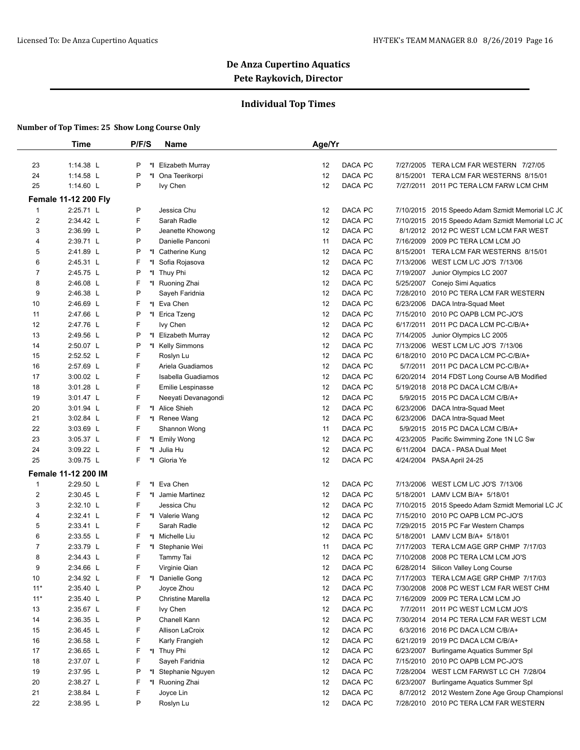## De Anza Cupertino Aquatics

## Pete Raykovich, Director

### Individual Top Times

**Number of Top Times: 25 Show Long Course Only**

| | Time | P/F/S | | Name | Age/Yr | | | | |
|---|---|---|---|---|---|---|---|---|---|
| 23 | 1:14.38 L | P | *I | Elizabeth Murray | 12 | DACA | PC | 7/27/2005 | TERA LCM FAR WESTERN 7/27/05 |
| 24 | 1:14.58 L | P | *I | Ona Teerikorpi | 12 | DACA | PC | 8/15/2001 | TERA LCM FAR WESTERNS 8/15/01 |
| 25 | 1:14.60 L | P | | Ivy Chen | 12 | DACA | PC | 7/27/2011 | 2011 PC TERA LCM FARW LCM CHM |
| **Female 11-12 200 Fly** | | | | | | | | | |
| 1 | 2:25.71 L | P | | Jessica Chu | 12 | DACA | PC | 7/10/2015 | 2015 Speedo Adam Szmidt Memorial LC JC |
| 2 | 2:34.42 L | F | | Sarah Radle | 12 | DACA | PC | 7/10/2015 | 2015 Speedo Adam Szmidt Memorial LC JC |
| 3 | 2:36.99 L | P | | Jeanette Khowong | 12 | DACA | PC | 8/1/2012 | 2012 PC WEST LCM LCM FAR WEST |
| 4 | 2:39.71 L | P | | Danielle Panconi | 11 | DACA | PC | 7/16/2009 | 2009 PC TERA LCM LCM JO |
| 5 | 2:41.89 L | P | *I | Catherine Kung | 12 | DACA | PC | 8/15/2001 | TERA LCM FAR WESTERNS 8/15/01 |
| 6 | 2:45.31 L | F | *I | Sofia Rojasova | 12 | DACA | PC | 7/13/2006 | WEST LCM L/C JO'S 7/13/06 |
| 7 | 2:45.75 L | P | *I | Thuy Phi | 12 | DACA | PC | 7/19/2007 | Junior Olympics LC 2007 |
| 8 | 2:46.08 L | F | *I | Ruoning Zhai | 12 | DACA | PC | 5/25/2007 | Conejo Simi Aquatics |
| 9 | 2:46.38 L | P | | Sayeh Faridnia | 12 | DACA | PC | 7/28/2010 | 2010 PC TERA LCM FAR WESTERN |
| 10 | 2:46.69 L | F | *I | Eva Chen | 12 | DACA | PC | 6/23/2006 | DACA Intra-Squad Meet |
| 11 | 2:47.66 L | P | *I | Erica Tzeng | 12 | DACA | PC | 7/15/2010 | 2010 PC OAPB LCM PC-JO'S |
| 12 | 2:47.76 L | F | | Ivy Chen | 12 | DACA | PC | 6/17/2011 | 2011 PC DACA LCM PC-C/B/A+ |
| 13 | 2:49.56 L | P | *I | Elizabeth Murray | 12 | DACA | PC | 7/14/2005 | Junior Olympics LC 2005 |
| 14 | 2:50.07 L | P | *I | Kelly Simmons | 12 | DACA | PC | 7/13/2006 | WEST LCM L/C JO'S 7/13/06 |
| 15 | 2:52.52 L | F | | Roslyn Lu | 12 | DACA | PC | 6/18/2010 | 2010 PC DACA LCM PC-C/B/A+ |
| 16 | 2:57.69 L | F | | Ariela Guadiamos | 12 | DACA | PC | 5/7/2011 | 2011 PC DACA LCM PC-C/B/A+ |
| 17 | 3:00.02 L | F | | Isabella Guadiamos | 12 | DACA | PC | 6/20/2014 | 2014 FDST Long Course A/B Modified |
| 18 | 3:01.28 L | F | | Emilie Lespinasse | 12 | DACA | PC | 5/19/2018 | 2018 PC DACA LCM C/B/A+ |
| 19 | 3:01.47 L | F | | Neeyati Devanagondi | 12 | DACA | PC | 5/9/2015 | 2015 PC DACA LCM C/B/A+ |
| 20 | 3:01.94 L | F | *I | Alice Shieh | 12 | DACA | PC | 6/23/2006 | DACA Intra-Squad Meet |
| 21 | 3:02.84 L | F | *I | Renee Wang | 12 | DACA | PC | 6/23/2006 | DACA Intra-Squad Meet |
| 22 | 3:03.69 L | F | | Shannon Wong | 11 | DACA | PC | 5/9/2015 | 2015 PC DACA LCM C/B/A+ |
| 23 | 3:05.37 L | F | *I | Emily Wong | 12 | DACA | PC | 4/23/2005 | Pacific Swimming Zone 1N LC Sw |
| 24 | 3:09.22 L | F | *I | Julia Hu | 12 | DACA | PC | 6/11/2004 | DACA - PASA Dual Meet |
| 25 | 3:09.75 L | F | *I | Gloria Ye | 12 | DACA | PC | 4/24/2004 | PASA April 24-25 |
| **Female 11-12 200 IM** | | | | | | | | | |
| 1 | 2:29.50 L | F | *I | Eva Chen | 12 | DACA | PC | 7/13/2006 | WEST LCM L/C JO'S 7/13/06 |
| 2 | 2:30.45 L | F | *I | Jamie Martinez | 12 | DACA | PC | 5/18/2001 | LAMV LCM B/A+ 5/18/01 |
| 3 | 2:32.10 L | F | | Jessica Chu | 12 | DACA | PC | 7/10/2015 | 2015 Speedo Adam Szmidt Memorial LC JC |
| 4 | 2:32.41 L | F | *I | Valerie Wang | 12 | DACA | PC | 7/15/2010 | 2010 PC OAPB LCM PC-JO'S |
| 5 | 2:33.41 L | F | | Sarah Radle | 12 | DACA | PC | 7/29/2015 | 2015 PC Far Western Champs |
| 6 | 2:33.55 L | F | *I | Michelle Liu | 12 | DACA | PC | 5/18/2001 | LAMV LCM B/A+ 5/18/01 |
| 7 | 2:33.79 L | F | *I | Stephanie Wei | 11 | DACA | PC | 7/17/2003 | TERA LCM AGE GRP CHMP 7/17/03 |
| 8 | 2:34.43 L | F | | Tammy Tai | 12 | DACA | PC | 7/10/2008 | 2008 PC TERA LCM LCM JO'S |
| 9 | 2:34.66 L | F | | Virginie Qian | 12 | DACA | PC | 6/28/2014 | Silicon Valley Long Course |
| 10 | 2:34.92 L | F | *I | Danielle Gong | 12 | DACA | PC | 7/17/2003 | TERA LCM AGE GRP CHMP 7/17/03 |
| 11* | 2:35.40 L | P | | Joyce Zhou | 12 | DACA | PC | 7/30/2008 | 2008 PC WEST LCM FAR WEST CHM |
| 11* | 2:35.40 L | P | | Christine Marella | 12 | DACA | PC | 7/16/2009 | 2009 PC TERA LCM LCM JO |
| 13 | 2:35.67 L | F | | Ivy Chen | 12 | DACA | PC | 7/7/2011 | 2011 PC WEST LCM LCM JO'S |
| 14 | 2:36.35 L | P | | Chanell Kann | 12 | DACA | PC | 7/30/2014 | 2014 PC TERA LCM FAR WEST LCM |
| 15 | 2:36.45 L | F | | Allison LaCroix | 12 | DACA | PC | 6/3/2016 | 2016 PC DACA LCM C/B/A+ |
| 16 | 2:36.58 L | F | | Karly Frangieh | 12 | DACA | PC | 6/21/2019 | 2019 PC DACA LCM C/B/A+ |
| 17 | 2:36.65 L | F | *I | Thuy Phi | 12 | DACA | PC | 6/23/2007 | Burlingame Aquatics Summer Spl |
| 18 | 2:37.07 L | F | | Sayeh Faridnia | 12 | DACA | PC | 7/15/2010 | 2010 PC OAPB LCM PC-JO'S |
| 19 | 2:37.95 L | P | *I | Stephanie Nguyen | 12 | DACA | PC | 7/28/2004 | WEST LCM FARWST LC CH 7/28/04 |
| 20 | 2:38.27 L | F | *I | Ruoning Zhai | 12 | DACA | PC | 6/23/2007 | Burlingame Aquatics Summer Spl |
| 21 | 2:38.84 L | F | | Joyce Lin | 12 | DACA | PC | 8/7/2012 | 2012 Western Zone Age Group Championsl |
| 22 | 2:38.95 L | P | | Roslyn Lu | 12 | DACA | PC | 7/28/2010 | 2010 PC TERA LCM FAR WESTERN |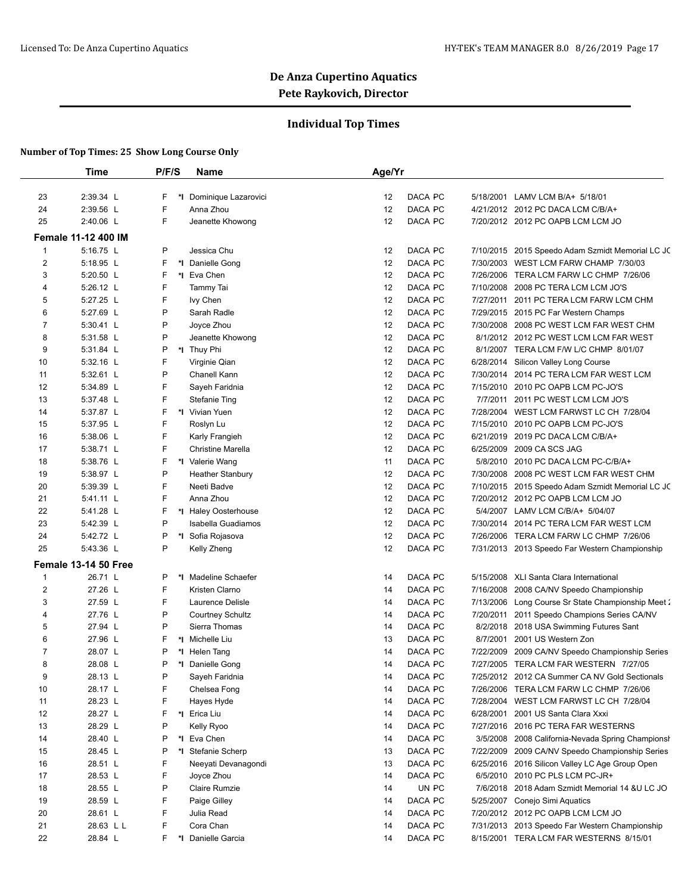## De Anza Cupertino Aquatics
## Pete Raykovich, Director

### Individual Top Times

**Number of Top Times: 25 Show Long Course Only**

| | Time | P/F/S | | Name | Age/Yr | | | | |
|---|---|---|---|---|---|---|---|---|---|
| 23 | 2:39.34 L | F | *I | Dominique Lazarovici | 12 | DACA | PC | 5/18/2001 | LAMV LCM B/A+ 5/18/01 |
| 24 | 2:39.56 L | F | | Anna Zhou | 12 | DACA | PC | 4/21/2012 | 2012 PC DACA LCM C/B/A+ |
| 25 | 2:40.06 L | F | | Jeanette Khowong | 12 | DACA | PC | 7/20/2012 | 2012 PC OAPB LCM LCM JO |
| **Female 11-12 400 IM** | | | | | | | | | |
| 1 | 5:16.75 L | P | | Jessica Chu | 12 | DACA | PC | 7/10/2015 | 2015 Speedo Adam Szmidt Memorial LC JC |
| 2 | 5:18.95 L | F | *I | Danielle Gong | 12 | DACA | PC | 7/30/2003 | WEST LCM FARW CHAMP 7/30/03 |
| 3 | 5:20.50 L | F | *I | Eva Chen | 12 | DACA | PC | 7/26/2006 | TERA LCM FARW LC CHMP 7/26/06 |
| 4 | 5:26.12 L | F | | Tammy Tai | 12 | DACA | PC | 7/10/2008 | 2008 PC TERA LCM LCM JO'S |
| 5 | 5:27.25 L | F | | Ivy Chen | 12 | DACA | PC | 7/27/2011 | 2011 PC TERA LCM FARW LCM CHM |
| 6 | 5:27.69 L | P | | Sarah Radle | 12 | DACA | PC | 7/29/2015 | 2015 PC Far Western Champs |
| 7 | 5:30.41 L | P | | Joyce Zhou | 12 | DACA | PC | 7/30/2008 | 2008 PC WEST LCM FAR WEST CHM |
| 8 | 5:31.58 L | P | | Jeanette Khowong | 12 | DACA | PC | 8/1/2012 | 2012 PC WEST LCM LCM FAR WEST |
| 9 | 5:31.84 L | P | *I | Thuy Phi | 12 | DACA | PC | 8/1/2007 | TERA LCM F/W L/C CHMP 8/01/07 |
| 10 | 5:32.16 L | F | | Virginie Qian | 12 | DACA | PC | 6/28/2014 | Silicon Valley Long Course |
| 11 | 5:32.61 L | P | | Chanell Kann | 12 | DACA | PC | 7/30/2014 | 2014 PC TERA LCM FAR WEST LCM |
| 12 | 5:34.89 L | F | | Sayeh Faridnia | 12 | DACA | PC | 7/15/2010 | 2010 PC OAPB LCM PC-JO'S |
| 13 | 5:37.48 L | F | | Stefanie Ting | 12 | DACA | PC | 7/7/2011 | 2011 PC WEST LCM LCM JO'S |
| 14 | 5:37.87 L | F | *I | Vivian Yuen | 12 | DACA | PC | 7/28/2004 | WEST LCM FARWST LC CH 7/28/04 |
| 15 | 5:37.95 L | F | | Roslyn Lu | 12 | DACA | PC | 7/15/2010 | 2010 PC OAPB LCM PC-JO'S |
| 16 | 5:38.06 L | F | | Karly Frangieh | 12 | DACA | PC | 6/21/2019 | 2019 PC DACA LCM C/B/A+ |
| 17 | 5:38.71 L | F | | Christine Marella | 12 | DACA | PC | 6/25/2009 | 2009 CA SCS JAG |
| 18 | 5:38.76 L | F | *I | Valerie Wang | 11 | DACA | PC | 5/8/2010 | 2010 PC DACA LCM PC-C/B/A+ |
| 19 | 5:38.97 L | P | | Heather Stanbury | 12 | DACA | PC | 7/30/2008 | 2008 PC WEST LCM FAR WEST CHM |
| 20 | 5:39.39 L | F | | Neeti Badve | 12 | DACA | PC | 7/10/2015 | 2015 Speedo Adam Szmidt Memorial LC JC |
| 21 | 5:41.11 L | F | | Anna Zhou | 12 | DACA | PC | 7/20/2012 | 2012 PC OAPB LCM LCM JO |
| 22 | 5:41.28 L | F | *I | Haley Oosterhouse | 12 | DACA | PC | 5/4/2007 | LAMV LCM C/B/A+ 5/04/07 |
| 23 | 5:42.39 L | P | | Isabella Guadiamos | 12 | DACA | PC | 7/30/2014 | 2014 PC TERA LCM FAR WEST LCM |
| 24 | 5:42.72 L | P | *I | Sofia Rojasova | 12 | DACA | PC | 7/26/2006 | TERA LCM FARW LC CHMP 7/26/06 |
| 25 | 5:43.36 L | P | | Kelly Zheng | 12 | DACA | PC | 7/31/2013 | 2013 Speedo Far Western Championship |
| **Female 13-14 50 Free** | | | | | | | | | |
| 1 | 26.71 L | P | *I | Madeline Schaefer | 14 | DACA | PC | 5/15/2008 | XLI Santa Clara International |
| 2 | 27.26 L | F | | Kristen Clarno | 14 | DACA | PC | 7/16/2008 | 2008 CA/NV Speedo Championship |
| 3 | 27.59 L | F | | Laurence Delisle | 14 | DACA | PC | 7/13/2006 | Long Course Sr State Championship Meet 2 |
| 4 | 27.76 L | P | | Courtney Schultz | 14 | DACA | PC | 7/20/2011 | 2011 Speedo Champions Series CA/NV |
| 5 | 27.94 L | P | | Sierra Thomas | 14 | DACA | PC | 8/2/2018 | 2018 USA Swimming Futures Sant |
| 6 | 27.96 L | F | *I | Michelle Liu | 13 | DACA | PC | 8/7/2001 | 2001 US Western Zon |
| 7 | 28.07 L | P | *I | Helen Tang | 14 | DACA | PC | 7/22/2009 | 2009 CA/NV Speedo Championship Series |
| 8 | 28.08 L | P | *I | Danielle Gong | 14 | DACA | PC | 7/27/2005 | TERA LCM FAR WESTERN 7/27/05 |
| 9 | 28.13 L | P | | Sayeh Faridnia | 14 | DACA | PC | 7/25/2012 | 2012 CA Summer CA NV Gold Sectionals |
| 10 | 28.17 L | F | | Chelsea Fong | 14 | DACA | PC | 7/26/2006 | TERA LCM FARW LC CHMP 7/26/06 |
| 11 | 28.23 L | F | | Hayes Hyde | 14 | DACA | PC | 7/28/2004 | WEST LCM FARWST LC CH 7/28/04 |
| 12 | 28.27 L | F | *I | Erica Liu | 14 | DACA | PC | 6/28/2001 | 2001 US Santa Clara Xxxi |
| 13 | 28.29 L | P | | Kelly Ryoo | 14 | DACA | PC | 7/27/2016 | 2016 PC TERA FAR WESTERNS |
| 14 | 28.40 L | P | *I | Eva Chen | 14 | DACA | PC | 3/5/2008 | 2008 California-Nevada Spring Championsh |
| 15 | 28.45 L | P | *I | Stefanie Scherp | 13 | DACA | PC | 7/22/2009 | 2009 CA/NV Speedo Championship Series |
| 16 | 28.51 L | F | | Neeyati Devanagondi | 13 | DACA | PC | 6/25/2016 | 2016 Silicon Valley LC Age Group Open |
| 17 | 28.53 L | F | | Joyce Zhou | 14 | DACA | PC | 6/5/2010 | 2010 PC PLS LCM PC-JR+ |
| 18 | 28.55 L | P | | Claire Rumzie | 14 | UN | PC | 7/6/2018 | 2018 Adam Szmidt Memorial 14 &U LC JO |
| 19 | 28.59 L | F | | Paige Gilley | 14 | DACA | PC | 5/25/2007 | Conejo Simi Aquatics |
| 20 | 28.61 L | F | | Julia Read | 14 | DACA | PC | 7/20/2012 | 2012 PC OAPB LCM LCM JO |
| 21 | 28.63 L L | F | | Cora Chan | 14 | DACA | PC | 7/31/2013 | 2013 Speedo Far Western Championship |
| 22 | 28.84 L | F | *I | Danielle Garcia | 14 | DACA | PC | 8/15/2001 | TERA LCM FAR WESTERNS 8/15/01 |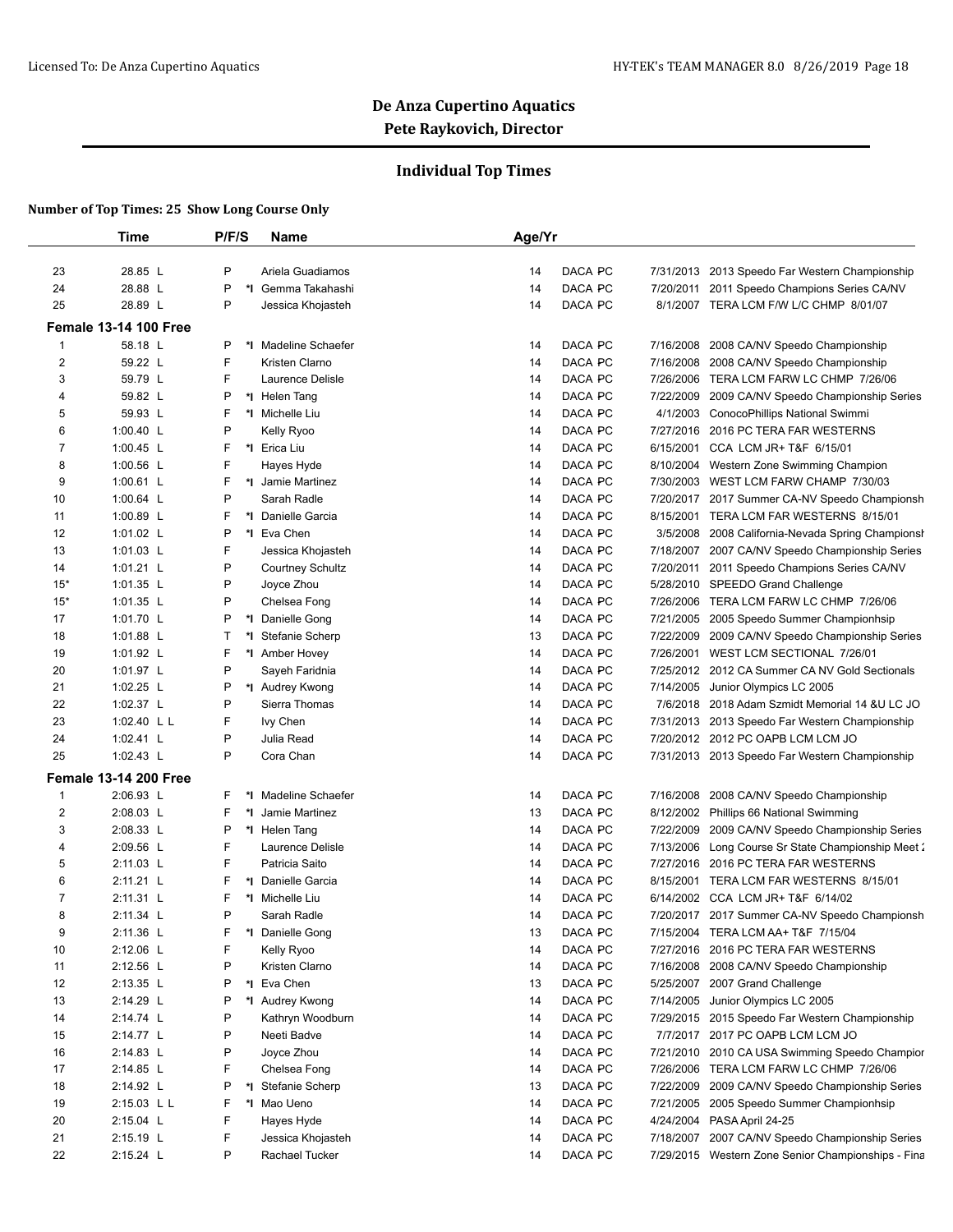## De Anza Cupertino Aquatics

**Pete Raykovich, Director**

### Individual Top Times

**Number of Top Times: 25 Show Long Course Only**

| | Time | P/F/S | | Name | Age/Yr | | | |
|---|---|---|---|---|---|---|---|---|
| 23 | 28.85 L | P | | Ariela Guadiamos | 14 | DACA PC | 7/31/2013 | 2013 Speedo Far Western Championship |
| 24 | 28.88 L | P | *I | Gemma Takahashi | 14 | DACA PC | 7/20/2011 | 2011 Speedo Champions Series CA/NV |
| 25 | 28.89 L | P | | Jessica Khojasteh | 14 | DACA PC | 8/1/2007 | TERA LCM F/W L/C CHMP 8/01/07 |

**Female 13-14 100 Free**

| | Time | P/F/S | | Name | Age/Yr | | | |
|---|---|---|---|---|---|---|---|---|
| 1 | 58.18 L | P | *I | Madeline Schaefer | 14 | DACA PC | 7/16/2008 | 2008 CA/NV Speedo Championship |
| 2 | 59.22 L | F | | Kristen Clarno | 14 | DACA PC | 7/16/2008 | 2008 CA/NV Speedo Championship |
| 3 | 59.79 L | F | | Laurence Delisle | 14 | DACA PC | 7/26/2006 | TERA LCM FARW LC CHMP 7/26/06 |
| 4 | 59.82 L | P | *I | Helen Tang | 14 | DACA PC | 7/22/2009 | 2009 CA/NV Speedo Championship Series |
| 5 | 59.93 L | F | *I | Michelle Liu | 14 | DACA PC | 4/1/2003 | ConocoPhillips National Swimmi |
| 6 | 1:00.40 L | P | | Kelly Ryoo | 14 | DACA PC | 7/27/2016 | 2016 PC TERA FAR WESTERNS |
| 7 | 1:00.45 L | F | *I | Erica Liu | 14 | DACA PC | 6/15/2001 | CCA LCM JR+ T&F 6/15/01 |
| 8 | 1:00.56 L | F | | Hayes Hyde | 14 | DACA PC | 8/10/2004 | Western Zone Swimming Champion |
| 9 | 1:00.61 L | F | *I | Jamie Martinez | 14 | DACA PC | 7/30/2003 | WEST LCM FARW CHAMP 7/30/03 |
| 10 | 1:00.64 L | P | | Sarah Radle | 14 | DACA PC | 7/20/2017 | 2017 Summer CA-NV Speedo Championsh |
| 11 | 1:00.89 L | F | *I | Danielle Garcia | 14 | DACA PC | 8/15/2001 | TERA LCM FAR WESTERNS 8/15/01 |
| 12 | 1:01.02 L | P | *I | Eva Chen | 14 | DACA PC | 3/5/2008 | 2008 California-Nevada Spring Championsh |
| 13 | 1:01.03 L | F | | Jessica Khojasteh | 14 | DACA PC | 7/18/2007 | 2007 CA/NV Speedo Championship Series |
| 14 | 1:01.21 L | P | | Courtney Schultz | 14 | DACA PC | 7/20/2011 | 2011 Speedo Champions Series CA/NV |
| 15* | 1:01.35 L | P | | Joyce Zhou | 14 | DACA PC | 5/28/2010 | SPEEDO Grand Challenge |
| 15* | 1:01.35 L | P | | Chelsea Fong | 14 | DACA PC | 7/26/2006 | TERA LCM FARW LC CHMP 7/26/06 |
| 17 | 1:01.70 L | P | *I | Danielle Gong | 14 | DACA PC | 7/21/2005 | 2005 Speedo Summer Championhsip |
| 18 | 1:01.88 L | T | *I | Stefanie Scherp | 13 | DACA PC | 7/22/2009 | 2009 CA/NV Speedo Championship Series |
| 19 | 1:01.92 L | F | *I | Amber Hovey | 14 | DACA PC | 7/26/2001 | WEST LCM SECTIONAL 7/26/01 |
| 20 | 1:01.97 L | P | | Sayeh Faridnia | 14 | DACA PC | 7/25/2012 | 2012 CA Summer CA NV Gold Sectionals |
| 21 | 1:02.25 L | P | *I | Audrey Kwong | 14 | DACA PC | 7/14/2005 | Junior Olympics LC 2005 |
| 22 | 1:02.37 L | P | | Sierra Thomas | 14 | DACA PC | 7/6/2018 | 2018 Adam Szmidt Memorial 14 &U LC JO |
| 23 | 1:02.40 L L | F | | Ivy Chen | 14 | DACA PC | 7/31/2013 | 2013 Speedo Far Western Championship |
| 24 | 1:02.41 L | P | | Julia Read | 14 | DACA PC | 7/20/2012 | 2012 PC OAPB LCM LCM JO |
| 25 | 1:02.43 L | P | | Cora Chan | 14 | DACA PC | 7/31/2013 | 2013 Speedo Far Western Championship |

**Female 13-14 200 Free**

| | Time | P/F/S | | Name | Age/Yr | | | |
|---|---|---|---|---|---|---|---|---|
| 1 | 2:06.93 L | F | *I | Madeline Schaefer | 14 | DACA PC | 7/16/2008 | 2008 CA/NV Speedo Championship |
| 2 | 2:08.03 L | F | *I | Jamie Martinez | 13 | DACA PC | 8/12/2002 | Phillips 66 National Swimming |
| 3 | 2:08.33 L | P | *I | Helen Tang | 14 | DACA PC | 7/22/2009 | 2009 CA/NV Speedo Championship Series |
| 4 | 2:09.56 L | F | | Laurence Delisle | 14 | DACA PC | 7/13/2006 | Long Course Sr State Championship Meet 2 |
| 5 | 2:11.03 L | F | | Patricia Saito | 14 | DACA PC | 7/27/2016 | 2016 PC TERA FAR WESTERNS |
| 6 | 2:11.21 L | F | *I | Danielle Garcia | 14 | DACA PC | 8/15/2001 | TERA LCM FAR WESTERNS 8/15/01 |
| 7 | 2:11.31 L | F | *I | Michelle Liu | 14 | DACA PC | 6/14/2002 | CCA LCM JR+ T&F 6/14/02 |
| 8 | 2:11.34 L | P | | Sarah Radle | 14 | DACA PC | 7/20/2017 | 2017 Summer CA-NV Speedo Championsh |
| 9 | 2:11.36 L | F | *I | Danielle Gong | 13 | DACA PC | 7/15/2004 | TERA LCM AA+ T&F 7/15/04 |
| 10 | 2:12.06 L | F | | Kelly Ryoo | 14 | DACA PC | 7/27/2016 | 2016 PC TERA FAR WESTERNS |
| 11 | 2:12.56 L | P | | Kristen Clarno | 14 | DACA PC | 7/16/2008 | 2008 CA/NV Speedo Championship |
| 12 | 2:13.35 L | P | *I | Eva Chen | 13 | DACA PC | 5/25/2007 | 2007 Grand Challenge |
| 13 | 2:14.29 L | P | *I | Audrey Kwong | 14 | DACA PC | 7/14/2005 | Junior Olympics LC 2005 |
| 14 | 2:14.74 L | P | | Kathryn Woodburn | 14 | DACA PC | 7/29/2015 | 2015 Speedo Far Western Championship |
| 15 | 2:14.77 L | P | | Neeti Badve | 14 | DACA PC | 7/7/2017 | 2017 PC OAPB LCM LCM JO |
| 16 | 2:14.83 L | P | | Joyce Zhou | 14 | DACA PC | 7/21/2010 | 2010 CA USA Swimming Speedo Champior |
| 17 | 2:14.85 L | F | | Chelsea Fong | 14 | DACA PC | 7/26/2006 | TERA LCM FARW LC CHMP 7/26/06 |
| 18 | 2:14.92 L | P | *I | Stefanie Scherp | 13 | DACA PC | 7/22/2009 | 2009 CA/NV Speedo Championship Series |
| 19 | 2:15.03 L L | F | *I | Mao Ueno | 14 | DACA PC | 7/21/2005 | 2005 Speedo Summer Championhsip |
| 20 | 2:15.04 L | F | | Hayes Hyde | 14 | DACA PC | 4/24/2004 | PASA April 24-25 |
| 21 | 2:15.19 L | F | | Jessica Khojasteh | 14 | DACA PC | 7/18/2007 | 2007 CA/NV Speedo Championship Series |
| 22 | 2:15.24 L | P | | Rachael Tucker | 14 | DACA PC | 7/29/2015 | Western Zone Senior Championships - Fina |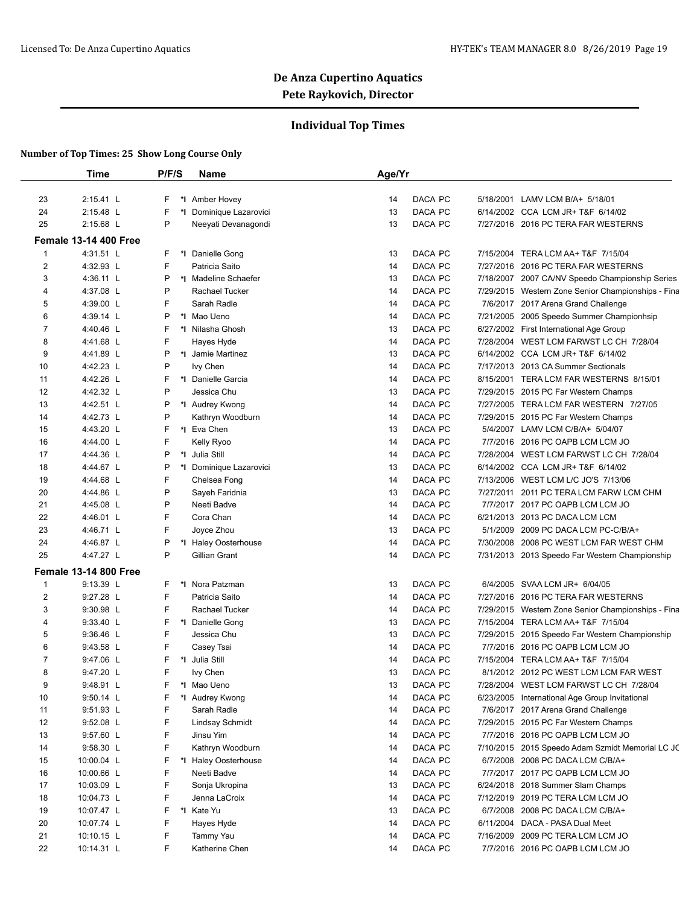# De Anza Cupertino Aquatics

## Pete Raykovich, Director

### Individual Top Times

**Number of Top Times: 25 Show Long Course Only**

| | Time | P/F/S | | Name | Age/Yr | | | | |
|---|---|---|---|---|---|---|---|---|---|
| 23 | 2:15.41 L | F | *I | Amber Hovey | 14 | DACA | PC | 5/18/2001 | LAMV LCM B/A+ 5/18/01 |
| 24 | 2:15.48 L | F | *I | Dominique Lazarovici | 13 | DACA | PC | 6/14/2002 | CCA LCM JR+ T&F 6/14/02 |
| 25 | 2:15.68 L | P | | Neeyati Devanagondi | 13 | DACA | PC | 7/27/2016 | 2016 PC TERA FAR WESTERNS |
| **Female 13-14 400 Free** | | | | | | | | | |
| 1 | 4:31.51 L | F | *I | Danielle Gong | 13 | DACA | PC | 7/15/2004 | TERA LCM AA+ T&F 7/15/04 |
| 2 | 4:32.93 L | F | | Patricia Saito | 14 | DACA | PC | 7/27/2016 | 2016 PC TERA FAR WESTERNS |
| 3 | 4:36.11 L | P | *I | Madeline Schaefer | 13 | DACA | PC | 7/18/2007 | 2007 CA/NV Speedo Championship Series |
| 4 | 4:37.08 L | P | | Rachael Tucker | 14 | DACA | PC | 7/29/2015 | Western Zone Senior Championships - Fina |
| 5 | 4:39.00 L | F | | Sarah Radle | 14 | DACA | PC | 7/6/2017 | 2017 Arena Grand Challenge |
| 6 | 4:39.14 L | P | *I | Mao Ueno | 14 | DACA | PC | 7/21/2005 | 2005 Speedo Summer Championhsip |
| 7 | 4:40.46 L | F | *I | Nilasha Ghosh | 13 | DACA | PC | 6/27/2002 | First International Age Group |
| 8 | 4:41.68 L | F | | Hayes Hyde | 14 | DACA | PC | 7/28/2004 | WEST LCM FARWST LC CH 7/28/04 |
| 9 | 4:41.89 L | P | *I | Jamie Martinez | 13 | DACA | PC | 6/14/2002 | CCA LCM JR+ T&F 6/14/02 |
| 10 | 4:42.23 L | P | | Ivy Chen | 14 | DACA | PC | 7/17/2013 | 2013 CA Summer Sectionals |
| 11 | 4:42.26 L | F | *I | Danielle Garcia | 14 | DACA | PC | 8/15/2001 | TERA LCM FAR WESTERNS 8/15/01 |
| 12 | 4:42.32 L | P | | Jessica Chu | 13 | DACA | PC | 7/29/2015 | 2015 PC Far Western Champs |
| 13 | 4:42.51 L | P | *I | Audrey Kwong | 14 | DACA | PC | 7/27/2005 | TERA LCM FAR WESTERN 7/27/05 |
| 14 | 4:42.73 L | P | | Kathryn Woodburn | 14 | DACA | PC | 7/29/2015 | 2015 PC Far Western Champs |
| 15 | 4:43.20 L | F | *I | Eva Chen | 13 | DACA | PC | 5/4/2007 | LAMV LCM C/B/A+ 5/04/07 |
| 16 | 4:44.00 L | F | | Kelly Ryoo | 14 | DACA | PC | 7/7/2016 | 2016 PC OAPB LCM LCM JO |
| 17 | 4:44.36 L | P | *I | Julia Still | 14 | DACA | PC | 7/28/2004 | WEST LCM FARWST LC CH 7/28/04 |
| 18 | 4:44.67 L | P | *I | Dominique Lazarovici | 13 | DACA | PC | 6/14/2002 | CCA LCM JR+ T&F 6/14/02 |
| 19 | 4:44.68 L | F | | Chelsea Fong | 14 | DACA | PC | 7/13/2006 | WEST LCM L/C JO'S 7/13/06 |
| 20 | 4:44.86 L | P | | Sayeh Faridnia | 13 | DACA | PC | 7/27/2011 | 2011 PC TERA LCM FARW LCM CHM |
| 21 | 4:45.08 L | P | | Neeti Badve | 14 | DACA | PC | 7/7/2017 | 2017 PC OAPB LCM LCM JO |
| 22 | 4:46.01 L | F | | Cora Chan | 14 | DACA | PC | 6/21/2013 | 2013 PC DACA LCM LCM |
| 23 | 4:46.71 L | F | | Joyce Zhou | 13 | DACA | PC | 5/1/2009 | 2009 PC DACA LCM PC-C/B/A+ |
| 24 | 4:46.87 L | P | *I | Haley Oosterhouse | 14 | DACA | PC | 7/30/2008 | 2008 PC WEST LCM FAR WEST CHM |
| 25 | 4:47.27 L | P | | Gillian Grant | 14 | DACA | PC | 7/31/2013 | 2013 Speedo Far Western Championship |
| **Female 13-14 800 Free** | | | | | | | | | |
| 1 | 9:13.39 L | F | *I | Nora Patzman | 13 | DACA | PC | 6/4/2005 | SVAA LCM JR+ 6/04/05 |
| 2 | 9:27.28 L | F | | Patricia Saito | 14 | DACA | PC | 7/27/2016 | 2016 PC TERA FAR WESTERNS |
| 3 | 9:30.98 L | F | | Rachael Tucker | 14 | DACA | PC | 7/29/2015 | Western Zone Senior Championships - Fina |
| 4 | 9:33.40 L | F | *I | Danielle Gong | 13 | DACA | PC | 7/15/2004 | TERA LCM AA+ T&F 7/15/04 |
| 5 | 9:36.46 L | F | | Jessica Chu | 13 | DACA | PC | 7/29/2015 | 2015 Speedo Far Western Championship |
| 6 | 9:43.58 L | F | | Casey Tsai | 14 | DACA | PC | 7/7/2016 | 2016 PC OAPB LCM LCM JO |
| 7 | 9:47.06 L | F | *I | Julia Still | 14 | DACA | PC | 7/15/2004 | TERA LCM AA+ T&F 7/15/04 |
| 8 | 9:47.20 L | F | | Ivy Chen | 13 | DACA | PC | 8/1/2012 | 2012 PC WEST LCM LCM FAR WEST |
| 9 | 9:48.91 L | F | *I | Mao Ueno | 13 | DACA | PC | 7/28/2004 | WEST LCM FARWST LC CH 7/28/04 |
| 10 | 9:50.14 L | F | *I | Audrey Kwong | 14 | DACA | PC | 6/23/2005 | International Age Group Invitational |
| 11 | 9:51.93 L | F | | Sarah Radle | 14 | DACA | PC | 7/6/2017 | 2017 Arena Grand Challenge |
| 12 | 9:52.08 L | F | | Lindsay Schmidt | 14 | DACA | PC | 7/29/2015 | 2015 PC Far Western Champs |
| 13 | 9:57.60 L | F | | Jinsu Yim | 14 | DACA | PC | 7/7/2016 | 2016 PC OAPB LCM LCM JO |
| 14 | 9:58.30 L | F | | Kathryn Woodburn | 14 | DACA | PC | 7/10/2015 | 2015 Speedo Adam Szmidt Memorial LC JO |
| 15 | 10:00.04 L | F | *I | Haley Oosterhouse | 14 | DACA | PC | 6/7/2008 | 2008 PC DACA LCM C/B/A+ |
| 16 | 10:00.66 L | F | | Neeti Badve | 14 | DACA | PC | 7/7/2017 | 2017 PC OAPB LCM LCM JO |
| 17 | 10:03.09 L | F | | Sonja Ukropina | 13 | DACA | PC | 6/24/2018 | 2018 Summer Slam Champs |
| 18 | 10:04.73 L | F | | Jenna LaCroix | 14 | DACA | PC | 7/12/2019 | 2019 PC TERA LCM LCM JO |
| 19 | 10:07.47 L | F | *I | Kate Yu | 13 | DACA | PC | 6/7/2008 | 2008 PC DACA LCM C/B/A+ |
| 20 | 10:07.74 L | F | | Hayes Hyde | 14 | DACA | PC | 6/11/2004 | DACA - PASA Dual Meet |
| 21 | 10:10.15 L | F | | Tammy Yau | 14 | DACA | PC | 7/16/2009 | 2009 PC TERA LCM LCM JO |
| 22 | 10:14.31 L | F | | Katherine Chen | 14 | DACA | PC | 7/7/2016 | 2016 PC OAPB LCM LCM JO |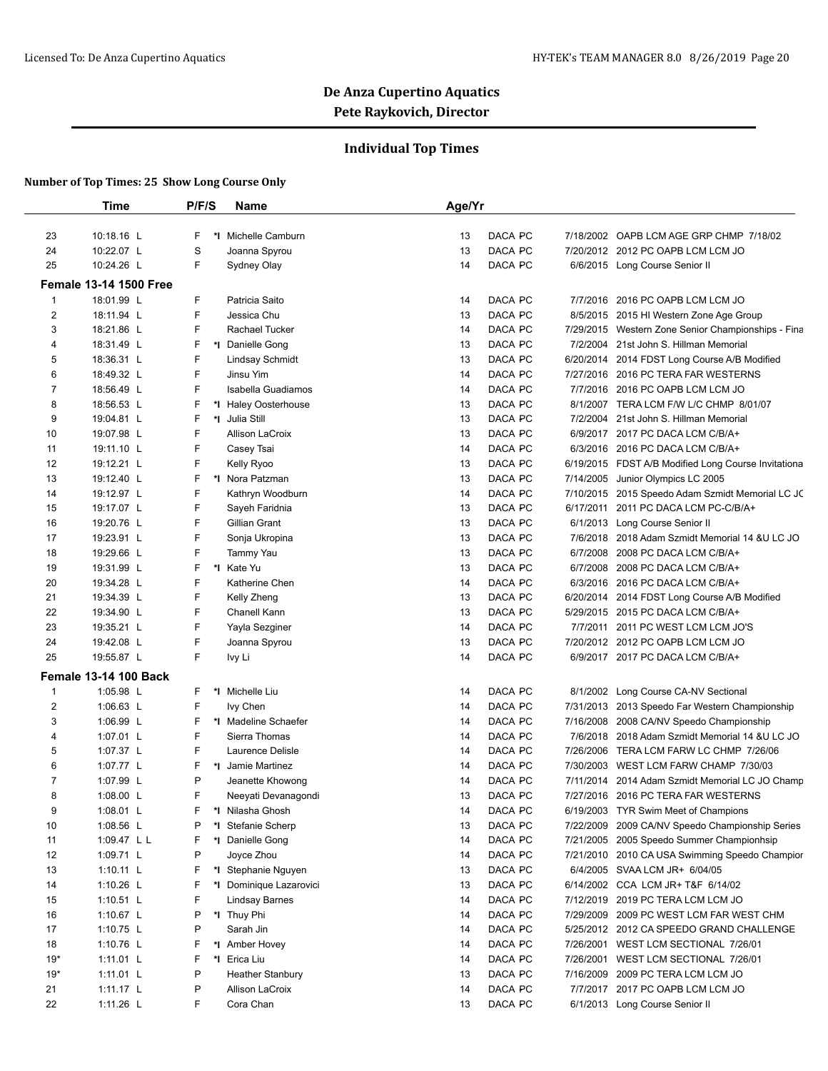# De Anza Cupertino Aquatics

## Pete Raykovich, Director

### Individual Top Times

**Number of Top Times: 25 Show Long Course Only**

| | Time | P/F/S | | Name | Age/Yr | | | |
|---|---|---|---|---|---|---|---|---|
| 23 | 10:18.16 L | F | *I | Michelle Camburn | 13 | DACA PC | 7/18/2002 | OAPB LCM AGE GRP CHMP 7/18/02 |
| 24 | 10:22.07 L | S | | Joanna Spyrou | 13 | DACA PC | 7/20/2012 | 2012 PC OAPB LCM LCM JO |
| 25 | 10:24.26 L | F | | Sydney Olay | 14 | DACA PC | 6/6/2015 | Long Course Senior II |
| **Female 13-14 1500 Free** | | | | | | | | |
| 1 | 18:01.99 L | F | | Patricia Saito | 14 | DACA PC | 7/7/2016 | 2016 PC OAPB LCM LCM JO |
| 2 | 18:11.94 L | F | | Jessica Chu | 13 | DACA PC | 8/5/2015 | 2015 HI Western Zone Age Group |
| 3 | 18:21.86 L | F | | Rachael Tucker | 14 | DACA PC | 7/29/2015 | Western Zone Senior Championships - Fina |
| 4 | 18:31.49 L | F | *I | Danielle Gong | 13 | DACA PC | 7/2/2004 | 21st John S. Hillman Memorial |
| 5 | 18:36.31 L | F | | Lindsay Schmidt | 13 | DACA PC | 6/20/2014 | 2014 FDST Long Course A/B Modified |
| 6 | 18:49.32 L | F | | Jinsu Yim | 14 | DACA PC | 7/27/2016 | 2016 PC TERA FAR WESTERNS |
| 7 | 18:56.49 L | F | | Isabella Guadiamos | 14 | DACA PC | 7/7/2016 | 2016 PC OAPB LCM LCM JO |
| 8 | 18:56.53 L | F | *I | Haley Oosterhouse | 13 | DACA PC | 8/1/2007 | TERA LCM F/W L/C CHMP 8/01/07 |
| 9 | 19:04.81 L | F | *I | Julia Still | 13 | DACA PC | 7/2/2004 | 21st John S. Hillman Memorial |
| 10 | 19:07.98 L | F | | Allison LaCroix | 13 | DACA PC | 6/9/2017 | 2017 PC DACA LCM C/B/A+ |
| 11 | 19:11.10 L | F | | Casey Tsai | 14 | DACA PC | 6/3/2016 | 2016 PC DACA LCM C/B/A+ |
| 12 | 19:12.21 L | F | | Kelly Ryoo | 13 | DACA PC | 6/19/2015 | FDST A/B Modified Long Course Invitationa |
| 13 | 19:12.40 L | F | *I | Nora Patzman | 13 | DACA PC | 7/14/2005 | Junior Olympics LC 2005 |
| 14 | 19:12.97 L | F | | Kathryn Woodburn | 14 | DACA PC | 7/10/2015 | 2015 Speedo Adam Szmidt Memorial LC JC |
| 15 | 19:17.07 L | F | | Sayeh Faridnia | 13 | DACA PC | 6/17/2011 | 2011 PC DACA LCM PC-C/B/A+ |
| 16 | 19:20.76 L | F | | Gillian Grant | 13 | DACA PC | 6/1/2013 | Long Course Senior II |
| 17 | 19:23.91 L | F | | Sonja Ukropina | 13 | DACA PC | 7/6/2018 | 2018 Adam Szmidt Memorial 14 &U LC JO |
| 18 | 19:29.66 L | F | | Tammy Yau | 13 | DACA PC | 6/7/2008 | 2008 PC DACA LCM C/B/A+ |
| 19 | 19:31.99 L | F | *I | Kate Yu | 13 | DACA PC | 6/7/2008 | 2008 PC DACA LCM C/B/A+ |
| 20 | 19:34.28 L | F | | Katherine Chen | 14 | DACA PC | 6/3/2016 | 2016 PC DACA LCM C/B/A+ |
| 21 | 19:34.39 L | F | | Kelly Zheng | 13 | DACA PC | 6/20/2014 | 2014 FDST Long Course A/B Modified |
| 22 | 19:34.90 L | F | | Chanell Kann | 13 | DACA PC | 5/29/2015 | 2015 PC DACA LCM C/B/A+ |
| 23 | 19:35.21 L | F | | Yayla Sezginer | 14 | DACA PC | 7/7/2011 | 2011 PC WEST LCM LCM JO'S |
| 24 | 19:42.08 L | F | | Joanna Spyrou | 13 | DACA PC | 7/20/2012 | 2012 PC OAPB LCM LCM JO |
| 25 | 19:55.87 L | F | | Ivy Li | 14 | DACA PC | 6/9/2017 | 2017 PC DACA LCM C/B/A+ |
| **Female 13-14 100 Back** | | | | | | | | |
| 1 | 1:05.98 L | F | *I | Michelle Liu | 14 | DACA PC | 8/1/2002 | Long Course CA-NV Sectional |
| 2 | 1:06.63 L | F | | Ivy Chen | 14 | DACA PC | 7/31/2013 | 2013 Speedo Far Western Championship |
| 3 | 1:06.99 L | F | *I | Madeline Schaefer | 14 | DACA PC | 7/16/2008 | 2008 CA/NV Speedo Championship |
| 4 | 1:07.01 L | F | | Sierra Thomas | 14 | DACA PC | 7/6/2018 | 2018 Adam Szmidt Memorial 14 &U LC JO |
| 5 | 1:07.37 L | F | | Laurence Delisle | 14 | DACA PC | 7/26/2006 | TERA LCM FARW LC CHMP 7/26/06 |
| 6 | 1:07.77 L | F | *I | Jamie Martinez | 14 | DACA PC | 7/30/2003 | WEST LCM FARW CHAMP 7/30/03 |
| 7 | 1:07.99 L | P | | Jeanette Khowong | 14 | DACA PC | 7/11/2014 | 2014 Adam Szmidt Memorial LC JO Champ |
| 8 | 1:08.00 L | F | | Neeyati Devanagondi | 13 | DACA PC | 7/27/2016 | 2016 PC TERA FAR WESTERNS |
| 9 | 1:08.01 L | F | *I | Nilasha Ghosh | 14 | DACA PC | 6/19/2003 | TYR Swim Meet of Champions |
| 10 | 1:08.56 L | P | *I | Stefanie Scherp | 13 | DACA PC | 7/22/2009 | 2009 CA/NV Speedo Championship Series |
| 11 | 1:09.47 L L | F | *I | Danielle Gong | 14 | DACA PC | 7/21/2005 | 2005 Speedo Summer Championhsip |
| 12 | 1:09.71 L | P | | Joyce Zhou | 14 | DACA PC | 7/21/2010 | 2010 CA USA Swimming Speedo Champior |
| 13 | 1:10.11 L | F | *I | Stephanie Nguyen | 13 | DACA PC | 6/4/2005 | SVAA LCM JR+ 6/04/05 |
| 14 | 1:10.26 L | F | *I | Dominique Lazarovici | 13 | DACA PC | 6/14/2002 | CCA LCM JR+ T&F 6/14/02 |
| 15 | 1:10.51 L | F | | Lindsay Barnes | 14 | DACA PC | 7/12/2019 | 2019 PC TERA LCM LCM JO |
| 16 | 1:10.67 L | P | *I | Thuy Phi | 14 | DACA PC | 7/29/2009 | 2009 PC WEST LCM FAR WEST CHM |
| 17 | 1:10.75 L | P | | Sarah Jin | 14 | DACA PC | 5/25/2012 | 2012 CA SPEEDO GRAND CHALLENGE |
| 18 | 1:10.76 L | F | *I | Amber Hovey | 14 | DACA PC | 7/26/2001 | WEST LCM SECTIONAL 7/26/01 |
| 19* | 1:11.01 L | F | *I | Erica Liu | 14 | DACA PC | 7/26/2001 | WEST LCM SECTIONAL 7/26/01 |
| 19* | 1:11.01 L | P | | Heather Stanbury | 13 | DACA PC | 7/16/2009 | 2009 PC TERA LCM LCM JO |
| 21 | 1:11.17 L | P | | Allison LaCroix | 14 | DACA PC | 7/7/2017 | 2017 PC OAPB LCM LCM JO |
| 22 | 1:11.26 L | F | | Cora Chan | 13 | DACA PC | 6/1/2013 | Long Course Senior II |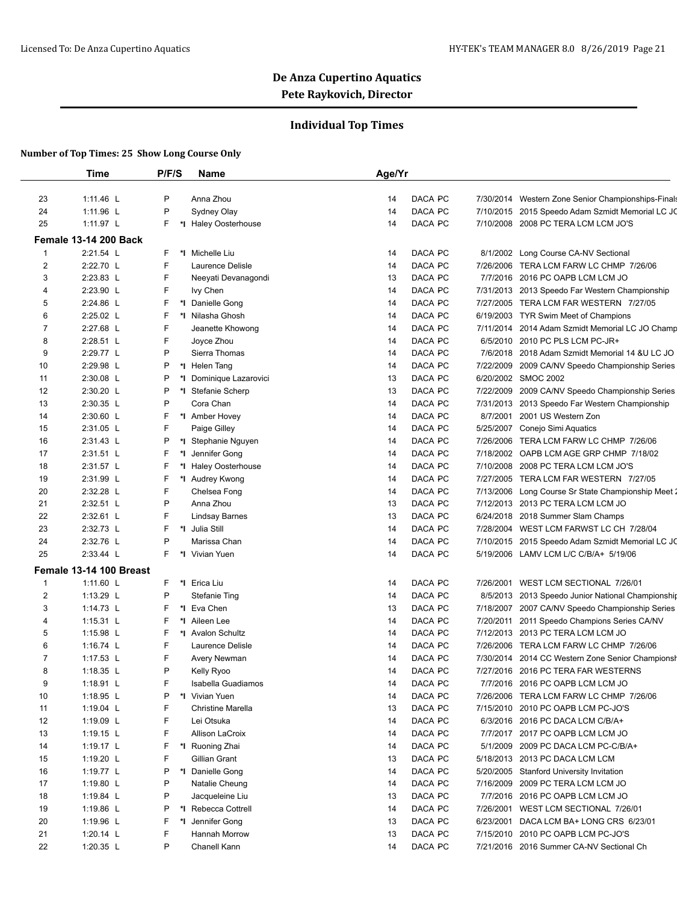## De Anza Cupertino Aquatics

### Pete Raykovich, Director

### Individual Top Times

**Number of Top Times: 25 Show Long Course Only**

| | Time | P/F/S | | Name | Age/Yr | | | |
|---|---|---|---|---|---|---|---|---|
| 23 | 1:11.46 L | P | | Anna Zhou | 14 | DACA PC | 7/30/2014 | Western Zone Senior Championships-Finals |
| 24 | 1:11.96 L | P | | Sydney Olay | 14 | DACA PC | 7/10/2015 | 2015 Speedo Adam Szmidt Memorial LC JC |
| 25 | 1:11.97 L | F | *I | Haley Oosterhouse | 14 | DACA PC | 7/10/2008 | 2008 PC TERA LCM LCM JO'S |
| **Female 13-14 200 Back** | | | | | | | | |
| 1 | 2:21.54 L | F | *I | Michelle Liu | 14 | DACA PC | 8/1/2002 | Long Course CA-NV Sectional |
| 2 | 2:22.70 L | F | | Laurence Delisle | 14 | DACA PC | 7/26/2006 | TERA LCM FARW LC CHMP 7/26/06 |
| 3 | 2:23.83 L | F | | Neeyati Devanagondi | 13 | DACA PC | 7/7/2016 | 2016 PC OAPB LCM LCM JO |
| 4 | 2:23.90 L | F | | Ivy Chen | 14 | DACA PC | 7/31/2013 | 2013 Speedo Far Western Championship |
| 5 | 2:24.86 L | F | *I | Danielle Gong | 14 | DACA PC | 7/27/2005 | TERA LCM FAR WESTERN 7/27/05 |
| 6 | 2:25.02 L | F | *I | Nilasha Ghosh | 14 | DACA PC | 6/19/2003 | TYR Swim Meet of Champions |
| 7 | 2:27.68 L | F | | Jeanette Khowong | 14 | DACA PC | 7/11/2014 | 2014 Adam Szmidt Memorial LC JO Champ |
| 8 | 2:28.51 L | F | | Joyce Zhou | 14 | DACA PC | 6/5/2010 | 2010 PC PLS LCM PC-JR+ |
| 9 | 2:29.77 L | P | | Sierra Thomas | 14 | DACA PC | 7/6/2018 | 2018 Adam Szmidt Memorial 14 &U LC JO |
| 10 | 2:29.98 L | P | *I | Helen Tang | 14 | DACA PC | 7/22/2009 | 2009 CA/NV Speedo Championship Series |
| 11 | 2:30.08 L | P | *I | Dominique Lazarovici | 13 | DACA PC | 6/20/2002 | SMOC 2002 |
| 12 | 2:30.20 L | P | *I | Stefanie Scherp | 13 | DACA PC | 7/22/2009 | 2009 CA/NV Speedo Championship Series |
| 13 | 2:30.35 L | P | | Cora Chan | 14 | DACA PC | 7/31/2013 | 2013 Speedo Far Western Championship |
| 14 | 2:30.60 L | F | *I | Amber Hovey | 14 | DACA PC | 8/7/2001 | 2001 US Western Zon |
| 15 | 2:31.05 L | F | | Paige Gilley | 14 | DACA PC | 5/25/2007 | Conejo Simi Aquatics |
| 16 | 2:31.43 L | P | *I | Stephanie Nguyen | 14 | DACA PC | 7/26/2006 | TERA LCM FARW LC CHMP 7/26/06 |
| 17 | 2:31.51 L | F | *I | Jennifer Gong | 14 | DACA PC | 7/18/2002 | OAPB LCM AGE GRP CHMP 7/18/02 |
| 18 | 2:31.57 L | F | *I | Haley Oosterhouse | 14 | DACA PC | 7/10/2008 | 2008 PC TERA LCM LCM JO'S |
| 19 | 2:31.99 L | F | *I | Audrey Kwong | 14 | DACA PC | 7/27/2005 | TERA LCM FAR WESTERN 7/27/05 |
| 20 | 2:32.28 L | F | | Chelsea Fong | 14 | DACA PC | 7/13/2006 | Long Course Sr State Championship Meet 2 |
| 21 | 2:32.51 L | P | | Anna Zhou | 13 | DACA PC | 7/12/2013 | 2013 PC TERA LCM LCM JO |
| 22 | 2:32.61 L | F | | Lindsay Barnes | 13 | DACA PC | 6/24/2018 | 2018 Summer Slam Champs |
| 23 | 2:32.73 L | F | *I | Julia Still | 14 | DACA PC | 7/28/2004 | WEST LCM FARWST LC CH 7/28/04 |
| 24 | 2:32.76 L | P | | Marissa Chan | 14 | DACA PC | 7/10/2015 | 2015 Speedo Adam Szmidt Memorial LC JC |
| 25 | 2:33.44 L | F | *I | Vivian Yuen | 14 | DACA PC | 5/19/2006 | LAMV LCM L/C C/B/A+ 5/19/06 |
| **Female 13-14 100 Breast** | | | | | | | | |
| 1 | 1:11.60 L | F | *I | Erica Liu | 14 | DACA PC | 7/26/2001 | WEST LCM SECTIONAL 7/26/01 |
| 2 | 1:13.29 L | P | | Stefanie Ting | 14 | DACA PC | 8/5/2013 | 2013 Speedo Junior National Championship |
| 3 | 1:14.73 L | F | *I | Eva Chen | 13 | DACA PC | 7/18/2007 | 2007 CA/NV Speedo Championship Series |
| 4 | 1:15.31 L | F | *I | Aileen Lee | 14 | DACA PC | 7/20/2011 | 2011 Speedo Champions Series CA/NV |
| 5 | 1:15.98 L | F | *I | Avalon Schultz | 14 | DACA PC | 7/12/2013 | 2013 PC TERA LCM LCM JO |
| 6 | 1:16.74 L | F | | Laurence Delisle | 14 | DACA PC | 7/26/2006 | TERA LCM FARW LC CHMP 7/26/06 |
| 7 | 1:17.53 L | F | | Avery Newman | 14 | DACA PC | 7/30/2014 | 2014 CC Western Zone Senior Championsh |
| 8 | 1:18.35 L | P | | Kelly Ryoo | 14 | DACA PC | 7/27/2016 | 2016 PC TERA FAR WESTERNS |
| 9 | 1:18.91 L | F | | Isabella Guadiamos | 14 | DACA PC | 7/7/2016 | 2016 PC OAPB LCM LCM JO |
| 10 | 1:18.95 L | P | *I | Vivian Yuen | 14 | DACA PC | 7/26/2006 | TERA LCM FARW LC CHMP 7/26/06 |
| 11 | 1:19.04 L | F | | Christine Marella | 13 | DACA PC | 7/15/2010 | 2010 PC OAPB LCM PC-JO'S |
| 12 | 1:19.09 L | F | | Lei Otsuka | 14 | DACA PC | 6/3/2016 | 2016 PC DACA LCM C/B/A+ |
| 13 | 1:19.15 L | F | | Allison LaCroix | 14 | DACA PC | 7/7/2017 | 2017 PC OAPB LCM LCM JO |
| 14 | 1:19.17 L | F | *I | Ruoning Zhai | 14 | DACA PC | 5/1/2009 | 2009 PC DACA LCM PC-C/B/A+ |
| 15 | 1:19.20 L | F | | Gillian Grant | 13 | DACA PC | 5/18/2013 | 2013 PC DACA LCM LCM |
| 16 | 1:19.77 L | P | *I | Danielle Gong | 14 | DACA PC | 5/20/2005 | Stanford University Invitation |
| 17 | 1:19.80 L | P | | Natalie Cheung | 14 | DACA PC | 7/16/2009 | 2009 PC TERA LCM LCM JO |
| 18 | 1:19.84 L | P | | Jacqueleine Liu | 13 | DACA PC | 7/7/2016 | 2016 PC OAPB LCM LCM JO |
| 19 | 1:19.86 L | P | *I | Rebecca Cottrell | 14 | DACA PC | 7/26/2001 | WEST LCM SECTIONAL 7/26/01 |
| 20 | 1:19.96 L | F | *I | Jennifer Gong | 13 | DACA PC | 6/23/2001 | DACA LCM BA+ LONG CRS 6/23/01 |
| 21 | 1:20.14 L | F | | Hannah Morrow | 13 | DACA PC | 7/15/2010 | 2010 PC OAPB LCM PC-JO'S |
| 22 | 1:20.35 L | P | | Chanell Kann | 14 | DACA PC | 7/21/2016 | 2016 Summer CA-NV Sectional Ch |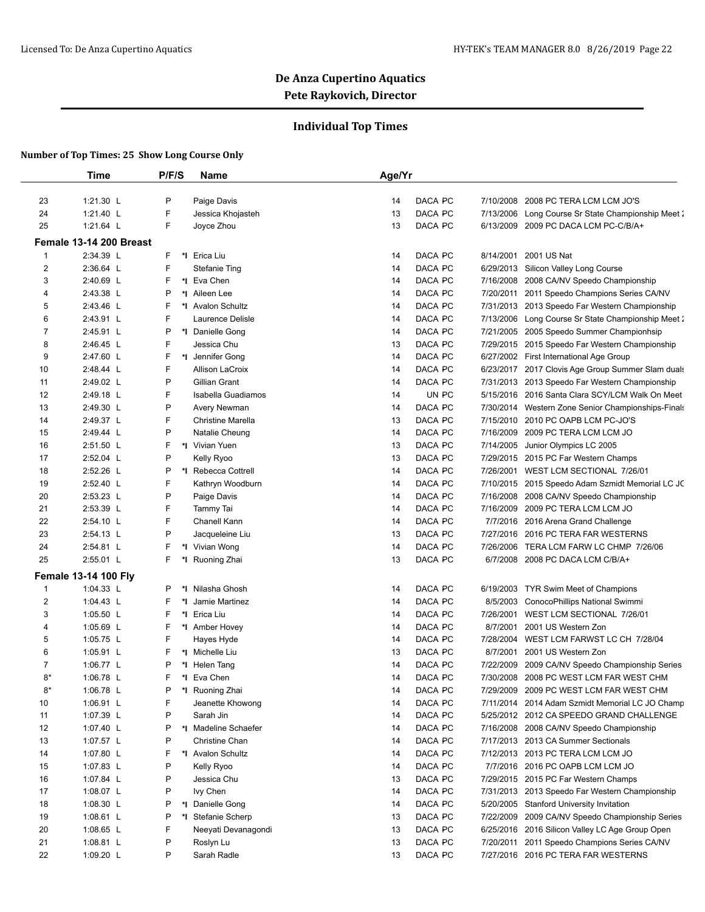## De Anza Cupertino Aquatics

**Pete Raykovich, Director**

### Individual Top Times

**Number of Top Times: 25 Show Long Course Only**

| | Time | P/F/S | | Name | Age/Yr | | | | |
|---|---|---|---|---|---|---|---|---|---|
| 23 | 1:21.30 L | P | | Paige Davis | 14 | DACA | PC | 7/10/2008 | 2008 PC TERA LCM LCM JO'S |
| 24 | 1:21.40 L | F | | Jessica Khojasteh | 13 | DACA | PC | 7/13/2006 | Long Course Sr State Championship Meet 2 |
| 25 | 1:21.64 L | F | | Joyce Zhou | 13 | DACA | PC | 6/13/2009 | 2009 PC DACA LCM PC-C/B/A+ |
| **Female 13-14 200 Breast** | | | | | | | | | |
| 1 | 2:34.39 L | F | *I | Erica Liu | 14 | DACA | PC | 8/14/2001 | 2001 US Nat |
| 2 | 2:36.64 L | F | | Stefanie Ting | 14 | DACA | PC | 6/29/2013 | Silicon Valley Long Course |
| 3 | 2:40.69 L | F | *I | Eva Chen | 14 | DACA | PC | 7/16/2008 | 2008 CA/NV Speedo Championship |
| 4 | 2:43.38 L | P | *I | Aileen Lee | 14 | DACA | PC | 7/20/2011 | 2011 Speedo Champions Series CA/NV |
| 5 | 2:43.46 L | F | *I | Avalon Schultz | 14 | DACA | PC | 7/31/2013 | 2013 Speedo Far Western Championship |
| 6 | 2:43.91 L | F | | Laurence Delisle | 14 | DACA | PC | 7/13/2006 | Long Course Sr State Championship Meet 2 |
| 7 | 2:45.91 L | P | *I | Danielle Gong | 14 | DACA | PC | 7/21/2005 | 2005 Speedo Summer Championhsip |
| 8 | 2:46.45 L | F | | Jessica Chu | 13 | DACA | PC | 7/29/2015 | 2015 Speedo Far Western Championship |
| 9 | 2:47.60 L | F | *I | Jennifer Gong | 14 | DACA | PC | 6/27/2002 | First International Age Group |
| 10 | 2:48.44 L | F | | Allison LaCroix | 14 | DACA | PC | 6/23/2017 | 2017 Clovis Age Group Summer Slam duals |
| 11 | 2:49.02 L | P | | Gillian Grant | 14 | DACA | PC | 7/31/2013 | 2013 Speedo Far Western Championship |
| 12 | 2:49.18 L | F | | Isabella Guadiamos | 14 | UN | PC | 5/15/2016 | 2016 Santa Clara SCY/LCM Walk On Meet |
| 13 | 2:49.30 L | P | | Avery Newman | 14 | DACA | PC | 7/30/2014 | Western Zone Senior Championships-Finals |
| 14 | 2:49.37 L | F | | Christine Marella | 13 | DACA | PC | 7/15/2010 | 2010 PC OAPB LCM PC-JO'S |
| 15 | 2:49.44 L | P | | Natalie Cheung | 14 | DACA | PC | 7/16/2009 | 2009 PC TERA LCM LCM JO |
| 16 | 2:51.50 L | F | *I | Vivian Yuen | 13 | DACA | PC | 7/14/2005 | Junior Olympics LC 2005 |
| 17 | 2:52.04 L | P | | Kelly Ryoo | 13 | DACA | PC | 7/29/2015 | 2015 PC Far Western Champs |
| 18 | 2:52.26 L | P | *I | Rebecca Cottrell | 14 | DACA | PC | 7/26/2001 | WEST LCM SECTIONAL 7/26/01 |
| 19 | 2:52.40 L | F | | Kathryn Woodburn | 14 | DACA | PC | 7/10/2015 | 2015 Speedo Adam Szmidt Memorial LC JO |
| 20 | 2:53.23 L | P | | Paige Davis | 14 | DACA | PC | 7/16/2008 | 2008 CA/NV Speedo Championship |
| 21 | 2:53.39 L | F | | Tammy Tai | 14 | DACA | PC | 7/16/2009 | 2009 PC TERA LCM LCM JO |
| 22 | 2:54.10 L | F | | Chanell Kann | 14 | DACA | PC | 7/7/2016 | 2016 Arena Grand Challenge |
| 23 | 2:54.13 L | P | | Jacqueleine Liu | 13 | DACA | PC | 7/27/2016 | 2016 PC TERA FAR WESTERNS |
| 24 | 2:54.81 L | F | *I | Vivian Wong | 14 | DACA | PC | 7/26/2006 | TERA LCM FARW LC CHMP 7/26/06 |
| 25 | 2:55.01 L | F | *I | Ruoning Zhai | 13 | DACA | PC | 6/7/2008 | 2008 PC DACA LCM C/B/A+ |
| **Female 13-14 100 Fly** | | | | | | | | | |
| 1 | 1:04.33 L | P | *I | Nilasha Ghosh | 14 | DACA | PC | 6/19/2003 | TYR Swim Meet of Champions |
| 2 | 1:04.43 L | F | *I | Jamie Martinez | 14 | DACA | PC | 8/5/2003 | ConocoPhillips National Swimmi |
| 3 | 1:05.50 L | F | *I | Erica Liu | 14 | DACA | PC | 7/26/2001 | WEST LCM SECTIONAL 7/26/01 |
| 4 | 1:05.69 L | F | *I | Amber Hovey | 14 | DACA | PC | 8/7/2001 | 2001 US Western Zon |
| 5 | 1:05.75 L | F | | Hayes Hyde | 14 | DACA | PC | 7/28/2004 | WEST LCM FARWST LC CH 7/28/04 |
| 6 | 1:05.91 L | F | *I | Michelle Liu | 13 | DACA | PC | 8/7/2001 | 2001 US Western Zon |
| 7 | 1:06.77 L | P | *I | Helen Tang | 14 | DACA | PC | 7/22/2009 | 2009 CA/NV Speedo Championship Series |
| 8* | 1:06.78 L | F | *I | Eva Chen | 14 | DACA | PC | 7/30/2008 | 2008 PC WEST LCM FAR WEST CHM |
| 8* | 1:06.78 L | P | *I | Ruoning Zhai | 14 | DACA | PC | 7/29/2009 | 2009 PC WEST LCM FAR WEST CHM |
| 10 | 1:06.91 L | F | | Jeanette Khowong | 14 | DACA | PC | 7/11/2014 | 2014 Adam Szmidt Memorial LC JO Champ |
| 11 | 1:07.39 L | P | | Sarah Jin | 14 | DACA | PC | 5/25/2012 | 2012 CA SPEEDO GRAND CHALLENGE |
| 12 | 1:07.40 L | P | *I | Madeline Schaefer | 14 | DACA | PC | 7/16/2008 | 2008 CA/NV Speedo Championship |
| 13 | 1:07.57 L | P | | Christine Chan | 14 | DACA | PC | 7/17/2013 | 2013 CA Summer Sectionals |
| 14 | 1:07.80 L | F | *I | Avalon Schultz | 14 | DACA | PC | 7/12/2013 | 2013 PC TERA LCM LCM JO |
| 15 | 1:07.83 L | P | | Kelly Ryoo | 14 | DACA | PC | 7/7/2016 | 2016 PC OAPB LCM LCM JO |
| 16 | 1:07.84 L | P | | Jessica Chu | 13 | DACA | PC | 7/29/2015 | 2015 PC Far Western Champs |
| 17 | 1:08.07 L | P | | Ivy Chen | 14 | DACA | PC | 7/31/2013 | 2013 Speedo Far Western Championship |
| 18 | 1:08.30 L | P | *I | Danielle Gong | 14 | DACA | PC | 5/20/2005 | Stanford University Invitation |
| 19 | 1:08.61 L | P | *I | Stefanie Scherp | 13 | DACA | PC | 7/22/2009 | 2009 CA/NV Speedo Championship Series |
| 20 | 1:08.65 L | F | | Neeyati Devanagondi | 13 | DACA | PC | 6/25/2016 | 2016 Silicon Valley LC Age Group Open |
| 21 | 1:08.81 L | P | | Roslyn Lu | 13 | DACA | PC | 7/20/2011 | 2011 Speedo Champions Series CA/NV |
| 22 | 1:09.20 L | P | | Sarah Radle | 13 | DACA | PC | 7/27/2016 | 2016 PC TERA FAR WESTERNS |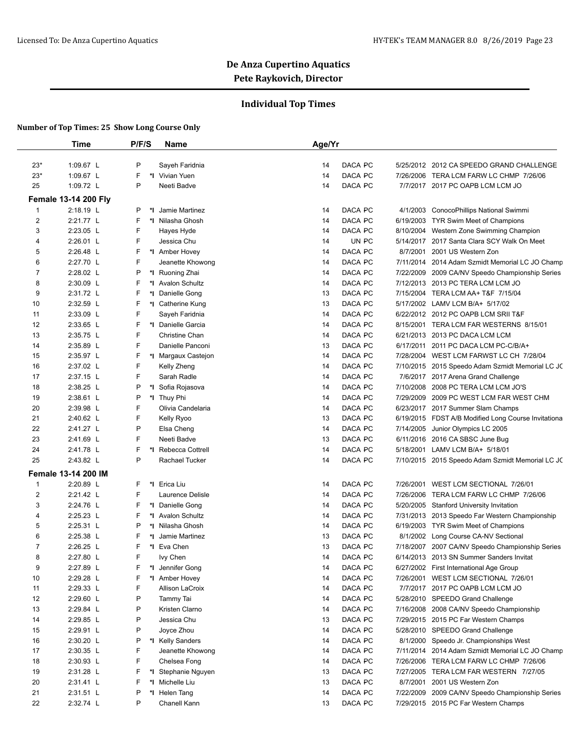## De Anza Cupertino Aquatics
**Pete Raykovich, Director**

### Individual Top Times

**Number of Top Times: 25 Show Long Course Only**

| | Time | P/F/S | | Name | Age/Yr | | | |
|---|---|---|---|---|---|---|---|---|
| 23* | 1:09.67 L | P | | Sayeh Faridnia | 14 | DACA PC | 5/25/2012 | 2012 CA SPEEDO GRAND CHALLENGE |
| 23* | 1:09.67 L | F | *I | Vivian Yuen | 14 | DACA PC | 7/26/2006 | TERA LCM FARW LC CHMP 7/26/06 |
| 25 | 1:09.72 L | P | | Neeti Badve | 14 | DACA PC | 7/7/2017 | 2017 PC OAPB LCM LCM JO |
| **Female 13-14 200 Fly** | | | | | | | | |
| 1 | 2:18.19 L | P | *I | Jamie Martinez | 14 | DACA PC | 4/1/2003 | ConocoPhillips National Swimmi |
| 2 | 2:21.77 L | F | *I | Nilasha Ghosh | 14 | DACA PC | 6/19/2003 | TYR Swim Meet of Champions |
| 3 | 2:23.05 L | F | | Hayes Hyde | 14 | DACA PC | 8/10/2004 | Western Zone Swimming Champion |
| 4 | 2:26.01 L | F | | Jessica Chu | 14 | UN PC | 5/14/2017 | 2017 Santa Clara SCY Walk On Meet |
| 5 | 2:26.48 L | F | *I | Amber Hovey | 14 | DACA PC | 8/7/2001 | 2001 US Western Zon |
| 6 | 2:27.70 L | F | | Jeanette Khowong | 14 | DACA PC | 7/11/2014 | 2014 Adam Szmidt Memorial LC JO Champ |
| 7 | 2:28.02 L | P | *I | Ruoning Zhai | 14 | DACA PC | 7/22/2009 | 2009 CA/NV Speedo Championship Series |
| 8 | 2:30.09 L | F | *I | Avalon Schultz | 14 | DACA PC | 7/12/2013 | 2013 PC TERA LCM LCM JO |
| 9 | 2:31.72 L | F | *I | Danielle Gong | 13 | DACA PC | 7/15/2004 | TERA LCM AA+ T&F 7/15/04 |
| 10 | 2:32.59 L | F | *I | Catherine Kung | 13 | DACA PC | 5/17/2002 | LAMV LCM B/A+ 5/17/02 |
| 11 | 2:33.09 L | F | | Sayeh Faridnia | 14 | DACA PC | 6/22/2012 | 2012 PC OAPB LCM SRII T&F |
| 12 | 2:33.65 L | F | *I | Danielle Garcia | 14 | DACA PC | 8/15/2001 | TERA LCM FAR WESTERNS 8/15/01 |
| 13 | 2:35.75 L | F | | Christine Chan | 14 | DACA PC | 6/21/2013 | 2013 PC DACA LCM LCM |
| 14 | 2:35.89 L | F | | Danielle Panconi | 13 | DACA PC | 6/17/2011 | 2011 PC DACA LCM PC-C/B/A+ |
| 15 | 2:35.97 L | F | *I | Margaux Castejon | 14 | DACA PC | 7/28/2004 | WEST LCM FARWST LC CH 7/28/04 |
| 16 | 2:37.02 L | F | | Kelly Zheng | 14 | DACA PC | 7/10/2015 | 2015 Speedo Adam Szmidt Memorial LC JC |
| 17 | 2:37.15 L | F | | Sarah Radle | 14 | DACA PC | 7/6/2017 | 2017 Arena Grand Challenge |
| 18 | 2:38.25 L | P | *I | Sofia Rojasova | 14 | DACA PC | 7/10/2008 | 2008 PC TERA LCM LCM JO'S |
| 19 | 2:38.61 L | P | *I | Thuy Phi | 14 | DACA PC | 7/29/2009 | 2009 PC WEST LCM FAR WEST CHM |
| 20 | 2:39.98 L | F | | Olivia Candelaria | 14 | DACA PC | 6/23/2017 | 2017 Summer Slam Champs |
| 21 | 2:40.62 L | F | | Kelly Ryoo | 13 | DACA PC | 6/19/2015 | FDST A/B Modified Long Course Invitationa |
| 22 | 2:41.27 L | P | | Elsa Cheng | 14 | DACA PC | 7/14/2005 | Junior Olympics LC 2005 |
| 23 | 2:41.69 L | F | | Neeti Badve | 13 | DACA PC | 6/11/2016 | 2016 CA SBSC June Bug |
| 24 | 2:41.78 L | F | *I | Rebecca Cottrell | 14 | DACA PC | 5/18/2001 | LAMV LCM B/A+ 5/18/01 |
| 25 | 2:43.82 L | P | | Rachael Tucker | 14 | DACA PC | 7/10/2015 | 2015 Speedo Adam Szmidt Memorial LC JC |
| **Female 13-14 200 IM** | | | | | | | | |
| 1 | 2:20.89 L | F | *I | Erica Liu | 14 | DACA PC | 7/26/2001 | WEST LCM SECTIONAL 7/26/01 |
| 2 | 2:21.42 L | F | | Laurence Delisle | 14 | DACA PC | 7/26/2006 | TERA LCM FARW LC CHMP 7/26/06 |
| 3 | 2:24.76 L | F | *I | Danielle Gong | 14 | DACA PC | 5/20/2005 | Stanford University Invitation |
| 4 | 2:25.23 L | F | *I | Avalon Schultz | 14 | DACA PC | 7/31/2013 | 2013 Speedo Far Western Championship |
| 5 | 2:25.31 L | P | *I | Nilasha Ghosh | 14 | DACA PC | 6/19/2003 | TYR Swim Meet of Champions |
| 6 | 2:25.38 L | F | *I | Jamie Martinez | 13 | DACA PC | 8/1/2002 | Long Course CA-NV Sectional |
| 7 | 2:26.25 L | F | *I | Eva Chen | 13 | DACA PC | 7/18/2007 | 2007 CA/NV Speedo Championship Series |
| 8 | 2:27.80 L | F | | Ivy Chen | 14 | DACA PC | 6/14/2013 | 2013 SN Summer Sanders Invitat |
| 9 | 2:27.89 L | F | *I | Jennifer Gong | 14 | DACA PC | 6/27/2002 | First International Age Group |
| 10 | 2:29.28 L | F | *I | Amber Hovey | 14 | DACA PC | 7/26/2001 | WEST LCM SECTIONAL 7/26/01 |
| 11 | 2:29.33 L | F | | Allison LaCroix | 14 | DACA PC | 7/7/2017 | 2017 PC OAPB LCM LCM JO |
| 12 | 2:29.60 L | P | | Tammy Tai | 14 | DACA PC | 5/28/2010 | SPEEDO Grand Challenge |
| 13 | 2:29.84 L | P | | Kristen Clarno | 14 | DACA PC | 7/16/2008 | 2008 CA/NV Speedo Championship |
| 14 | 2:29.85 L | P | | Jessica Chu | 13 | DACA PC | 7/29/2015 | 2015 PC Far Western Champs |
| 15 | 2:29.91 L | P | | Joyce Zhou | 14 | DACA PC | 5/28/2010 | SPEEDO Grand Challenge |
| 16 | 2:30.20 L | P | *I | Kelly Sanders | 14 | DACA PC | 8/1/2000 | Speedo Jr. Championships West |
| 17 | 2:30.35 L | F | | Jeanette Khowong | 14 | DACA PC | 7/11/2014 | 2014 Adam Szmidt Memorial LC JO Champ |
| 18 | 2:30.93 L | F | | Chelsea Fong | 14 | DACA PC | 7/26/2006 | TERA LCM FARW LC CHMP 7/26/06 |
| 19 | 2:31.28 L | F | *I | Stephanie Nguyen | 13 | DACA PC | 7/27/2005 | TERA LCM FAR WESTERN 7/27/05 |
| 20 | 2:31.41 L | F | *I | Michelle Liu | 13 | DACA PC | 8/7/2001 | 2001 US Western Zon |
| 21 | 2:31.51 L | P | *I | Helen Tang | 14 | DACA PC | 7/22/2009 | 2009 CA/NV Speedo Championship Series |
| 22 | 2:32.74 L | P | | Chanell Kann | 13 | DACA PC | 7/29/2015 | 2015 PC Far Western Champs |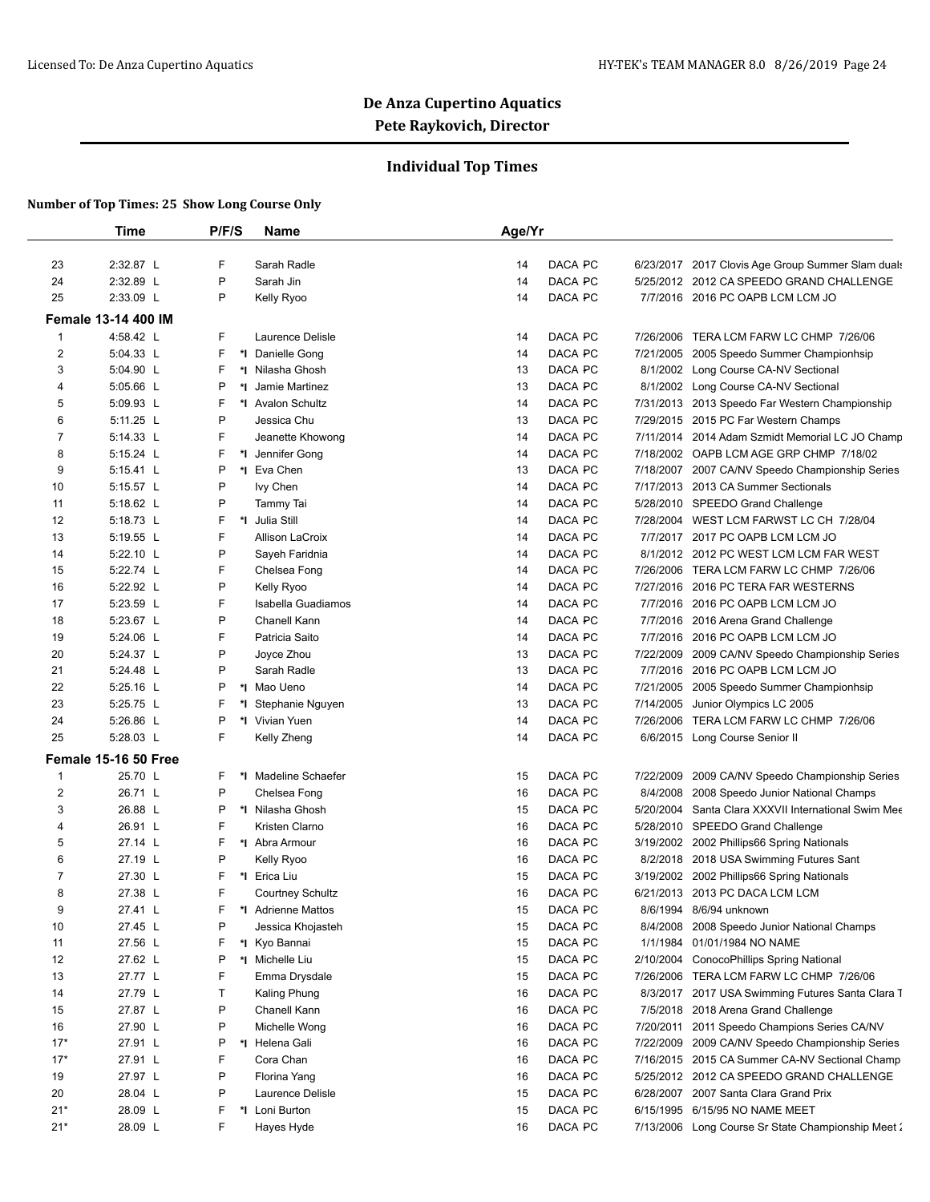De Anza Cupertino Aquatics
Pete Raykovich, Director

## Individual Top Times

**Number of Top Times: 25 Show Long Course Only**

| | Time | P/F/S | | Name | Age/Yr | | | |
|---|---|---|---|---|---|---|---|---|
| 23 | 2:32.87 L | F | | Sarah Radle | 14 | DACA PC | 6/23/2017 | 2017 Clovis Age Group Summer Slam duals |
| 24 | 2:32.89 L | P | | Sarah Jin | 14 | DACA PC | 5/25/2012 | 2012 CA SPEEDO GRAND CHALLENGE |
| 25 | 2:33.09 L | P | | Kelly Ryoo | 14 | DACA PC | 7/7/2016 | 2016 PC OAPB LCM LCM JO |
| **Female 13-14 400 IM** | | | | | | | | |
| 1 | 4:58.42 L | F | | Laurence Delisle | 14 | DACA PC | 7/26/2006 | TERA LCM FARW LC CHMP 7/26/06 |
| 2 | 5:04.33 L | F | *I | Danielle Gong | 14 | DACA PC | 7/21/2005 | 2005 Speedo Summer Championhsip |
| 3 | 5:04.90 L | F | *I | Nilasha Ghosh | 13 | DACA PC | 8/1/2002 | Long Course CA-NV Sectional |
| 4 | 5:05.66 L | P | *I | Jamie Martinez | 13 | DACA PC | 8/1/2002 | Long Course CA-NV Sectional |
| 5 | 5:09.93 L | F | *I | Avalon Schultz | 14 | DACA PC | 7/31/2013 | 2013 Speedo Far Western Championship |
| 6 | 5:11.25 L | P | | Jessica Chu | 13 | DACA PC | 7/29/2015 | 2015 PC Far Western Champs |
| 7 | 5:14.33 L | F | | Jeanette Khowong | 14 | DACA PC | 7/11/2014 | 2014 Adam Szmidt Memorial LC JO Champ |
| 8 | 5:15.24 L | F | *I | Jennifer Gong | 14 | DACA PC | 7/18/2002 | OAPB LCM AGE GRP CHMP 7/18/02 |
| 9 | 5:15.41 L | P | *I | Eva Chen | 13 | DACA PC | 7/18/2007 | 2007 CA/NV Speedo Championship Series |
| 10 | 5:15.57 L | P | | Ivy Chen | 14 | DACA PC | 7/17/2013 | 2013 CA Summer Sectionals |
| 11 | 5:18.62 L | P | | Tammy Tai | 14 | DACA PC | 5/28/2010 | SPEEDO Grand Challenge |
| 12 | 5:18.73 L | F | *I | Julia Still | 14 | DACA PC | 7/28/2004 | WEST LCM FARWST LC CH 7/28/04 |
| 13 | 5:19.55 L | F | | Allison LaCroix | 14 | DACA PC | 7/7/2017 | 2017 PC OAPB LCM LCM JO |
| 14 | 5:22.10 L | P | | Sayeh Faridnia | 14 | DACA PC | 8/1/2012 | 2012 PC WEST LCM LCM FAR WEST |
| 15 | 5:22.74 L | F | | Chelsea Fong | 14 | DACA PC | 7/26/2006 | TERA LCM FARW LC CHMP 7/26/06 |
| 16 | 5:22.92 L | P | | Kelly Ryoo | 14 | DACA PC | 7/27/2016 | 2016 PC TERA FAR WESTERNS |
| 17 | 5:23.59 L | F | | Isabella Guadiamos | 14 | DACA PC | 7/7/2016 | 2016 PC OAPB LCM LCM JO |
| 18 | 5:23.67 L | P | | Chanell Kann | 14 | DACA PC | 7/7/2016 | 2016 Arena Grand Challenge |
| 19 | 5:24.06 L | F | | Patricia Saito | 14 | DACA PC | 7/7/2016 | 2016 PC OAPB LCM LCM JO |
| 20 | 5:24.37 L | P | | Joyce Zhou | 13 | DACA PC | 7/22/2009 | 2009 CA/NV Speedo Championship Series |
| 21 | 5:24.48 L | P | | Sarah Radle | 13 | DACA PC | 7/7/2016 | 2016 PC OAPB LCM LCM JO |
| 22 | 5:25.16 L | P | *I | Mao Ueno | 14 | DACA PC | 7/21/2005 | 2005 Speedo Summer Championhsip |
| 23 | 5:25.75 L | F | *I | Stephanie Nguyen | 13 | DACA PC | 7/14/2005 | Junior Olympics LC 2005 |
| 24 | 5:26.86 L | P | *I | Vivian Yuen | 14 | DACA PC | 7/26/2006 | TERA LCM FARW LC CHMP 7/26/06 |
| 25 | 5:28.03 L | F | | Kelly Zheng | 14 | DACA PC | 6/6/2015 | Long Course Senior II |
| **Female 15-16 50 Free** | | | | | | | | |
| 1 | 25.70 L | F | *I | Madeline Schaefer | 15 | DACA PC | 7/22/2009 | 2009 CA/NV Speedo Championship Series |
| 2 | 26.71 L | P | | Chelsea Fong | 16 | DACA PC | 8/4/2008 | 2008 Speedo Junior National Champs |
| 3 | 26.88 L | P | *I | Nilasha Ghosh | 15 | DACA PC | 5/20/2004 | Santa Clara XXXVII International Swim Mee |
| 4 | 26.91 L | F | | Kristen Clarno | 16 | DACA PC | 5/28/2010 | SPEEDO Grand Challenge |
| 5 | 27.14 L | F | *I | Abra Armour | 16 | DACA PC | 3/19/2002 | 2002 Phillips66 Spring Nationals |
| 6 | 27.19 L | P | | Kelly Ryoo | 16 | DACA PC | 8/2/2018 | 2018 USA Swimming Futures Sant |
| 7 | 27.30 L | F | *I | Erica Liu | 15 | DACA PC | 3/19/2002 | 2002 Phillips66 Spring Nationals |
| 8 | 27.38 L | F | | Courtney Schultz | 16 | DACA PC | 6/21/2013 | 2013 PC DACA LCM LCM |
| 9 | 27.41 L | F | *I | Adrienne Mattos | 15 | DACA PC | 8/6/1994 | 8/6/94 unknown |
| 10 | 27.45 L | P | | Jessica Khojasteh | 15 | DACA PC | 8/4/2008 | 2008 Speedo Junior National Champs |
| 11 | 27.56 L | F | *I | Kyo Bannai | 15 | DACA PC | 1/1/1984 | 01/01/1984 NO NAME |
| 12 | 27.62 L | P | *I | Michelle Liu | 15 | DACA PC | 2/10/2004 | ConocoPhillips Spring National |
| 13 | 27.77 L | F | | Emma Drysdale | 15 | DACA PC | 7/26/2006 | TERA LCM FARW LC CHMP 7/26/06 |
| 14 | 27.79 L | T | | Kaling Phung | 16 | DACA PC | 8/3/2017 | 2017 USA Swimming Futures Santa Clara T |
| 15 | 27.87 L | P | | Chanell Kann | 16 | DACA PC | 7/5/2018 | 2018 Arena Grand Challenge |
| 16 | 27.90 L | P | | Michelle Wong | 16 | DACA PC | 7/20/2011 | 2011 Speedo Champions Series CA/NV |
| 17* | 27.91 L | P | *I | Helena Gali | 16 | DACA PC | 7/22/2009 | 2009 CA/NV Speedo Championship Series |
| 17* | 27.91 L | F | | Cora Chan | 16 | DACA PC | 7/16/2015 | 2015 CA Summer CA-NV Sectional Champ |
| 19 | 27.97 L | P | | Florina Yang | 16 | DACA PC | 5/25/2012 | 2012 CA SPEEDO GRAND CHALLENGE |
| 20 | 28.04 L | P | | Laurence Delisle | 15 | DACA PC | 6/28/2007 | 2007 Santa Clara Grand Prix |
| 21* | 28.09 L | F | *I | Loni Burton | 15 | DACA PC | 6/15/1995 | 6/15/95 NO NAME MEET |
| 21* | 28.09 L | F | | Hayes Hyde | 16 | DACA PC | 7/13/2006 | Long Course Sr State Championship Meet 2 |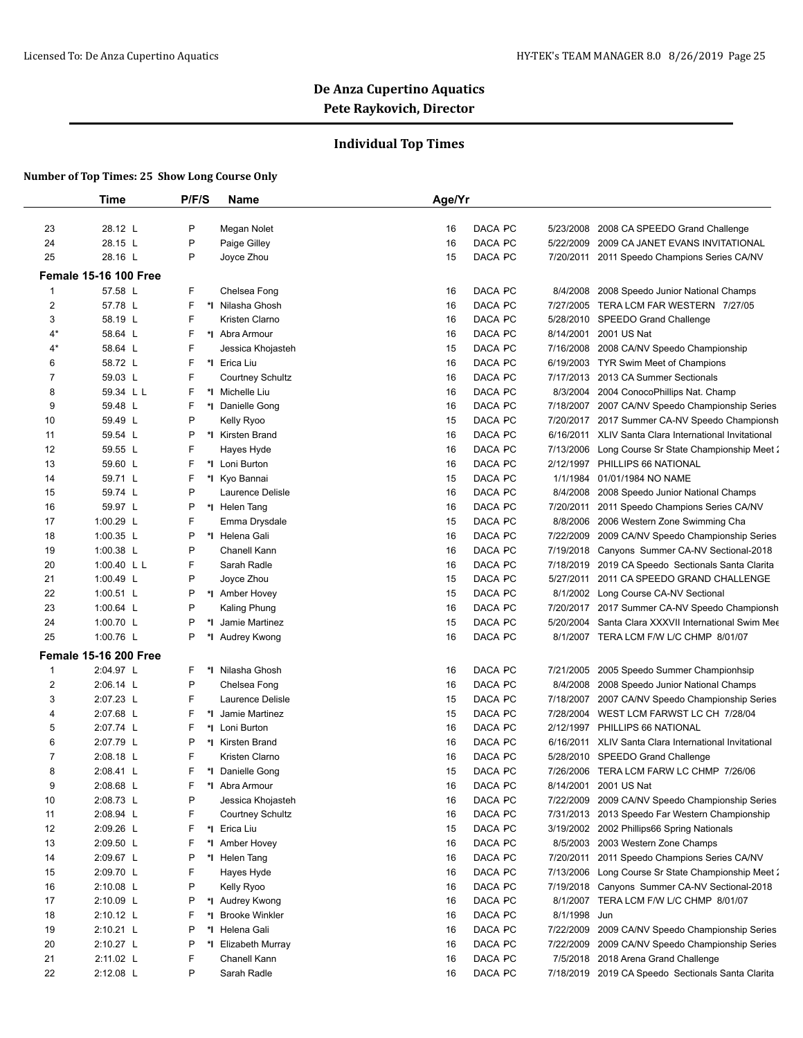## De Anza Cupertino Aquatics
## Pete Raykovich, Director

### Individual Top Times

**Number of Top Times: 25 Show Long Course Only**

| | Time | P/F/S | | Name | Age/Yr | | | |
|---|---|---|---|---|---|---|---|---|
| 23 | 28.12 L | P | | Megan Nolet | 16 | DACA PC | 5/23/2008 | 2008 CA SPEEDO Grand Challenge |
| 24 | 28.15 L | P | | Paige Gilley | 16 | DACA PC | 5/22/2009 | 2009 CA JANET EVANS INVITATIONAL |
| 25 | 28.16 L | P | | Joyce Zhou | 15 | DACA PC | 7/20/2011 | 2011 Speedo Champions Series CA/NV |
| **Female 15-16 100 Free** | | | | | | | | |
| 1 | 57.58 L | F | | Chelsea Fong | 16 | DACA PC | 8/4/2008 | 2008 Speedo Junior National Champs |
| 2 | 57.78 L | F | *I | Nilasha Ghosh | 16 | DACA PC | 7/27/2005 | TERA LCM FAR WESTERN 7/27/05 |
| 3 | 58.19 L | F | | Kristen Clarno | 16 | DACA PC | 5/28/2010 | SPEEDO Grand Challenge |
| 4* | 58.64 L | F | *I | Abra Armour | 16 | DACA PC | 8/14/2001 | 2001 US Nat |
| 4* | 58.64 L | F | | Jessica Khojasteh | 15 | DACA PC | 7/16/2008 | 2008 CA/NV Speedo Championship |
| 6 | 58.72 L | F | *I | Erica Liu | 16 | DACA PC | 6/19/2003 | TYR Swim Meet of Champions |
| 7 | 59.03 L | F | | Courtney Schultz | 16 | DACA PC | 7/17/2013 | 2013 CA Summer Sectionals |
| 8 | 59.34 L L | F | *I | Michelle Liu | 16 | DACA PC | 8/3/2004 | 2004 ConocoPhillips Nat. Champ |
| 9 | 59.48 L | F | *I | Danielle Gong | 16 | DACA PC | 7/18/2007 | 2007 CA/NV Speedo Championship Series |
| 10 | 59.49 L | P | | Kelly Ryoo | 15 | DACA PC | 7/20/2017 | 2017 Summer CA-NV Speedo Championsh |
| 11 | 59.54 L | P | *I | Kirsten Brand | 16 | DACA PC | 6/16/2011 | XLIV Santa Clara International Invitational |
| 12 | 59.55 L | F | | Hayes Hyde | 16 | DACA PC | 7/13/2006 | Long Course Sr State Championship Meet 2 |
| 13 | 59.60 L | F | *I | Loni Burton | 16 | DACA PC | 2/12/1997 | PHILLIPS 66 NATIONAL |
| 14 | 59.71 L | F | *I | Kyo Bannai | 15 | DACA PC | 1/1/1984 | 01/01/1984 NO NAME |
| 15 | 59.74 L | P | | Laurence Delisle | 16 | DACA PC | 8/4/2008 | 2008 Speedo Junior National Champs |
| 16 | 59.97 L | P | *I | Helen Tang | 16 | DACA PC | 7/20/2011 | 2011 Speedo Champions Series CA/NV |
| 17 | 1:00.29 L | F | | Emma Drysdale | 15 | DACA PC | 8/8/2006 | 2006 Western Zone Swimming Cha |
| 18 | 1:00.35 L | P | *I | Helena Gali | 16 | DACA PC | 7/22/2009 | 2009 CA/NV Speedo Championship Series |
| 19 | 1:00.38 L | P | | Chanell Kann | 16 | DACA PC | 7/19/2018 | Canyons Summer CA-NV Sectional-2018 |
| 20 | 1:00.40 L L | F | | Sarah Radle | 16 | DACA PC | 7/18/2019 | 2019 CA Speedo Sectionals Santa Clarita |
| 21 | 1:00.49 L | P | | Joyce Zhou | 15 | DACA PC | 5/27/2011 | 2011 CA SPEEDO GRAND CHALLENGE |
| 22 | 1:00.51 L | P | *I | Amber Hovey | 15 | DACA PC | 8/1/2002 | Long Course CA-NV Sectional |
| 23 | 1:00.64 L | P | | Kaling Phung | 16 | DACA PC | 7/20/2017 | 2017 Summer CA-NV Speedo Championsh |
| 24 | 1:00.70 L | P | *I | Jamie Martinez | 15 | DACA PC | 5/20/2004 | Santa Clara XXXVII International Swim Mee |
| 25 | 1:00.76 L | P | *I | Audrey Kwong | 16 | DACA PC | 8/1/2007 | TERA LCM F/W L/C CHMP 8/01/07 |
| **Female 15-16 200 Free** | | | | | | | | |
| 1 | 2:04.97 L | F | *I | Nilasha Ghosh | 16 | DACA PC | 7/21/2005 | 2005 Speedo Summer Championhsip |
| 2 | 2:06.14 L | P | | Chelsea Fong | 16 | DACA PC | 8/4/2008 | 2008 Speedo Junior National Champs |
| 3 | 2:07.23 L | F | | Laurence Delisle | 15 | DACA PC | 7/18/2007 | 2007 CA/NV Speedo Championship Series |
| 4 | 2:07.68 L | F | *I | Jamie Martinez | 15 | DACA PC | 7/28/2004 | WEST LCM FARWST LC CH 7/28/04 |
| 5 | 2:07.74 L | F | *I | Loni Burton | 16 | DACA PC | 2/12/1997 | PHILLIPS 66 NATIONAL |
| 6 | 2:07.79 L | P | *I | Kirsten Brand | 16 | DACA PC | 6/16/2011 | XLIV Santa Clara International Invitational |
| 7 | 2:08.18 L | F | | Kristen Clarno | 16 | DACA PC | 5/28/2010 | SPEEDO Grand Challenge |
| 8 | 2:08.41 L | F | *I | Danielle Gong | 15 | DACA PC | 7/26/2006 | TERA LCM FARW LC CHMP 7/26/06 |
| 9 | 2:08.68 L | F | *I | Abra Armour | 16 | DACA PC | 8/14/2001 | 2001 US Nat |
| 10 | 2:08.73 L | P | | Jessica Khojasteh | 16 | DACA PC | 7/22/2009 | 2009 CA/NV Speedo Championship Series |
| 11 | 2:08.94 L | F | | Courtney Schultz | 16 | DACA PC | 7/31/2013 | 2013 Speedo Far Western Championship |
| 12 | 2:09.26 L | F | *I | Erica Liu | 15 | DACA PC | 3/19/2002 | 2002 Phillips66 Spring Nationals |
| 13 | 2:09.50 L | F | *I | Amber Hovey | 16 | DACA PC | 8/5/2003 | 2003 Western Zone Champs |
| 14 | 2:09.67 L | P | *I | Helen Tang | 16 | DACA PC | 7/20/2011 | 2011 Speedo Champions Series CA/NV |
| 15 | 2:09.70 L | F | | Hayes Hyde | 16 | DACA PC | 7/13/2006 | Long Course Sr State Championship Meet 2 |
| 16 | 2:10.08 L | P | | Kelly Ryoo | 16 | DACA PC | 7/19/2018 | Canyons Summer CA-NV Sectional-2018 |
| 17 | 2:10.09 L | P | *I | Audrey Kwong | 16 | DACA PC | 8/1/2007 | TERA LCM F/W L/C CHMP 8/01/07 |
| 18 | 2:10.12 L | F | *I | Brooke Winkler | 16 | DACA PC | 8/1/1998 | Jun |
| 19 | 2:10.21 L | P | *I | Helena Gali | 16 | DACA PC | 7/22/2009 | 2009 CA/NV Speedo Championship Series |
| 20 | 2:10.27 L | P | *I | Elizabeth Murray | 16 | DACA PC | 7/22/2009 | 2009 CA/NV Speedo Championship Series |
| 21 | 2:11.02 L | F | | Chanell Kann | 16 | DACA PC | 7/5/2018 | 2018 Arena Grand Challenge |
| 22 | 2:12.08 L | P | | Sarah Radle | 16 | DACA PC | 7/18/2019 | 2019 CA Speedo Sectionals Santa Clarita |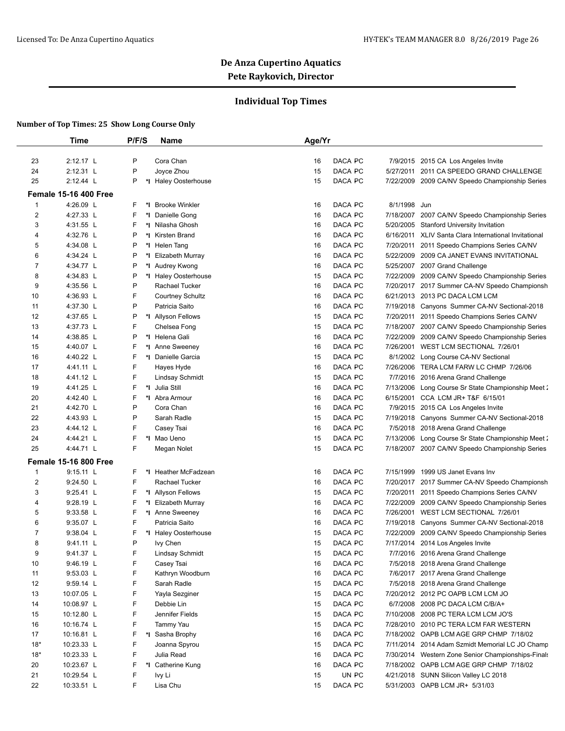# De Anza Cupertino Aquatics

## Pete Raykovich, Director

### Individual Top Times

**Number of Top Times: 25 Show Long Course Only**

| | Time | P/F/S | | Name | Age/Yr | | | |
|---|---|---|---|---|---|---|---|---|
| 23 | 2:12.17 L | P | | Cora Chan | 16 | DACA PC | 7/9/2015 | 2015 CA Los Angeles Invite |
| 24 | 2:12.31 L | P | | Joyce Zhou | 15 | DACA PC | 5/27/2011 | 2011 CA SPEEDO GRAND CHALLENGE |
| 25 | 2:12.44 L | P | *I | Haley Oosterhouse | 15 | DACA PC | 7/22/2009 | 2009 CA/NV Speedo Championship Series |
| **Female 15-16 400 Free** | | | | | | | | |
| 1 | 4:26.09 L | F | *I | Brooke Winkler | 16 | DACA PC | 8/1/1998 | Jun |
| 2 | 4:27.33 L | F | *I | Danielle Gong | 16 | DACA PC | 7/18/2007 | 2007 CA/NV Speedo Championship Series |
| 3 | 4:31.55 L | F | *I | Nilasha Ghosh | 16 | DACA PC | 5/20/2005 | Stanford University Invitation |
| 4 | 4:32.76 L | P | *I | Kirsten Brand | 16 | DACA PC | 6/16/2011 | XLIV Santa Clara International Invitational |
| 5 | 4:34.08 L | P | *I | Helen Tang | 16 | DACA PC | 7/20/2011 | 2011 Speedo Champions Series CA/NV |
| 6 | 4:34.24 L | P | *I | Elizabeth Murray | 16 | DACA PC | 5/22/2009 | 2009 CA JANET EVANS INVITATIONAL |
| 7 | 4:34.77 L | P | *I | Audrey Kwong | 16 | DACA PC | 5/25/2007 | 2007 Grand Challenge |
| 8 | 4:34.83 L | P | *I | Haley Oosterhouse | 15 | DACA PC | 7/22/2009 | 2009 CA/NV Speedo Championship Series |
| 9 | 4:35.56 L | P | | Rachael Tucker | 16 | DACA PC | 7/20/2017 | 2017 Summer CA-NV Speedo Championsh |
| 10 | 4:36.93 L | F | | Courtney Schultz | 16 | DACA PC | 6/21/2013 | 2013 PC DACA LCM LCM |
| 11 | 4:37.30 L | P | | Patricia Saito | 16 | DACA PC | 7/19/2018 | Canyons Summer CA-NV Sectional-2018 |
| 12 | 4:37.65 L | P | *I | Allyson Fellows | 15 | DACA PC | 7/20/2011 | 2011 Speedo Champions Series CA/NV |
| 13 | 4:37.73 L | F | | Chelsea Fong | 15 | DACA PC | 7/18/2007 | 2007 CA/NV Speedo Championship Series |
| 14 | 4:38.85 L | P | *I | Helena Gali | 16 | DACA PC | 7/22/2009 | 2009 CA/NV Speedo Championship Series |
| 15 | 4:40.07 L | F | *I | Anne Sweeney | 16 | DACA PC | 7/26/2001 | WEST LCM SECTIONAL 7/26/01 |
| 16 | 4:40.22 L | F | *I | Danielle Garcia | 15 | DACA PC | 8/1/2002 | Long Course CA-NV Sectional |
| 17 | 4:41.11 L | F | | Hayes Hyde | 16 | DACA PC | 7/26/2006 | TERA LCM FARW LC CHMP 7/26/06 |
| 18 | 4:41.12 L | F | | Lindsay Schmidt | 15 | DACA PC | 7/7/2016 | 2016 Arena Grand Challenge |
| 19 | 4:41.25 L | F | *I | Julia Still | 16 | DACA PC | 7/13/2006 | Long Course Sr State Championship Meet 2 |
| 20 | 4:42.40 L | F | *I | Abra Armour | 16 | DACA PC | 6/15/2001 | CCA LCM JR+ T&F 6/15/01 |
| 21 | 4:42.70 L | P | | Cora Chan | 16 | DACA PC | 7/9/2015 | 2015 CA Los Angeles Invite |
| 22 | 4:43.93 L | P | | Sarah Radle | 15 | DACA PC | 7/19/2018 | Canyons Summer CA-NV Sectional-2018 |
| 23 | 4:44.12 L | F | | Casey Tsai | 16 | DACA PC | 7/5/2018 | 2018 Arena Grand Challenge |
| 24 | 4:44.21 L | F | *I | Mao Ueno | 15 | DACA PC | 7/13/2006 | Long Course Sr State Championship Meet 2 |
| 25 | 4:44.71 L | F | | Megan Nolet | 15 | DACA PC | 7/18/2007 | 2007 CA/NV Speedo Championship Series |
| **Female 15-16 800 Free** | | | | | | | | |
| 1 | 9:15.11 L | F | *I | Heather McFadzean | 16 | DACA PC | 7/15/1999 | 1999 US Janet Evans Inv |
| 2 | 9:24.50 L | F | | Rachael Tucker | 16 | DACA PC | 7/20/2017 | 2017 Summer CA-NV Speedo Championsh |
| 3 | 9:25.41 L | F | *I | Allyson Fellows | 15 | DACA PC | 7/20/2011 | 2011 Speedo Champions Series CA/NV |
| 4 | 9:28.19 L | F | *I | Elizabeth Murray | 16 | DACA PC | 7/22/2009 | 2009 CA/NV Speedo Championship Series |
| 5 | 9:33.58 L | F | *I | Anne Sweeney | 16 | DACA PC | 7/26/2001 | WEST LCM SECTIONAL 7/26/01 |
| 6 | 9:35.07 L | F | | Patricia Saito | 16 | DACA PC | 7/19/2018 | Canyons Summer CA-NV Sectional-2018 |
| 7 | 9:38.04 L | F | *I | Haley Oosterhouse | 15 | DACA PC | 7/22/2009 | 2009 CA/NV Speedo Championship Series |
| 8 | 9:41.11 L | P | | Ivy Chen | 15 | DACA PC | 7/17/2014 | 2014 Los Angeles Invite |
| 9 | 9:41.37 L | F | | Lindsay Schmidt | 15 | DACA PC | 7/7/2016 | 2016 Arena Grand Challenge |
| 10 | 9:46.19 L | F | | Casey Tsai | 16 | DACA PC | 7/5/2018 | 2018 Arena Grand Challenge |
| 11 | 9:53.03 L | F | | Kathryn Woodburn | 16 | DACA PC | 7/6/2017 | 2017 Arena Grand Challenge |
| 12 | 9:59.14 L | F | | Sarah Radle | 15 | DACA PC | 7/5/2018 | 2018 Arena Grand Challenge |
| 13 | 10:07.05 L | F | | Yayla Sezginer | 15 | DACA PC | 7/20/2012 | 2012 PC OAPB LCM LCM JO |
| 14 | 10:08.97 L | F | | Debbie Lin | 15 | DACA PC | 6/7/2008 | 2008 PC DACA LCM C/B/A+ |
| 15 | 10:12.80 L | F | | Jennifer Fields | 15 | DACA PC | 7/10/2008 | 2008 PC TERA LCM LCM JO'S |
| 16 | 10:16.74 L | F | | Tammy Yau | 15 | DACA PC | 7/28/2010 | 2010 PC TERA LCM FAR WESTERN |
| 17 | 10:16.81 L | F | *I | Sasha Brophy | 16 | DACA PC | 7/18/2002 | OAPB LCM AGE GRP CHMP 7/18/02 |
| 18* | 10:23.33 L | F | | Joanna Spyrou | 15 | DACA PC | 7/11/2014 | 2014 Adam Szmidt Memorial LC JO Champ |
| 18* | 10:23.33 L | F | | Julia Read | 16 | DACA PC | 7/30/2014 | Western Zone Senior Championships-Finals |
| 20 | 10:23.67 L | F | *I | Catherine Kung | 16 | DACA PC | 7/18/2002 | OAPB LCM AGE GRP CHMP 7/18/02 |
| 21 | 10:29.54 L | F | | Ivy Li | 15 | UN PC | 4/21/2018 | SUNN Silicon Valley LC 2018 |
| 22 | 10:33.51 L | F | | Lisa Chu | 15 | DACA PC | 5/31/2003 | OAPB LCM JR+ 5/31/03 |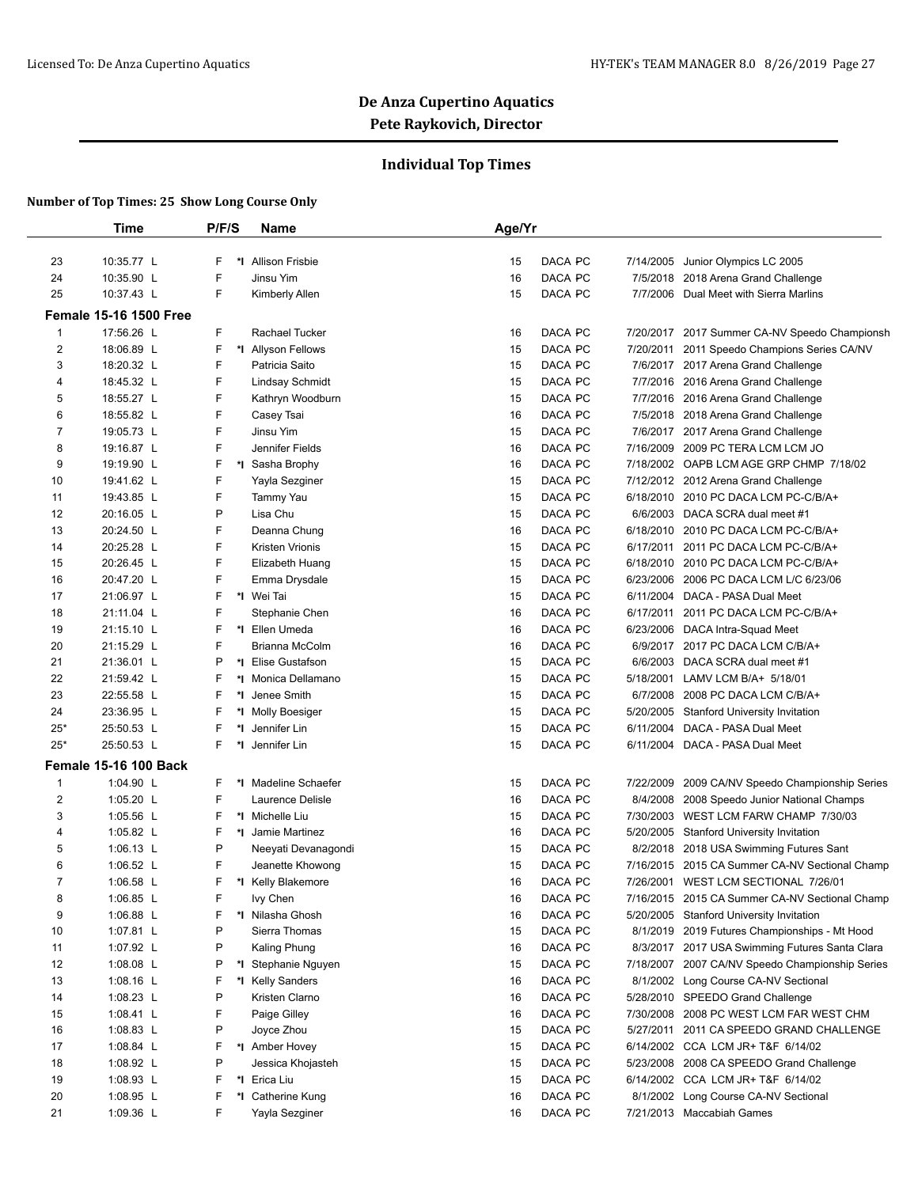## De Anza Cupertino Aquatics
## Pete Raykovich, Director

### Individual Top Times

**Number of Top Times: 25 Show Long Course Only**

| | Time | P/F/S | | Name | Age/Yr | | | |
|---|---|---|---|---|---|---|---|---|
| 23 | 10:35.77 L | F | *I | Allison Frisbie | 15 | DACA PC | 7/14/2005 | Junior Olympics LC 2005 |
| 24 | 10:35.90 L | F | | Jinsu Yim | 16 | DACA PC | 7/5/2018 | 2018 Arena Grand Challenge |
| 25 | 10:37.43 L | F | | Kimberly Allen | 15 | DACA PC | 7/7/2006 | Dual Meet with Sierra Marlins |
| **Female 15-16 1500 Free** | | | | | | | | |
| 1 | 17:56.26 L | F | | Rachael Tucker | 16 | DACA PC | 7/20/2017 | 2017 Summer CA-NV Speedo Championsh |
| 2 | 18:06.89 L | F | *I | Allyson Fellows | 15 | DACA PC | 7/20/2011 | 2011 Speedo Champions Series CA/NV |
| 3 | 18:20.32 L | F | | Patricia Saito | 15 | DACA PC | 7/6/2017 | 2017 Arena Grand Challenge |
| 4 | 18:45.32 L | F | | Lindsay Schmidt | 15 | DACA PC | 7/7/2016 | 2016 Arena Grand Challenge |
| 5 | 18:55.27 L | F | | Kathryn Woodburn | 15 | DACA PC | 7/7/2016 | 2016 Arena Grand Challenge |
| 6 | 18:55.82 L | F | | Casey Tsai | 16 | DACA PC | 7/5/2018 | 2018 Arena Grand Challenge |
| 7 | 19:05.73 L | F | | Jinsu Yim | 15 | DACA PC | 7/6/2017 | 2017 Arena Grand Challenge |
| 8 | 19:16.87 L | F | | Jennifer Fields | 16 | DACA PC | 7/16/2009 | 2009 PC TERA LCM LCM JO |
| 9 | 19:19.90 L | F | *I | Sasha Brophy | 16 | DACA PC | 7/18/2002 | OAPB LCM AGE GRP CHMP 7/18/02 |
| 10 | 19:41.62 L | F | | Yayla Sezginer | 15 | DACA PC | 7/12/2012 | 2012 Arena Grand Challenge |
| 11 | 19:43.85 L | F | | Tammy Yau | 15 | DACA PC | 6/18/2010 | 2010 PC DACA LCM PC-C/B/A+ |
| 12 | 20:16.05 L | P | | Lisa Chu | 15 | DACA PC | 6/6/2003 | DACA SCRA dual meet #1 |
| 13 | 20:24.50 L | F | | Deanna Chung | 16 | DACA PC | 6/18/2010 | 2010 PC DACA LCM PC-C/B/A+ |
| 14 | 20:25.28 L | F | | Kristen Vrionis | 15 | DACA PC | 6/17/2011 | 2011 PC DACA LCM PC-C/B/A+ |
| 15 | 20:26.45 L | F | | Elizabeth Huang | 15 | DACA PC | 6/18/2010 | 2010 PC DACA LCM PC-C/B/A+ |
| 16 | 20:47.20 L | F | | Emma Drysdale | 15 | DACA PC | 6/23/2006 | 2006 PC DACA LCM L/C 6/23/06 |
| 17 | 21:06.97 L | F | *I | Wei Tai | 15 | DACA PC | 6/11/2004 | DACA - PASA Dual Meet |
| 18 | 21:11.04 L | F | | Stephanie Chen | 16 | DACA PC | 6/17/2011 | 2011 PC DACA LCM PC-C/B/A+ |
| 19 | 21:15.10 L | F | *I | Ellen Umeda | 16 | DACA PC | 6/23/2006 | DACA Intra-Squad Meet |
| 20 | 21:15.29 L | F | | Brianna McColm | 16 | DACA PC | 6/9/2017 | 2017 PC DACA LCM C/B/A+ |
| 21 | 21:36.01 L | P | *I | Elise Gustafson | 15 | DACA PC | 6/6/2003 | DACA SCRA dual meet #1 |
| 22 | 21:59.42 L | F | *I | Monica Dellamano | 15 | DACA PC | 5/18/2001 | LAMV LCM B/A+ 5/18/01 |
| 23 | 22:55.58 L | F | *I | Jenee Smith | 15 | DACA PC | 6/7/2008 | 2008 PC DACA LCM C/B/A+ |
| 24 | 23:36.95 L | F | *I | Molly Boesiger | 15 | DACA PC | 5/20/2005 | Stanford University Invitation |
| 25* | 25:50.53 L | F | *I | Jennifer Lin | 15 | DACA PC | 6/11/2004 | DACA - PASA Dual Meet |
| 25* | 25:50.53 L | F | *I | Jennifer Lin | 15 | DACA PC | 6/11/2004 | DACA - PASA Dual Meet |
| **Female 15-16 100 Back** | | | | | | | | |
| 1 | 1:04.90 L | F | *I | Madeline Schaefer | 15 | DACA PC | 7/22/2009 | 2009 CA/NV Speedo Championship Series |
| 2 | 1:05.20 L | F | | Laurence Delisle | 16 | DACA PC | 8/4/2008 | 2008 Speedo Junior National Champs |
| 3 | 1:05.56 L | F | *I | Michelle Liu | 15 | DACA PC | 7/30/2003 | WEST LCM FARW CHAMP 7/30/03 |
| 4 | 1:05.82 L | F | *I | Jamie Martinez | 16 | DACA PC | 5/20/2005 | Stanford University Invitation |
| 5 | 1:06.13 L | P | | Neeyati Devanagondi | 15 | DACA PC | 8/2/2018 | 2018 USA Swimming Futures Sant |
| 6 | 1:06.52 L | F | | Jeanette Khowong | 15 | DACA PC | 7/16/2015 | 2015 CA Summer CA-NV Sectional Champ |
| 7 | 1:06.58 L | F | *I | Kelly Blakemore | 16 | DACA PC | 7/26/2001 | WEST LCM SECTIONAL 7/26/01 |
| 8 | 1:06.85 L | F | | Ivy Chen | 16 | DACA PC | 7/16/2015 | 2015 CA Summer CA-NV Sectional Champ |
| 9 | 1:06.88 L | F | *I | Nilasha Ghosh | 16 | DACA PC | 5/20/2005 | Stanford University Invitation |
| 10 | 1:07.81 L | P | | Sierra Thomas | 15 | DACA PC | 8/1/2019 | 2019 Futures Championships - Mt Hood |
| 11 | 1:07.92 L | P | | Kaling Phung | 16 | DACA PC | 8/3/2017 | 2017 USA Swimming Futures Santa Clara |
| 12 | 1:08.08 L | P | *I | Stephanie Nguyen | 15 | DACA PC | 7/18/2007 | 2007 CA/NV Speedo Championship Series |
| 13 | 1:08.16 L | F | *I | Kelly Sanders | 16 | DACA PC | 8/1/2002 | Long Course CA-NV Sectional |
| 14 | 1:08.23 L | P | | Kristen Clarno | 16 | DACA PC | 5/28/2010 | SPEEDO Grand Challenge |
| 15 | 1:08.41 L | F | | Paige Gilley | 16 | DACA PC | 7/30/2008 | 2008 PC WEST LCM FAR WEST CHM |
| 16 | 1:08.83 L | P | | Joyce Zhou | 15 | DACA PC | 5/27/2011 | 2011 CA SPEEDO GRAND CHALLENGE |
| 17 | 1:08.84 L | F | *I | Amber Hovey | 15 | DACA PC | 6/14/2002 | CCA LCM JR+ T&F 6/14/02 |
| 18 | 1:08.92 L | P | | Jessica Khojasteh | 15 | DACA PC | 5/23/2008 | 2008 CA SPEEDO Grand Challenge |
| 19 | 1:08.93 L | F | *I | Erica Liu | 15 | DACA PC | 6/14/2002 | CCA LCM JR+ T&F 6/14/02 |
| 20 | 1:08.95 L | F | *I | Catherine Kung | 16 | DACA PC | 8/1/2002 | Long Course CA-NV Sectional |
| 21 | 1:09.36 L | F | | Yayla Sezginer | 16 | DACA PC | 7/21/2013 | Maccabiah Games |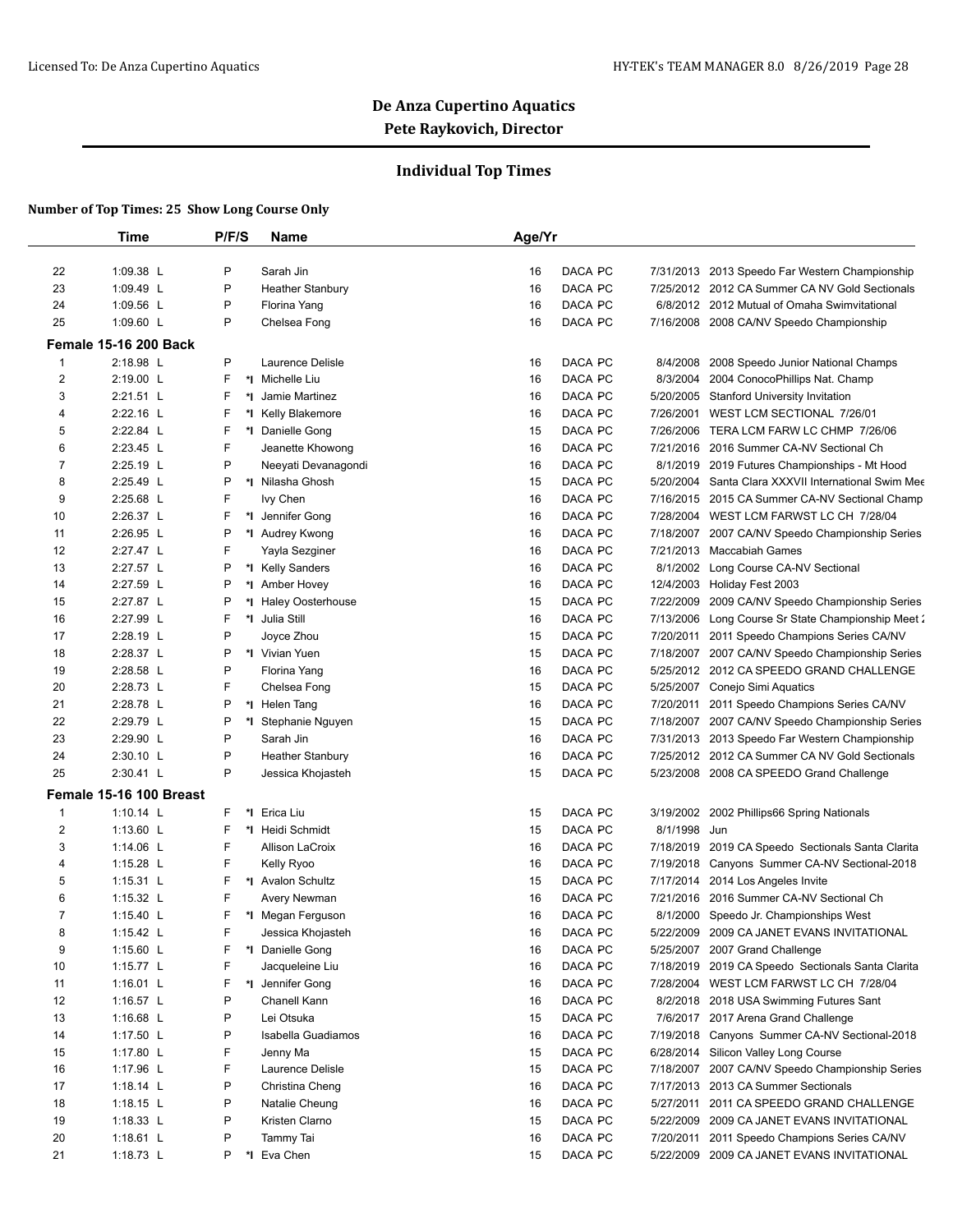## De Anza Cupertino Aquatics

**Pete Raykovich, Director**

### Individual Top Times

**Number of Top Times: 25 Show Long Course Only**

| | Time | P/F/S | | Name | Age/Yr | | | | |
|---|---|---|---|---|---|---|---|---|---|
| 22 | 1:09.38 L | P | | Sarah Jin | 16 | DACA | PC | 7/31/2013 | 2013 Speedo Far Western Championship |
| 23 | 1:09.49 L | P | | Heather Stanbury | 16 | DACA | PC | 7/25/2012 | 2012 CA Summer CA NV Gold Sectionals |
| 24 | 1:09.56 L | P | | Florina Yang | 16 | DACA | PC | 6/8/2012 | 2012 Mutual of Omaha Swimvitational |
| 25 | 1:09.60 L | P | | Chelsea Fong | 16 | DACA | PC | 7/16/2008 | 2008 CA/NV Speedo Championship |
| **Female 15-16 200 Back** | | | | | | | | | |
| 1 | 2:18.98 L | P | | Laurence Delisle | 16 | DACA | PC | 8/4/2008 | 2008 Speedo Junior National Champs |
| 2 | 2:19.00 L | F | *I | Michelle Liu | 16 | DACA | PC | 8/3/2004 | 2004 ConocoPhillips Nat. Champ |
| 3 | 2:21.51 L | F | *I | Jamie Martinez | 16 | DACA | PC | 5/20/2005 | Stanford University Invitation |
| 4 | 2:22.16 L | F | *I | Kelly Blakemore | 16 | DACA | PC | 7/26/2001 | WEST LCM SECTIONAL 7/26/01 |
| 5 | 2:22.84 L | F | *I | Danielle Gong | 15 | DACA | PC | 7/26/2006 | TERA LCM FARW LC CHMP 7/26/06 |
| 6 | 2:23.45 L | F | | Jeanette Khowong | 16 | DACA | PC | 7/21/2016 | 2016 Summer CA-NV Sectional Ch |
| 7 | 2:25.19 L | P | | Neeyati Devanagondi | 16 | DACA | PC | 8/1/2019 | 2019 Futures Championships - Mt Hood |
| 8 | 2:25.49 L | P | *I | Nilasha Ghosh | 15 | DACA | PC | 5/20/2004 | Santa Clara XXXVII International Swim Mee |
| 9 | 2:25.68 L | F | | Ivy Chen | 16 | DACA | PC | 7/16/2015 | 2015 CA Summer CA-NV Sectional Champ |
| 10 | 2:26.37 L | F | *I | Jennifer Gong | 16 | DACA | PC | 7/28/2004 | WEST LCM FARWST LC CH 7/28/04 |
| 11 | 2:26.95 L | P | *I | Audrey Kwong | 16 | DACA | PC | 7/18/2007 | 2007 CA/NV Speedo Championship Series |
| 12 | 2:27.47 L | F | | Yayla Sezginer | 16 | DACA | PC | 7/21/2013 | Maccabiah Games |
| 13 | 2:27.57 L | P | *I | Kelly Sanders | 16 | DACA | PC | 8/1/2002 | Long Course CA-NV Sectional |
| 14 | 2:27.59 L | P | *I | Amber Hovey | 16 | DACA | PC | 12/4/2003 | Holiday Fest 2003 |
| 15 | 2:27.87 L | P | *I | Haley Oosterhouse | 15 | DACA | PC | 7/22/2009 | 2009 CA/NV Speedo Championship Series |
| 16 | 2:27.99 L | F | *I | Julia Still | 16 | DACA | PC | 7/13/2006 | Long Course Sr State Championship Meet 2 |
| 17 | 2:28.19 L | P | | Joyce Zhou | 15 | DACA | PC | 7/20/2011 | 2011 Speedo Champions Series CA/NV |
| 18 | 2:28.37 L | P | *I | Vivian Yuen | 15 | DACA | PC | 7/18/2007 | 2007 CA/NV Speedo Championship Series |
| 19 | 2:28.58 L | P | | Florina Yang | 16 | DACA | PC | 5/25/2012 | 2012 CA SPEEDO GRAND CHALLENGE |
| 20 | 2:28.73 L | F | | Chelsea Fong | 15 | DACA | PC | 5/25/2007 | Conejo Simi Aquatics |
| 21 | 2:28.78 L | P | *I | Helen Tang | 16 | DACA | PC | 7/20/2011 | 2011 Speedo Champions Series CA/NV |
| 22 | 2:29.79 L | P | *I | Stephanie Nguyen | 15 | DACA | PC | 7/18/2007 | 2007 CA/NV Speedo Championship Series |
| 23 | 2:29.90 L | P | | Sarah Jin | 16 | DACA | PC | 7/31/2013 | 2013 Speedo Far Western Championship |
| 24 | 2:30.10 L | P | | Heather Stanbury | 16 | DACA | PC | 7/25/2012 | 2012 CA Summer CA NV Gold Sectionals |
| 25 | 2:30.41 L | P | | Jessica Khojasteh | 15 | DACA | PC | 5/23/2008 | 2008 CA SPEEDO Grand Challenge |
| **Female 15-16 100 Breast** | | | | | | | | | |
| 1 | 1:10.14 L | F | *I | Erica Liu | 15 | DACA | PC | 3/19/2002 | 2002 Phillips66 Spring Nationals |
| 2 | 1:13.60 L | F | *I | Heidi Schmidt | 15 | DACA | PC | 8/1/1998 | Jun |
| 3 | 1:14.06 L | F | | Allison LaCroix | 16 | DACA | PC | 7/18/2019 | 2019 CA Speedo Sectionals Santa Clarita |
| 4 | 1:15.28 L | F | | Kelly Ryoo | 16 | DACA | PC | 7/19/2018 | Canyons Summer CA-NV Sectional-2018 |
| 5 | 1:15.31 L | F | *I | Avalon Schultz | 15 | DACA | PC | 7/17/2014 | 2014 Los Angeles Invite |
| 6 | 1:15.32 L | F | | Avery Newman | 16 | DACA | PC | 7/21/2016 | 2016 Summer CA-NV Sectional Ch |
| 7 | 1:15.40 L | F | *I | Megan Ferguson | 16 | DACA | PC | 8/1/2000 | Speedo Jr. Championships West |
| 8 | 1:15.42 L | F | | Jessica Khojasteh | 16 | DACA | PC | 5/22/2009 | 2009 CA JANET EVANS INVITATIONAL |
| 9 | 1:15.60 L | F | *I | Danielle Gong | 16 | DACA | PC | 5/25/2007 | 2007 Grand Challenge |
| 10 | 1:15.77 L | F | | Jacqueleine Liu | 16 | DACA | PC | 7/18/2019 | 2019 CA Speedo Sectionals Santa Clarita |
| 11 | 1:16.01 L | F | *I | Jennifer Gong | 16 | DACA | PC | 7/28/2004 | WEST LCM FARWST LC CH 7/28/04 |
| 12 | 1:16.57 L | P | | Chanell Kann | 16 | DACA | PC | 8/2/2018 | 2018 USA Swimming Futures Sant |
| 13 | 1:16.68 L | P | | Lei Otsuka | 15 | DACA | PC | 7/6/2017 | 2017 Arena Grand Challenge |
| 14 | 1:17.50 L | P | | Isabella Guadiamos | 16 | DACA | PC | 7/19/2018 | Canyons Summer CA-NV Sectional-2018 |
| 15 | 1:17.80 L | F | | Jenny Ma | 15 | DACA | PC | 6/28/2014 | Silicon Valley Long Course |
| 16 | 1:17.96 L | F | | Laurence Delisle | 15 | DACA | PC | 7/18/2007 | 2007 CA/NV Speedo Championship Series |
| 17 | 1:18.14 L | P | | Christina Cheng | 16 | DACA | PC | 7/17/2013 | 2013 CA Summer Sectionals |
| 18 | 1:18.15 L | P | | Natalie Cheung | 16 | DACA | PC | 5/27/2011 | 2011 CA SPEEDO GRAND CHALLENGE |
| 19 | 1:18.33 L | P | | Kristen Clarno | 15 | DACA | PC | 5/22/2009 | 2009 CA JANET EVANS INVITATIONAL |
| 20 | 1:18.61 L | P | | Tammy Tai | 16 | DACA | PC | 7/20/2011 | 2011 Speedo Champions Series CA/NV |
| 21 | 1:18.73 L | P | *I | Eva Chen | 15 | DACA | PC | 5/22/2009 | 2009 CA JANET EVANS INVITATIONAL |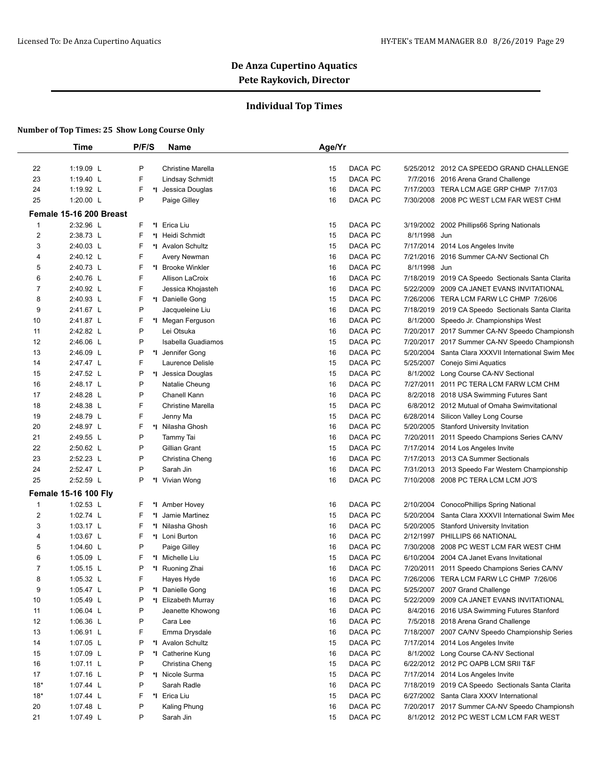# De Anza Cupertino Aquatics

## Pete Raykovich, Director

### Individual Top Times

**Number of Top Times: 25 Show Long Course Only**

| | Time | P/F/S | | Name | Age/Yr | | | |
|---|---|---|---|---|---|---|---|---|
| 22 | 1:19.09 L | P | | Christine Marella | 15 | DACA PC | 5/25/2012 | 2012 CA SPEEDO GRAND CHALLENGE |
| 23 | 1:19.40 L | F | | Lindsay Schmidt | 15 | DACA PC | 7/7/2016 | 2016 Arena Grand Challenge |
| 24 | 1:19.92 L | F | *I | Jessica Douglas | 16 | DACA PC | 7/17/2003 | TERA LCM AGE GRP CHMP 7/17/03 |
| 25 | 1:20.00 L | P | | Paige Gilley | 16 | DACA PC | 7/30/2008 | 2008 PC WEST LCM FAR WEST CHM |
| **Female 15-16 200 Breast** | | | | | | | | |
| 1 | 2:32.96 L | F | *I | Erica Liu | 15 | DACA PC | 3/19/2002 | 2002 Phillips66 Spring Nationals |
| 2 | 2:38.73 L | F | *I | Heidi Schmidt | 15 | DACA PC | 8/1/1998 | Jun |
| 3 | 2:40.03 L | F | *I | Avalon Schultz | 15 | DACA PC | 7/17/2014 | 2014 Los Angeles Invite |
| 4 | 2:40.12 L | F | | Avery Newman | 16 | DACA PC | 7/21/2016 | 2016 Summer CA-NV Sectional Ch |
| 5 | 2:40.73 L | F | *I | Brooke Winkler | 16 | DACA PC | 8/1/1998 | Jun |
| 6 | 2:40.76 L | F | | Allison LaCroix | 16 | DACA PC | 7/18/2019 | 2019 CA Speedo Sectionals Santa Clarita |
| 7 | 2:40.92 L | F | | Jessica Khojasteh | 16 | DACA PC | 5/22/2009 | 2009 CA JANET EVANS INVITATIONAL |
| 8 | 2:40.93 L | F | *I | Danielle Gong | 15 | DACA PC | 7/26/2006 | TERA LCM FARW LC CHMP 7/26/06 |
| 9 | 2:41.67 L | P | | Jacqueleine Liu | 16 | DACA PC | 7/18/2019 | 2019 CA Speedo Sectionals Santa Clarita |
| 10 | 2:41.87 L | F | *I | Megan Ferguson | 16 | DACA PC | 8/1/2000 | Speedo Jr. Championships West |
| 11 | 2:42.82 L | P | | Lei Otsuka | 16 | DACA PC | 7/20/2017 | 2017 Summer CA-NV Speedo Championsh |
| 12 | 2:46.06 L | P | | Isabella Guadiamos | 15 | DACA PC | 7/20/2017 | 2017 Summer CA-NV Speedo Championsh |
| 13 | 2:46.09 L | P | *I | Jennifer Gong | 16 | DACA PC | 5/20/2004 | Santa Clara XXXVII International Swim Mee |
| 14 | 2:47.47 L | F | | Laurence Delisle | 15 | DACA PC | 5/25/2007 | Conejo Simi Aquatics |
| 15 | 2:47.52 L | P | *I | Jessica Douglas | 15 | DACA PC | 8/1/2002 | Long Course CA-NV Sectional |
| 16 | 2:48.17 L | P | | Natalie Cheung | 16 | DACA PC | 7/27/2011 | 2011 PC TERA LCM FARW LCM CHM |
| 17 | 2:48.28 L | P | | Chanell Kann | 16 | DACA PC | 8/2/2018 | 2018 USA Swimming Futures Sant |
| 18 | 2:48.38 L | F | | Christine Marella | 15 | DACA PC | 6/8/2012 | 2012 Mutual of Omaha Swimvitational |
| 19 | 2:48.79 L | F | | Jenny Ma | 15 | DACA PC | 6/28/2014 | Silicon Valley Long Course |
| 20 | 2:48.97 L | F | *I | Nilasha Ghosh | 16 | DACA PC | 5/20/2005 | Stanford University Invitation |
| 21 | 2:49.55 L | P | | Tammy Tai | 16 | DACA PC | 7/20/2011 | 2011 Speedo Champions Series CA/NV |
| 22 | 2:50.62 L | P | | Gillian Grant | 15 | DACA PC | 7/17/2014 | 2014 Los Angeles Invite |
| 23 | 2:52.23 L | P | | Christina Cheng | 16 | DACA PC | 7/17/2013 | 2013 CA Summer Sectionals |
| 24 | 2:52.47 L | P | | Sarah Jin | 16 | DACA PC | 7/31/2013 | 2013 Speedo Far Western Championship |
| 25 | 2:52.59 L | P | *I | Vivian Wong | 16 | DACA PC | 7/10/2008 | 2008 PC TERA LCM LCM JO'S |
| **Female 15-16 100 Fly** | | | | | | | | |
| 1 | 1:02.53 L | F | *I | Amber Hovey | 16 | DACA PC | 2/10/2004 | ConocoPhillips Spring National |
| 2 | 1:02.74 L | F | *I | Jamie Martinez | 15 | DACA PC | 5/20/2004 | Santa Clara XXXVII International Swim Mee |
| 3 | 1:03.17 L | F | *I | Nilasha Ghosh | 16 | DACA PC | 5/20/2005 | Stanford University Invitation |
| 4 | 1:03.67 L | F | *I | Loni Burton | 16 | DACA PC | 2/12/1997 | PHILLIPS 66 NATIONAL |
| 5 | 1:04.60 L | P | | Paige Gilley | 16 | DACA PC | 7/30/2008 | 2008 PC WEST LCM FAR WEST CHM |
| 6 | 1:05.09 L | F | *I | Michelle Liu | 15 | DACA PC | 6/10/2004 | 2004 CA Janet Evans Invitational |
| 7 | 1:05.15 L | P | *I | Ruoning Zhai | 16 | DACA PC | 7/20/2011 | 2011 Speedo Champions Series CA/NV |
| 8 | 1:05.32 L | F | | Hayes Hyde | 16 | DACA PC | 7/26/2006 | TERA LCM FARW LC CHMP 7/26/06 |
| 9 | 1:05.47 L | P | *I | Danielle Gong | 16 | DACA PC | 5/25/2007 | 2007 Grand Challenge |
| 10 | 1:05.49 L | P | *I | Elizabeth Murray | 16 | DACA PC | 5/22/2009 | 2009 CA JANET EVANS INVITATIONAL |
| 11 | 1:06.04 L | P | | Jeanette Khowong | 16 | DACA PC | 8/4/2016 | 2016 USA Swimming Futures Stanford |
| 12 | 1:06.36 L | P | | Cara Lee | 16 | DACA PC | 7/5/2018 | 2018 Arena Grand Challenge |
| 13 | 1:06.91 L | F | | Emma Drysdale | 16 | DACA PC | 7/18/2007 | 2007 CA/NV Speedo Championship Series |
| 14 | 1:07.05 L | P | *I | Avalon Schultz | 15 | DACA PC | 7/17/2014 | 2014 Los Angeles Invite |
| 15 | 1:07.09 L | P | *I | Catherine Kung | 16 | DACA PC | 8/1/2002 | Long Course CA-NV Sectional |
| 16 | 1:07.11 L | P | | Christina Cheng | 15 | DACA PC | 6/22/2012 | 2012 PC OAPB LCM SRII T&F |
| 17 | 1:07.16 L | P | *I | Nicole Surma | 15 | DACA PC | 7/17/2014 | 2014 Los Angeles Invite |
| 18* | 1:07.44 L | P | | Sarah Radle | 16 | DACA PC | 7/18/2019 | 2019 CA Speedo Sectionals Santa Clarita |
| 18* | 1:07.44 L | F | *I | Erica Liu | 15 | DACA PC | 6/27/2002 | Santa Clara XXXV International |
| 20 | 1:07.48 L | P | | Kaling Phung | 16 | DACA PC | 7/20/2017 | 2017 Summer CA-NV Speedo Championsh |
| 21 | 1:07.49 L | P | | Sarah Jin | 15 | DACA PC | 8/1/2012 | 2012 PC WEST LCM LCM FAR WEST |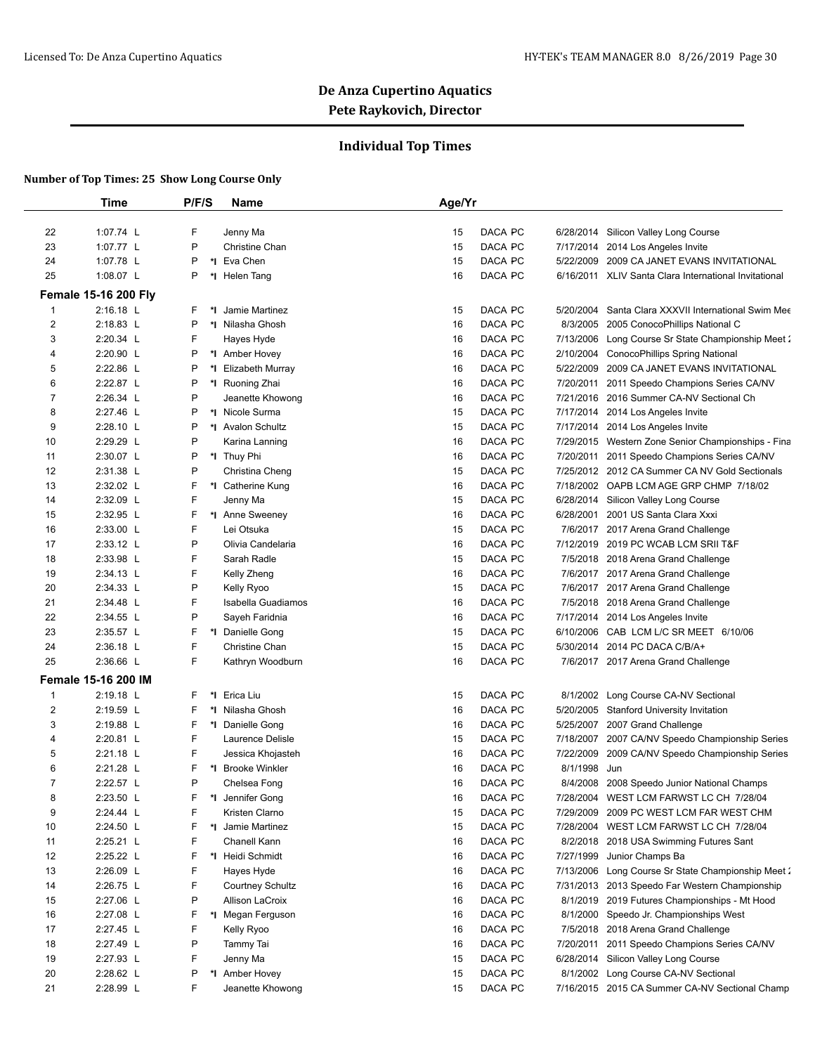## De Anza Cupertino Aquatics
### Pete Raykovich, Director

### Individual Top Times

**Number of Top Times: 25 Show Long Course Only**

| | Time | P/F/S | | Name | Age/Yr | | | | |
|---|---|---|---|---|---|---|---|---|---|
| 22 | 1:07.74 L | F | | Jenny Ma | 15 | DACA | PC | 6/28/2014 | Silicon Valley Long Course |
| 23 | 1:07.77 L | P | | Christine Chan | 15 | DACA | PC | 7/17/2014 | 2014 Los Angeles Invite |
| 24 | 1:07.78 L | P | *I | Eva Chen | 15 | DACA | PC | 5/22/2009 | 2009 CA JANET EVANS INVITATIONAL |
| 25 | 1:08.07 L | P | *I | Helen Tang | 16 | DACA | PC | 6/16/2011 | XLIV Santa Clara International Invitational |
| **Female 15-16 200 Fly** | | | | | | | | | |
| 1 | 2:16.18 L | F | *I | Jamie Martinez | 15 | DACA | PC | 5/20/2004 | Santa Clara XXXVII International Swim Mee |
| 2 | 2:18.83 L | P | *I | Nilasha Ghosh | 16 | DACA | PC | 8/3/2005 | 2005 ConocoPhillips National C |
| 3 | 2:20.34 L | F | | Hayes Hyde | 16 | DACA | PC | 7/13/2006 | Long Course Sr State Championship Meet 2 |
| 4 | 2:20.90 L | P | *I | Amber Hovey | 16 | DACA | PC | 2/10/2004 | ConocoPhillips Spring National |
| 5 | 2:22.86 L | P | *I | Elizabeth Murray | 16 | DACA | PC | 5/22/2009 | 2009 CA JANET EVANS INVITATIONAL |
| 6 | 2:22.87 L | P | *I | Ruoning Zhai | 16 | DACA | PC | 7/20/2011 | 2011 Speedo Champions Series CA/NV |
| 7 | 2:26.34 L | P | | Jeanette Khowong | 16 | DACA | PC | 7/21/2016 | 2016 Summer CA-NV Sectional Ch |
| 8 | 2:27.46 L | P | *I | Nicole Surma | 15 | DACA | PC | 7/17/2014 | 2014 Los Angeles Invite |
| 9 | 2:28.10 L | P | *I | Avalon Schultz | 15 | DACA | PC | 7/17/2014 | 2014 Los Angeles Invite |
| 10 | 2:29.29 L | P | | Karina Lanning | 16 | DACA | PC | 7/29/2015 | Western Zone Senior Championships - Fina |
| 11 | 2:30.07 L | P | *I | Thuy Phi | 16 | DACA | PC | 7/20/2011 | 2011 Speedo Champions Series CA/NV |
| 12 | 2:31.38 L | P | | Christina Cheng | 15 | DACA | PC | 7/25/2012 | 2012 CA Summer CA NV Gold Sectionals |
| 13 | 2:32.02 L | F | *I | Catherine Kung | 16 | DACA | PC | 7/18/2002 | OAPB LCM AGE GRP CHMP 7/18/02 |
| 14 | 2:32.09 L | F | | Jenny Ma | 15 | DACA | PC | 6/28/2014 | Silicon Valley Long Course |
| 15 | 2:32.95 L | F | *I | Anne Sweeney | 16 | DACA | PC | 6/28/2001 | 2001 US Santa Clara Xxxi |
| 16 | 2:33.00 L | F | | Lei Otsuka | 15 | DACA | PC | 7/6/2017 | 2017 Arena Grand Challenge |
| 17 | 2:33.12 L | P | | Olivia Candelaria | 16 | DACA | PC | 7/12/2019 | 2019 PC WCAB LCM SRII T&F |
| 18 | 2:33.98 L | F | | Sarah Radle | 15 | DACA | PC | 7/5/2018 | 2018 Arena Grand Challenge |
| 19 | 2:34.13 L | F | | Kelly Zheng | 16 | DACA | PC | 7/6/2017 | 2017 Arena Grand Challenge |
| 20 | 2:34.33 L | P | | Kelly Ryoo | 15 | DACA | PC | 7/6/2017 | 2017 Arena Grand Challenge |
| 21 | 2:34.48 L | F | | Isabella Guadiamos | 16 | DACA | PC | 7/5/2018 | 2018 Arena Grand Challenge |
| 22 | 2:34.55 L | P | | Sayeh Faridnia | 16 | DACA | PC | 7/17/2014 | 2014 Los Angeles Invite |
| 23 | 2:35.57 L | F | *I | Danielle Gong | 15 | DACA | PC | 6/10/2006 | CAB LCM L/C SR MEET 6/10/06 |
| 24 | 2:36.18 L | F | | Christine Chan | 15 | DACA | PC | 5/30/2014 | 2014 PC DACA C/B/A+ |
| 25 | 2:36.66 L | F | | Kathryn Woodburn | 16 | DACA | PC | 7/6/2017 | 2017 Arena Grand Challenge |
| **Female 15-16 200 IM** | | | | | | | | | |
| 1 | 2:19.18 L | F | *I | Erica Liu | 15 | DACA | PC | 8/1/2002 | Long Course CA-NV Sectional |
| 2 | 2:19.59 L | F | *I | Nilasha Ghosh | 16 | DACA | PC | 5/20/2005 | Stanford University Invitation |
| 3 | 2:19.88 L | F | *I | Danielle Gong | 16 | DACA | PC | 5/25/2007 | 2007 Grand Challenge |
| 4 | 2:20.81 L | F | | Laurence Delisle | 15 | DACA | PC | 7/18/2007 | 2007 CA/NV Speedo Championship Series |
| 5 | 2:21.18 L | F | | Jessica Khojasteh | 16 | DACA | PC | 7/22/2009 | 2009 CA/NV Speedo Championship Series |
| 6 | 2:21.28 L | F | *I | Brooke Winkler | 16 | DACA | PC | 8/1/1998 | Jun |
| 7 | 2:22.57 L | P | | Chelsea Fong | 16 | DACA | PC | 8/4/2008 | 2008 Speedo Junior National Champs |
| 8 | 2:23.50 L | F | *I | Jennifer Gong | 16 | DACA | PC | 7/28/2004 | WEST LCM FARWST LC CH 7/28/04 |
| 9 | 2:24.44 L | F | | Kristen Clarno | 15 | DACA | PC | 7/29/2009 | 2009 PC WEST LCM FAR WEST CHM |
| 10 | 2:24.50 L | F | *I | Jamie Martinez | 15 | DACA | PC | 7/28/2004 | WEST LCM FARWST LC CH 7/28/04 |
| 11 | 2:25.21 L | F | | Chanell Kann | 16 | DACA | PC | 8/2/2018 | 2018 USA Swimming Futures Sant |
| 12 | 2:25.22 L | F | *I | Heidi Schmidt | 16 | DACA | PC | 7/27/1999 | Junior Champs Ba |
| 13 | 2:26.09 L | F | | Hayes Hyde | 16 | DACA | PC | 7/13/2006 | Long Course Sr State Championship Meet 2 |
| 14 | 2:26.75 L | F | | Courtney Schultz | 16 | DACA | PC | 7/31/2013 | 2013 Speedo Far Western Championship |
| 15 | 2:27.06 L | P | | Allison LaCroix | 16 | DACA | PC | 8/1/2019 | 2019 Futures Championships - Mt Hood |
| 16 | 2:27.08 L | F | *I | Megan Ferguson | 16 | DACA | PC | 8/1/2000 | Speedo Jr. Championships West |
| 17 | 2:27.45 L | F | | Kelly Ryoo | 16 | DACA | PC | 7/5/2018 | 2018 Arena Grand Challenge |
| 18 | 2:27.49 L | P | | Tammy Tai | 16 | DACA | PC | 7/20/2011 | 2011 Speedo Champions Series CA/NV |
| 19 | 2:27.93 L | F | | Jenny Ma | 15 | DACA | PC | 6/28/2014 | Silicon Valley Long Course |
| 20 | 2:28.62 L | P | *I | Amber Hovey | 15 | DACA | PC | 8/1/2002 | Long Course CA-NV Sectional |
| 21 | 2:28.99 L | F | | Jeanette Khowong | 15 | DACA | PC | 7/16/2015 | 2015 CA Summer CA-NV Sectional Champ |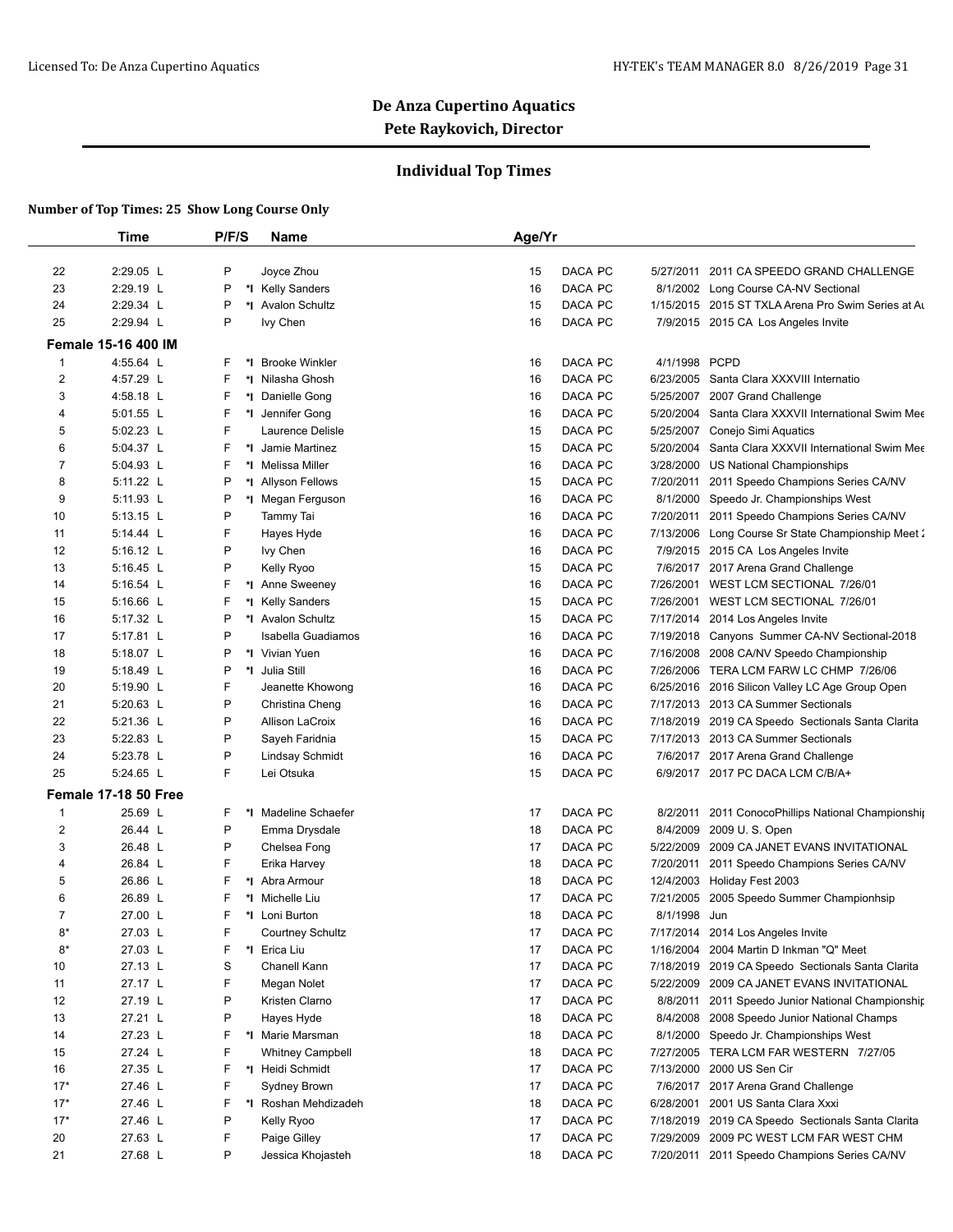# De Anza Cupertino Aquatics

## Pete Raykovich, Director

### Individual Top Times

**Number of Top Times: 25 Show Long Course Only**

| | Time | P/F/S | | Name | Age/Yr | | | | |
|---|---|---|---|---|---|---|---|---|---|
| 22 | 2:29.05 L | P | | Joyce Zhou | 15 | DACA PC | | 5/27/2011 | 2011 CA SPEEDO GRAND CHALLENGE |
| 23 | 2:29.19 L | P | *I | Kelly Sanders | 16 | DACA PC | | 8/1/2002 | Long Course CA-NV Sectional |
| 24 | 2:29.34 L | P | *I | Avalon Schultz | 15 | DACA PC | | 1/15/2015 | 2015 ST TXLA Arena Pro Swim Series at Au |
| 25 | 2:29.94 L | P | | Ivy Chen | 16 | DACA PC | | 7/9/2015 | 2015 CA Los Angeles Invite |
| **Female 15-16 400 IM** | | | | | | | | | |
| 1 | 4:55.64 L | F | *I | Brooke Winkler | 16 | DACA PC | | 4/1/1998 | PCPD |
| 2 | 4:57.29 L | F | *I | Nilasha Ghosh | 16 | DACA PC | | 6/23/2005 | Santa Clara XXXVIII Internatio |
| 3 | 4:58.18 L | F | *I | Danielle Gong | 16 | DACA PC | | 5/25/2007 | 2007 Grand Challenge |
| 4 | 5:01.55 L | F | *I | Jennifer Gong | 16 | DACA PC | | 5/20/2004 | Santa Clara XXXVII International Swim Mee |
| 5 | 5:02.23 L | F | | Laurence Delisle | 15 | DACA PC | | 5/25/2007 | Conejo Simi Aquatics |
| 6 | 5:04.37 L | F | *I | Jamie Martinez | 15 | DACA PC | | 5/20/2004 | Santa Clara XXXVII International Swim Mee |
| 7 | 5:04.93 L | F | *I | Melissa Miller | 16 | DACA PC | | 3/28/2000 | US National Championships |
| 8 | 5:11.22 L | P | *I | Allyson Fellows | 15 | DACA PC | | 7/20/2011 | 2011 Speedo Champions Series CA/NV |
| 9 | 5:11.93 L | P | *I | Megan Ferguson | 16 | DACA PC | | 8/1/2000 | Speedo Jr. Championships West |
| 10 | 5:13.15 L | P | | Tammy Tai | 16 | DACA PC | | 7/20/2011 | 2011 Speedo Champions Series CA/NV |
| 11 | 5:14.44 L | F | | Hayes Hyde | 16 | DACA PC | | 7/13/2006 | Long Course Sr State Championship Meet 2 |
| 12 | 5:16.12 L | P | | Ivy Chen | 16 | DACA PC | | 7/9/2015 | 2015 CA Los Angeles Invite |
| 13 | 5:16.45 L | P | | Kelly Ryoo | 15 | DACA PC | | 7/6/2017 | 2017 Arena Grand Challenge |
| 14 | 5:16.54 L | F | *I | Anne Sweeney | 16 | DACA PC | | 7/26/2001 | WEST LCM SECTIONAL 7/26/01 |
| 15 | 5:16.66 L | F | *I | Kelly Sanders | 15 | DACA PC | | 7/26/2001 | WEST LCM SECTIONAL 7/26/01 |
| 16 | 5:17.32 L | P | *I | Avalon Schultz | 15 | DACA PC | | 7/17/2014 | 2014 Los Angeles Invite |
| 17 | 5:17.81 L | P | | Isabella Guadiamos | 16 | DACA PC | | 7/19/2018 | Canyons Summer CA-NV Sectional-2018 |
| 18 | 5:18.07 L | P | *I | Vivian Yuen | 16 | DACA PC | | 7/16/2008 | 2008 CA/NV Speedo Championship |
| 19 | 5:18.49 L | P | *I | Julia Still | 16 | DACA PC | | 7/26/2006 | TERA LCM FARW LC CHMP 7/26/06 |
| 20 | 5:19.90 L | F | | Jeanette Khowong | 16 | DACA PC | | 6/25/2016 | 2016 Silicon Valley LC Age Group Open |
| 21 | 5:20.63 L | P | | Christina Cheng | 16 | DACA PC | | 7/17/2013 | 2013 CA Summer Sectionals |
| 22 | 5:21.36 L | P | | Allison LaCroix | 16 | DACA PC | | 7/18/2019 | 2019 CA Speedo Sectionals Santa Clarita |
| 23 | 5:22.83 L | P | | Sayeh Faridnia | 15 | DACA PC | | 7/17/2013 | 2013 CA Summer Sectionals |
| 24 | 5:23.78 L | P | | Lindsay Schmidt | 16 | DACA PC | | 7/6/2017 | 2017 Arena Grand Challenge |
| 25 | 5:24.65 L | F | | Lei Otsuka | 15 | DACA PC | | 6/9/2017 | 2017 PC DACA LCM C/B/A+ |
| **Female 17-18 50 Free** | | | | | | | | | |
| 1 | 25.69 L | F | *I | Madeline Schaefer | 17 | DACA PC | | 8/2/2011 | 2011 ConocoPhillips National Championship |
| 2 | 26.44 L | P | | Emma Drysdale | 18 | DACA PC | | 8/4/2009 | 2009 U. S. Open |
| 3 | 26.48 L | P | | Chelsea Fong | 17 | DACA PC | | 5/22/2009 | 2009 CA JANET EVANS INVITATIONAL |
| 4 | 26.84 L | F | | Erika Harvey | 18 | DACA PC | | 7/20/2011 | 2011 Speedo Champions Series CA/NV |
| 5 | 26.86 L | F | *I | Abra Armour | 18 | DACA PC | | 12/4/2003 | Holiday Fest 2003 |
| 6 | 26.89 L | F | *I | Michelle Liu | 17 | DACA PC | | 7/21/2005 | 2005 Speedo Summer Championhsip |
| 7 | 27.00 L | F | *I | Loni Burton | 18 | DACA PC | | 8/1/1998 | Jun |
| 8* | 27.03 L | F | | Courtney Schultz | 17 | DACA PC | | 7/17/2014 | 2014 Los Angeles Invite |
| 8* | 27.03 L | F | *I | Erica Liu | 17 | DACA PC | | 1/16/2004 | 2004 Martin D Inkman "Q" Meet |
| 10 | 27.13 L | S | | Chanell Kann | 17 | DACA PC | | 7/18/2019 | 2019 CA Speedo Sectionals Santa Clarita |
| 11 | 27.17 L | F | | Megan Nolet | 17 | DACA PC | | 5/22/2009 | 2009 CA JANET EVANS INVITATIONAL |
| 12 | 27.19 L | P | | Kristen Clarno | 17 | DACA PC | | 8/8/2011 | 2011 Speedo Junior National Championship |
| 13 | 27.21 L | P | | Hayes Hyde | 18 | DACA PC | | 8/4/2008 | 2008 Speedo Junior National Champs |
| 14 | 27.23 L | F | *I | Marie Marsman | 18 | DACA PC | | 8/1/2000 | Speedo Jr. Championships West |
| 15 | 27.24 L | F | | Whitney Campbell | 18 | DACA PC | | 7/27/2005 | TERA LCM FAR WESTERN 7/27/05 |
| 16 | 27.35 L | F | *I | Heidi Schmidt | 17 | DACA PC | | 7/13/2000 | 2000 US Sen Cir |
| 17* | 27.46 L | F | | Sydney Brown | 17 | DACA PC | | 7/6/2017 | 2017 Arena Grand Challenge |
| 17* | 27.46 L | F | *I | Roshan Mehdizadeh | 18 | DACA PC | | 6/28/2001 | 2001 US Santa Clara Xxxi |
| 17* | 27.46 L | P | | Kelly Ryoo | 17 | DACA PC | | 7/18/2019 | 2019 CA Speedo Sectionals Santa Clarita |
| 20 | 27.63 L | F | | Paige Gilley | 17 | DACA PC | | 7/29/2009 | 2009 PC WEST LCM FAR WEST CHM |
| 21 | 27.68 L | P | | Jessica Khojasteh | 18 | DACA PC | | 7/20/2011 | 2011 Speedo Champions Series CA/NV |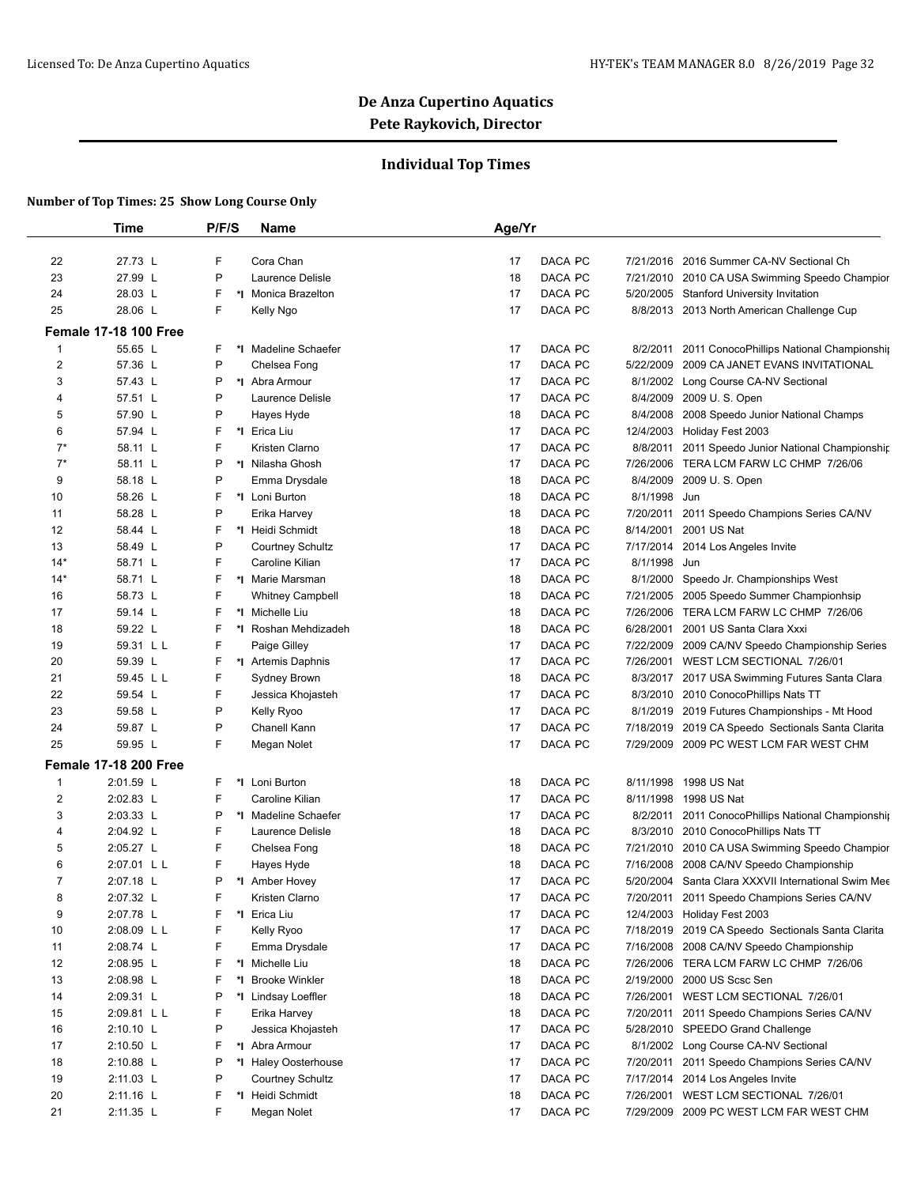# De Anza Cupertino Aquatics

## Pete Raykovich, Director

### Individual Top Times

**Number of Top Times: 25 Show Long Course Only**

| | Time | P/F/S | | Name | Age/Yr | | | | |
|---|---|---|---|---|---|---|---|---|---|
| 22 | 27.73 L | F | | Cora Chan | 17 | DACA | PC | 7/21/2016 | 2016 Summer CA-NV Sectional Ch |
| 23 | 27.99 L | P | | Laurence Delisle | 18 | DACA | PC | 7/21/2010 | 2010 CA USA Swimming Speedo Champior |
| 24 | 28.03 L | F | *I | Monica Brazelton | 17 | DACA | PC | 5/20/2005 | Stanford University Invitation |
| 25 | 28.06 L | F | | Kelly Ngo | 17 | DACA | PC | 8/8/2013 | 2013 North American Challenge Cup |
| **Female 17-18 100 Free** | | | | | | | | | |
| 1 | 55.65 L | F | *I | Madeline Schaefer | 17 | DACA | PC | 8/2/2011 | 2011 ConocoPhillips National Championshi |
| 2 | 57.36 L | P | | Chelsea Fong | 17 | DACA | PC | 5/22/2009 | 2009 CA JANET EVANS INVITATIONAL |
| 3 | 57.43 L | P | *I | Abra Armour | 17 | DACA | PC | 8/1/2002 | Long Course CA-NV Sectional |
| 4 | 57.51 L | P | | Laurence Delisle | 17 | DACA | PC | 8/4/2009 | 2009 U. S. Open |
| 5 | 57.90 L | P | | Hayes Hyde | 18 | DACA | PC | 8/4/2008 | 2008 Speedo Junior National Champs |
| 6 | 57.94 L | F | *I | Erica Liu | 17 | DACA | PC | 12/4/2003 | Holiday Fest 2003 |
| 7* | 58.11 L | F | | Kristen Clarno | 17 | DACA | PC | 8/8/2011 | 2011 Speedo Junior National Championshi |
| 7* | 58.11 L | P | *I | Nilasha Ghosh | 17 | DACA | PC | 7/26/2006 | TERA LCM FARW LC CHMP 7/26/06 |
| 9 | 58.18 L | P | | Emma Drysdale | 18 | DACA | PC | 8/4/2009 | 2009 U. S. Open |
| 10 | 58.26 L | F | *I | Loni Burton | 18 | DACA | PC | 8/1/1998 | Jun |
| 11 | 58.28 L | P | | Erika Harvey | 18 | DACA | PC | 7/20/2011 | 2011 Speedo Champions Series CA/NV |
| 12 | 58.44 L | F | *I | Heidi Schmidt | 18 | DACA | PC | 8/14/2001 | 2001 US Nat |
| 13 | 58.49 L | P | | Courtney Schultz | 17 | DACA | PC | 7/17/2014 | 2014 Los Angeles Invite |
| 14* | 58.71 L | F | | Caroline Kilian | 17 | DACA | PC | 8/1/1998 | Jun |
| 14* | 58.71 L | F | *I | Marie Marsman | 18 | DACA | PC | 8/1/2000 | Speedo Jr. Championships West |
| 16 | 58.73 L | F | | Whitney Campbell | 18 | DACA | PC | 7/21/2005 | 2005 Speedo Summer Championhsip |
| 17 | 59.14 L | F | *I | Michelle Liu | 18 | DACA | PC | 7/26/2006 | TERA LCM FARW LC CHMP 7/26/06 |
| 18 | 59.22 L | F | *I | Roshan Mehdizadeh | 18 | DACA | PC | 6/28/2001 | 2001 US Santa Clara Xxxi |
| 19 | 59.31 L L | F | | Paige Gilley | 17 | DACA | PC | 7/22/2009 | 2009 CA/NV Speedo Championship Series |
| 20 | 59.39 L | F | *I | Artemis Daphnis | 17 | DACA | PC | 7/26/2001 | WEST LCM SECTIONAL 7/26/01 |
| 21 | 59.45 L L | F | | Sydney Brown | 18 | DACA | PC | 8/3/2017 | 2017 USA Swimming Futures Santa Clara |
| 22 | 59.54 L | F | | Jessica Khojasteh | 17 | DACA | PC | 8/3/2010 | 2010 ConocoPhillips Nats TT |
| 23 | 59.58 L | P | | Kelly Ryoo | 17 | DACA | PC | 8/1/2019 | 2019 Futures Championships - Mt Hood |
| 24 | 59.87 L | P | | Chanell Kann | 17 | DACA | PC | 7/18/2019 | 2019 CA Speedo Sectionals Santa Clarita |
| 25 | 59.95 L | F | | Megan Nolet | 17 | DACA | PC | 7/29/2009 | 2009 PC WEST LCM FAR WEST CHM |
| **Female 17-18 200 Free** | | | | | | | | | |
| 1 | 2:01.59 L | F | *I | Loni Burton | 18 | DACA | PC | 8/11/1998 | 1998 US Nat |
| 2 | 2:02.83 L | F | | Caroline Kilian | 17 | DACA | PC | 8/11/1998 | 1998 US Nat |
| 3 | 2:03.33 L | P | *I | Madeline Schaefer | 17 | DACA | PC | 8/2/2011 | 2011 ConocoPhillips National Championshi |
| 4 | 2:04.92 L | F | | Laurence Delisle | 18 | DACA | PC | 8/3/2010 | 2010 ConocoPhillips Nats TT |
| 5 | 2:05.27 L | F | | Chelsea Fong | 18 | DACA | PC | 7/21/2010 | 2010 CA USA Swimming Speedo Champior |
| 6 | 2:07.01 L L | F | | Hayes Hyde | 18 | DACA | PC | 7/16/2008 | 2008 CA/NV Speedo Championship |
| 7 | 2:07.18 L | P | *I | Amber Hovey | 17 | DACA | PC | 5/20/2004 | Santa Clara XXXVII International Swim Mee |
| 8 | 2:07.32 L | F | | Kristen Clarno | 17 | DACA | PC | 7/20/2011 | 2011 Speedo Champions Series CA/NV |
| 9 | 2:07.78 L | F | *I | Erica Liu | 17 | DACA | PC | 12/4/2003 | Holiday Fest 2003 |
| 10 | 2:08.09 L L | F | | Kelly Ryoo | 17 | DACA | PC | 7/18/2019 | 2019 CA Speedo Sectionals Santa Clarita |
| 11 | 2:08.74 L | F | | Emma Drysdale | 17 | DACA | PC | 7/16/2008 | 2008 CA/NV Speedo Championship |
| 12 | 2:08.95 L | F | *I | Michelle Liu | 18 | DACA | PC | 7/26/2006 | TERA LCM FARW LC CHMP 7/26/06 |
| 13 | 2:08.98 L | F | *I | Brooke Winkler | 18 | DACA | PC | 2/19/2000 | 2000 US Scsc Sen |
| 14 | 2:09.31 L | P | *I | Lindsay Loeffler | 18 | DACA | PC | 7/26/2001 | WEST LCM SECTIONAL 7/26/01 |
| 15 | 2:09.81 L L | F | | Erika Harvey | 18 | DACA | PC | 7/20/2011 | 2011 Speedo Champions Series CA/NV |
| 16 | 2:10.10 L | P | | Jessica Khojasteh | 17 | DACA | PC | 5/28/2010 | SPEEDO Grand Challenge |
| 17 | 2:10.50 L | F | *I | Abra Armour | 17 | DACA | PC | 8/1/2002 | Long Course CA-NV Sectional |
| 18 | 2:10.88 L | P | *I | Haley Oosterhouse | 17 | DACA | PC | 7/20/2011 | 2011 Speedo Champions Series CA/NV |
| 19 | 2:11.03 L | P | | Courtney Schultz | 17 | DACA | PC | 7/17/2014 | 2014 Los Angeles Invite |
| 20 | 2:11.16 L | F | *I | Heidi Schmidt | 18 | DACA | PC | 7/26/2001 | WEST LCM SECTIONAL 7/26/01 |
| 21 | 2:11.35 L | F | | Megan Nolet | 17 | DACA | PC | 7/29/2009 | 2009 PC WEST LCM FAR WEST CHM |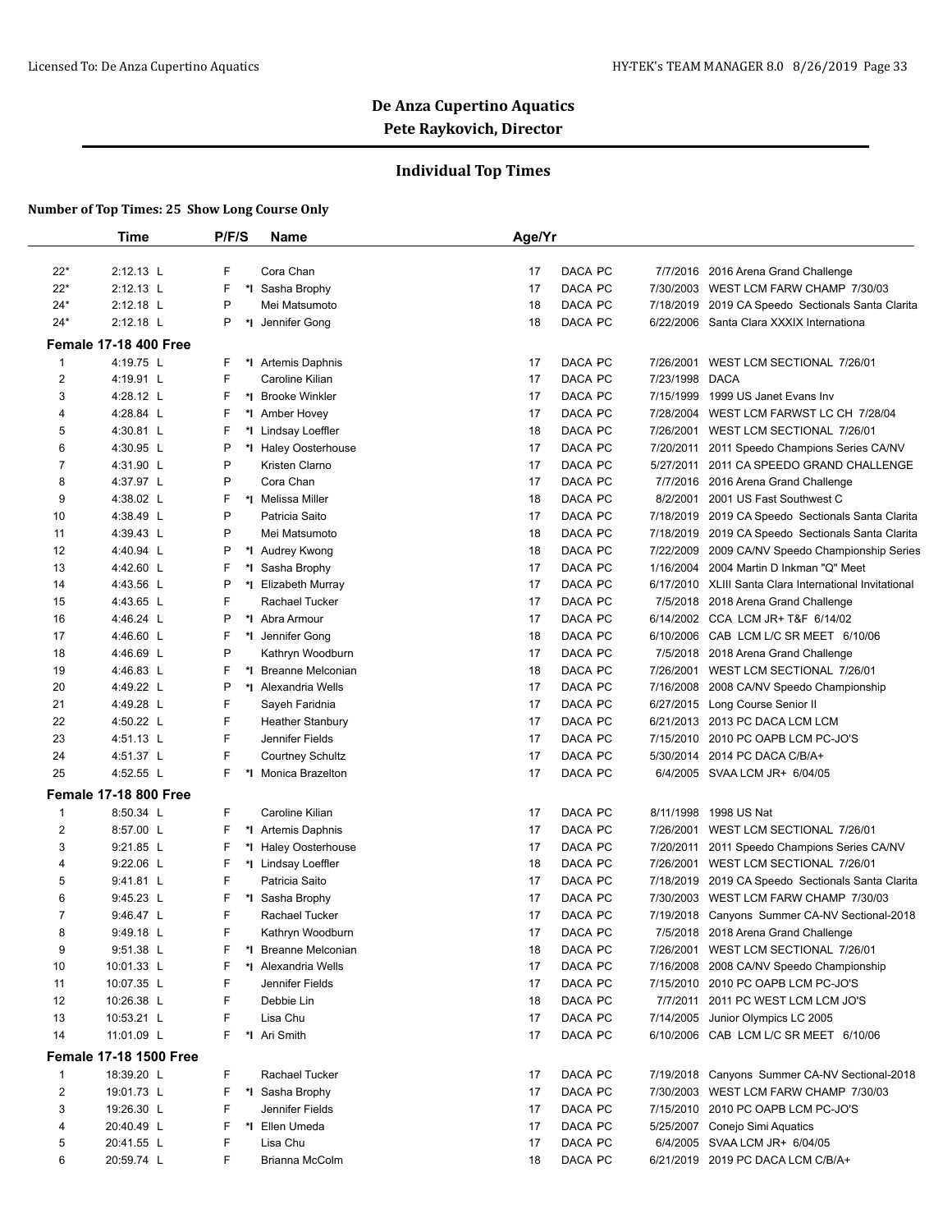## De Anza Cupertino Aquatics
## Pete Raykovich, Director

### Individual Top Times

**Number of Top Times: 25 Show Long Course Only**

| | Time | P/F/S | | Name | Age/Yr | | | |
|---|---|---|---|---|---|---|---|---|
| 22* | 2:12.13 L | F | | Cora Chan | 17 | DACA PC | 7/7/2016 | 2016 Arena Grand Challenge |
| 22* | 2:12.13 L | F | *I | Sasha Brophy | 17 | DACA PC | 7/30/2003 | WEST LCM FARW CHAMP 7/30/03 |
| 24* | 2:12.18 L | P | | Mei Matsumoto | 18 | DACA PC | 7/18/2019 | 2019 CA Speedo Sectionals Santa Clarita |
| 24* | 2:12.18 L | P | *I | Jennifer Gong | 18 | DACA PC | 6/22/2006 | Santa Clara XXXIX Internationa |
| **Female 17-18 400 Free** | | | | | | | | |
| 1 | 4:19.75 L | F | *I | Artemis Daphnis | 17 | DACA PC | 7/26/2001 | WEST LCM SECTIONAL 7/26/01 |
| 2 | 4:19.91 L | F | | Caroline Kilian | 17 | DACA PC | 7/23/1998 | DACA |
| 3 | 4:28.12 L | F | *I | Brooke Winkler | 17 | DACA PC | 7/15/1999 | 1999 US Janet Evans Inv |
| 4 | 4:28.84 L | F | *I | Amber Hovey | 17 | DACA PC | 7/28/2004 | WEST LCM FARWST LC CH 7/28/04 |
| 5 | 4:30.81 L | F | *I | Lindsay Loeffler | 18 | DACA PC | 7/26/2001 | WEST LCM SECTIONAL 7/26/01 |
| 6 | 4:30.95 L | P | *I | Haley Oosterhouse | 17 | DACA PC | 7/20/2011 | 2011 Speedo Champions Series CA/NV |
| 7 | 4:31.90 L | P | | Kristen Clarno | 17 | DACA PC | 5/27/2011 | 2011 CA SPEEDO GRAND CHALLENGE |
| 8 | 4:37.97 L | P | | Cora Chan | 17 | DACA PC | 7/7/2016 | 2016 Arena Grand Challenge |
| 9 | 4:38.02 L | F | *I | Melissa Miller | 18 | DACA PC | 8/2/2001 | 2001 US Fast Southwest C |
| 10 | 4:38.49 L | P | | Patricia Saito | 17 | DACA PC | 7/18/2019 | 2019 CA Speedo Sectionals Santa Clarita |
| 11 | 4:39.43 L | P | | Mei Matsumoto | 18 | DACA PC | 7/18/2019 | 2019 CA Speedo Sectionals Santa Clarita |
| 12 | 4:40.94 L | P | *I | Audrey Kwong | 18 | DACA PC | 7/22/2009 | 2009 CA/NV Speedo Championship Series |
| 13 | 4:42.60 L | F | *I | Sasha Brophy | 17 | DACA PC | 1/16/2004 | 2004 Martin D Inkman "Q" Meet |
| 14 | 4:43.56 L | P | *I | Elizabeth Murray | 17 | DACA PC | 6/17/2010 | XLIII Santa Clara International Invitational |
| 15 | 4:43.65 L | F | | Rachael Tucker | 17 | DACA PC | 7/5/2018 | 2018 Arena Grand Challenge |
| 16 | 4:46.24 L | P | *I | Abra Armour | 17 | DACA PC | 6/14/2002 | CCA LCM JR+ T&F 6/14/02 |
| 17 | 4:46.60 L | F | *I | Jennifer Gong | 18 | DACA PC | 6/10/2006 | CAB LCM L/C SR MEET 6/10/06 |
| 18 | 4:46.69 L | P | | Kathryn Woodburn | 17 | DACA PC | 7/5/2018 | 2018 Arena Grand Challenge |
| 19 | 4:46.83 L | F | *I | Breanne Melconian | 18 | DACA PC | 7/26/2001 | WEST LCM SECTIONAL 7/26/01 |
| 20 | 4:49.22 L | P | *I | Alexandria Wells | 17 | DACA PC | 7/16/2008 | 2008 CA/NV Speedo Championship |
| 21 | 4:49.28 L | F | | Sayeh Faridnia | 17 | DACA PC | 6/27/2015 | Long Course Senior II |
| 22 | 4:50.22 L | F | | Heather Stanbury | 17 | DACA PC | 6/21/2013 | 2013 PC DACA LCM LCM |
| 23 | 4:51.13 L | F | | Jennifer Fields | 17 | DACA PC | 7/15/2010 | 2010 PC OAPB LCM PC-JO'S |
| 24 | 4:51.37 L | F | | Courtney Schultz | 17 | DACA PC | 5/30/2014 | 2014 PC DACA C/B/A+ |
| 25 | 4:52.55 L | F | *I | Monica Brazelton | 17 | DACA PC | 6/4/2005 | SVAA LCM JR+ 6/04/05 |
| **Female 17-18 800 Free** | | | | | | | | |
| 1 | 8:50.34 L | F | | Caroline Kilian | 17 | DACA PC | 8/11/1998 | 1998 US Nat |
| 2 | 8:57.00 L | F | *I | Artemis Daphnis | 17 | DACA PC | 7/26/2001 | WEST LCM SECTIONAL 7/26/01 |
| 3 | 9:21.85 L | F | *I | Haley Oosterhouse | 17 | DACA PC | 7/20/2011 | 2011 Speedo Champions Series CA/NV |
| 4 | 9:22.06 L | F | *I | Lindsay Loeffler | 18 | DACA PC | 7/26/2001 | WEST LCM SECTIONAL 7/26/01 |
| 5 | 9:41.81 L | F | | Patricia Saito | 17 | DACA PC | 7/18/2019 | 2019 CA Speedo Sectionals Santa Clarita |
| 6 | 9:45.23 L | F | *I | Sasha Brophy | 17 | DACA PC | 7/30/2003 | WEST LCM FARW CHAMP 7/30/03 |
| 7 | 9:46.47 L | F | | Rachael Tucker | 17 | DACA PC | 7/19/2018 | Canyons Summer CA-NV Sectional-2018 |
| 8 | 9:49.18 L | F | | Kathryn Woodburn | 17 | DACA PC | 7/5/2018 | 2018 Arena Grand Challenge |
| 9 | 9:51.38 L | F | *I | Breanne Melconian | 18 | DACA PC | 7/26/2001 | WEST LCM SECTIONAL 7/26/01 |
| 10 | 10:01.33 L | F | *I | Alexandria Wells | 17 | DACA PC | 7/16/2008 | 2008 CA/NV Speedo Championship |
| 11 | 10:07.35 L | F | | Jennifer Fields | 17 | DACA PC | 7/15/2010 | 2010 PC OAPB LCM PC-JO'S |
| 12 | 10:26.38 L | F | | Debbie Lin | 18 | DACA PC | 7/7/2011 | 2011 PC WEST LCM LCM JO'S |
| 13 | 10:53.21 L | F | | Lisa Chu | 17 | DACA PC | 7/14/2005 | Junior Olympics LC 2005 |
| 14 | 11:01.09 L | F | *I | Ari Smith | 17 | DACA PC | 6/10/2006 | CAB LCM L/C SR MEET 6/10/06 |
| **Female 17-18 1500 Free** | | | | | | | | |
| 1 | 18:39.20 L | F | | Rachael Tucker | 17 | DACA PC | 7/19/2018 | Canyons Summer CA-NV Sectional-2018 |
| 2 | 19:01.73 L | F | *I | Sasha Brophy | 17 | DACA PC | 7/30/2003 | WEST LCM FARW CHAMP 7/30/03 |
| 3 | 19:26.30 L | F | | Jennifer Fields | 17 | DACA PC | 7/15/2010 | 2010 PC OAPB LCM PC-JO'S |
| 4 | 20:40.49 L | F | *I | Ellen Umeda | 17 | DACA PC | 5/25/2007 | Conejo Simi Aquatics |
| 5 | 20:41.55 L | F | | Lisa Chu | 17 | DACA PC | 6/4/2005 | SVAA LCM JR+ 6/04/05 |
| 6 | 20:59.74 L | F | | Brianna McColm | 18 | DACA PC | 6/21/2019 | 2019 PC DACA LCM C/B/A+ |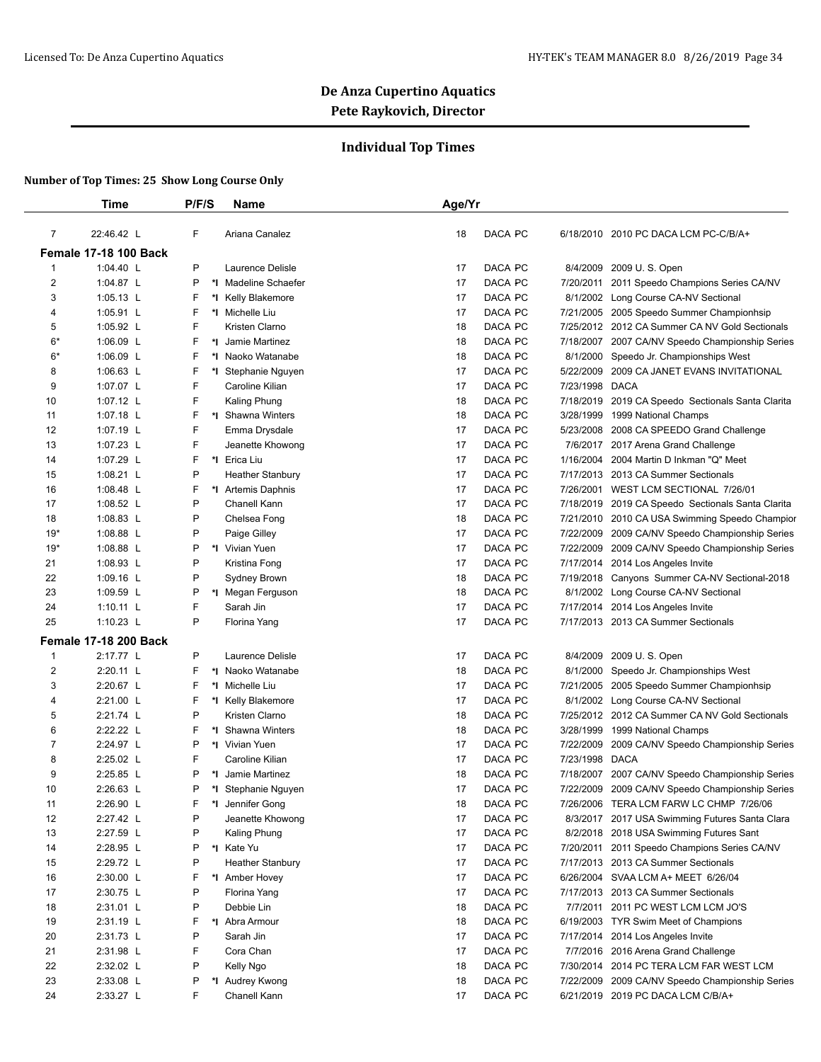# De Anza Cupertino Aquatics

## Pete Raykovich, Director

### Individual Top Times

**Number of Top Times: 25 Show Long Course Only**

| | Time | P/F/S | | Name | Age/Yr | | | |
|---|---|---|---|---|---|---|---|---|
| 7 | 22:46.42 L | F | | Ariana Canalez | 18 | DACA PC | 6/18/2010 | 2010 PC DACA LCM PC-C/B/A+ |
| **Female 17-18 100 Back** | | | | | | | | |
| 1 | 1:04.40 L | P | | Laurence Delisle | 17 | DACA PC | 8/4/2009 | 2009 U. S. Open |
| 2 | 1:04.87 L | P | *I | Madeline Schaefer | 17 | DACA PC | 7/20/2011 | 2011 Speedo Champions Series CA/NV |
| 3 | 1:05.13 L | F | *I | Kelly Blakemore | 17 | DACA PC | 8/1/2002 | Long Course CA-NV Sectional |
| 4 | 1:05.91 L | F | *I | Michelle Liu | 17 | DACA PC | 7/21/2005 | 2005 Speedo Summer Championhsip |
| 5 | 1:05.92 L | F | | Kristen Clarno | 18 | DACA PC | 7/25/2012 | 2012 CA Summer CA NV Gold Sectionals |
| 6* | 1:06.09 L | F | *I | Jamie Martinez | 18 | DACA PC | 7/18/2007 | 2007 CA/NV Speedo Championship Series |
| 6* | 1:06.09 L | F | *I | Naoko Watanabe | 18 | DACA PC | 8/1/2000 | Speedo Jr. Championships West |
| 8 | 1:06.63 L | F | *I | Stephanie Nguyen | 17 | DACA PC | 5/22/2009 | 2009 CA JANET EVANS INVITATIONAL |
| 9 | 1:07.07 L | F | | Caroline Kilian | 17 | DACA PC | 7/23/1998 | DACA |
| 10 | 1:07.12 L | F | | Kaling Phung | 18 | DACA PC | 7/18/2019 | 2019 CA Speedo Sectionals Santa Clarita |
| 11 | 1:07.18 L | F | *I | Shawna Winters | 18 | DACA PC | 3/28/1999 | 1999 National Champs |
| 12 | 1:07.19 L | F | | Emma Drysdale | 17 | DACA PC | 5/23/2008 | 2008 CA SPEEDO Grand Challenge |
| 13 | 1:07.23 L | F | | Jeanette Khowong | 17 | DACA PC | 7/6/2017 | 2017 Arena Grand Challenge |
| 14 | 1:07.29 L | F | *I | Erica Liu | 17 | DACA PC | 1/16/2004 | 2004 Martin D Inkman "Q" Meet |
| 15 | 1:08.21 L | P | | Heather Stanbury | 17 | DACA PC | 7/17/2013 | 2013 CA Summer Sectionals |
| 16 | 1:08.48 L | F | *I | Artemis Daphnis | 17 | DACA PC | 7/26/2001 | WEST LCM SECTIONAL 7/26/01 |
| 17 | 1:08.52 L | P | | Chanell Kann | 17 | DACA PC | 7/18/2019 | 2019 CA Speedo Sectionals Santa Clarita |
| 18 | 1:08.83 L | P | | Chelsea Fong | 18 | DACA PC | 7/21/2010 | 2010 CA USA Swimming Speedo Champior |
| 19* | 1:08.88 L | P | | Paige Gilley | 17 | DACA PC | 7/22/2009 | 2009 CA/NV Speedo Championship Series |
| 19* | 1:08.88 L | P | *I | Vivian Yuen | 17 | DACA PC | 7/22/2009 | 2009 CA/NV Speedo Championship Series |
| 21 | 1:08.93 L | P | | Kristina Fong | 17 | DACA PC | 7/17/2014 | 2014 Los Angeles Invite |
| 22 | 1:09.16 L | P | | Sydney Brown | 18 | DACA PC | 7/19/2018 | Canyons Summer CA-NV Sectional-2018 |
| 23 | 1:09.59 L | P | *I | Megan Ferguson | 18 | DACA PC | 8/1/2002 | Long Course CA-NV Sectional |
| 24 | 1:10.11 L | F | | Sarah Jin | 17 | DACA PC | 7/17/2014 | 2014 Los Angeles Invite |
| 25 | 1:10.23 L | P | | Florina Yang | 17 | DACA PC | 7/17/2013 | 2013 CA Summer Sectionals |
| **Female 17-18 200 Back** | | | | | | | | |
| 1 | 2:17.77 L | P | | Laurence Delisle | 17 | DACA PC | 8/4/2009 | 2009 U. S. Open |
| 2 | 2:20.11 L | F | *I | Naoko Watanabe | 18 | DACA PC | 8/1/2000 | Speedo Jr. Championships West |
| 3 | 2:20.67 L | F | *I | Michelle Liu | 17 | DACA PC | 7/21/2005 | 2005 Speedo Summer Championhsip |
| 4 | 2:21.00 L | F | *I | Kelly Blakemore | 17 | DACA PC | 8/1/2002 | Long Course CA-NV Sectional |
| 5 | 2:21.74 L | P | | Kristen Clarno | 18 | DACA PC | 7/25/2012 | 2012 CA Summer CA NV Gold Sectionals |
| 6 | 2:22.22 L | F | *I | Shawna Winters | 18 | DACA PC | 3/28/1999 | 1999 National Champs |
| 7 | 2:24.97 L | P | *I | Vivian Yuen | 17 | DACA PC | 7/22/2009 | 2009 CA/NV Speedo Championship Series |
| 8 | 2:25.02 L | F | | Caroline Kilian | 17 | DACA PC | 7/23/1998 | DACA |
| 9 | 2:25.85 L | P | *I | Jamie Martinez | 18 | DACA PC | 7/18/2007 | 2007 CA/NV Speedo Championship Series |
| 10 | 2:26.63 L | P | *I | Stephanie Nguyen | 17 | DACA PC | 7/22/2009 | 2009 CA/NV Speedo Championship Series |
| 11 | 2:26.90 L | F | *I | Jennifer Gong | 18 | DACA PC | 7/26/2006 | TERA LCM FARW LC CHMP 7/26/06 |
| 12 | 2:27.42 L | P | | Jeanette Khowong | 17 | DACA PC | 8/3/2017 | 2017 USA Swimming Futures Santa Clara |
| 13 | 2:27.59 L | P | | Kaling Phung | 17 | DACA PC | 8/2/2018 | 2018 USA Swimming Futures Sant |
| 14 | 2:28.95 L | P | *I | Kate Yu | 17 | DACA PC | 7/20/2011 | 2011 Speedo Champions Series CA/NV |
| 15 | 2:29.72 L | P | | Heather Stanbury | 17 | DACA PC | 7/17/2013 | 2013 CA Summer Sectionals |
| 16 | 2:30.00 L | F | *I | Amber Hovey | 17 | DACA PC | 6/26/2004 | SVAA LCM A+ MEET 6/26/04 |
| 17 | 2:30.75 L | P | | Florina Yang | 17 | DACA PC | 7/17/2013 | 2013 CA Summer Sectionals |
| 18 | 2:31.01 L | P | | Debbie Lin | 18 | DACA PC | 7/7/2011 | 2011 PC WEST LCM LCM JO'S |
| 19 | 2:31.19 L | F | *I | Abra Armour | 18 | DACA PC | 6/19/2003 | TYR Swim Meet of Champions |
| 20 | 2:31.73 L | P | | Sarah Jin | 17 | DACA PC | 7/17/2014 | 2014 Los Angeles Invite |
| 21 | 2:31.98 L | F | | Cora Chan | 17 | DACA PC | 7/7/2016 | 2016 Arena Grand Challenge |
| 22 | 2:32.02 L | P | | Kelly Ngo | 18 | DACA PC | 7/30/2014 | 2014 PC TERA LCM FAR WEST LCM |
| 23 | 2:33.08 L | P | *I | Audrey Kwong | 18 | DACA PC | 7/22/2009 | 2009 CA/NV Speedo Championship Series |
| 24 | 2:33.27 L | F | | Chanell Kann | 17 | DACA PC | 6/21/2019 | 2019 PC DACA LCM C/B/A+ |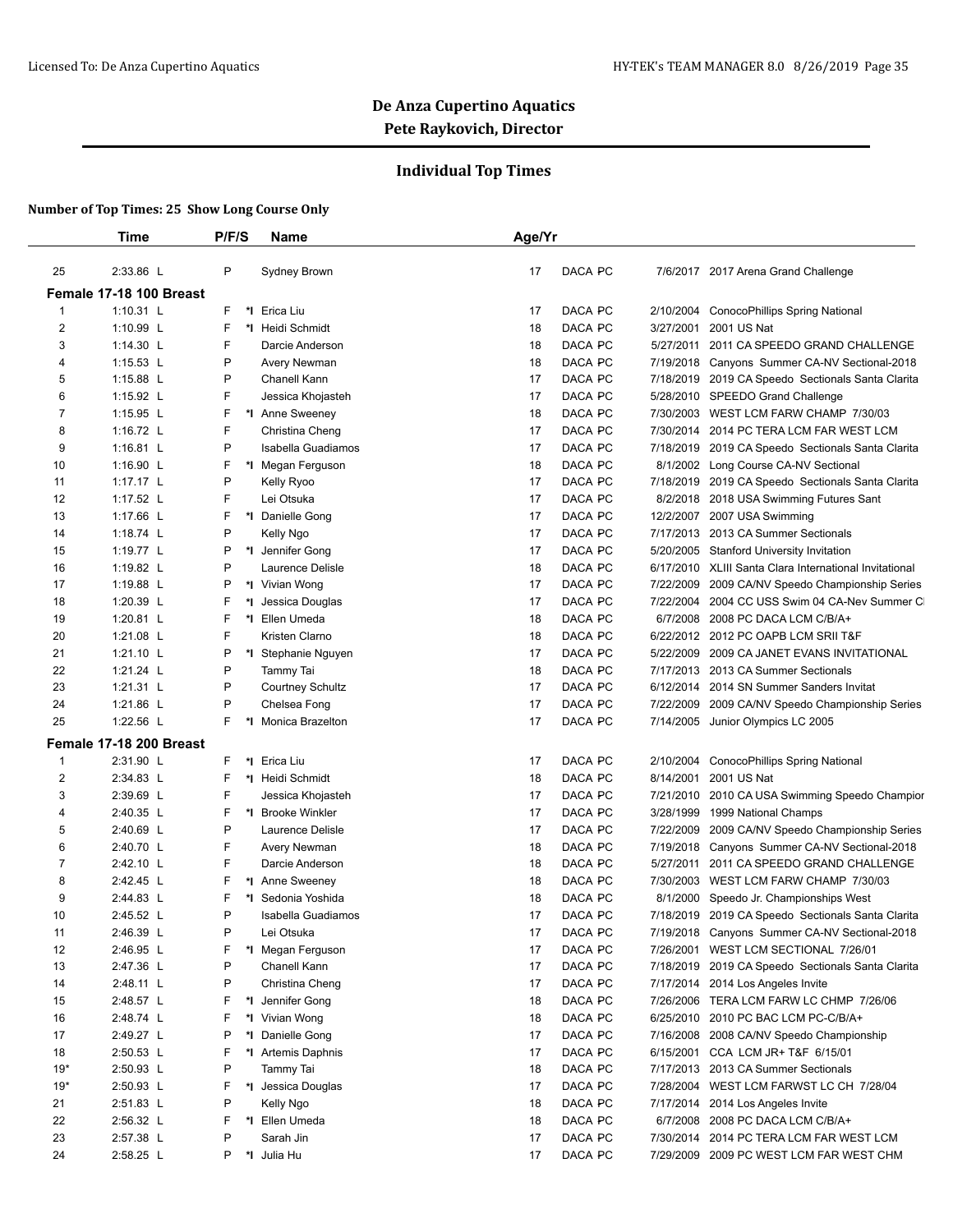## De Anza Cupertino Aquatics
## Pete Raykovich, Director

### Individual Top Times

**Number of Top Times: 25 Show Long Course Only**

| | Time | P/F/S | | Name | Age/Yr | | | |
|---|---|---|---|---|---|---|---|---|
| 25 | 2:33.86 L | P | | Sydney Brown | 17 | DACA PC | 7/6/2017 | 2017 Arena Grand Challenge |
| **Female 17-18 100 Breast** | | | | | | | | |
| 1 | 1:10.31 L | F | *I | Erica Liu | 17 | DACA PC | 2/10/2004 | ConocoPhillips Spring National |
| 2 | 1:10.99 L | F | *I | Heidi Schmidt | 18 | DACA PC | 3/27/2001 | 2001 US Nat |
| 3 | 1:14.30 L | F | | Darcie Anderson | 18 | DACA PC | 5/27/2011 | 2011 CA SPEEDO GRAND CHALLENGE |
| 4 | 1:15.53 L | P | | Avery Newman | 18 | DACA PC | 7/19/2018 | Canyons Summer CA-NV Sectional-2018 |
| 5 | 1:15.88 L | P | | Chanell Kann | 17 | DACA PC | 7/18/2019 | 2019 CA Speedo Sectionals Santa Clarita |
| 6 | 1:15.92 L | F | | Jessica Khojasteh | 17 | DACA PC | 5/28/2010 | SPEEDO Grand Challenge |
| 7 | 1:15.95 L | F | *I | Anne Sweeney | 18 | DACA PC | 7/30/2003 | WEST LCM FARW CHAMP 7/30/03 |
| 8 | 1:16.72 L | F | | Christina Cheng | 17 | DACA PC | 7/30/2014 | 2014 PC TERA LCM FAR WEST LCM |
| 9 | 1:16.81 L | P | | Isabella Guadiamos | 17 | DACA PC | 7/18/2019 | 2019 CA Speedo Sectionals Santa Clarita |
| 10 | 1:16.90 L | F | *I | Megan Ferguson | 18 | DACA PC | 8/1/2002 | Long Course CA-NV Sectional |
| 11 | 1:17.17 L | P | | Kelly Ryoo | 17 | DACA PC | 7/18/2019 | 2019 CA Speedo Sectionals Santa Clarita |
| 12 | 1:17.52 L | F | | Lei Otsuka | 17 | DACA PC | 8/2/2018 | 2018 USA Swimming Futures Sant |
| 13 | 1:17.66 L | F | *I | Danielle Gong | 17 | DACA PC | 12/2/2007 | 2007 USA Swimming |
| 14 | 1:18.74 L | P | | Kelly Ngo | 17 | DACA PC | 7/17/2013 | 2013 CA Summer Sectionals |
| 15 | 1:19.77 L | P | *I | Jennifer Gong | 17 | DACA PC | 5/20/2005 | Stanford University Invitation |
| 16 | 1:19.82 L | P | | Laurence Delisle | 18 | DACA PC | 6/17/2010 | XLIII Santa Clara International Invitational |
| 17 | 1:19.88 L | P | *I | Vivian Wong | 17 | DACA PC | 7/22/2009 | 2009 CA/NV Speedo Championship Series |
| 18 | 1:20.39 L | F | *I | Jessica Douglas | 17 | DACA PC | 7/22/2004 | 2004 CC USS Swim 04 CA-Nev Summer Cl |
| 19 | 1:20.81 L | F | *I | Ellen Umeda | 18 | DACA PC | 6/7/2008 | 2008 PC DACA LCM C/B/A+ |
| 20 | 1:21.08 L | F | | Kristen Clarno | 18 | DACA PC | 6/22/2012 | 2012 PC OAPB LCM SRII T&F |
| 21 | 1:21.10 L | P | *I | Stephanie Nguyen | 17 | DACA PC | 5/22/2009 | 2009 CA JANET EVANS INVITATIONAL |
| 22 | 1:21.24 L | P | | Tammy Tai | 18 | DACA PC | 7/17/2013 | 2013 CA Summer Sectionals |
| 23 | 1:21.31 L | P | | Courtney Schultz | 17 | DACA PC | 6/12/2014 | 2014 SN Summer Sanders Invitat |
| 24 | 1:21.86 L | P | | Chelsea Fong | 17 | DACA PC | 7/22/2009 | 2009 CA/NV Speedo Championship Series |
| 25 | 1:22.56 L | F | *I | Monica Brazelton | 17 | DACA PC | 7/14/2005 | Junior Olympics LC 2005 |
| **Female 17-18 200 Breast** | | | | | | | | |
| 1 | 2:31.90 L | F | *I | Erica Liu | 17 | DACA PC | 2/10/2004 | ConocoPhillips Spring National |
| 2 | 2:34.83 L | F | *I | Heidi Schmidt | 18 | DACA PC | 8/14/2001 | 2001 US Nat |
| 3 | 2:39.69 L | F | | Jessica Khojasteh | 17 | DACA PC | 7/21/2010 | 2010 CA USA Swimming Speedo Champion |
| 4 | 2:40.35 L | F | *I | Brooke Winkler | 17 | DACA PC | 3/28/1999 | 1999 National Champs |
| 5 | 2:40.69 L | P | | Laurence Delisle | 17 | DACA PC | 7/22/2009 | 2009 CA/NV Speedo Championship Series |
| 6 | 2:40.70 L | F | | Avery Newman | 18 | DACA PC | 7/19/2018 | Canyons Summer CA-NV Sectional-2018 |
| 7 | 2:42.10 L | F | | Darcie Anderson | 18 | DACA PC | 5/27/2011 | 2011 CA SPEEDO GRAND CHALLENGE |
| 8 | 2:42.45 L | F | *I | Anne Sweeney | 18 | DACA PC | 7/30/2003 | WEST LCM FARW CHAMP 7/30/03 |
| 9 | 2:44.83 L | F | *I | Sedonia Yoshida | 18 | DACA PC | 8/1/2000 | Speedo Jr. Championships West |
| 10 | 2:45.52 L | P | | Isabella Guadiamos | 17 | DACA PC | 7/18/2019 | 2019 CA Speedo Sectionals Santa Clarita |
| 11 | 2:46.39 L | P | | Lei Otsuka | 17 | DACA PC | 7/19/2018 | Canyons Summer CA-NV Sectional-2018 |
| 12 | 2:46.95 L | F | *I | Megan Ferguson | 17 | DACA PC | 7/26/2001 | WEST LCM SECTIONAL 7/26/01 |
| 13 | 2:47.36 L | P | | Chanell Kann | 17 | DACA PC | 7/18/2019 | 2019 CA Speedo Sectionals Santa Clarita |
| 14 | 2:48.11 L | P | | Christina Cheng | 17 | DACA PC | 7/17/2014 | 2014 Los Angeles Invite |
| 15 | 2:48.57 L | F | *I | Jennifer Gong | 18 | DACA PC | 7/26/2006 | TERA LCM FARW LC CHMP 7/26/06 |
| 16 | 2:48.74 L | F | *I | Vivian Wong | 18 | DACA PC | 6/25/2010 | 2010 PC BAC LCM PC-C/B/A+ |
| 17 | 2:49.27 L | P | *I | Danielle Gong | 17 | DACA PC | 7/16/2008 | 2008 CA/NV Speedo Championship |
| 18 | 2:50.53 L | F | *I | Artemis Daphnis | 17 | DACA PC | 6/15/2001 | CCA LCM JR+ T&F 6/15/01 |
| 19* | 2:50.93 L | P | | Tammy Tai | 18 | DACA PC | 7/17/2013 | 2013 CA Summer Sectionals |
| 19* | 2:50.93 L | F | *I | Jessica Douglas | 17 | DACA PC | 7/28/2004 | WEST LCM FARWST LC CH 7/28/04 |
| 21 | 2:51.83 L | P | | Kelly Ngo | 18 | DACA PC | 7/17/2014 | 2014 Los Angeles Invite |
| 22 | 2:56.32 L | F | *I | Ellen Umeda | 18 | DACA PC | 6/7/2008 | 2008 PC DACA LCM C/B/A+ |
| 23 | 2:57.38 L | P | | Sarah Jin | 17 | DACA PC | 7/30/2014 | 2014 PC TERA LCM FAR WEST LCM |
| 24 | 2:58.25 L | P | *I | Julia Hu | 17 | DACA PC | 7/29/2009 | 2009 PC WEST LCM FAR WEST CHM |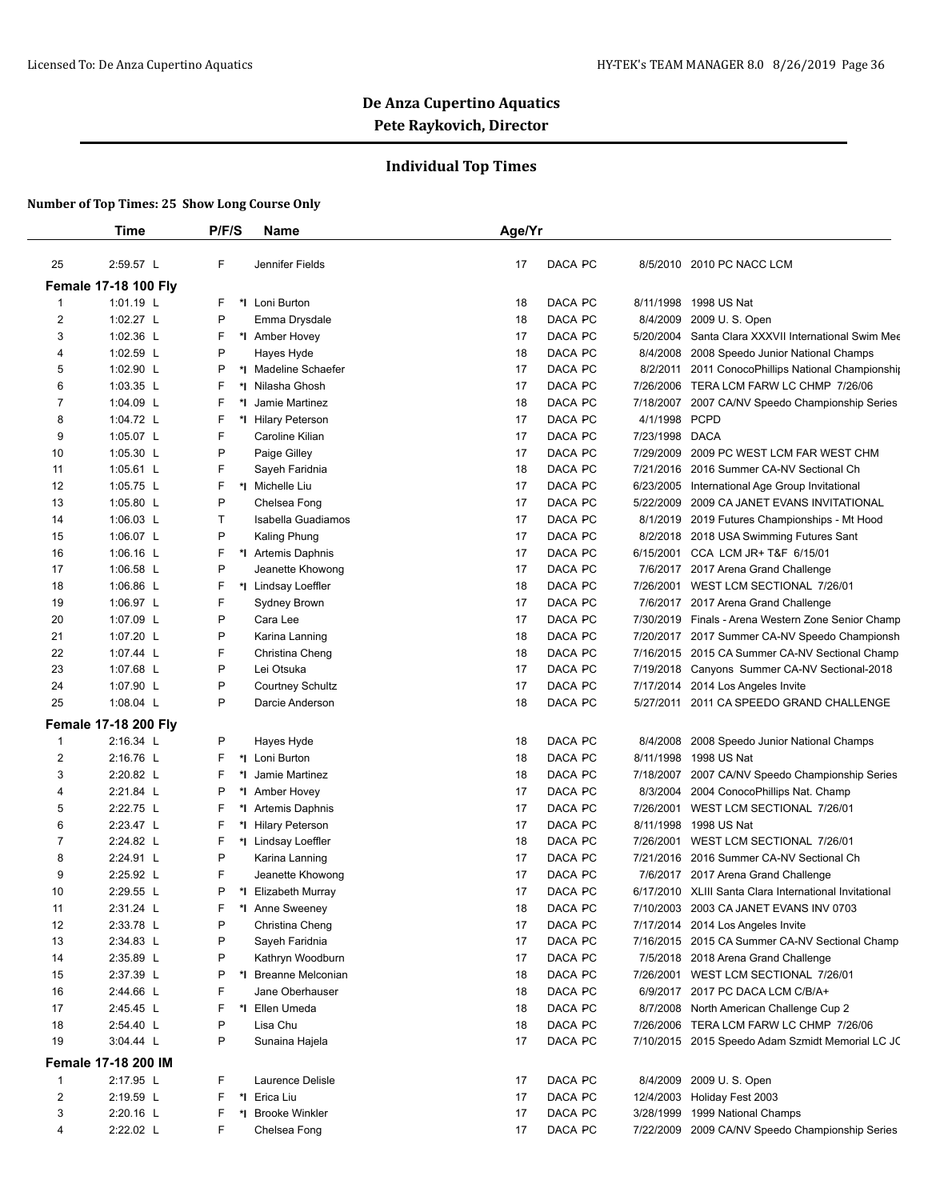# De Anza Cupertino Aquatics

## Pete Raykovich, Director

### Individual Top Times

**Number of Top Times: 25 Show Long Course Only**

| | Time | P/F/S | | Name | Age/Yr | | | | |
|---|---|---|---|---|---|---|---|---|---|
| 25 | 2:59.57 L | F | | Jennifer Fields | 17 | DACA | PC | 8/5/2010 | 2010 PC NACC LCM |
| **Female 17-18 100 Fly** | | | | | | | | | |
| 1 | 1:01.19 L | F | *I | Loni Burton | 18 | DACA | PC | 8/11/1998 | 1998 US Nat |
| 2 | 1:02.27 L | P | | Emma Drysdale | 18 | DACA | PC | 8/4/2009 | 2009 U. S. Open |
| 3 | 1:02.36 L | F | *I | Amber Hovey | 17 | DACA | PC | 5/20/2004 | Santa Clara XXXVII International Swim Mee |
| 4 | 1:02.59 L | P | | Hayes Hyde | 18 | DACA | PC | 8/4/2008 | 2008 Speedo Junior National Champs |
| 5 | 1:02.90 L | P | *I | Madeline Schaefer | 17 | DACA | PC | 8/2/2011 | 2011 ConocoPhillips National Championshi |
| 6 | 1:03.35 L | F | *I | Nilasha Ghosh | 17 | DACA | PC | 7/26/2006 | TERA LCM FARW LC CHMP 7/26/06 |
| 7 | 1:04.09 L | F | *I | Jamie Martinez | 18 | DACA | PC | 7/18/2007 | 2007 CA/NV Speedo Championship Series |
| 8 | 1:04.72 L | F | *I | Hilary Peterson | 17 | DACA | PC | 4/1/1998 | PCPD |
| 9 | 1:05.07 L | F | | Caroline Kilian | 17 | DACA | PC | 7/23/1998 | DACA |
| 10 | 1:05.30 L | P | | Paige Gilley | 17 | DACA | PC | 7/29/2009 | 2009 PC WEST LCM FAR WEST CHM |
| 11 | 1:05.61 L | F | | Sayeh Faridnia | 18 | DACA | PC | 7/21/2016 | 2016 Summer CA-NV Sectional Ch |
| 12 | 1:05.75 L | F | *I | Michelle Liu | 17 | DACA | PC | 6/23/2005 | International Age Group Invitational |
| 13 | 1:05.80 L | P | | Chelsea Fong | 17 | DACA | PC | 5/22/2009 | 2009 CA JANET EVANS INVITATIONAL |
| 14 | 1:06.03 L | T | | Isabella Guadiamos | 17 | DACA | PC | 8/1/2019 | 2019 Futures Championships - Mt Hood |
| 15 | 1:06.07 L | P | | Kaling Phung | 17 | DACA | PC | 8/2/2018 | 2018 USA Swimming Futures Sant |
| 16 | 1:06.16 L | F | *I | Artemis Daphnis | 17 | DACA | PC | 6/15/2001 | CCA LCM JR+ T&F 6/15/01 |
| 17 | 1:06.58 L | P | | Jeanette Khowong | 17 | DACA | PC | 7/6/2017 | 2017 Arena Grand Challenge |
| 18 | 1:06.86 L | F | *I | Lindsay Loeffler | 18 | DACA | PC | 7/26/2001 | WEST LCM SECTIONAL 7/26/01 |
| 19 | 1:06.97 L | F | | Sydney Brown | 17 | DACA | PC | 7/6/2017 | 2017 Arena Grand Challenge |
| 20 | 1:07.09 L | P | | Cara Lee | 17 | DACA | PC | 7/30/2019 | Finals - Arena Western Zone Senior Champ |
| 21 | 1:07.20 L | P | | Karina Lanning | 18 | DACA | PC | 7/20/2017 | 2017 Summer CA-NV Speedo Championsh |
| 22 | 1:07.44 L | F | | Christina Cheng | 18 | DACA | PC | 7/16/2015 | 2015 CA Summer CA-NV Sectional Champ |
| 23 | 1:07.68 L | P | | Lei Otsuka | 17 | DACA | PC | 7/19/2018 | Canyons Summer CA-NV Sectional-2018 |
| 24 | 1:07.90 L | P | | Courtney Schultz | 17 | DACA | PC | 7/17/2014 | 2014 Los Angeles Invite |
| 25 | 1:08.04 L | P | | Darcie Anderson | 18 | DACA | PC | 5/27/2011 | 2011 CA SPEEDO GRAND CHALLENGE |
| **Female 17-18 200 Fly** | | | | | | | | | |
| 1 | 2:16.34 L | P | | Hayes Hyde | 18 | DACA | PC | 8/4/2008 | 2008 Speedo Junior National Champs |
| 2 | 2:16.76 L | F | *I | Loni Burton | 18 | DACA | PC | 8/11/1998 | 1998 US Nat |
| 3 | 2:20.82 L | F | *I | Jamie Martinez | 18 | DACA | PC | 7/18/2007 | 2007 CA/NV Speedo Championship Series |
| 4 | 2:21.84 L | P | *I | Amber Hovey | 17 | DACA | PC | 8/3/2004 | 2004 ConocoPhillips Nat. Champ |
| 5 | 2:22.75 L | F | *I | Artemis Daphnis | 17 | DACA | PC | 7/26/2001 | WEST LCM SECTIONAL 7/26/01 |
| 6 | 2:23.47 L | F | *I | Hilary Peterson | 17 | DACA | PC | 8/11/1998 | 1998 US Nat |
| 7 | 2:24.82 L | F | *I | Lindsay Loeffler | 18 | DACA | PC | 7/26/2001 | WEST LCM SECTIONAL 7/26/01 |
| 8 | 2:24.91 L | P | | Karina Lanning | 17 | DACA | PC | 7/21/2016 | 2016 Summer CA-NV Sectional Ch |
| 9 | 2:25.92 L | F | | Jeanette Khowong | 17 | DACA | PC | 7/6/2017 | 2017 Arena Grand Challenge |
| 10 | 2:29.55 L | P | *I | Elizabeth Murray | 17 | DACA | PC | 6/17/2010 | XLIII Santa Clara International Invitational |
| 11 | 2:31.24 L | F | *I | Anne Sweeney | 18 | DACA | PC | 7/10/2003 | 2003 CA JANET EVANS INV 0703 |
| 12 | 2:33.78 L | P | | Christina Cheng | 17 | DACA | PC | 7/17/2014 | 2014 Los Angeles Invite |
| 13 | 2:34.83 L | P | | Sayeh Faridnia | 17 | DACA | PC | 7/16/2015 | 2015 CA Summer CA-NV Sectional Champ |
| 14 | 2:35.89 L | P | | Kathryn Woodburn | 17 | DACA | PC | 7/5/2018 | 2018 Arena Grand Challenge |
| 15 | 2:37.39 L | P | *I | Breanne Melconian | 18 | DACA | PC | 7/26/2001 | WEST LCM SECTIONAL 7/26/01 |
| 16 | 2:44.66 L | F | | Jane Oberhauser | 18 | DACA | PC | 6/9/2017 | 2017 PC DACA LCM C/B/A+ |
| 17 | 2:45.45 L | F | *I | Ellen Umeda | 18 | DACA | PC | 8/7/2008 | North American Challenge Cup 2 |
| 18 | 2:54.40 L | P | | Lisa Chu | 18 | DACA | PC | 7/26/2006 | TERA LCM FARW LC CHMP 7/26/06 |
| 19 | 3:04.44 L | P | | Sunaina Hajela | 17 | DACA | PC | 7/10/2015 | 2015 Speedo Adam Szmidt Memorial LC JC |
| **Female 17-18 200 IM** | | | | | | | | | |
| 1 | 2:17.95 L | F | | Laurence Delisle | 17 | DACA | PC | 8/4/2009 | 2009 U. S. Open |
| 2 | 2:19.59 L | F | *I | Erica Liu | 17 | DACA | PC | 12/4/2003 | Holiday Fest 2003 |
| 3 | 2:20.16 L | F | *I | Brooke Winkler | 17 | DACA | PC | 3/28/1999 | 1999 National Champs |
| 4 | 2:22.02 L | F | | Chelsea Fong | 17 | DACA | PC | 7/22/2009 | 2009 CA/NV Speedo Championship Series |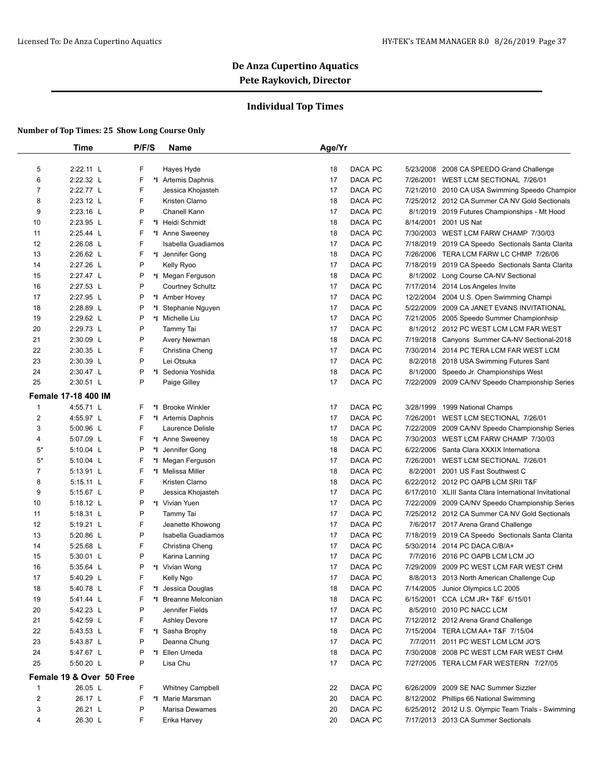# De Anza Cupertino Aquatics

## Pete Raykovich, Director

### Individual Top Times

**Number of Top Times: 25 Show Long Course Only**

| | Time | P/F/S | | Name | Age/Yr | | | |
|---|---|---|---|---|---|---|---|---|
| 5 | 2:22.11 L | F | | Hayes Hyde | 18 | DACA PC | 5/23/2008 | 2008 CA SPEEDO Grand Challenge |
| 6 | 2:22.32 L | F | *I | Artemis Daphnis | 17 | DACA PC | 7/26/2001 | WEST LCM SECTIONAL 7/26/01 |
| 7 | 2:22.77 L | F | | Jessica Khojasteh | 17 | DACA PC | 7/21/2010 | 2010 CA USA Swimming Speedo Champior |
| 8 | 2:23.12 L | F | | Kristen Clarno | 18 | DACA PC | 7/25/2012 | 2012 CA Summer CA NV Gold Sectionals |
| 9 | 2:23.16 L | P | | Chanell Kann | 17 | DACA PC | 8/1/2019 | 2019 Futures Championships - Mt Hood |
| 10 | 2:23.95 L | F | *I | Heidi Schmidt | 18 | DACA PC | 8/14/2001 | 2001 US Nat |
| 11 | 2:25.44 L | F | *I | Anne Sweeney | 18 | DACA PC | 7/30/2003 | WEST LCM FARW CHAMP 7/30/03 |
| 12 | 2:26.08 L | F | | Isabella Guadiamos | 17 | DACA PC | 7/18/2019 | 2019 CA Speedo Sectionals Santa Clarita |
| 13 | 2:26.62 L | F | *I | Jennifer Gong | 18 | DACA PC | 7/26/2006 | TERA LCM FARW LC CHMP 7/26/06 |
| 14 | 2:27.26 L | P | | Kelly Ryoo | 17 | DACA PC | 7/18/2019 | 2019 CA Speedo Sectionals Santa Clarita |
| 15 | 2:27.47 L | P | *I | Megan Ferguson | 18 | DACA PC | 8/1/2002 | Long Course CA-NV Sectional |
| 16 | 2:27.53 L | P | | Courtney Schultz | 17 | DACA PC | 7/17/2014 | 2014 Los Angeles Invite |
| 17 | 2:27.95 L | P | *I | Amber Hovey | 17 | DACA PC | 12/2/2004 | 2004 U.S. Open Swimming Champi |
| 18 | 2:28.89 L | P | *I | Stephanie Nguyen | 17 | DACA PC | 5/22/2009 | 2009 CA JANET EVANS INVITATIONAL |
| 19 | 2:29.62 L | P | *I | Michelle Liu | 17 | DACA PC | 7/21/2005 | 2005 Speedo Summer Championhsip |
| 20 | 2:29.73 L | P | | Tammy Tai | 17 | DACA PC | 8/1/2012 | 2012 PC WEST LCM LCM FAR WEST |
| 21 | 2:30.09 L | P | | Avery Newman | 18 | DACA PC | 7/19/2018 | Canyons Summer CA-NV Sectional-2018 |
| 22 | 2:30.35 L | F | | Christina Cheng | 17 | DACA PC | 7/30/2014 | 2014 PC TERA LCM FAR WEST LCM |
| 23 | 2:30.39 L | P | | Lei Otsuka | 17 | DACA PC | 8/2/2018 | 2018 USA Swimming Futures Sant |
| 24 | 2:30.47 L | P | *I | Sedonia Yoshida | 18 | DACA PC | 8/1/2000 | Speedo Jr. Championships West |
| 25 | 2:30.51 L | P | | Paige Gilley | 17 | DACA PC | 7/22/2009 | 2009 CA/NV Speedo Championship Series |
| **Female 17-18 400 IM** | | | | | | | | |
| 1 | 4:55.71 L | F | *I | Brooke Winkler | 17 | DACA PC | 3/28/1999 | 1999 National Champs |
| 2 | 4:55.97 L | F | *I | Artemis Daphnis | 17 | DACA PC | 7/26/2001 | WEST LCM SECTIONAL 7/26/01 |
| 3 | 5:00.96 L | F | | Laurence Delisle | 17 | DACA PC | 7/22/2009 | 2009 CA/NV Speedo Championship Series |
| 4 | 5:07.09 L | F | *I | Anne Sweeney | 18 | DACA PC | 7/30/2003 | WEST LCM FARW CHAMP 7/30/03 |
| 5* | 5:10.04 L | P | *I | Jennifer Gong | 18 | DACA PC | 6/22/2006 | Santa Clara XXXIX Internationa |
| 5* | 5:10.04 L | F | *I | Megan Ferguson | 17 | DACA PC | 7/26/2001 | WEST LCM SECTIONAL 7/26/01 |
| 7 | 5:13.91 L | F | *I | Melissa Miller | 18 | DACA PC | 8/2/2001 | 2001 US Fast Southwest C |
| 8 | 5:15.11 L | F | | Kristen Clarno | 18 | DACA PC | 6/22/2012 | 2012 PC OAPB LCM SRII T&F |
| 9 | 5:15.67 L | P | | Jessica Khojasteh | 17 | DACA PC | 6/17/2010 | XLIII Santa Clara International Invitational |
| 10 | 5:18.12 L | P | *I | Vivian Yuen | 17 | DACA PC | 7/22/2009 | 2009 CA/NV Speedo Championship Series |
| 11 | 5:18.31 L | P | | Tammy Tai | 17 | DACA PC | 7/25/2012 | 2012 CA Summer CA NV Gold Sectionals |
| 12 | 5:19.21 L | F | | Jeanette Khowong | 17 | DACA PC | 7/6/2017 | 2017 Arena Grand Challenge |
| 13 | 5:20.86 L | P | | Isabella Guadiamos | 17 | DACA PC | 7/18/2019 | 2019 CA Speedo Sectionals Santa Clarita |
| 14 | 5:25.68 L | F | | Christina Cheng | 17 | DACA PC | 5/30/2014 | 2014 PC DACA C/B/A+ |
| 15 | 5:30.01 L | P | | Karina Lanning | 17 | DACA PC | 7/7/2016 | 2016 PC OAPB LCM LCM JO |
| 16 | 5:35.64 L | P | *I | Vivian Wong | 17 | DACA PC | 7/29/2009 | 2009 PC WEST LCM FAR WEST CHM |
| 17 | 5:40.29 L | F | | Kelly Ngo | 17 | DACA PC | 8/8/2013 | 2013 North American Challenge Cup |
| 18 | 5:40.78 L | F | *I | Jessica Douglas | 18 | DACA PC | 7/14/2005 | Junior Olympics LC 2005 |
| 19 | 5:41.44 L | F | *I | Breanne Melconian | 18 | DACA PC | 6/15/2001 | CCA LCM JR+ T&F 6/15/01 |
| 20 | 5:42.23 L | P | | Jennifer Fields | 17 | DACA PC | 8/5/2010 | 2010 PC NACC LCM |
| 21 | 5:42.59 L | F | | Ashley Devore | 17 | DACA PC | 7/12/2012 | 2012 Arena Grand Challenge |
| 22 | 5:43.53 L | F | *I | Sasha Brophy | 18 | DACA PC | 7/15/2004 | TERA LCM AA+ T&F 7/15/04 |
| 23 | 5:43.87 L | P | | Deanna Chung | 17 | DACA PC | 7/7/2011 | 2011 PC WEST LCM LCM JO'S |
| 24 | 5:47.67 L | P | *I | Ellen Umeda | 18 | DACA PC | 7/30/2008 | 2008 PC WEST LCM FAR WEST CHM |
| 25 | 5:50.20 L | P | | Lisa Chu | 17 | DACA PC | 7/27/2005 | TERA LCM FAR WESTERN 7/27/05 |
| **Female 19 & Over 50 Free** | | | | | | | | |
| 1 | 26.05 L | F | | Whitney Campbell | 22 | DACA PC | 6/26/2009 | 2009 SE NAC Summer Sizzler |
| 2 | 26.17 L | F | *I | Marie Marsman | 20 | DACA PC | 8/12/2002 | Phillips 66 National Swimming |
| 3 | 26.21 L | P | | Marisa Dewames | 20 | DACA PC | 6/25/2012 | 2012 U.S. Olympic Team Trials - Swimming |
| 4 | 26.30 L | F | | Erika Harvey | 20 | DACA PC | 7/17/2013 | 2013 CA Summer Sectionals |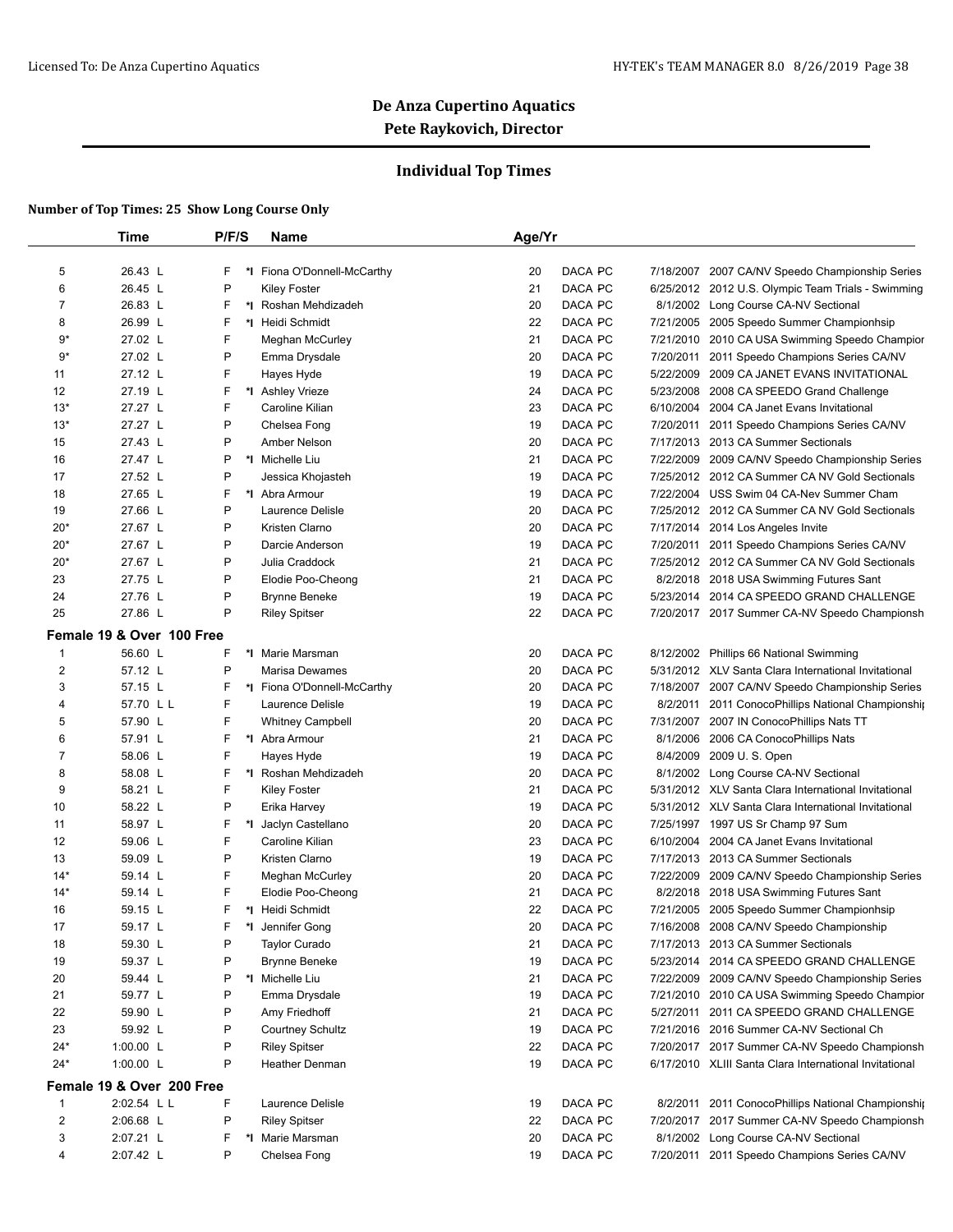# De Anza Cupertino Aquatics

## Pete Raykovich, Director

### Individual Top Times

**Number of Top Times: 25 Show Long Course Only**

| | Time | P/F/S | | Name | Age/Yr | | | | |
|---|---|---|---|---|---|---|---|---|---|
| 5 | 26.43 L | F | *I | Fiona O'Donnell-McCarthy | 20 | DACA | PC | 7/18/2007 | 2007 CA/NV Speedo Championship Series |
| 6 | 26.45 L | P | | Kiley Foster | 21 | DACA | PC | 6/25/2012 | 2012 U.S. Olympic Team Trials - Swimming |
| 7 | 26.83 L | F | *I | Roshan Mehdizadeh | 20 | DACA | PC | 8/1/2002 | Long Course CA-NV Sectional |
| 8 | 26.99 L | F | *I | Heidi Schmidt | 22 | DACA | PC | 7/21/2005 | 2005 Speedo Summer Championhsip |
| 9* | 27.02 L | F | | Meghan McCurley | 21 | DACA | PC | 7/21/2010 | 2010 CA USA Swimming Speedo Champior |
| 9* | 27.02 L | P | | Emma Drysdale | 20 | DACA | PC | 7/20/2011 | 2011 Speedo Champions Series CA/NV |
| 11 | 27.12 L | F | | Hayes Hyde | 19 | DACA | PC | 5/22/2009 | 2009 CA JANET EVANS INVITATIONAL |
| 12 | 27.19 L | F | *I | Ashley Vrieze | 24 | DACA | PC | 5/23/2008 | 2008 CA SPEEDO Grand Challenge |
| 13* | 27.27 L | F | | Caroline Kilian | 23 | DACA | PC | 6/10/2004 | 2004 CA Janet Evans Invitational |
| 13* | 27.27 L | P | | Chelsea Fong | 19 | DACA | PC | 7/20/2011 | 2011 Speedo Champions Series CA/NV |
| 15 | 27.43 L | P | | Amber Nelson | 20 | DACA | PC | 7/17/2013 | 2013 CA Summer Sectionals |
| 16 | 27.47 L | P | *I | Michelle Liu | 21 | DACA | PC | 7/22/2009 | 2009 CA/NV Speedo Championship Series |
| 17 | 27.52 L | P | | Jessica Khojasteh | 19 | DACA | PC | 7/25/2012 | 2012 CA Summer CA NV Gold Sectionals |
| 18 | 27.65 L | F | *I | Abra Armour | 19 | DACA | PC | 7/22/2004 | USS Swim 04 CA-Nev Summer Cham |
| 19 | 27.66 L | P | | Laurence Delisle | 20 | DACA | PC | 7/25/2012 | 2012 CA Summer CA NV Gold Sectionals |
| 20* | 27.67 L | P | | Kristen Clarno | 20 | DACA | PC | 7/17/2014 | 2014 Los Angeles Invite |
| 20* | 27.67 L | P | | Darcie Anderson | 19 | DACA | PC | 7/20/2011 | 2011 Speedo Champions Series CA/NV |
| 20* | 27.67 L | P | | Julia Craddock | 21 | DACA | PC | 7/25/2012 | 2012 CA Summer CA NV Gold Sectionals |
| 23 | 27.75 L | P | | Elodie Poo-Cheong | 21 | DACA | PC | 8/2/2018 | 2018 USA Swimming Futures Sant |
| 24 | 27.76 L | P | | Brynne Beneke | 19 | DACA | PC | 5/23/2014 | 2014 CA SPEEDO GRAND CHALLENGE |
| 25 | 27.86 L | P | | Riley Spitser | 22 | DACA | PC | 7/20/2017 | 2017 Summer CA-NV Speedo Championsh |

**Female 19 & Over 100 Free**

| | Time | P/F/S | | Name | Age/Yr | | | | |
|---|---|---|---|---|---|---|---|---|---|
| 1 | 56.60 L | F | *I | Marie Marsman | 20 | DACA | PC | 8/12/2002 | Phillips 66 National Swimming |
| 2 | 57.12 L | P | | Marisa Dewames | 20 | DACA | PC | 5/31/2012 | XLV Santa Clara International Invitational |
| 3 | 57.15 L | F | *I | Fiona O'Donnell-McCarthy | 20 | DACA | PC | 7/18/2007 | 2007 CA/NV Speedo Championship Series |
| 4 | 57.70 L L | F | | Laurence Delisle | 19 | DACA | PC | 8/2/2011 | 2011 ConocoPhillips National Championshi |
| 5 | 57.90 L | F | | Whitney Campbell | 20 | DACA | PC | 7/31/2007 | 2007 IN ConocoPhillips Nats TT |
| 6 | 57.91 L | F | *I | Abra Armour | 21 | DACA | PC | 8/1/2006 | 2006 CA ConocoPhillips Nats |
| 7 | 58.06 L | F | | Hayes Hyde | 19 | DACA | PC | 8/4/2009 | 2009 U. S. Open |
| 8 | 58.08 L | F | *I | Roshan Mehdizadeh | 20 | DACA | PC | 8/1/2002 | Long Course CA-NV Sectional |
| 9 | 58.21 L | F | | Kiley Foster | 21 | DACA | PC | 5/31/2012 | XLV Santa Clara International Invitational |
| 10 | 58.22 L | P | | Erika Harvey | 19 | DACA | PC | 5/31/2012 | XLV Santa Clara International Invitational |
| 11 | 58.97 L | F | *I | Jaclyn Castellano | 20 | DACA | PC | 7/25/1997 | 1997 US Sr Champ 97 Sum |
| 12 | 59.06 L | F | | Caroline Kilian | 23 | DACA | PC | 6/10/2004 | 2004 CA Janet Evans Invitational |
| 13 | 59.09 L | P | | Kristen Clarno | 19 | DACA | PC | 7/17/2013 | 2013 CA Summer Sectionals |
| 14* | 59.14 L | F | | Meghan McCurley | 20 | DACA | PC | 7/22/2009 | 2009 CA/NV Speedo Championship Series |
| 14* | 59.14 L | F | | Elodie Poo-Cheong | 21 | DACA | PC | 8/2/2018 | 2018 USA Swimming Futures Sant |
| 16 | 59.15 L | F | *I | Heidi Schmidt | 22 | DACA | PC | 7/21/2005 | 2005 Speedo Summer Championhsip |
| 17 | 59.17 L | F | *I | Jennifer Gong | 20 | DACA | PC | 7/16/2008 | 2008 CA/NV Speedo Championship |
| 18 | 59.30 L | P | | Taylor Curado | 21 | DACA | PC | 7/17/2013 | 2013 CA Summer Sectionals |
| 19 | 59.37 L | P | | Brynne Beneke | 19 | DACA | PC | 5/23/2014 | 2014 CA SPEEDO GRAND CHALLENGE |
| 20 | 59.44 L | P | *I | Michelle Liu | 21 | DACA | PC | 7/22/2009 | 2009 CA/NV Speedo Championship Series |
| 21 | 59.77 L | P | | Emma Drysdale | 19 | DACA | PC | 7/21/2010 | 2010 CA USA Swimming Speedo Champior |
| 22 | 59.90 L | P | | Amy Friedhoff | 21 | DACA | PC | 5/27/2011 | 2011 CA SPEEDO GRAND CHALLENGE |
| 23 | 59.92 L | P | | Courtney Schultz | 19 | DACA | PC | 7/21/2016 | 2016 Summer CA-NV Sectional Ch |
| 24* | 1:00.00 L | P | | Riley Spitser | 22 | DACA | PC | 7/20/2017 | 2017 Summer CA-NV Speedo Championsh |
| 24* | 1:00.00 L | P | | Heather Denman | 19 | DACA | PC | 6/17/2010 | XLIII Santa Clara International Invitational |

**Female 19 & Over 200 Free**

| | Time | P/F/S | | Name | Age/Yr | | | | |
|---|---|---|---|---|---|---|---|---|---|
| 1 | 2:02.54 L L | F | | Laurence Delisle | 19 | DACA | PC | 8/2/2011 | 2011 ConocoPhillips National Championshi |
| 2 | 2:06.68 L | P | | Riley Spitser | 22 | DACA | PC | 7/20/2017 | 2017 Summer CA-NV Speedo Championsh |
| 3 | 2:07.21 L | F | *I | Marie Marsman | 20 | DACA | PC | 8/1/2002 | Long Course CA-NV Sectional |
| 4 | 2:07.42 L | P | | Chelsea Fong | 19 | DACA | PC | 7/20/2011 | 2011 Speedo Champions Series CA/NV |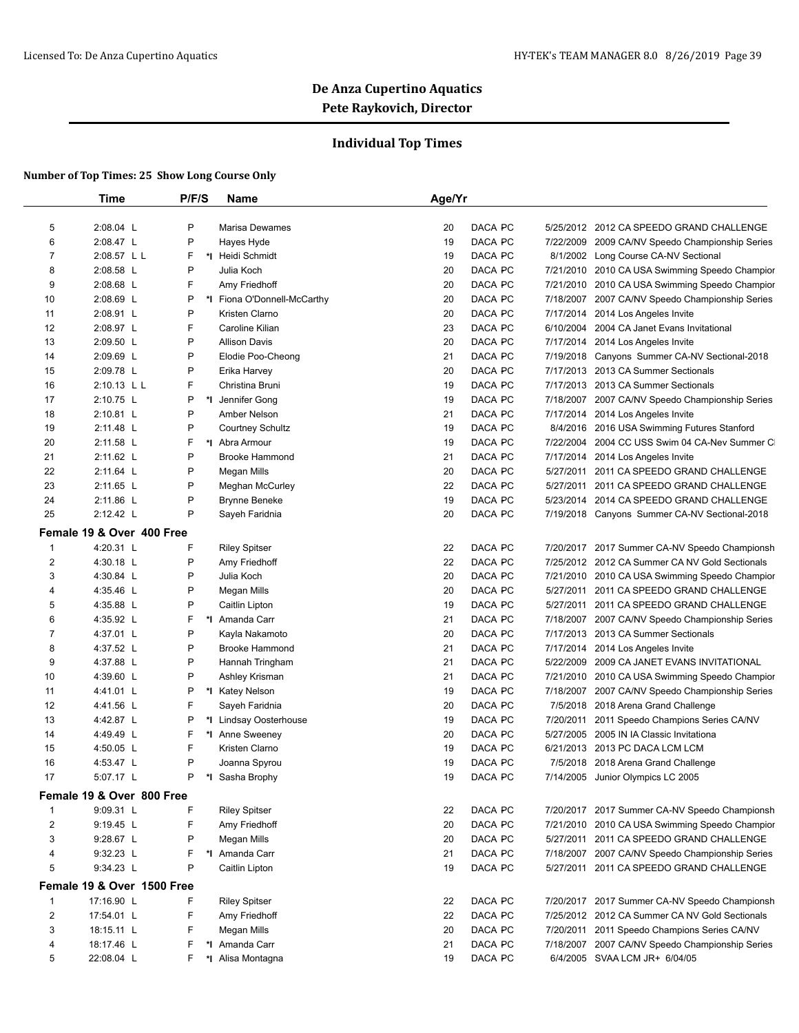# De Anza Cupertino Aquatics

## Pete Raykovich, Director

### Individual Top Times

**Number of Top Times: 25 Show Long Course Only**

| | Time | P/F/S | | Name | Age/Yr | | | |
|---|---|---|---|---|---|---|---|---|
| 5 | 2:08.04 L | P | | Marisa Dewames | 20 | DACA PC | 5/25/2012 | 2012 CA SPEEDO GRAND CHALLENGE |
| 6 | 2:08.47 L | P | | Hayes Hyde | 19 | DACA PC | 7/22/2009 | 2009 CA/NV Speedo Championship Series |
| 7 | 2:08.57 L L | F | *I | Heidi Schmidt | 19 | DACA PC | 8/1/2002 | Long Course CA-NV Sectional |
| 8 | 2:08.58 L | P | | Julia Koch | 20 | DACA PC | 7/21/2010 | 2010 CA USA Swimming Speedo Champior |
| 9 | 2:08.68 L | F | | Amy Friedhoff | 20 | DACA PC | 7/21/2010 | 2010 CA USA Swimming Speedo Champior |
| 10 | 2:08.69 L | P | *I | Fiona O'Donnell-McCarthy | 20 | DACA PC | 7/18/2007 | 2007 CA/NV Speedo Championship Series |
| 11 | 2:08.91 L | P | | Kristen Clarno | 20 | DACA PC | 7/17/2014 | 2014 Los Angeles Invite |
| 12 | 2:08.97 L | F | | Caroline Kilian | 23 | DACA PC | 6/10/2004 | 2004 CA Janet Evans Invitational |
| 13 | 2:09.50 L | P | | Allison Davis | 20 | DACA PC | 7/17/2014 | 2014 Los Angeles Invite |
| 14 | 2:09.69 L | P | | Elodie Poo-Cheong | 21 | DACA PC | 7/19/2018 | Canyons Summer CA-NV Sectional-2018 |
| 15 | 2:09.78 L | P | | Erika Harvey | 20 | DACA PC | 7/17/2013 | 2013 CA Summer Sectionals |
| 16 | 2:10.13 L L | F | | Christina Bruni | 19 | DACA PC | 7/17/2013 | 2013 CA Summer Sectionals |
| 17 | 2:10.75 L | P | *I | Jennifer Gong | 19 | DACA PC | 7/18/2007 | 2007 CA/NV Speedo Championship Series |
| 18 | 2:10.81 L | P | | Amber Nelson | 21 | DACA PC | 7/17/2014 | 2014 Los Angeles Invite |
| 19 | 2:11.48 L | P | | Courtney Schultz | 19 | DACA PC | 8/4/2016 | 2016 USA Swimming Futures Stanford |
| 20 | 2:11.58 L | F | *I | Abra Armour | 19 | DACA PC | 7/22/2004 | 2004 CC USS Swim 04 CA-Nev Summer Cl |
| 21 | 2:11.62 L | P | | Brooke Hammond | 21 | DACA PC | 7/17/2014 | 2014 Los Angeles Invite |
| 22 | 2:11.64 L | P | | Megan Mills | 20 | DACA PC | 5/27/2011 | 2011 CA SPEEDO GRAND CHALLENGE |
| 23 | 2:11.65 L | P | | Meghan McCurley | 22 | DACA PC | 5/27/2011 | 2011 CA SPEEDO GRAND CHALLENGE |
| 24 | 2:11.86 L | P | | Brynne Beneke | 19 | DACA PC | 5/23/2014 | 2014 CA SPEEDO GRAND CHALLENGE |
| 25 | 2:12.42 L | P | | Sayeh Faridnia | 20 | DACA PC | 7/19/2018 | Canyons Summer CA-NV Sectional-2018 |

**Female 19 & Over 400 Free**

| | Time | P/F/S | | Name | Age/Yr | | | |
|---|---|---|---|---|---|---|---|---|
| 1 | 4:20.31 L | F | | Riley Spitser | 22 | DACA PC | 7/20/2017 | 2017 Summer CA-NV Speedo Championsh |
| 2 | 4:30.18 L | P | | Amy Friedhoff | 22 | DACA PC | 7/25/2012 | 2012 CA Summer CA NV Gold Sectionals |
| 3 | 4:30.84 L | P | | Julia Koch | 20 | DACA PC | 7/21/2010 | 2010 CA USA Swimming Speedo Champior |
| 4 | 4:35.46 L | P | | Megan Mills | 20 | DACA PC | 5/27/2011 | 2011 CA SPEEDO GRAND CHALLENGE |
| 5 | 4:35.88 L | P | | Caitlin Lipton | 19 | DACA PC | 5/27/2011 | 2011 CA SPEEDO GRAND CHALLENGE |
| 6 | 4:35.92 L | F | *I | Amanda Carr | 21 | DACA PC | 7/18/2007 | 2007 CA/NV Speedo Championship Series |
| 7 | 4:37.01 L | P | | Kayla Nakamoto | 20 | DACA PC | 7/17/2013 | 2013 CA Summer Sectionals |
| 8 | 4:37.52 L | P | | Brooke Hammond | 21 | DACA PC | 7/17/2014 | 2014 Los Angeles Invite |
| 9 | 4:37.88 L | P | | Hannah Tringham | 21 | DACA PC | 5/22/2009 | 2009 CA JANET EVANS INVITATIONAL |
| 10 | 4:39.60 L | P | | Ashley Krisman | 21 | DACA PC | 7/21/2010 | 2010 CA USA Swimming Speedo Champior |
| 11 | 4:41.01 L | P | *I | Katey Nelson | 19 | DACA PC | 7/18/2007 | 2007 CA/NV Speedo Championship Series |
| 12 | 4:41.56 L | F | | Sayeh Faridnia | 20 | DACA PC | 7/5/2018 | 2018 Arena Grand Challenge |
| 13 | 4:42.87 L | P | *I | Lindsay Oosterhouse | 19 | DACA PC | 7/20/2011 | 2011 Speedo Champions Series CA/NV |
| 14 | 4:49.49 L | F | *I | Anne Sweeney | 20 | DACA PC | 5/27/2005 | 2005 IN IA Classic Invitationa |
| 15 | 4:50.05 L | F | | Kristen Clarno | 19 | DACA PC | 6/21/2013 | 2013 PC DACA LCM LCM |
| 16 | 4:53.47 L | P | | Joanna Spyrou | 19 | DACA PC | 7/5/2018 | 2018 Arena Grand Challenge |
| 17 | 5:07.17 L | P | *I | Sasha Brophy | 19 | DACA PC | 7/14/2005 | Junior Olympics LC 2005 |

**Female 19 & Over 800 Free**

| | Time | P/F/S | | Name | Age/Yr | | | |
|---|---|---|---|---|---|---|---|---|
| 1 | 9:09.31 L | F | | Riley Spitser | 22 | DACA PC | 7/20/2017 | 2017 Summer CA-NV Speedo Championsh |
| 2 | 9:19.45 L | F | | Amy Friedhoff | 20 | DACA PC | 7/21/2010 | 2010 CA USA Swimming Speedo Champior |
| 3 | 9:28.67 L | P | | Megan Mills | 20 | DACA PC | 5/27/2011 | 2011 CA SPEEDO GRAND CHALLENGE |
| 4 | 9:32.23 L | F | *I | Amanda Carr | 21 | DACA PC | 7/18/2007 | 2007 CA/NV Speedo Championship Series |
| 5 | 9:34.23 L | P | | Caitlin Lipton | 19 | DACA PC | 5/27/2011 | 2011 CA SPEEDO GRAND CHALLENGE |

**Female 19 & Over 1500 Free**

| | Time | P/F/S | | Name | Age/Yr | | | |
|---|---|---|---|---|---|---|---|---|
| 1 | 17:16.90 L | F | | Riley Spitser | 22 | DACA PC | 7/20/2017 | 2017 Summer CA-NV Speedo Championsh |
| 2 | 17:54.01 L | F | | Amy Friedhoff | 22 | DACA PC | 7/25/2012 | 2012 CA Summer CA NV Gold Sectionals |
| 3 | 18:15.11 L | F | | Megan Mills | 20 | DACA PC | 7/20/2011 | 2011 Speedo Champions Series CA/NV |
| 4 | 18:17.46 L | F | *I | Amanda Carr | 21 | DACA PC | 7/18/2007 | 2007 CA/NV Speedo Championship Series |
| 5 | 22:08.04 L | F | *I | Alisa Montagna | 19 | DACA PC | 6/4/2005 | SVAA LCM JR+ 6/04/05 |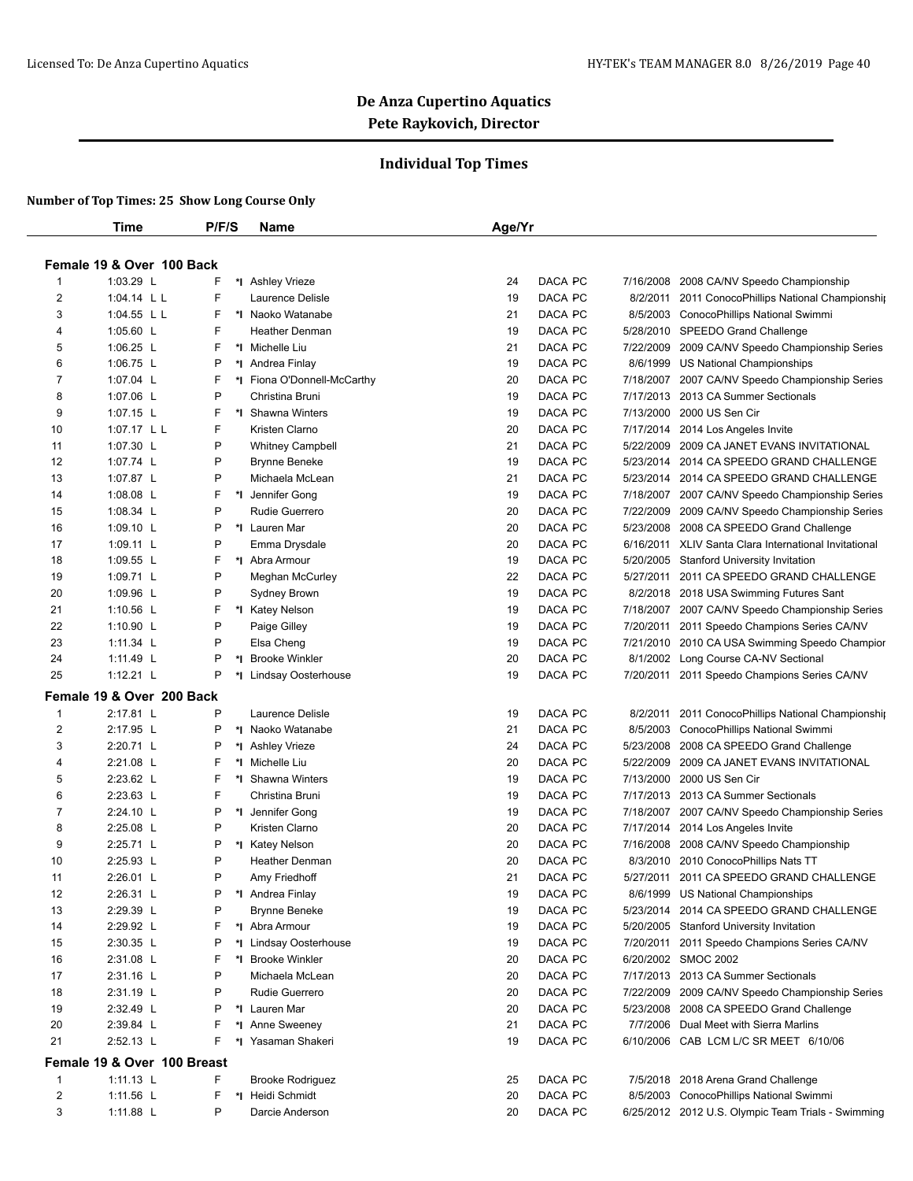## De Anza Cupertino Aquatics
## Pete Raykovich, Director

### Individual Top Times

**Number of Top Times: 25 Show Long Course Only**

**Female 19 & Over 100 Back**

| | Time | P/F/S | | Name | Age/Yr | | | | |
|---|---|---|---|---|---|---|---|---|---|
| 1 | 1:03.29 L | F | *I | Ashley Vrieze | 24 | DACA | PC | 7/16/2008 | 2008 CA/NV Speedo Championship |
| 2 | 1:04.14 L L | F | | Laurence Delisle | 19 | DACA | PC | 8/2/2011 | 2011 ConocoPhillips National Championshi |
| 3 | 1:04.55 L L | F | *I | Naoko Watanabe | 21 | DACA | PC | 8/5/2003 | ConocoPhillips National Swimmi |
| 4 | 1:05.60 L | F | | Heather Denman | 19 | DACA | PC | 5/28/2010 | SPEEDO Grand Challenge |
| 5 | 1:06.25 L | F | *I | Michelle Liu | 21 | DACA | PC | 7/22/2009 | 2009 CA/NV Speedo Championship Series |
| 6 | 1:06.75 L | P | *I | Andrea Finlay | 19 | DACA | PC | 8/6/1999 | US National Championships |
| 7 | 1:07.04 L | F | *I | Fiona O'Donnell-McCarthy | 20 | DACA | PC | 7/18/2007 | 2007 CA/NV Speedo Championship Series |
| 8 | 1:07.06 L | P | | Christina Bruni | 19 | DACA | PC | 7/17/2013 | 2013 CA Summer Sectionals |
| 9 | 1:07.15 L | F | *I | Shawna Winters | 19 | DACA | PC | 7/13/2000 | 2000 US Sen Cir |
| 10 | 1:07.17 L L | F | | Kristen Clarno | 20 | DACA | PC | 7/17/2014 | 2014 Los Angeles Invite |
| 11 | 1:07.30 L | P | | Whitney Campbell | 21 | DACA | PC | 5/22/2009 | 2009 CA JANET EVANS INVITATIONAL |
| 12 | 1:07.74 L | P | | Brynne Beneke | 19 | DACA | PC | 5/23/2014 | 2014 CA SPEEDO GRAND CHALLENGE |
| 13 | 1:07.87 L | P | | Michaela McLean | 21 | DACA | PC | 5/23/2014 | 2014 CA SPEEDO GRAND CHALLENGE |
| 14 | 1:08.08 L | F | *I | Jennifer Gong | 19 | DACA | PC | 7/18/2007 | 2007 CA/NV Speedo Championship Series |
| 15 | 1:08.34 L | P | | Rudie Guerrero | 20 | DACA | PC | 7/22/2009 | 2009 CA/NV Speedo Championship Series |
| 16 | 1:09.10 L | P | *I | Lauren Mar | 20 | DACA | PC | 5/23/2008 | 2008 CA SPEEDO Grand Challenge |
| 17 | 1:09.11 L | P | | Emma Drysdale | 20 | DACA | PC | 6/16/2011 | XLIV Santa Clara International Invitational |
| 18 | 1:09.55 L | F | *I | Abra Armour | 19 | DACA | PC | 5/20/2005 | Stanford University Invitation |
| 19 | 1:09.71 L | P | | Meghan McCurley | 22 | DACA | PC | 5/27/2011 | 2011 CA SPEEDO GRAND CHALLENGE |
| 20 | 1:09.96 L | P | | Sydney Brown | 19 | DACA | PC | 8/2/2018 | 2018 USA Swimming Futures Sant |
| 21 | 1:10.56 L | F | *I | Katey Nelson | 19 | DACA | PC | 7/18/2007 | 2007 CA/NV Speedo Championship Series |
| 22 | 1:10.90 L | P | | Paige Gilley | 19 | DACA | PC | 7/20/2011 | 2011 Speedo Champions Series CA/NV |
| 23 | 1:11.34 L | P | | Elsa Cheng | 19 | DACA | PC | 7/21/2010 | 2010 CA USA Swimming Speedo Champior |
| 24 | 1:11.49 L | P | *I | Brooke Winkler | 20 | DACA | PC | 8/1/2002 | Long Course CA-NV Sectional |
| 25 | 1:12.21 L | P | *I | Lindsay Oosterhouse | 19 | DACA | PC | 7/20/2011 | 2011 Speedo Champions Series CA/NV |

**Female 19 & Over 200 Back**

| | Time | P/F/S | | Name | Age/Yr | | | | |
|---|---|---|---|---|---|---|---|---|---|
| 1 | 2:17.81 L | P | | Laurence Delisle | 19 | DACA | PC | 8/2/2011 | 2011 ConocoPhillips National Championshi |
| 2 | 2:17.95 L | P | *I | Naoko Watanabe | 21 | DACA | PC | 8/5/2003 | ConocoPhillips National Swimmi |
| 3 | 2:20.71 L | P | *I | Ashley Vrieze | 24 | DACA | PC | 5/23/2008 | 2008 CA SPEEDO Grand Challenge |
| 4 | 2:21.08 L | F | *I | Michelle Liu | 20 | DACA | PC | 5/22/2009 | 2009 CA JANET EVANS INVITATIONAL |
| 5 | 2:23.62 L | F | *I | Shawna Winters | 19 | DACA | PC | 7/13/2000 | 2000 US Sen Cir |
| 6 | 2:23.63 L | F | | Christina Bruni | 19 | DACA | PC | 7/17/2013 | 2013 CA Summer Sectionals |
| 7 | 2:24.10 L | P | *I | Jennifer Gong | 19 | DACA | PC | 7/18/2007 | 2007 CA/NV Speedo Championship Series |
| 8 | 2:25.08 L | P | | Kristen Clarno | 20 | DACA | PC | 7/17/2014 | 2014 Los Angeles Invite |
| 9 | 2:25.71 L | P | *I | Katey Nelson | 20 | DACA | PC | 7/16/2008 | 2008 CA/NV Speedo Championship |
| 10 | 2:25.93 L | P | | Heather Denman | 20 | DACA | PC | 8/3/2010 | 2010 ConocoPhillips Nats TT |
| 11 | 2:26.01 L | P | | Amy Friedhoff | 21 | DACA | PC | 5/27/2011 | 2011 CA SPEEDO GRAND CHALLENGE |
| 12 | 2:26.31 L | P | *I | Andrea Finlay | 19 | DACA | PC | 8/6/1999 | US National Championships |
| 13 | 2:29.39 L | P | | Brynne Beneke | 19 | DACA | PC | 5/23/2014 | 2014 CA SPEEDO GRAND CHALLENGE |
| 14 | 2:29.92 L | F | *I | Abra Armour | 19 | DACA | PC | 5/20/2005 | Stanford University Invitation |
| 15 | 2:30.35 L | P | *I | Lindsay Oosterhouse | 19 | DACA | PC | 7/20/2011 | 2011 Speedo Champions Series CA/NV |
| 16 | 2:31.08 L | F | *I | Brooke Winkler | 20 | DACA | PC | 6/20/2002 | SMOC 2002 |
| 17 | 2:31.16 L | P | | Michaela McLean | 20 | DACA | PC | 7/17/2013 | 2013 CA Summer Sectionals |
| 18 | 2:31.19 L | P | | Rudie Guerrero | 20 | DACA | PC | 7/22/2009 | 2009 CA/NV Speedo Championship Series |
| 19 | 2:32.49 L | P | *I | Lauren Mar | 20 | DACA | PC | 5/23/2008 | 2008 CA SPEEDO Grand Challenge |
| 20 | 2:39.84 L | F | *I | Anne Sweeney | 21 | DACA | PC | 7/7/2006 | Dual Meet with Sierra Marlins |
| 21 | 2:52.13 L | F | *I | Yasaman Shakeri | 19 | DACA | PC | 6/10/2006 | CAB LCM L/C SR MEET 6/10/06 |

**Female 19 & Over 100 Breast**

| | Time | P/F/S | | Name | Age/Yr | | | | |
|---|---|---|---|---|---|---|---|---|---|
| 1 | 1:11.13 L | F | | Brooke Rodriguez | 25 | DACA | PC | 7/5/2018 | 2018 Arena Grand Challenge |
| 2 | 1:11.56 L | F | *I | Heidi Schmidt | 20 | DACA | PC | 8/5/2003 | ConocoPhillips National Swimmi |
| 3 | 1:11.88 L | P | | Darcie Anderson | 20 | DACA | PC | 6/25/2012 | 2012 U.S. Olympic Team Trials - Swimming |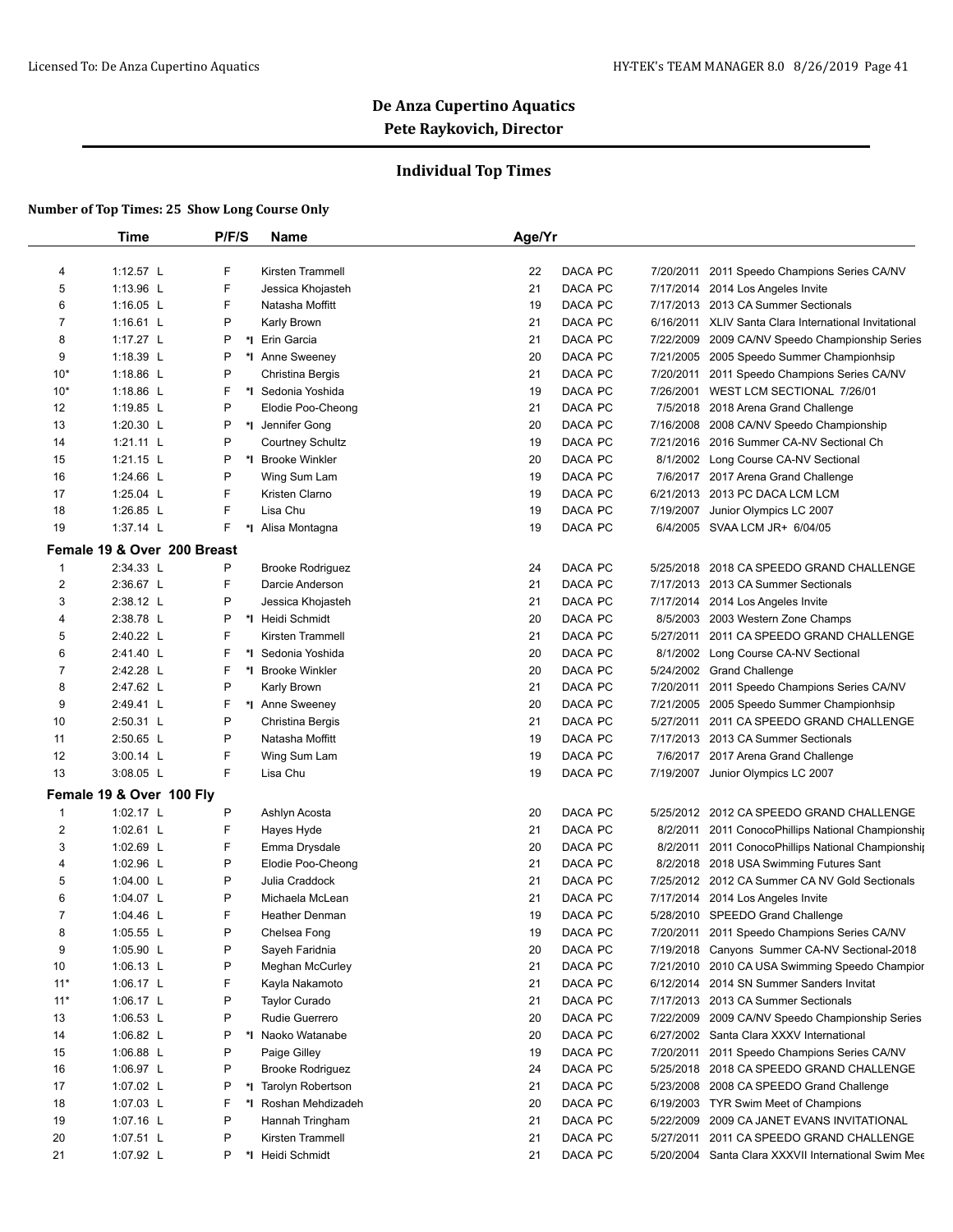# De Anza Cupertino Aquatics

## Pete Raykovich, Director

### Individual Top Times

**Number of Top Times: 25 Show Long Course Only**

| | Time | P/F/S | | Name | Age/Yr | | | | |
|---|---|---|---|---|---|---|---|---|---|
| 4 | 1:12.57 L | F | | Kirsten Trammell | 22 | DACA | PC | 7/20/2011 | 2011 Speedo Champions Series CA/NV |
| 5 | 1:13.96 L | F | | Jessica Khojasteh | 21 | DACA | PC | 7/17/2014 | 2014 Los Angeles Invite |
| 6 | 1:16.05 L | F | | Natasha Moffitt | 19 | DACA | PC | 7/17/2013 | 2013 CA Summer Sectionals |
| 7 | 1:16.61 L | P | | Karly Brown | 21 | DACA | PC | 6/16/2011 | XLIV Santa Clara International Invitational |
| 8 | 1:17.27 L | P | *I | Erin Garcia | 21 | DACA | PC | 7/22/2009 | 2009 CA/NV Speedo Championship Series |
| 9 | 1:18.39 L | P | *I | Anne Sweeney | 20 | DACA | PC | 7/21/2005 | 2005 Speedo Summer Championhsip |
| 10* | 1:18.86 L | P | | Christina Bergis | 21 | DACA | PC | 7/20/2011 | 2011 Speedo Champions Series CA/NV |
| 10* | 1:18.86 L | F | *I | Sedonia Yoshida | 19 | DACA | PC | 7/26/2001 | WEST LCM SECTIONAL 7/26/01 |
| 12 | 1:19.85 L | P | | Elodie Poo-Cheong | 21 | DACA | PC | 7/5/2018 | 2018 Arena Grand Challenge |
| 13 | 1:20.30 L | P | *I | Jennifer Gong | 20 | DACA | PC | 7/16/2008 | 2008 CA/NV Speedo Championship |
| 14 | 1:21.11 L | P | | Courtney Schultz | 19 | DACA | PC | 7/21/2016 | 2016 Summer CA-NV Sectional Ch |
| 15 | 1:21.15 L | P | *I | Brooke Winkler | 20 | DACA | PC | 8/1/2002 | Long Course CA-NV Sectional |
| 16 | 1:24.66 L | P | | Wing Sum Lam | 19 | DACA | PC | 7/6/2017 | 2017 Arena Grand Challenge |
| 17 | 1:25.04 L | F | | Kristen Clarno | 19 | DACA | PC | 6/21/2013 | 2013 PC DACA LCM LCM |
| 18 | 1:26.85 L | F | | Lisa Chu | 19 | DACA | PC | 7/19/2007 | Junior Olympics LC 2007 |
| 19 | 1:37.14 L | F | *I | Alisa Montagna | 19 | DACA | PC | 6/4/2005 | SVAA LCM JR+ 6/04/05 |
| **Female 19 & Over 200 Breast** | | | | | | | | | |
| 1 | 2:34.33 L | P | | Brooke Rodriguez | 24 | DACA | PC | 5/25/2018 | 2018 CA SPEEDO GRAND CHALLENGE |
| 2 | 2:36.67 L | F | | Darcie Anderson | 21 | DACA | PC | 7/17/2013 | 2013 CA Summer Sectionals |
| 3 | 2:38.12 L | P | | Jessica Khojasteh | 21 | DACA | PC | 7/17/2014 | 2014 Los Angeles Invite |
| 4 | 2:38.78 L | P | *I | Heidi Schmidt | 20 | DACA | PC | 8/5/2003 | 2003 Western Zone Champs |
| 5 | 2:40.22 L | F | | Kirsten Trammell | 21 | DACA | PC | 5/27/2011 | 2011 CA SPEEDO GRAND CHALLENGE |
| 6 | 2:41.40 L | F | *I | Sedonia Yoshida | 20 | DACA | PC | 8/1/2002 | Long Course CA-NV Sectional |
| 7 | 2:42.28 L | F | *I | Brooke Winkler | 20 | DACA | PC | 5/24/2002 | Grand Challenge |
| 8 | 2:47.62 L | P | | Karly Brown | 21 | DACA | PC | 7/20/2011 | 2011 Speedo Champions Series CA/NV |
| 9 | 2:49.41 L | F | *I | Anne Sweeney | 20 | DACA | PC | 7/21/2005 | 2005 Speedo Summer Championhsip |
| 10 | 2:50.31 L | P | | Christina Bergis | 21 | DACA | PC | 5/27/2011 | 2011 CA SPEEDO GRAND CHALLENGE |
| 11 | 2:50.65 L | P | | Natasha Moffitt | 19 | DACA | PC | 7/17/2013 | 2013 CA Summer Sectionals |
| 12 | 3:00.14 L | F | | Wing Sum Lam | 19 | DACA | PC | 7/6/2017 | 2017 Arena Grand Challenge |
| 13 | 3:08.05 L | F | | Lisa Chu | 19 | DACA | PC | 7/19/2007 | Junior Olympics LC 2007 |
| **Female 19 & Over 100 Fly** | | | | | | | | | |
| 1 | 1:02.17 L | P | | Ashlyn Acosta | 20 | DACA | PC | 5/25/2012 | 2012 CA SPEEDO GRAND CHALLENGE |
| 2 | 1:02.61 L | F | | Hayes Hyde | 21 | DACA | PC | 8/2/2011 | 2011 ConocoPhillips National Championshi |
| 3 | 1:02.69 L | F | | Emma Drysdale | 20 | DACA | PC | 8/2/2011 | 2011 ConocoPhillips National Championshi |
| 4 | 1:02.96 L | P | | Elodie Poo-Cheong | 21 | DACA | PC | 8/2/2018 | 2018 USA Swimming Futures Sant |
| 5 | 1:04.00 L | P | | Julia Craddock | 21 | DACA | PC | 7/25/2012 | 2012 CA Summer CA NV Gold Sectionals |
| 6 | 1:04.07 L | P | | Michaela McLean | 21 | DACA | PC | 7/17/2014 | 2014 Los Angeles Invite |
| 7 | 1:04.46 L | F | | Heather Denman | 19 | DACA | PC | 5/28/2010 | SPEEDO Grand Challenge |
| 8 | 1:05.55 L | P | | Chelsea Fong | 19 | DACA | PC | 7/20/2011 | 2011 Speedo Champions Series CA/NV |
| 9 | 1:05.90 L | P | | Sayeh Faridnia | 20 | DACA | PC | 7/19/2018 | Canyons Summer CA-NV Sectional-2018 |
| 10 | 1:06.13 L | P | | Meghan McCurley | 21 | DACA | PC | 7/21/2010 | 2010 CA USA Swimming Speedo Champior |
| 11* | 1:06.17 L | F | | Kayla Nakamoto | 21 | DACA | PC | 6/12/2014 | 2014 SN Summer Sanders Invitat |
| 11* | 1:06.17 L | P | | Taylor Curado | 21 | DACA | PC | 7/17/2013 | 2013 CA Summer Sectionals |
| 13 | 1:06.53 L | P | | Rudie Guerrero | 20 | DACA | PC | 7/22/2009 | 2009 CA/NV Speedo Championship Series |
| 14 | 1:06.82 L | P | *I | Naoko Watanabe | 20 | DACA | PC | 6/27/2002 | Santa Clara XXXV International |
| 15 | 1:06.88 L | P | | Paige Gilley | 19 | DACA | PC | 7/20/2011 | 2011 Speedo Champions Series CA/NV |
| 16 | 1:06.97 L | P | | Brooke Rodriguez | 24 | DACA | PC | 5/25/2018 | 2018 CA SPEEDO GRAND CHALLENGE |
| 17 | 1:07.02 L | P | *I | Tarolyn Robertson | 21 | DACA | PC | 5/23/2008 | 2008 CA SPEEDO Grand Challenge |
| 18 | 1:07.03 L | F | *I | Roshan Mehdizadeh | 20 | DACA | PC | 6/19/2003 | TYR Swim Meet of Champions |
| 19 | 1:07.16 L | P | | Hannah Tringham | 21 | DACA | PC | 5/22/2009 | 2009 CA JANET EVANS INVITATIONAL |
| 20 | 1:07.51 L | P | | Kirsten Trammell | 21 | DACA | PC | 5/27/2011 | 2011 CA SPEEDO GRAND CHALLENGE |
| 21 | 1:07.92 L | P | *I | Heidi Schmidt | 21 | DACA | PC | 5/20/2004 | Santa Clara XXXVII International Swim Mee |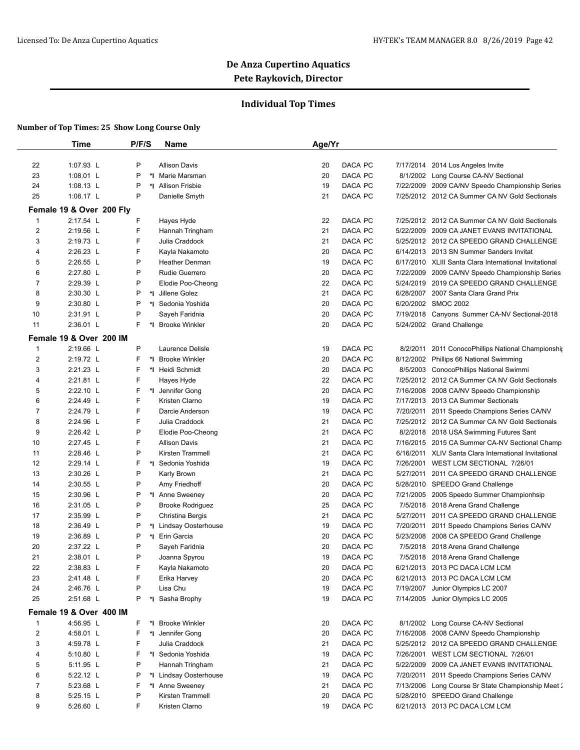# De Anza Cupertino Aquatics

## Pete Raykovich, Director

### Individual Top Times

**Number of Top Times: 25 Show Long Course Only**

| | Time | P/F/S | | Name | Age/Yr | | | | |
|---|---|---|---|---|---|---|---|---|---|
| 22 | 1:07.93 L | P | | Allison Davis | 20 | DACA | PC | 7/17/2014 | 2014 Los Angeles Invite |
| 23 | 1:08.01 L | P | *I | Marie Marsman | 20 | DACA | PC | 8/1/2002 | Long Course CA-NV Sectional |
| 24 | 1:08.13 L | P | *I | Allison Frisbie | 19 | DACA | PC | 7/22/2009 | 2009 CA/NV Speedo Championship Series |
| 25 | 1:08.17 L | P | | Danielle Smyth | 21 | DACA | PC | 7/25/2012 | 2012 CA Summer CA NV Gold Sectionals |

**Female 19 & Over 200 Fly**

| | Time | P/F/S | | Name | Age/Yr | | | | |
|---|---|---|---|---|---|---|---|---|---|
| 1 | 2:17.54 L | F | | Hayes Hyde | 22 | DACA | PC | 7/25/2012 | 2012 CA Summer CA NV Gold Sectionals |
| 2 | 2:19.56 L | F | | Hannah Tringham | 21 | DACA | PC | 5/22/2009 | 2009 CA JANET EVANS INVITATIONAL |
| 3 | 2:19.73 L | F | | Julia Craddock | 21 | DACA | PC | 5/25/2012 | 2012 CA SPEEDO GRAND CHALLENGE |
| 4 | 2:26.23 L | F | | Kayla Nakamoto | 20 | DACA | PC | 6/14/2013 | 2013 SN Summer Sanders Invitat |
| 5 | 2:26.55 L | P | | Heather Denman | 19 | DACA | PC | 6/17/2010 | XLIII Santa Clara International Invitational |
| 6 | 2:27.80 L | P | | Rudie Guerrero | 20 | DACA | PC | 7/22/2009 | 2009 CA/NV Speedo Championship Series |
| 7 | 2:29.39 L | P | | Elodie Poo-Cheong | 22 | DACA | PC | 5/24/2019 | 2019 CA SPEEDO GRAND CHALLENGE |
| 8 | 2:30.30 L | P | *I | Jillene Golez | 21 | DACA | PC | 6/28/2007 | 2007 Santa Clara Grand Prix |
| 9 | 2:30.80 L | P | *I | Sedonia Yoshida | 20 | DACA | PC | 6/20/2002 | SMOC 2002 |
| 10 | 2:31.91 L | P | | Sayeh Faridnia | 20 | DACA | PC | 7/19/2018 | Canyons Summer CA-NV Sectional-2018 |
| 11 | 2:36.01 L | F | *I | Brooke Winkler | 20 | DACA | PC | 5/24/2002 | Grand Challenge |

**Female 19 & Over 200 IM**

| | Time | P/F/S | | Name | Age/Yr | | | | |
|---|---|---|---|---|---|---|---|---|---|
| 1 | 2:19.66 L | P | | Laurence Delisle | 19 | DACA | PC | 8/2/2011 | 2011 ConocoPhillips National Championshi |
| 2 | 2:19.72 L | F | *I | Brooke Winkler | 20 | DACA | PC | 8/12/2002 | Phillips 66 National Swimming |
| 3 | 2:21.23 L | F | *I | Heidi Schmidt | 20 | DACA | PC | 8/5/2003 | ConocoPhillips National Swimmi |
| 4 | 2:21.81 L | F | | Hayes Hyde | 22 | DACA | PC | 7/25/2012 | 2012 CA Summer CA NV Gold Sectionals |
| 5 | 2:22.10 L | F | *I | Jennifer Gong | 20 | DACA | PC | 7/16/2008 | 2008 CA/NV Speedo Championship |
| 6 | 2:24.49 L | F | | Kristen Clarno | 19 | DACA | PC | 7/17/2013 | 2013 CA Summer Sectionals |
| 7 | 2:24.79 L | F | | Darcie Anderson | 19 | DACA | PC | 7/20/2011 | 2011 Speedo Champions Series CA/NV |
| 8 | 2:24.96 L | F | | Julia Craddock | 21 | DACA | PC | 7/25/2012 | 2012 CA Summer CA NV Gold Sectionals |
| 9 | 2:26.42 L | P | | Elodie Poo-Cheong | 21 | DACA | PC | 8/2/2018 | 2018 USA Swimming Futures Sant |
| 10 | 2:27.45 L | F | | Allison Davis | 21 | DACA | PC | 7/16/2015 | 2015 CA Summer CA-NV Sectional Champ |
| 11 | 2:28.46 L | P | | Kirsten Trammell | 21 | DACA | PC | 6/16/2011 | XLIV Santa Clara International Invitational |
| 12 | 2:29.14 L | F | *I | Sedonia Yoshida | 19 | DACA | PC | 7/26/2001 | WEST LCM SECTIONAL 7/26/01 |
| 13 | 2:30.26 L | P | | Karly Brown | 21 | DACA | PC | 5/27/2011 | 2011 CA SPEEDO GRAND CHALLENGE |
| 14 | 2:30.55 L | P | | Amy Friedhoff | 20 | DACA | PC | 5/28/2010 | SPEEDO Grand Challenge |
| 15 | 2:30.96 L | P | *I | Anne Sweeney | 20 | DACA | PC | 7/21/2005 | 2005 Speedo Summer Championhsip |
| 16 | 2:31.05 L | P | | Brooke Rodriguez | 25 | DACA | PC | 7/5/2018 | 2018 Arena Grand Challenge |
| 17 | 2:35.99 L | P | | Christina Bergis | 21 | DACA | PC | 5/27/2011 | 2011 CA SPEEDO GRAND CHALLENGE |
| 18 | 2:36.49 L | P | *I | Lindsay Oosterhouse | 19 | DACA | PC | 7/20/2011 | 2011 Speedo Champions Series CA/NV |
| 19 | 2:36.89 L | P | *I | Erin Garcia | 20 | DACA | PC | 5/23/2008 | 2008 CA SPEEDO Grand Challenge |
| 20 | 2:37.22 L | P | | Sayeh Faridnia | 20 | DACA | PC | 7/5/2018 | 2018 Arena Grand Challenge |
| 21 | 2:38.01 L | P | | Joanna Spyrou | 19 | DACA | PC | 7/5/2018 | 2018 Arena Grand Challenge |
| 22 | 2:38.83 L | F | | Kayla Nakamoto | 20 | DACA | PC | 6/21/2013 | 2013 PC DACA LCM LCM |
| 23 | 2:41.48 L | F | | Erika Harvey | 20 | DACA | PC | 6/21/2013 | 2013 PC DACA LCM LCM |
| 24 | 2:46.76 L | P | | Lisa Chu | 19 | DACA | PC | 7/19/2007 | Junior Olympics LC 2007 |
| 25 | 2:51.68 L | P | *I | Sasha Brophy | 19 | DACA | PC | 7/14/2005 | Junior Olympics LC 2005 |

**Female 19 & Over 400 IM**

| | Time | P/F/S | | Name | Age/Yr | | | | |
|---|---|---|---|---|---|---|---|---|---|
| 1 | 4:56.95 L | F | *I | Brooke Winkler | 20 | DACA | PC | 8/1/2002 | Long Course CA-NV Sectional |
| 2 | 4:58.01 L | F | *I | Jennifer Gong | 20 | DACA | PC | 7/16/2008 | 2008 CA/NV Speedo Championship |
| 3 | 4:59.78 L | F | | Julia Craddock | 21 | DACA | PC | 5/25/2012 | 2012 CA SPEEDO GRAND CHALLENGE |
| 4 | 5:10.80 L | F | *I | Sedonia Yoshida | 19 | DACA | PC | 7/26/2001 | WEST LCM SECTIONAL 7/26/01 |
| 5 | 5:11.95 L | P | | Hannah Tringham | 21 | DACA | PC | 5/22/2009 | 2009 CA JANET EVANS INVITATIONAL |
| 6 | 5:22.12 L | P | *I | Lindsay Oosterhouse | 19 | DACA | PC | 7/20/2011 | 2011 Speedo Champions Series CA/NV |
| 7 | 5:23.68 L | F | *I | Anne Sweeney | 21 | DACA | PC | 7/13/2006 | Long Course Sr State Championship Meet 2 |
| 8 | 5:25.15 L | P | | Kirsten Trammell | 20 | DACA | PC | 5/28/2010 | SPEEDO Grand Challenge |
| 9 | 5:26.60 L | F | | Kristen Clarno | 19 | DACA | PC | 6/21/2013 | 2013 PC DACA LCM LCM |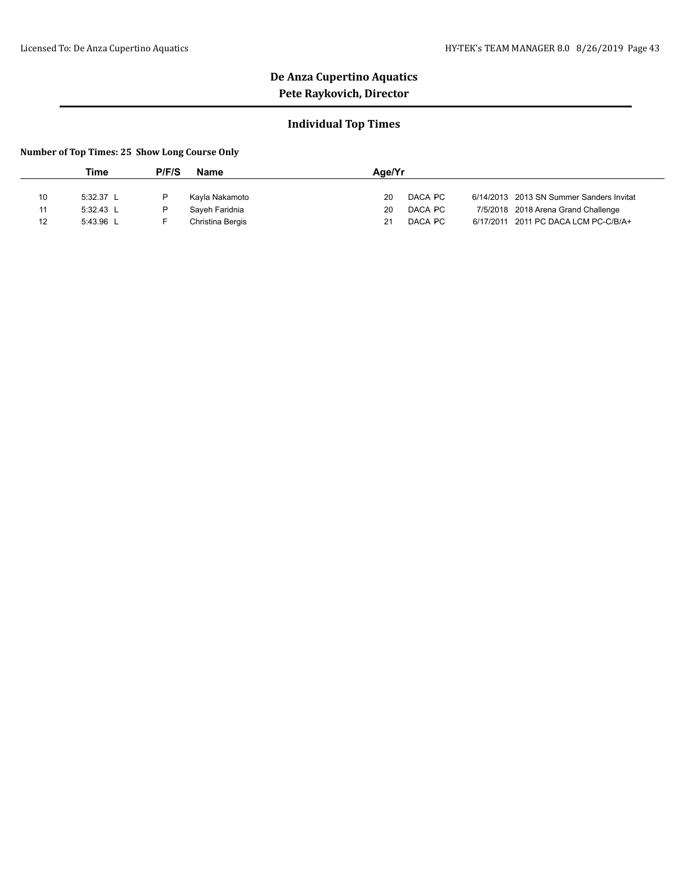**De Anza Cupertino Aquatics**
**Pete Raykovich, Director**

## Individual Top Times

**Number of Top Times: 25 Show Long Course Only**

| | Time | P/F/S | Name | Age/Yr | | | |
|---|---|---|---|---|---|---|---|
| 10 | 5:32.37 L | P | Kayla Nakamoto | 20 | DACA PC | 6/14/2013 | 2013 SN Summer Sanders Invitat |
| 11 | 5:32.43 L | P | Sayeh Faridnia | 20 | DACA PC | 7/5/2018 | 2018 Arena Grand Challenge |
| 12 | 5:43.96 L | F | Christina Bergis | 21 | DACA PC | 6/17/2011 | 2011 PC DACA LCM PC-C/B/A+ |